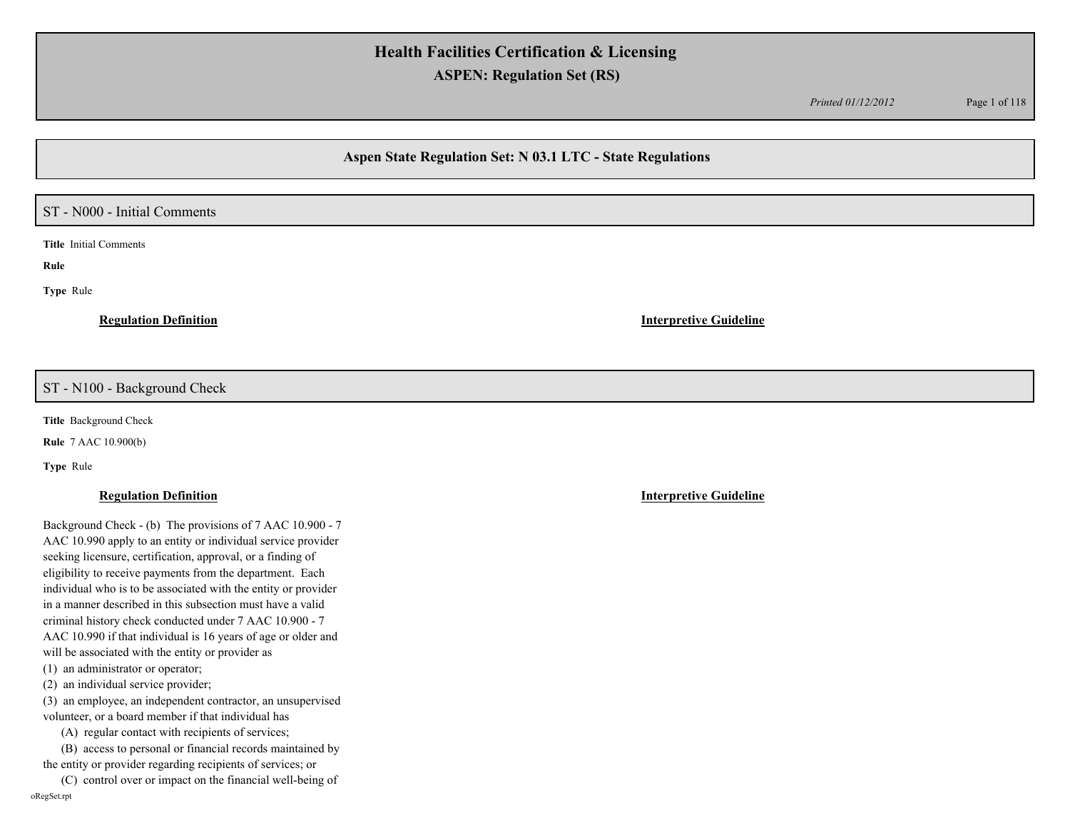# Health Facilities Certification & Licensing

## ASPEN: Regulation Set (RS)

*Printed 01/12/2012*

## Aspen State Regulation Set: N 03.1 LTC - State Regulations

### ST - N000 - Initial Comments

**Title** Initial Comments

**Rule**

**Type** Rule

**Regulation Definition**

**Interpretive Guideline**

### ST - N100 - Background Check

**Title** Background Check

**Rule** 7 AAC 10.900(b)

**Type** Rule

**Regulation Definition**

**Interpretive Guideline**

Background Check - (b) The provisions of 7 AAC 10.900 - 7 AAC 10.990 apply to an entity or individual service provider seeking licensure, certification, approval, or a finding of eligibility to receive payments from the department. Each individual who is to be associated with the entity or provider in a manner described in this subsection must have a valid criminal history check conducted under 7 AAC 10.900 - 7 AAC 10.990 if that individual is 16 years of age or older and will be associated with the entity or provider as

(1) an administrator or operator;

(2) an individual service provider;

(3) an employee, an independent contractor, an unsupervised volunteer, or a board member if that individual has

(A) regular contact with recipients of services;

(B) access to personal or financial records maintained by the entity or provider regarding recipients of services; or

(C) control over or impact on the financial well-being of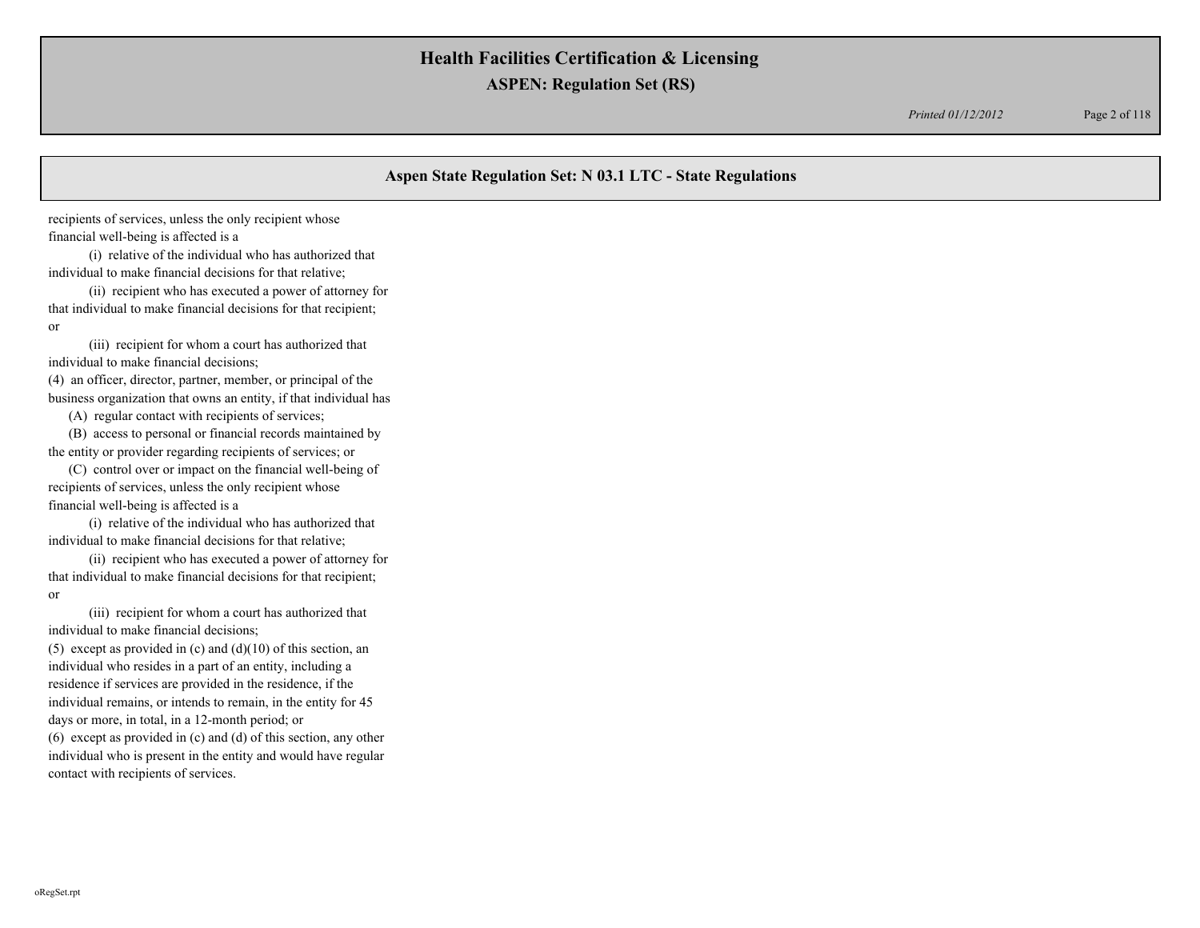recipients of services, unless the only recipient whose financial well-being is affected is a

(i) relative of the individual who has authorized that individual to make financial decisions for that relative;

(ii) recipient who has executed a power of attorney for that individual to make financial decisions for that recipient; or

(iii) recipient for whom a court has authorized that individual to make financial decisions;

(4) an officer, director, partner, member, or principal of the business organization that owns an entity, if that individual has

(A) regular contact with recipients of services;

(B) access to personal or financial records maintained by the entity or provider regarding recipients of services; or

(C) control over or impact on the financial well-being of recipients of services, unless the only recipient whose financial well-being is affected is a

(i) relative of the individual who has authorized that individual to make financial decisions for that relative;

(ii) recipient who has executed a power of attorney for that individual to make financial decisions for that recipient; or

(iii) recipient for whom a court has authorized that individual to make financial decisions;

(5) except as provided in (c) and (d)(10) of this section, an individual who resides in a part of an entity, including a residence if services are provided in the residence, if the individual remains, or intends to remain, in the entity for 45 days or more, in total, in a 12-month period; or

(6) except as provided in (c) and (d) of this section, any other individual who is present in the entity and would have regular contact with recipients of services.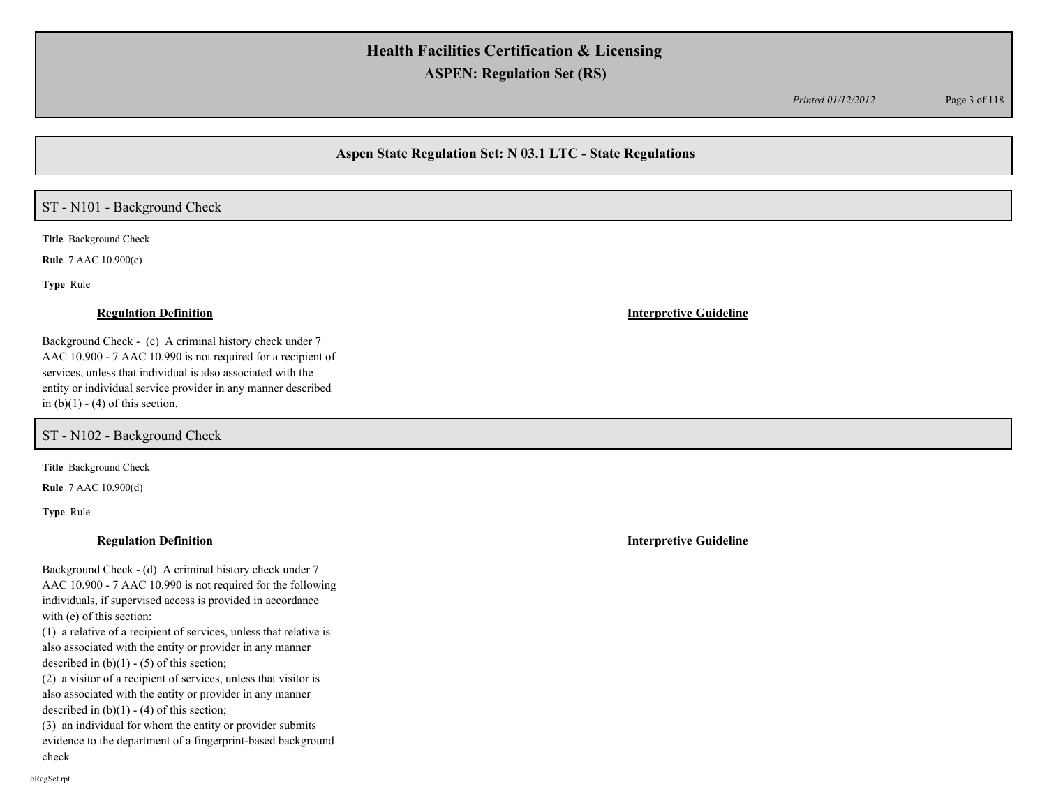## Aspen State Regulation Set: N 03.1 LTC - State Regulations

### ST - N101 - Background Check

**Title** Background Check

**Rule** 7 AAC 10.900(c)

**Type** Rule

**Regulation Definition**

Background Check - (c) A criminal history check under 7 AAC 10.900 - 7 AAC 10.990 is not required for a recipient of services, unless that individual is also associated with the entity or individual service provider in any manner described in (b)(1) - (4) of this section.

**Interpretive Guideline**

### ST - N102 - Background Check

**Title** Background Check

**Rule** 7 AAC 10.900(d)

**Type** Rule

**Regulation Definition**

Background Check - (d) A criminal history check under 7 AAC 10.900 - 7 AAC 10.990 is not required for the following individuals, if supervised access is provided in accordance with (e) of this section:

(1) a relative of a recipient of services, unless that relative is also associated with the entity or provider in any manner described in (b)(1) - (5) of this section;

(2) a visitor of a recipient of services, unless that visitor is also associated with the entity or provider in any manner described in (b)(1) - (4) of this section;

(3) an individual for whom the entity or provider submits evidence to the department of a fingerprint-based background check

**Interpretive Guideline**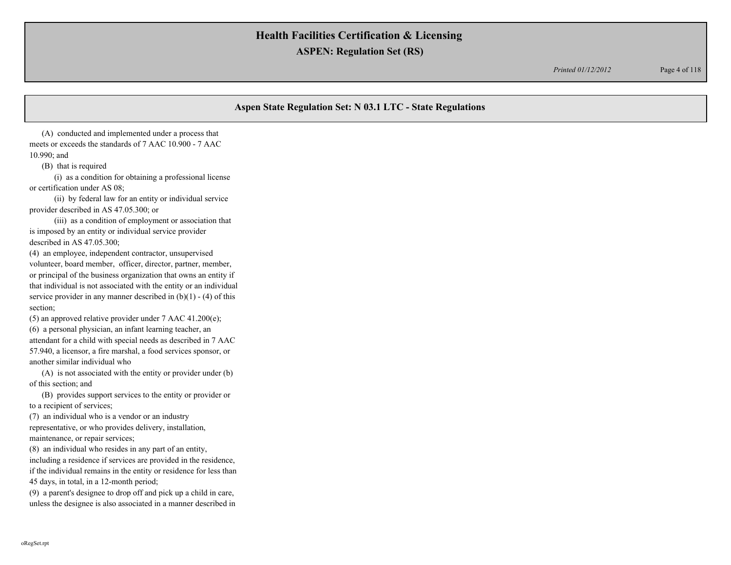## Aspen State Regulation Set: N 03.1 LTC - State Regulations

(A) conducted and implemented under a process that meets or exceeds the standards of 7 AAC 10.900 - 7 AAC 10.990; and

(B) that is required

(i) as a condition for obtaining a professional license or certification under AS 08;

(ii) by federal law for an entity or individual service provider described in AS 47.05.300; or

(iii) as a condition of employment or association that is imposed by an entity or individual service provider described in AS 47.05.300;

(4) an employee, independent contractor, unsupervised volunteer, board member, officer, director, partner, member, or principal of the business organization that owns an entity if that individual is not associated with the entity or an individual service provider in any manner described in (b)(1) - (4) of this section;

(5) an approved relative provider under 7 AAC 41.200(e);

(6) a personal physician, an infant learning teacher, an attendant for a child with special needs as described in 7 AAC 57.940, a licensor, a fire marshal, a food services sponsor, or another similar individual who

(A) is not associated with the entity or provider under (b) of this section; and

(B) provides support services to the entity or provider or to a recipient of services;

(7) an individual who is a vendor or an industry representative, or who provides delivery, installation, maintenance, or repair services;

(8) an individual who resides in any part of an entity, including a residence if services are provided in the residence, if the individual remains in the entity or residence for less than 45 days, in total, in a 12-month period;

(9) a parent's designee to drop off and pick up a child in care, unless the designee is also associated in a manner described in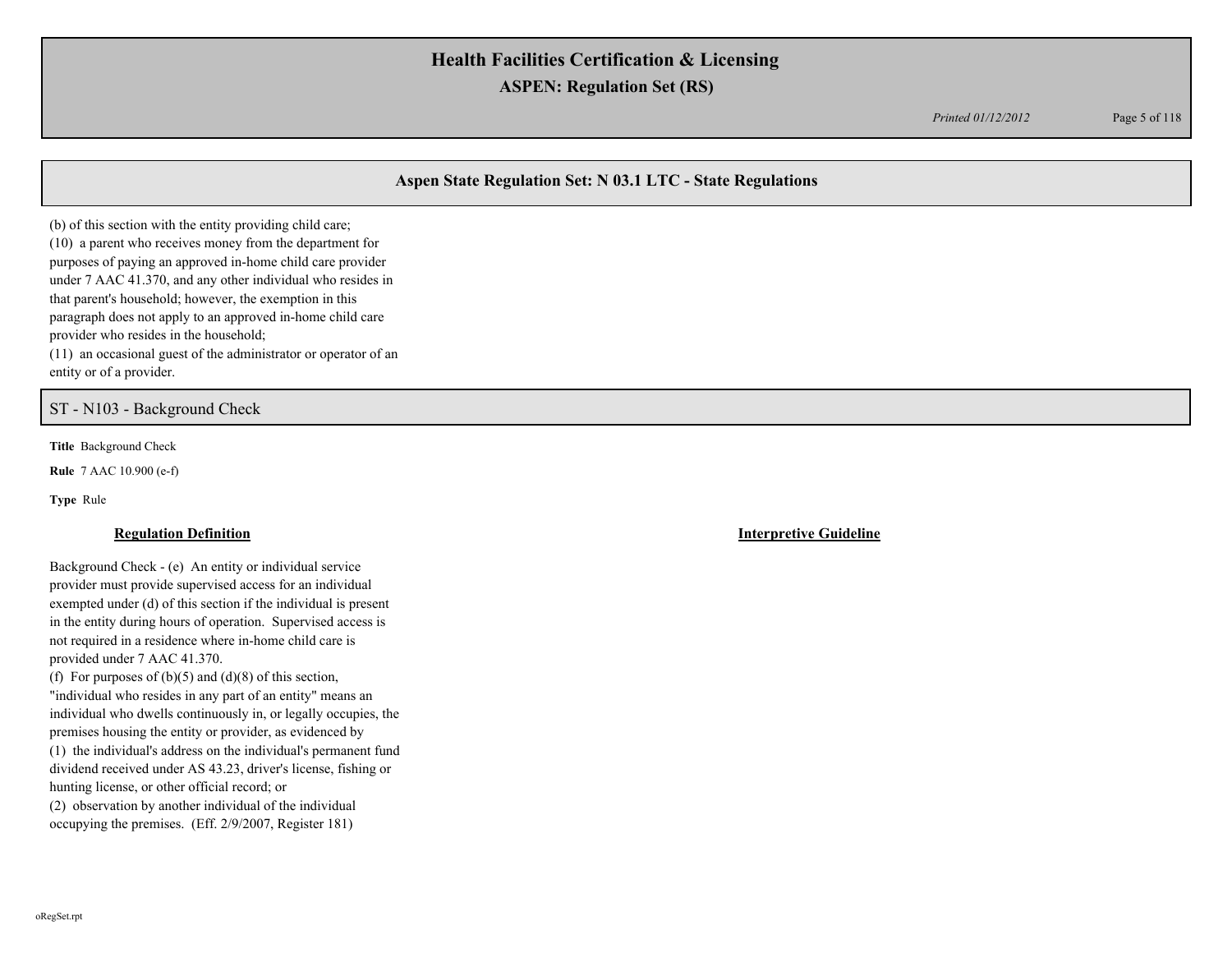## Aspen State Regulation Set: N 03.1 LTC - State Regulations

(b) of this section with the entity providing child care;
(10) a parent who receives money from the department for purposes of paying an approved in-home child care provider under 7 AAC 41.370, and any other individual who resides in that parent's household; however, the exemption in this paragraph does not apply to an approved in-home child care provider who resides in the household;
(11) an occasional guest of the administrator or operator of an entity or of a provider.

### ST - N103 - Background Check

**Title** Background Check

**Rule** 7 AAC 10.900 (e-f)

**Type** Rule

**Regulation Definition**

Background Check - (e) An entity or individual service provider must provide supervised access for an individual exempted under (d) of this section if the individual is present in the entity during hours of operation. Supervised access is not required in a residence where in-home child care is provided under 7 AAC 41.370.
(f) For purposes of (b)(5) and (d)(8) of this section, "individual who resides in any part of an entity" means an individual who dwells continuously in, or legally occupies, the premises housing the entity or provider, as evidenced by
(1) the individual's address on the individual's permanent fund dividend received under AS 43.23, driver's license, fishing or hunting license, or other official record; or
(2) observation by another individual of the individual occupying the premises. (Eff. 2/9/2007, Register 181)

**Interpretive Guideline**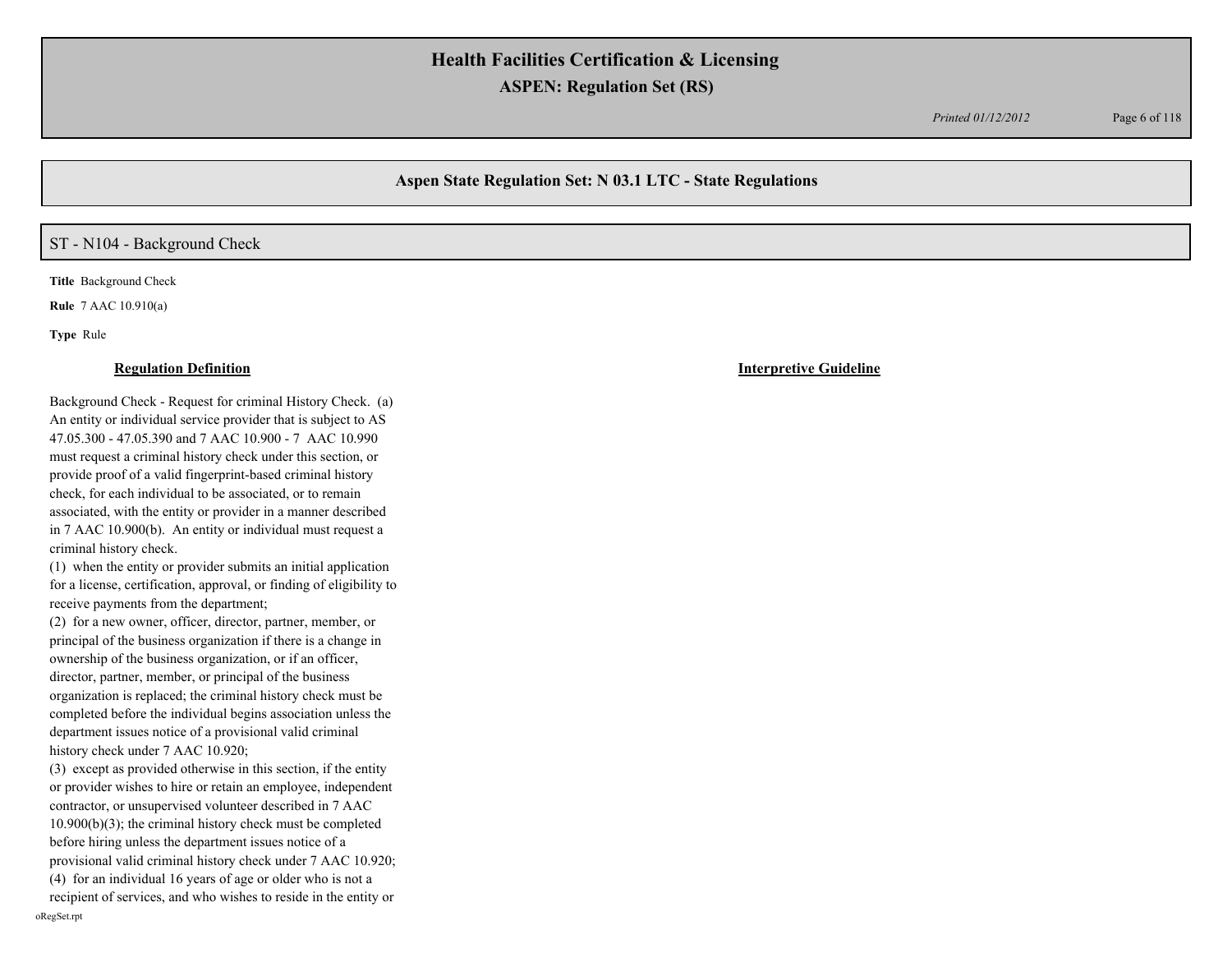## ST - N104 - Background Check

**Title** Background Check

**Rule** 7 AAC 10.910(a)

**Type** Rule

**Regulation Definition**

Background Check - Request for criminal History Check. (a) An entity or individual service provider that is subject to AS 47.05.300 - 47.05.390 and 7 AAC 10.900 - 7 AAC 10.990 must request a criminal history check under this section, or provide proof of a valid fingerprint-based criminal history check, for each individual to be associated, or to remain associated, with the entity or provider in a manner described in 7 AAC 10.900(b). An entity or individual must request a criminal history check.

(1) when the entity or provider submits an initial application for a license, certification, approval, or finding of eligibility to receive payments from the department;

(2) for a new owner, officer, director, partner, member, or principal of the business organization if there is a change in ownership of the business organization, or if an officer, director, partner, member, or principal of the business organization is replaced; the criminal history check must be completed before the individual begins association unless the department issues notice of a provisional valid criminal history check under 7 AAC 10.920;

(3) except as provided otherwise in this section, if the entity or provider wishes to hire or retain an employee, independent contractor, or unsupervised volunteer described in 7 AAC 10.900(b)(3); the criminal history check must be completed before hiring unless the department issues notice of a provisional valid criminal history check under 7 AAC 10.920;

(4) for an individual 16 years of age or older who is not a recipient of services, and who wishes to reside in the entity or

**Interpretive Guideline**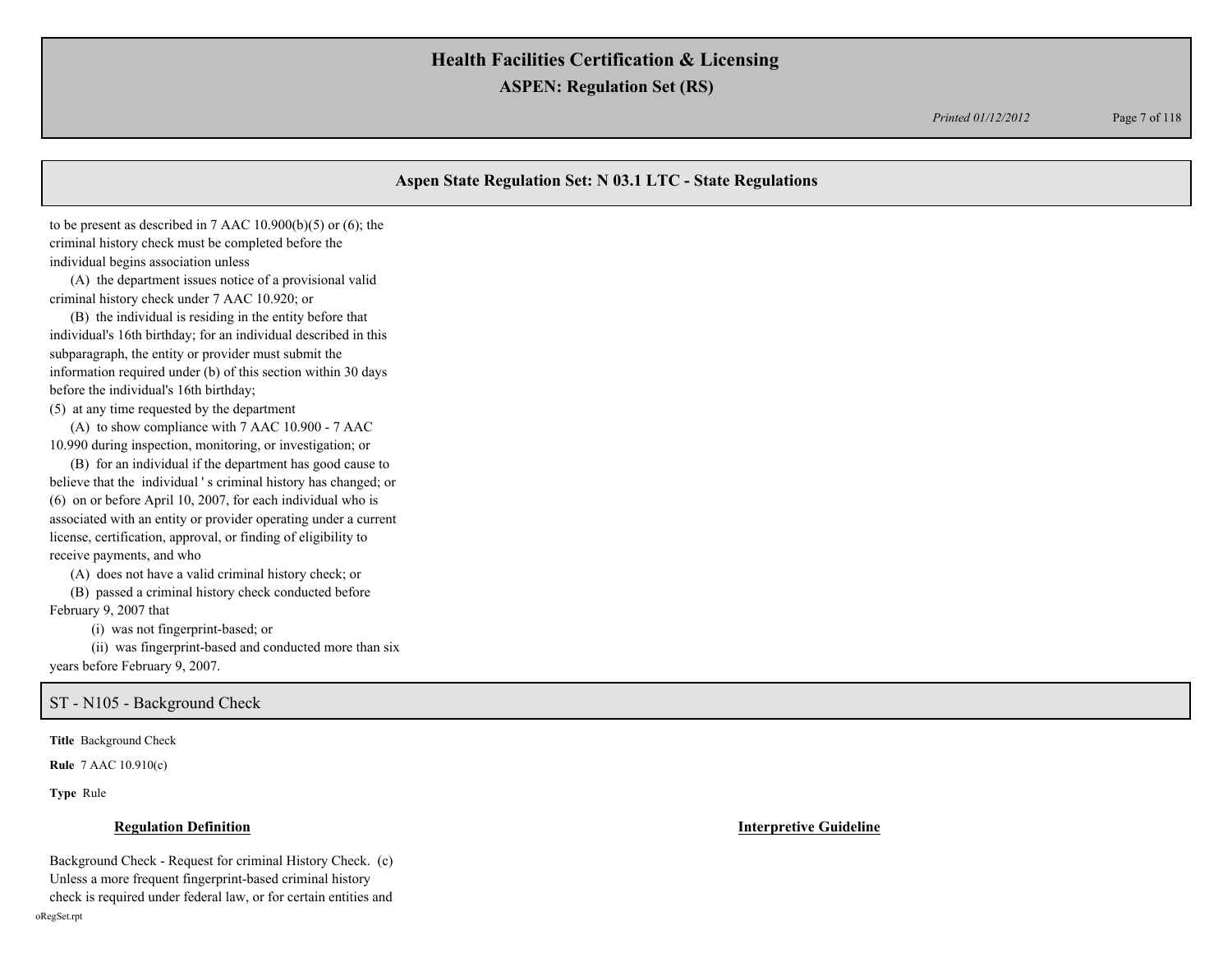## Aspen State Regulation Set: N 03.1 LTC - State Regulations

to be present as described in 7 AAC 10.900(b)(5) or (6); the criminal history check must be completed before the individual begins association unless

(A) the department issues notice of a provisional valid criminal history check under 7 AAC 10.920; or

(B) the individual is residing in the entity before that individual's 16th birthday; for an individual described in this subparagraph, the entity or provider must submit the information required under (b) of this section within 30 days before the individual's 16th birthday;

(5) at any time requested by the department

(A) to show compliance with 7 AAC 10.900 - 7 AAC 10.990 during inspection, monitoring, or investigation; or

(B) for an individual if the department has good cause to believe that the individual ' s criminal history has changed; or

(6) on or before April 10, 2007, for each individual who is associated with an entity or provider operating under a current license, certification, approval, or finding of eligibility to receive payments, and who

(A) does not have a valid criminal history check; or

(B) passed a criminal history check conducted before February 9, 2007 that

(i) was not fingerprint-based; or

(ii) was fingerprint-based and conducted more than six years before February 9, 2007.

## ST - N105 - Background Check

**Title** Background Check

**Rule** 7 AAC 10.910(c)

**Type** Rule

| **Regulation Definition** | **Interpretive Guideline** |
|---|---|
| Background Check - Request for criminal History Check. (c) Unless a more frequent fingerprint-based criminal history check is required under federal law, or for certain entities and | |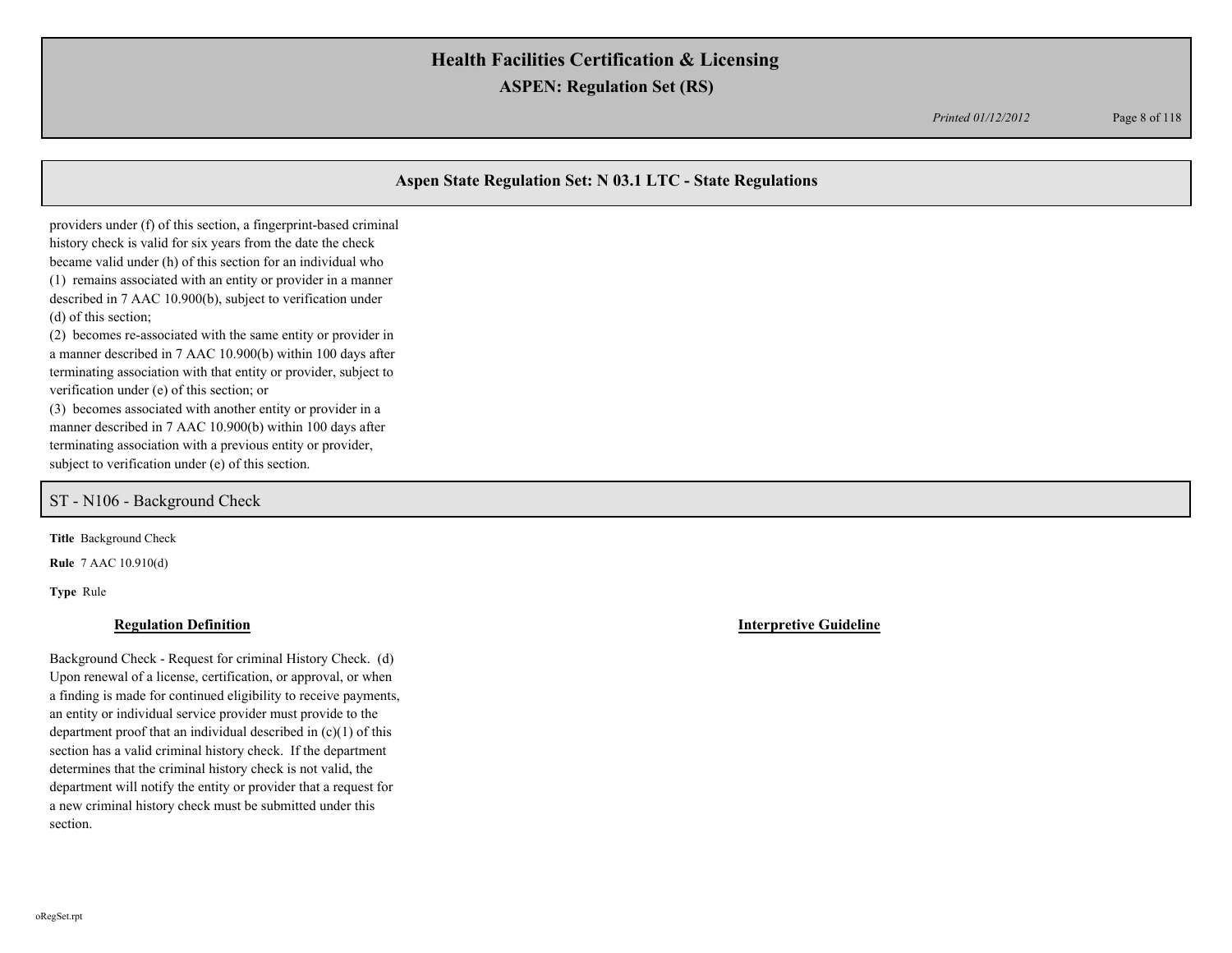providers under (f) of this section, a fingerprint-based criminal history check is valid for six years from the date the check became valid under (h) of this section for an individual who

(1) remains associated with an entity or provider in a manner described in 7 AAC 10.900(b), subject to verification under (d) of this section;

(2) becomes re-associated with the same entity or provider in a manner described in 7 AAC 10.900(b) within 100 days after terminating association with that entity or provider, subject to verification under (e) of this section; or

(3) becomes associated with another entity or provider in a manner described in 7 AAC 10.900(b) within 100 days after terminating association with a previous entity or provider, subject to verification under (e) of this section.

## ST - N106 - Background Check

**Title** Background Check

**Rule** 7 AAC 10.910(d)

**Type** Rule

**Regulation Definition**

Background Check - Request for criminal History Check. (d) Upon renewal of a license, certification, or approval, or when a finding is made for continued eligibility to receive payments, an entity or individual service provider must provide to the department proof that an individual described in (c)(1) of this section has a valid criminal history check. If the department determines that the criminal history check is not valid, the department will notify the entity or provider that a request for a new criminal history check must be submitted under this section.

**Interpretive Guideline**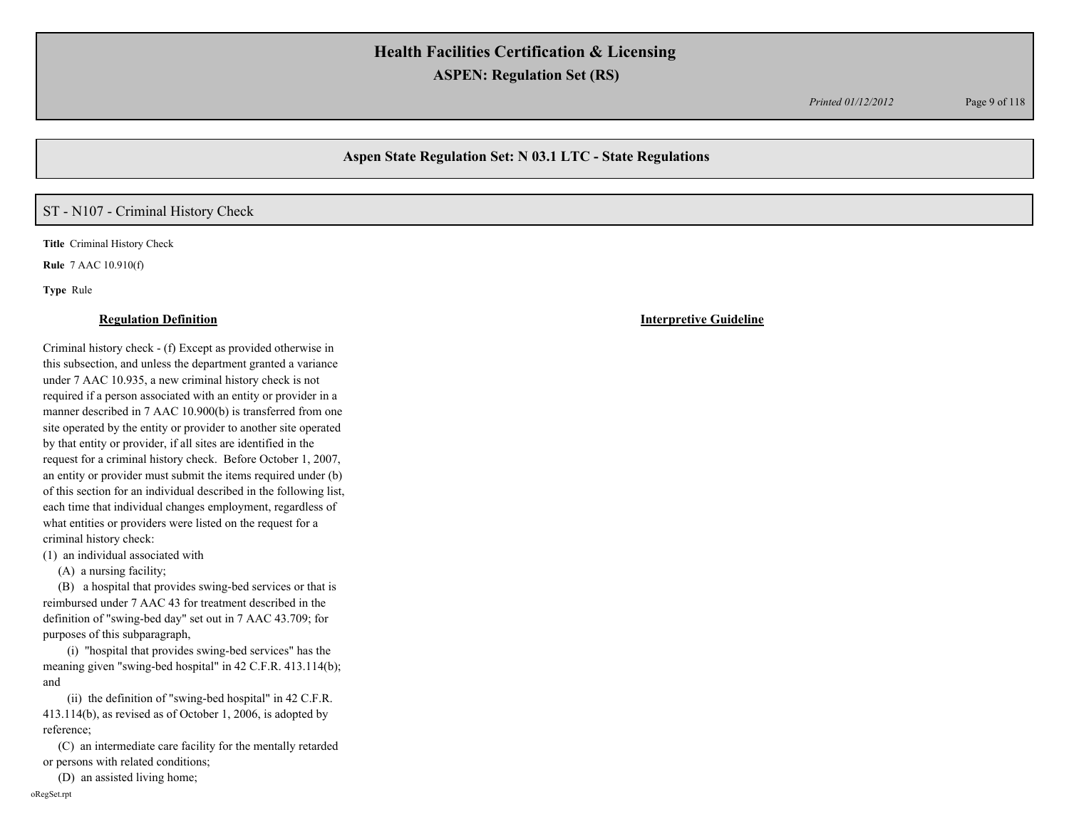## ST - N107 - Criminal History Check

**Title** Criminal History Check

**Rule** 7 AAC 10.910(f)

**Type** Rule

| Regulation Definition | Interpretive Guideline |
|---|---|
| Criminal history check - (f) Except as provided otherwise in this subsection, and unless the department granted a variance under 7 AAC 10.935, a new criminal history check is not required if a person associated with an entity or provider in a manner described in 7 AAC 10.900(b) is transferred from one site operated by the entity or provider to another site operated by that entity or provider, if all sites are identified in the request for a criminal history check. Before October 1, 2007, an entity or provider must submit the items required under (b) of this section for an individual described in the following list, each time that individual changes employment, regardless of what entities or providers were listed on the request for a criminal history check:<br>(1) an individual associated with<br>(A) a nursing facility;<br>(B) a hospital that provides swing-bed services or that is reimbursed under 7 AAC 43 for treatment described in the definition of "swing-bed day" set out in 7 AAC 43.709; for purposes of this subparagraph,<br>(i) "hospital that provides swing-bed services" has the meaning given "swing-bed hospital" in 42 C.F.R. 413.114(b); and<br>(ii) the definition of "swing-bed hospital" in 42 C.F.R. 413.114(b), as revised as of October 1, 2006, is adopted by reference;<br>(C) an intermediate care facility for the mentally retarded or persons with related conditions;<br>(D) an assisted living home; | |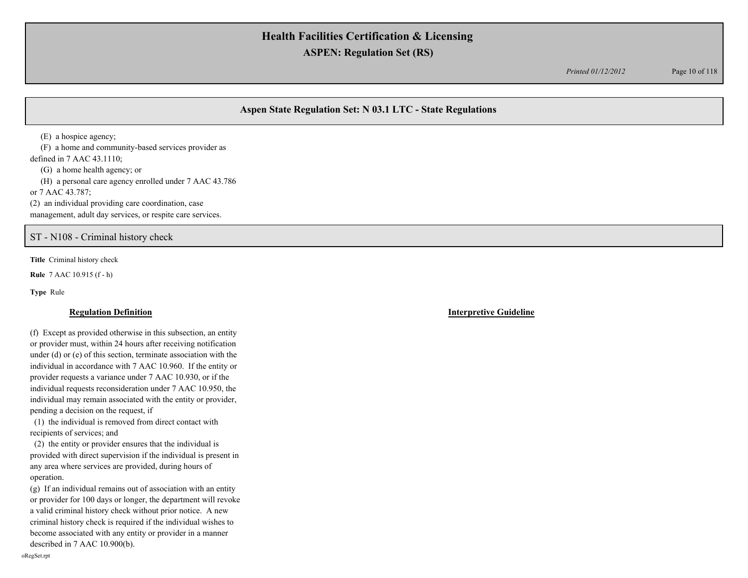## Aspen State Regulation Set: N 03.1 LTC - State Regulations

(E) a hospice agency;

(F) a home and community-based services provider as defined in 7 AAC 43.1110;

(G) a home health agency; or

(H) a personal care agency enrolled under 7 AAC 43.786 or 7 AAC 43.787;

(2) an individual providing care coordination, case management, adult day services, or respite care services.

## ST - N108 - Criminal history check

**Title** Criminal history check

**Rule** 7 AAC 10.915 (f - h)

**Type** Rule

**Regulation Definition**

**Interpretive Guideline**

(f) Except as provided otherwise in this subsection, an entity or provider must, within 24 hours after receiving notification under (d) or (e) of this section, terminate association with the individual in accordance with 7 AAC 10.960. If the entity or provider requests a variance under 7 AAC 10.930, or if the individual requests reconsideration under 7 AAC 10.950, the individual may remain associated with the entity or provider, pending a decision on the request, if

(1) the individual is removed from direct contact with recipients of services; and

(2) the entity or provider ensures that the individual is provided with direct supervision if the individual is present in any area where services are provided, during hours of operation.

(g) If an individual remains out of association with an entity or provider for 100 days or longer, the department will revoke a valid criminal history check without prior notice. A new criminal history check is required if the individual wishes to become associated with any entity or provider in a manner described in 7 AAC 10.900(b).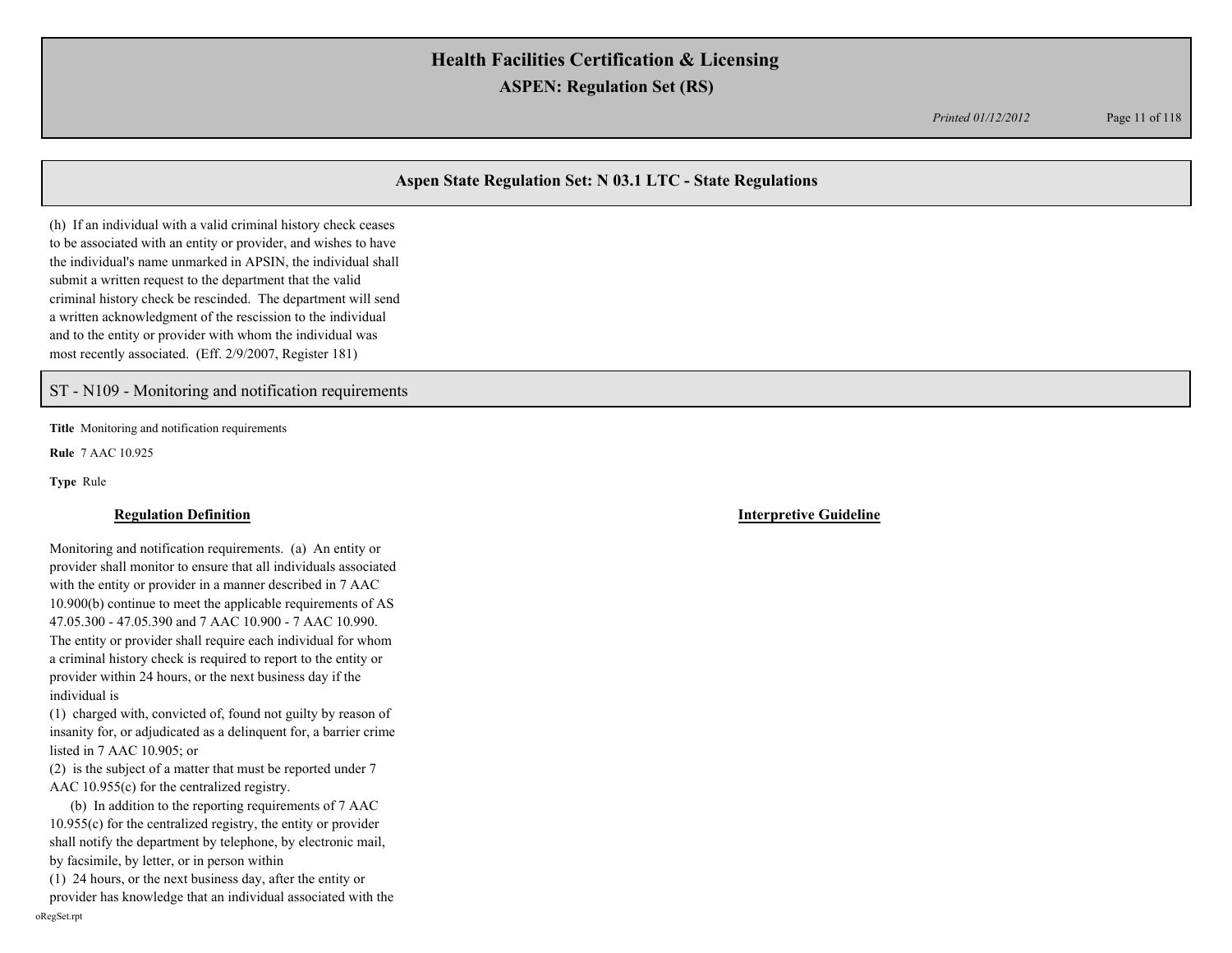(h) If an individual with a valid criminal history check ceases to be associated with an entity or provider, and wishes to have the individual's name unmarked in APSIN, the individual shall submit a written request to the department that the valid criminal history check be rescinded. The department will send a written acknowledgment of the rescission to the individual and to the entity or provider with whom the individual was most recently associated. (Eff. 2/9/2007, Register 181)

## ST - N109 - Monitoring and notification requirements

**Title** Monitoring and notification requirements

**Rule** 7 AAC 10.925

**Type** Rule

### Regulation Definition

Monitoring and notification requirements. (a) An entity or provider shall monitor to ensure that all individuals associated with the entity or provider in a manner described in 7 AAC 10.900(b) continue to meet the applicable requirements of AS 47.05.300 - 47.05.390 and 7 AAC 10.900 - 7 AAC 10.990. The entity or provider shall require each individual for whom a criminal history check is required to report to the entity or provider within 24 hours, or the next business day if the individual is

(1) charged with, convicted of, found not guilty by reason of insanity for, or adjudicated as a delinquent for, a barrier crime listed in 7 AAC 10.905; or

(2) is the subject of a matter that must be reported under 7 AAC 10.955(c) for the centralized registry.

(b) In addition to the reporting requirements of 7 AAC 10.955(c) for the centralized registry, the entity or provider shall notify the department by telephone, by electronic mail, by facsimile, by letter, or in person within

(1) 24 hours, or the next business day, after the entity or provider has knowledge that an individual associated with the

### Interpretive Guideline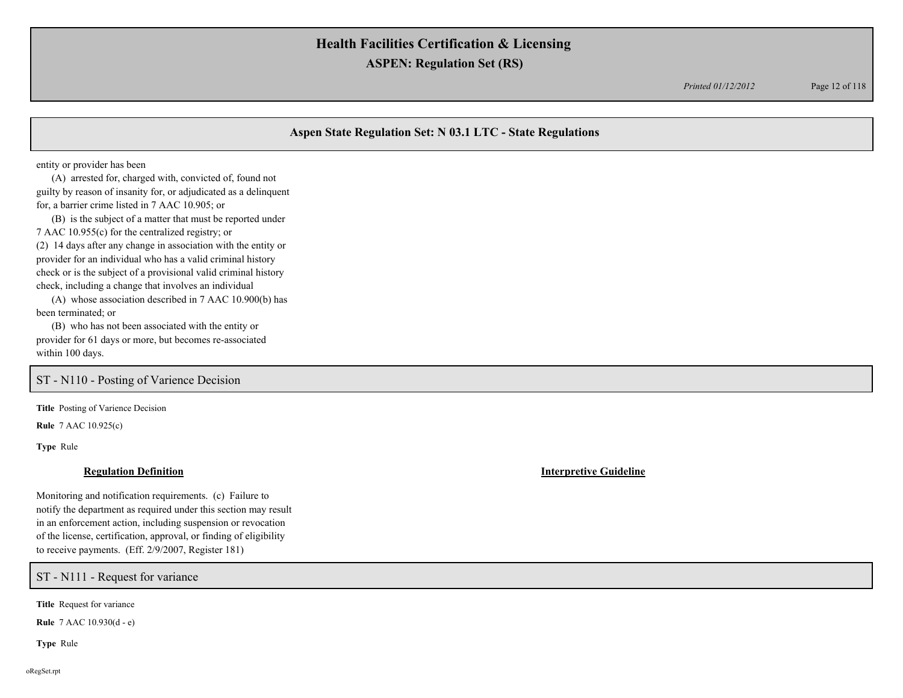entity or provider has been

(A) arrested for, charged with, convicted of, found not guilty by reason of insanity for, or adjudicated as a delinquent for, a barrier crime listed in 7 AAC 10.905; or

(B) is the subject of a matter that must be reported under 7 AAC 10.955(c) for the centralized registry; or

(2) 14 days after any change in association with the entity or provider for an individual who has a valid criminal history check or is the subject of a provisional valid criminal history check, including a change that involves an individual

(A) whose association described in 7 AAC 10.900(b) has been terminated; or

(B) who has not been associated with the entity or provider for 61 days or more, but becomes re-associated within 100 days.

## ST - N110 - Posting of Varience Decision

**Title** Posting of Varience Decision

**Rule** 7 AAC 10.925(c)

**Type** Rule

| **Regulation Definition** | **Interpretive Guideline** |
|---|---|
| Monitoring and notification requirements. (c) Failure to notify the department as required under this section may result in an enforcement action, including suspension or revocation of the license, certification, approval, or finding of eligibility to receive payments. (Eff. 2/9/2007, Register 181) | |

## ST - N111 - Request for variance

**Title** Request for variance

**Rule** 7 AAC 10.930(d - e)

**Type** Rule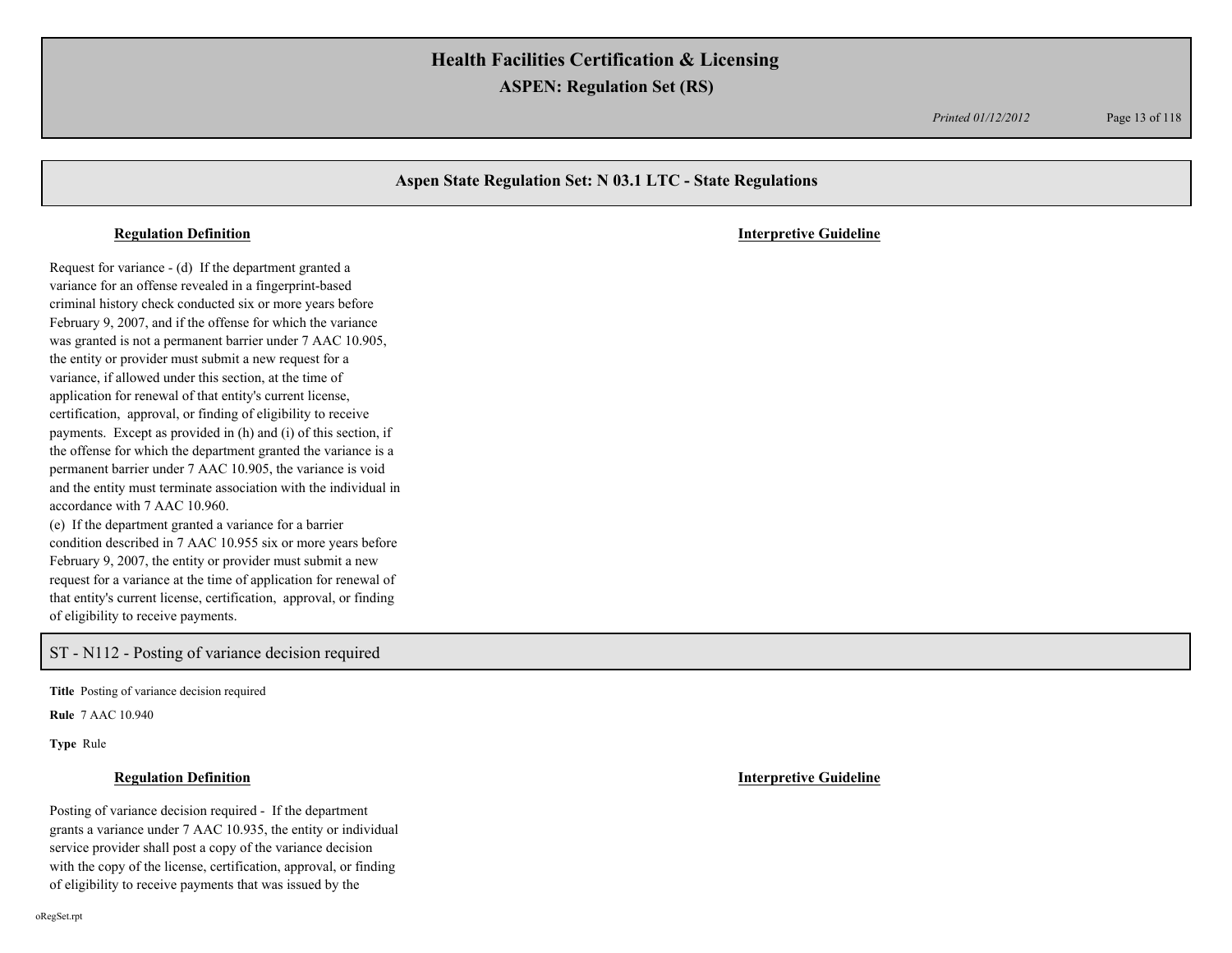## Aspen State Regulation Set: N 03.1 LTC - State Regulations

**Regulation Definition** | **Interpretive Guideline**

Request for variance - (d) If the department granted a variance for an offense revealed in a fingerprint-based criminal history check conducted six or more years before February 9, 2007, and if the offense for which the variance was granted is not a permanent barrier under 7 AAC 10.905, the entity or provider must submit a new request for a variance, if allowed under this section, at the time of application for renewal of that entity's current license, certification, approval, or finding of eligibility to receive payments. Except as provided in (h) and (i) of this section, if the offense for which the department granted the variance is a permanent barrier under 7 AAC 10.905, the variance is void and the entity must terminate association with the individual in accordance with 7 AAC 10.960.

(e) If the department granted a variance for a barrier condition described in 7 AAC 10.955 six or more years before February 9, 2007, the entity or provider must submit a new request for a variance at the time of application for renewal of that entity's current license, certification, approval, or finding of eligibility to receive payments.

## ST - N112 - Posting of variance decision required

**Title** Posting of variance decision required

**Rule** 7 AAC 10.940

**Type** Rule

**Regulation Definition** | **Interpretive Guideline**

Posting of variance decision required - If the department grants a variance under 7 AAC 10.935, the entity or individual service provider shall post a copy of the variance decision with the copy of the license, certification, approval, or finding of eligibility to receive payments that was issued by the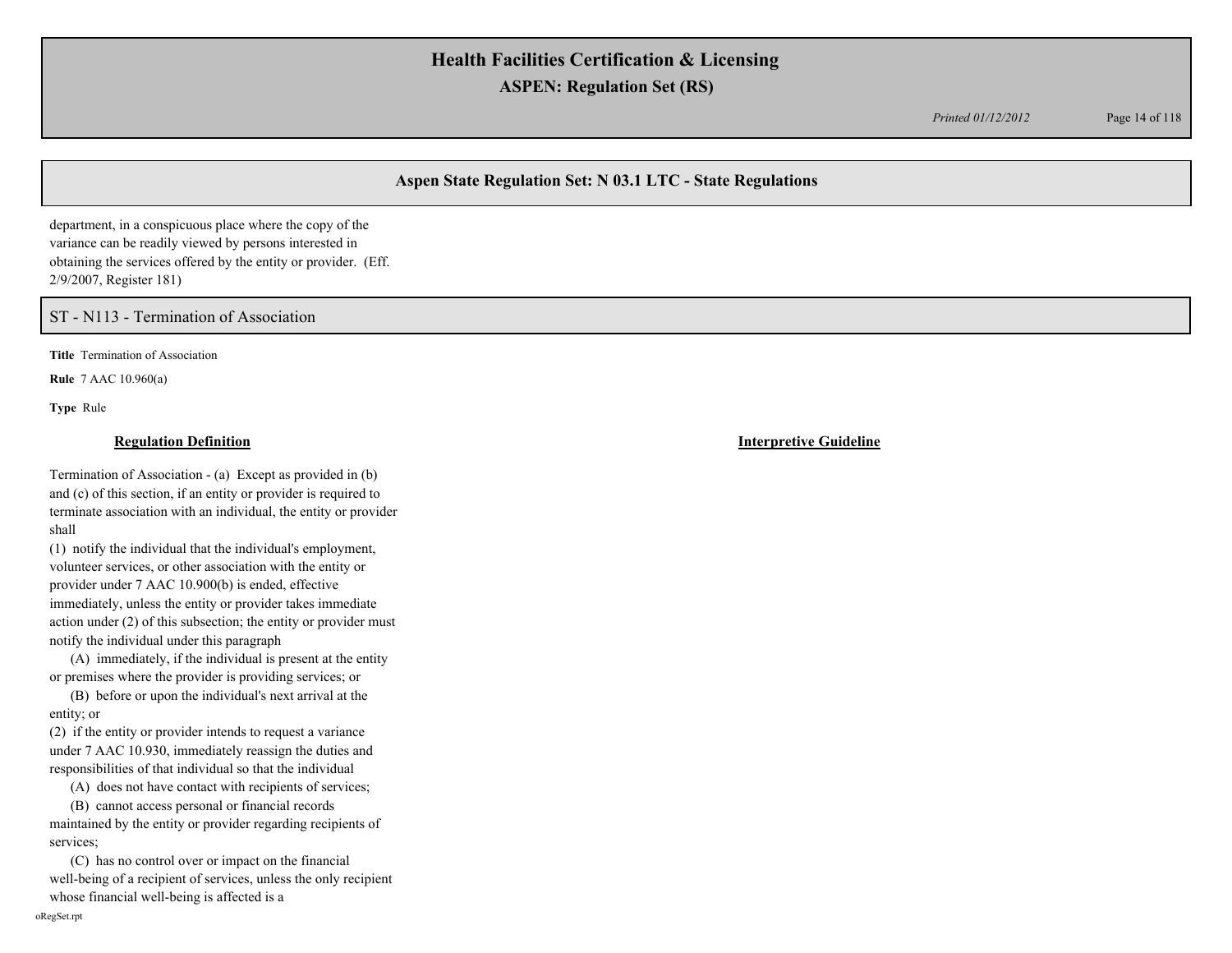department, in a conspicuous place where the copy of the variance can be readily viewed by persons interested in obtaining the services offered by the entity or provider. (Eff. 2/9/2007, Register 181)

## ST - N113 - Termination of Association

**Title** Termination of Association

**Rule** 7 AAC 10.960(a)

**Type** Rule

**Regulation Definition**

Termination of Association - (a) Except as provided in (b) and (c) of this section, if an entity or provider is required to terminate association with an individual, the entity or provider shall

(1) notify the individual that the individual's employment, volunteer services, or other association with the entity or provider under 7 AAC 10.900(b) is ended, effective immediately, unless the entity or provider takes immediate action under (2) of this subsection; the entity or provider must notify the individual under this paragraph

(A) immediately, if the individual is present at the entity or premises where the provider is providing services; or

(B) before or upon the individual's next arrival at the entity; or

(2) if the entity or provider intends to request a variance under 7 AAC 10.930, immediately reassign the duties and responsibilities of that individual so that the individual

(A) does not have contact with recipients of services;

(B) cannot access personal or financial records maintained by the entity or provider regarding recipients of services;

(C) has no control over or impact on the financial well-being of a recipient of services, unless the only recipient whose financial well-being is affected is a

**Interpretive Guideline**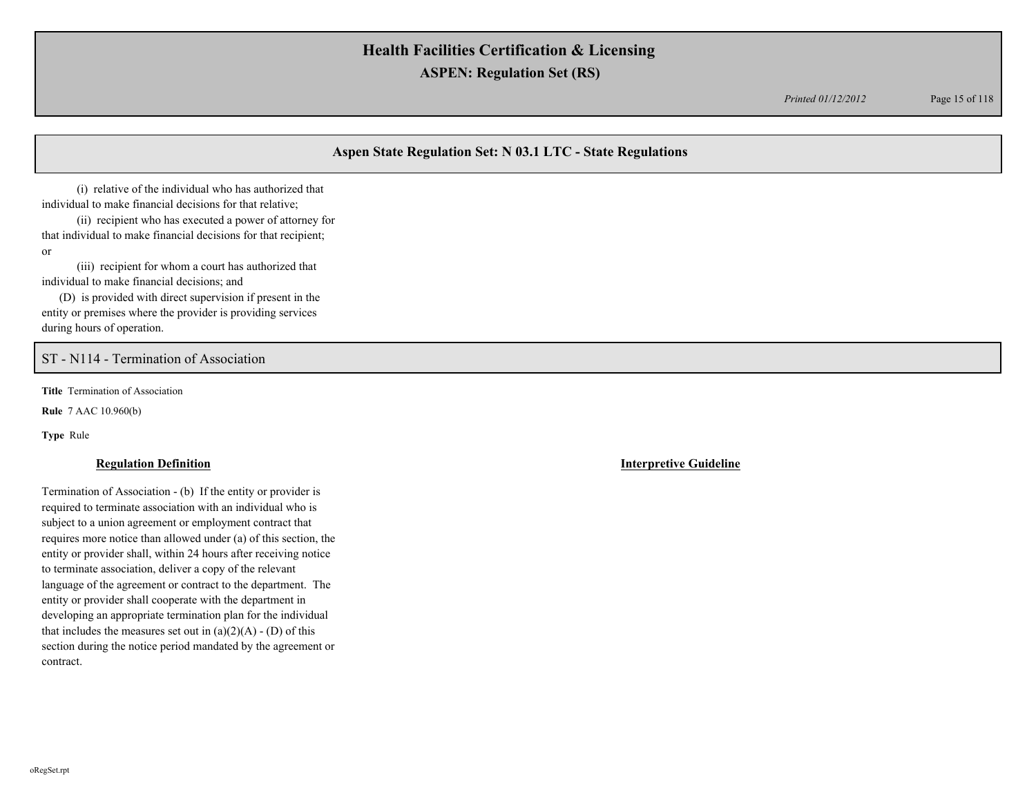(i) relative of the individual who has authorized that individual to make financial decisions for that relative;

(ii) recipient who has executed a power of attorney for that individual to make financial decisions for that recipient; or

(iii) recipient for whom a court has authorized that individual to make financial decisions; and

(D) is provided with direct supervision if present in the entity or premises where the provider is providing services during hours of operation.

## ST - N114 - Termination of Association

**Title** Termination of Association

**Rule** 7 AAC 10.960(b)

**Type** Rule

**Regulation Definition**

Termination of Association - (b) If the entity or provider is required to terminate association with an individual who is subject to a union agreement or employment contract that requires more notice than allowed under (a) of this section, the entity or provider shall, within 24 hours after receiving notice to terminate association, deliver a copy of the relevant language of the agreement or contract to the department. The entity or provider shall cooperate with the department in developing an appropriate termination plan for the individual that includes the measures set out in (a)(2)(A) - (D) of this section during the notice period mandated by the agreement or contract.

**Interpretive Guideline**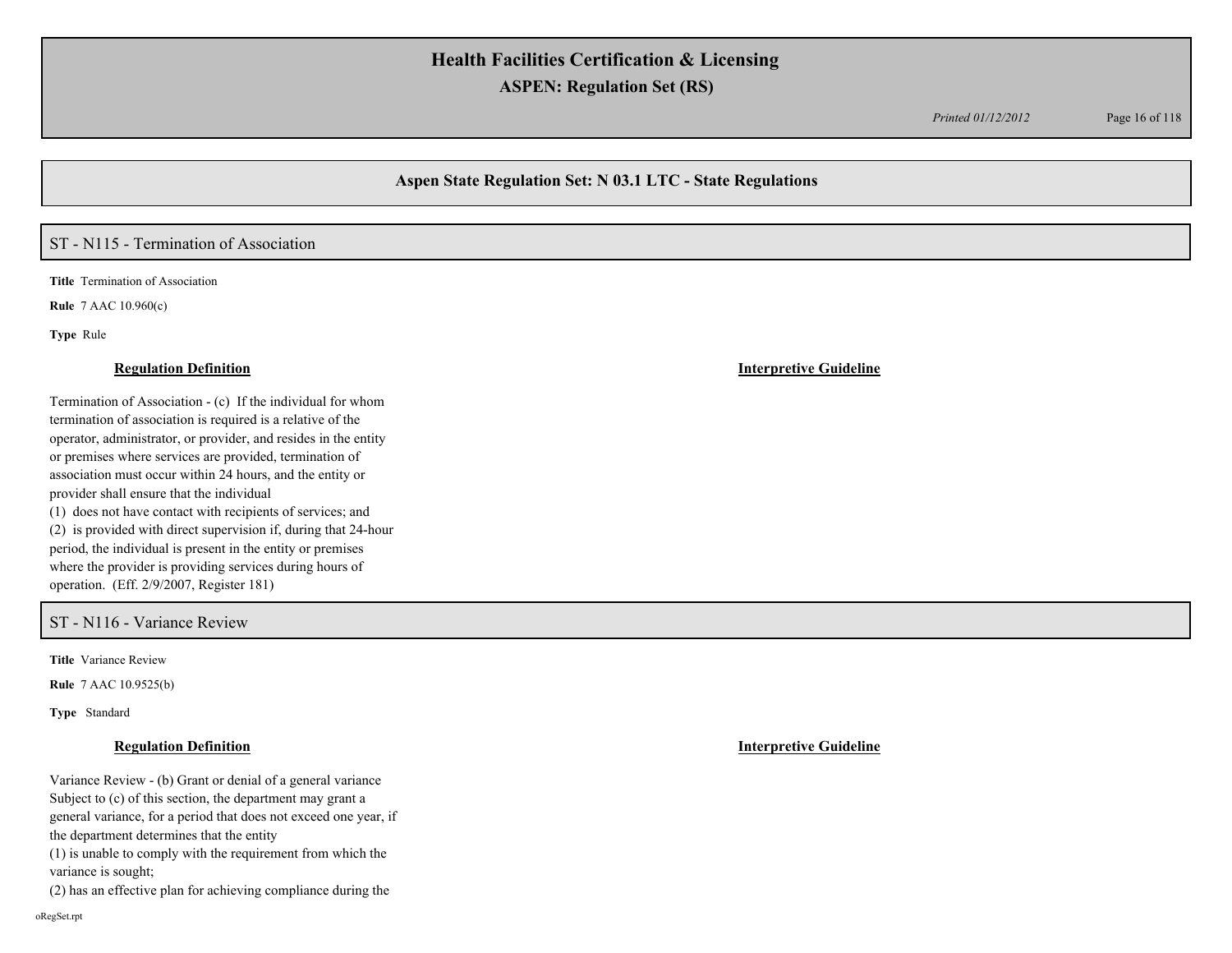## Aspen State Regulation Set: N 03.1 LTC - State Regulations

### ST - N115 - Termination of Association

**Title** Termination of Association

**Rule** 7 AAC 10.960(c)

**Type** Rule

**Regulation Definition**

Termination of Association - (c) If the individual for whom termination of association is required is a relative of the operator, administrator, or provider, and resides in the entity or premises where services are provided, termination of association must occur within 24 hours, and the entity or provider shall ensure that the individual

(1) does not have contact with recipients of services; and

(2) is provided with direct supervision if, during that 24-hour period, the individual is present in the entity or premises where the provider is providing services during hours of operation. (Eff. 2/9/2007, Register 181)

**Interpretive Guideline**

### ST - N116 - Variance Review

**Title** Variance Review

**Rule** 7 AAC 10.9525(b)

**Type** Standard

**Regulation Definition**

Variance Review - (b) Grant or denial of a general variance Subject to (c) of this section, the department may grant a general variance, for a period that does not exceed one year, if the department determines that the entity

(1) is unable to comply with the requirement from which the variance is sought;

(2) has an effective plan for achieving compliance during the

**Interpretive Guideline**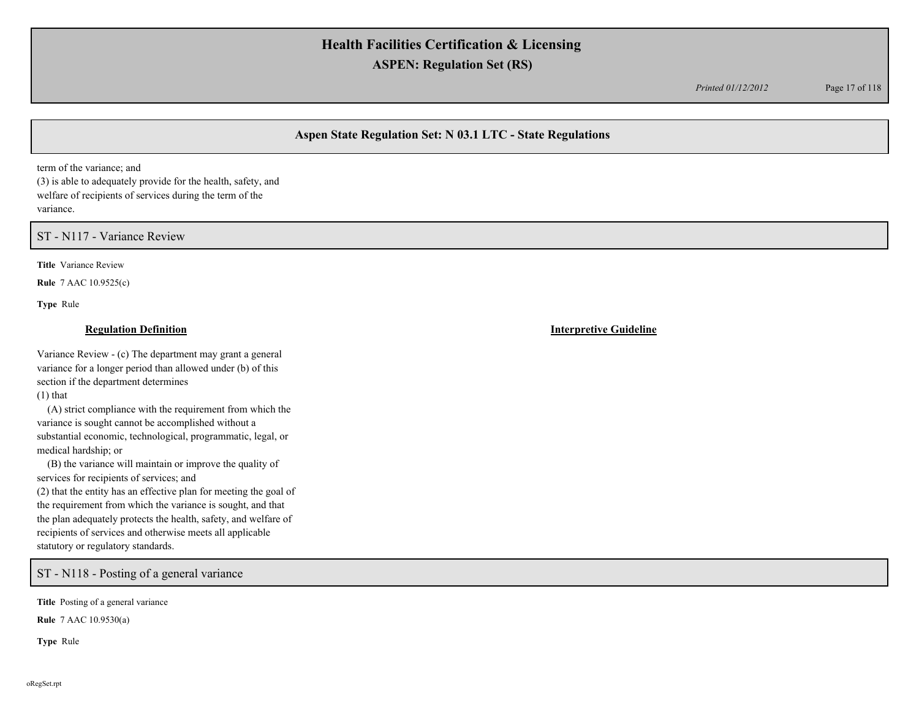term of the variance; and
(3) is able to adequately provide for the health, safety, and welfare of recipients of services during the term of the variance.

## ST - N117 - Variance Review

**Title** Variance Review

**Rule** 7 AAC 10.9525(c)

**Type** Rule

**Regulation Definition**

**Interpretive Guideline**

Variance Review - (c) The department may grant a general variance for a longer period than allowed under (b) of this section if the department determines
(1) that
(A) strict compliance with the requirement from which the variance is sought cannot be accomplished without a substantial economic, technological, programmatic, legal, or medical hardship; or
(B) the variance will maintain or improve the quality of services for recipients of services; and
(2) that the entity has an effective plan for meeting the goal of the requirement from which the variance is sought, and that the plan adequately protects the health, safety, and welfare of recipients of services and otherwise meets all applicable statutory or regulatory standards.

## ST - N118 - Posting of a general variance

**Title** Posting of a general variance

**Rule** 7 AAC 10.9530(a)

**Type** Rule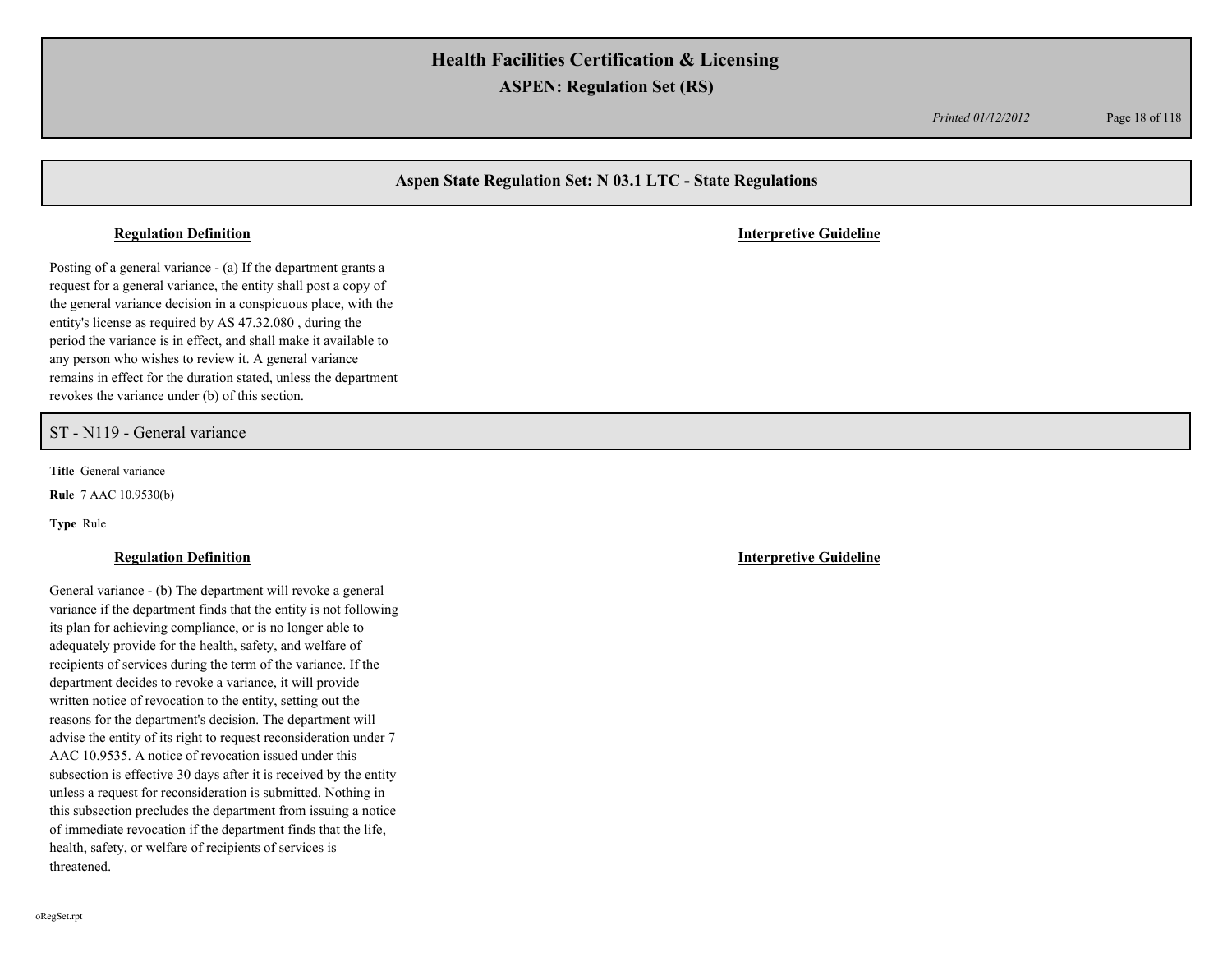## Aspen State Regulation Set: N 03.1 LTC - State Regulations

**Regulation Definition** | **Interpretive Guideline**

Posting of a general variance - (a) If the department grants a request for a general variance, the entity shall post a copy of the general variance decision in a conspicuous place, with the entity's license as required by AS 47.32.080 , during the period the variance is in effect, and shall make it available to any person who wishes to review it. A general variance remains in effect for the duration stated, unless the department revokes the variance under (b) of this section.

### ST - N119 - General variance

**Title** General variance

**Rule** 7 AAC 10.9530(b)

**Type** Rule

**Regulation Definition** | **Interpretive Guideline**

General variance - (b) The department will revoke a general variance if the department finds that the entity is not following its plan for achieving compliance, or is no longer able to adequately provide for the health, safety, and welfare of recipients of services during the term of the variance. If the department decides to revoke a variance, it will provide written notice of revocation to the entity, setting out the reasons for the department's decision. The department will advise the entity of its right to request reconsideration under 7 AAC 10.9535. A notice of revocation issued under this subsection is effective 30 days after it is received by the entity unless a request for reconsideration is submitted. Nothing in this subsection precludes the department from issuing a notice of immediate revocation if the department finds that the life, health, safety, or welfare of recipients of services is threatened.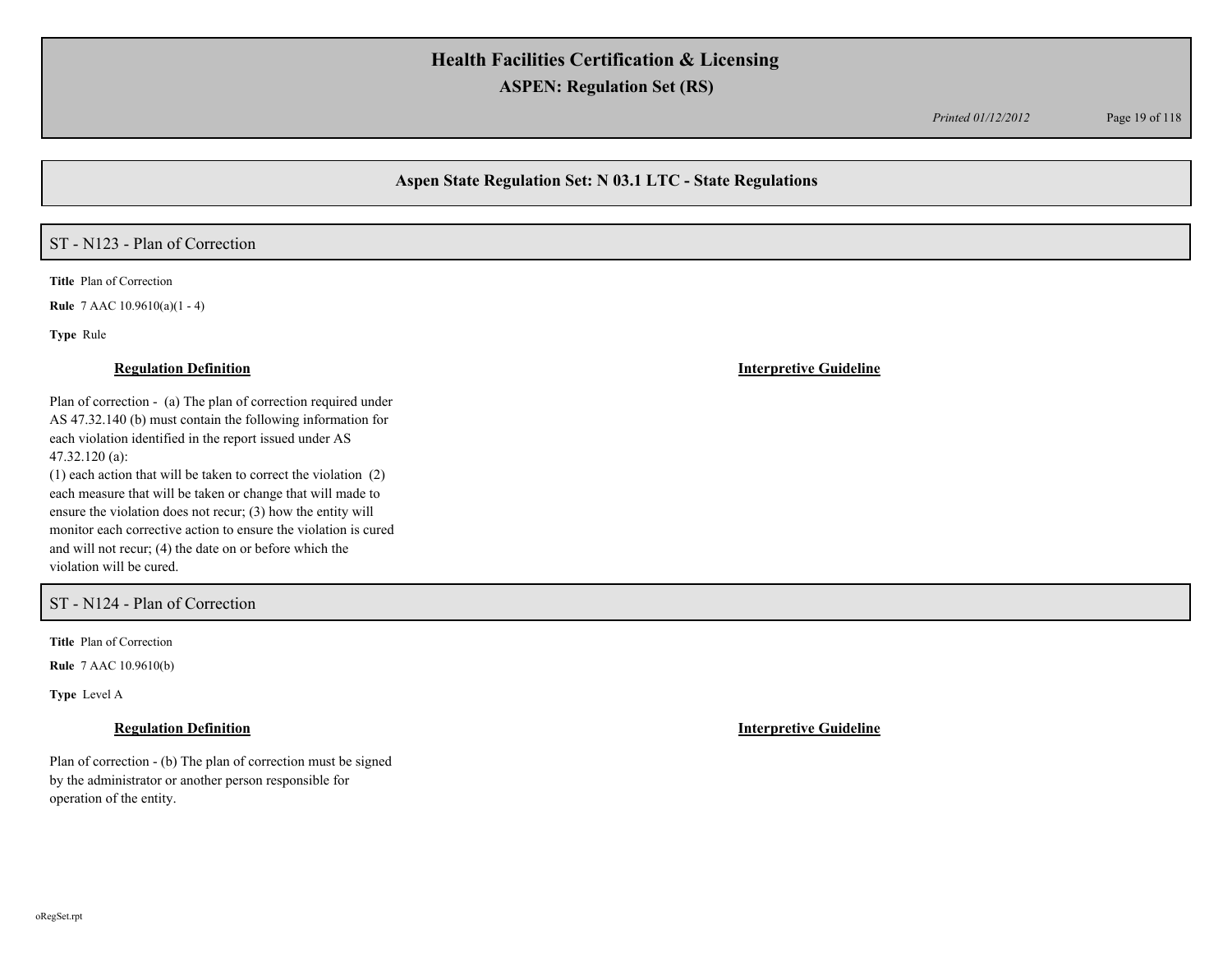## Aspen State Regulation Set: N 03.1 LTC - State Regulations

### ST - N123 - Plan of Correction

**Title** Plan of Correction

**Rule** 7 AAC 10.9610(a)(1 - 4)

**Type** Rule

**Regulation Definition**

Plan of correction - (a) The plan of correction required under AS 47.32.140 (b) must contain the following information for each violation identified in the report issued under AS 47.32.120 (a):
(1) each action that will be taken to correct the violation (2) each measure that will be taken or change that will made to ensure the violation does not recur; (3) how the entity will monitor each corrective action to ensure the violation is cured and will not recur; (4) the date on or before which the violation will be cured.

**Interpretive Guideline**

### ST - N124 - Plan of Correction

**Title** Plan of Correction

**Rule** 7 AAC 10.9610(b)

**Type** Level A

**Regulation Definition**

Plan of correction - (b) The plan of correction must be signed by the administrator or another person responsible for operation of the entity.

**Interpretive Guideline**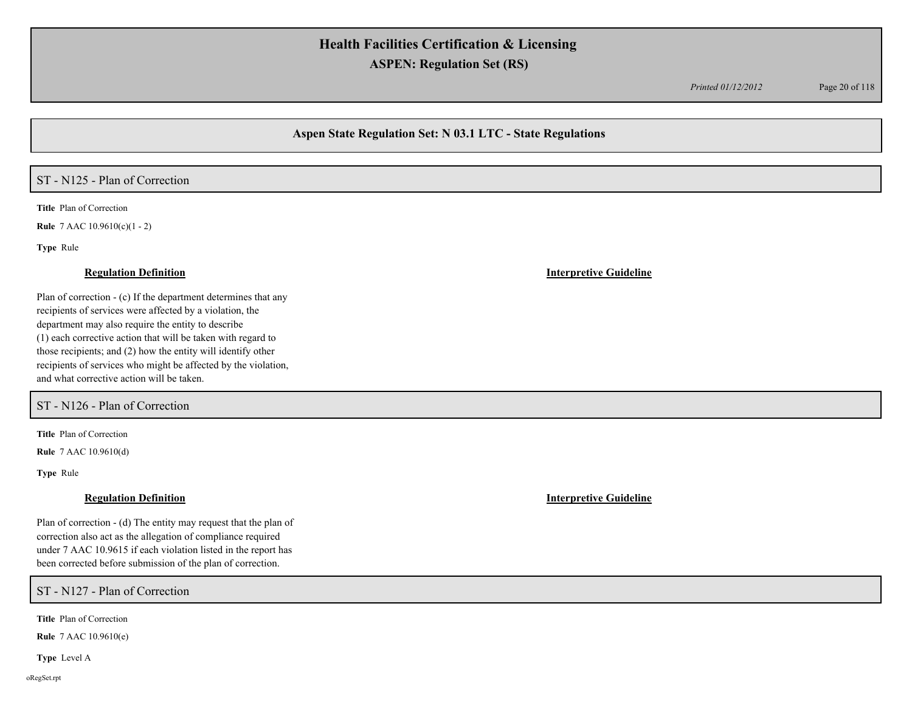## Aspen State Regulation Set: N 03.1 LTC - State Regulations

### ST - N125 - Plan of Correction

**Title** Plan of Correction

**Rule** 7 AAC 10.9610(c)(1 - 2)

**Type** Rule

| Regulation Definition | Interpretive Guideline |
| --- | --- |
| Plan of correction - (c) If the department determines that any recipients of services were affected by a violation, the department may also require the entity to describe (1) each corrective action that will be taken with regard to those recipients; and (2) how the entity will identify other recipients of services who might be affected by the violation, and what corrective action will be taken. | |

### ST - N126 - Plan of Correction

**Title** Plan of Correction

**Rule** 7 AAC 10.9610(d)

**Type** Rule

| Regulation Definition | Interpretive Guideline |
| --- | --- |
| Plan of correction - (d) The entity may request that the plan of correction also act as the allegation of compliance required under 7 AAC 10.9615 if each violation listed in the report has been corrected before submission of the plan of correction. | |

### ST - N127 - Plan of Correction

**Title** Plan of Correction

**Rule** 7 AAC 10.9610(e)

**Type** Level A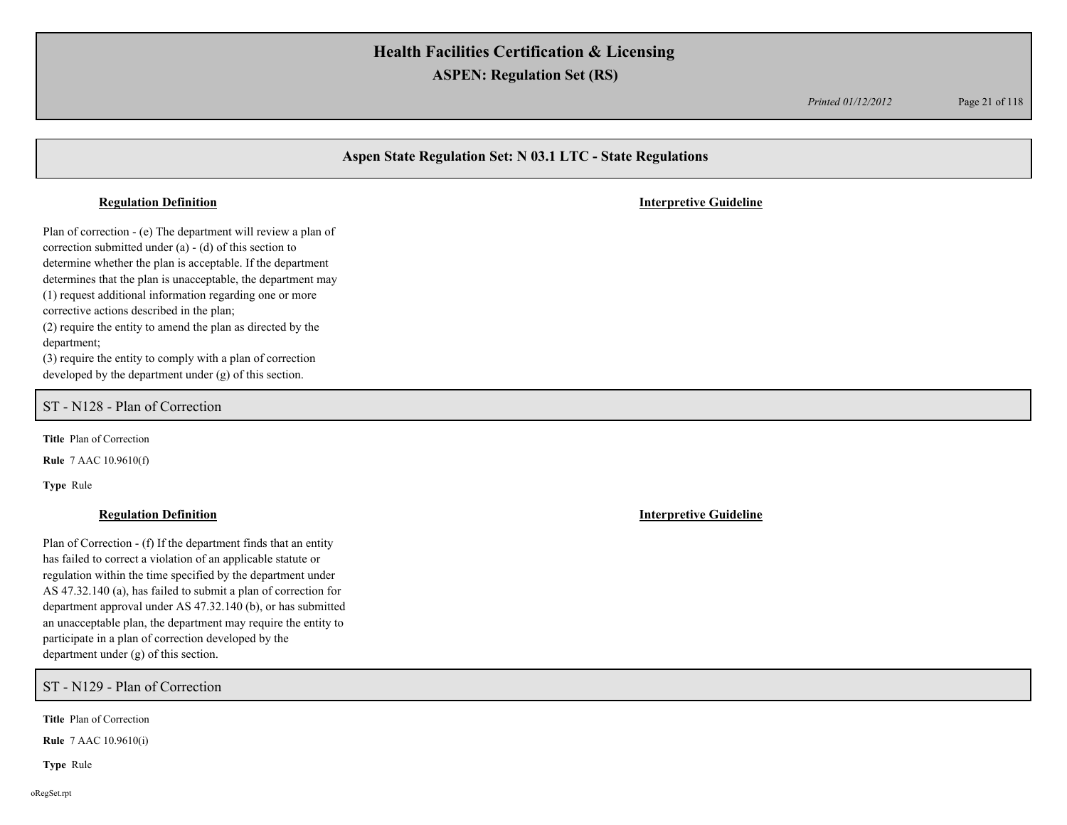## Aspen State Regulation Set: N 03.1 LTC - State Regulations

**Regulation Definition** | **Interpretive Guideline**

Plan of correction - (e) The department will review a plan of correction submitted under (a) - (d) of this section to determine whether the plan is acceptable. If the department determines that the plan is unacceptable, the department may
(1) request additional information regarding one or more corrective actions described in the plan;
(2) require the entity to amend the plan as directed by the department;
(3) require the entity to comply with a plan of correction developed by the department under (g) of this section.

### ST - N128 - Plan of Correction

**Title** Plan of Correction

**Rule** 7 AAC 10.9610(f)

**Type** Rule

**Regulation Definition** | **Interpretive Guideline**

Plan of Correction - (f) If the department finds that an entity has failed to correct a violation of an applicable statute or regulation within the time specified by the department under AS 47.32.140 (a), has failed to submit a plan of correction for department approval under AS 47.32.140 (b), or has submitted an unacceptable plan, the department may require the entity to participate in a plan of correction developed by the department under (g) of this section.

### ST - N129 - Plan of Correction

**Title** Plan of Correction

**Rule** 7 AAC 10.9610(i)

**Type** Rule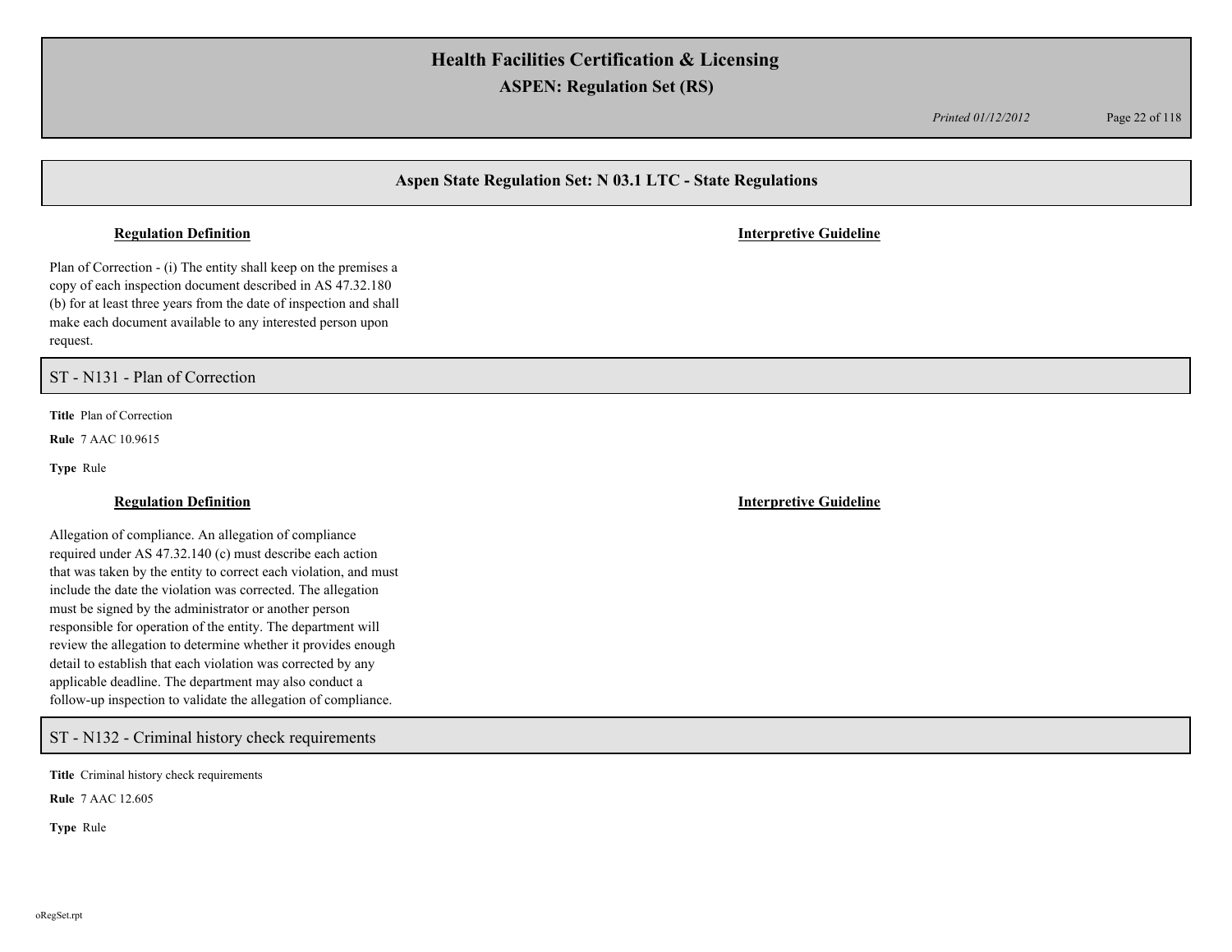## Aspen State Regulation Set: N 03.1 LTC - State Regulations

**Regulation Definition** | **Interpretive Guideline**

Plan of Correction - (i) The entity shall keep on the premises a copy of each inspection document described in AS 47.32.180 (b) for at least three years from the date of inspection and shall make each document available to any interested person upon request.

## ST - N131 - Plan of Correction

**Title** Plan of Correction

**Rule** 7 AAC 10.9615

**Type** Rule

**Regulation Definition** | **Interpretive Guideline**

Allegation of compliance. An allegation of compliance required under AS 47.32.140 (c) must describe each action that was taken by the entity to correct each violation, and must include the date the violation was corrected. The allegation must be signed by the administrator or another person responsible for operation of the entity. The department will review the allegation to determine whether it provides enough detail to establish that each violation was corrected by any applicable deadline. The department may also conduct a follow-up inspection to validate the allegation of compliance.

## ST - N132 - Criminal history check requirements

**Title** Criminal history check requirements

**Rule** 7 AAC 12.605

**Type** Rule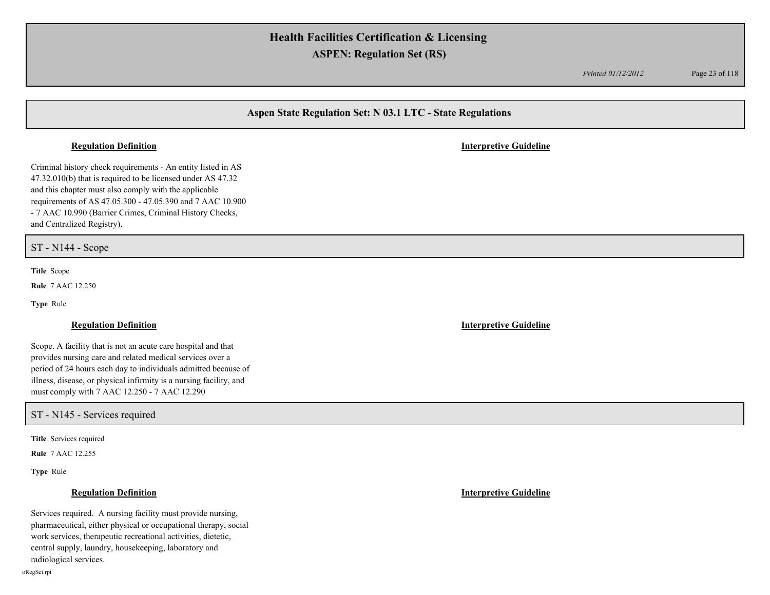## Aspen State Regulation Set: N 03.1 LTC - State Regulations

**Regulation Definition** | **Interpretive Guideline**

Criminal history check requirements - An entity listed in AS 47.32.010(b) that is required to be licensed under AS 47.32 and this chapter must also comply with the applicable requirements of AS 47.05.300 - 47.05.390 and 7 AAC 10.900 - 7 AAC 10.990 (Barrier Crimes, Criminal History Checks, and Centralized Registry).

### ST - N144 - Scope

**Title** Scope

**Rule** 7 AAC 12.250

**Type** Rule

**Regulation Definition** | **Interpretive Guideline**

Scope. A facility that is not an acute care hospital and that provides nursing care and related medical services over a period of 24 hours each day to individuals admitted because of illness, disease, or physical infirmity is a nursing facility, and must comply with 7 AAC 12.250 - 7 AAC 12.290

### ST - N145 - Services required

**Title** Services required

**Rule** 7 AAC 12.255

**Type** Rule

**Regulation Definition** | **Interpretive Guideline**

Services required. A nursing facility must provide nursing, pharmaceutical, either physical or occupational therapy, social work services, therapeutic recreational activities, dietetic, central supply, laundry, housekeeping, laboratory and radiological services.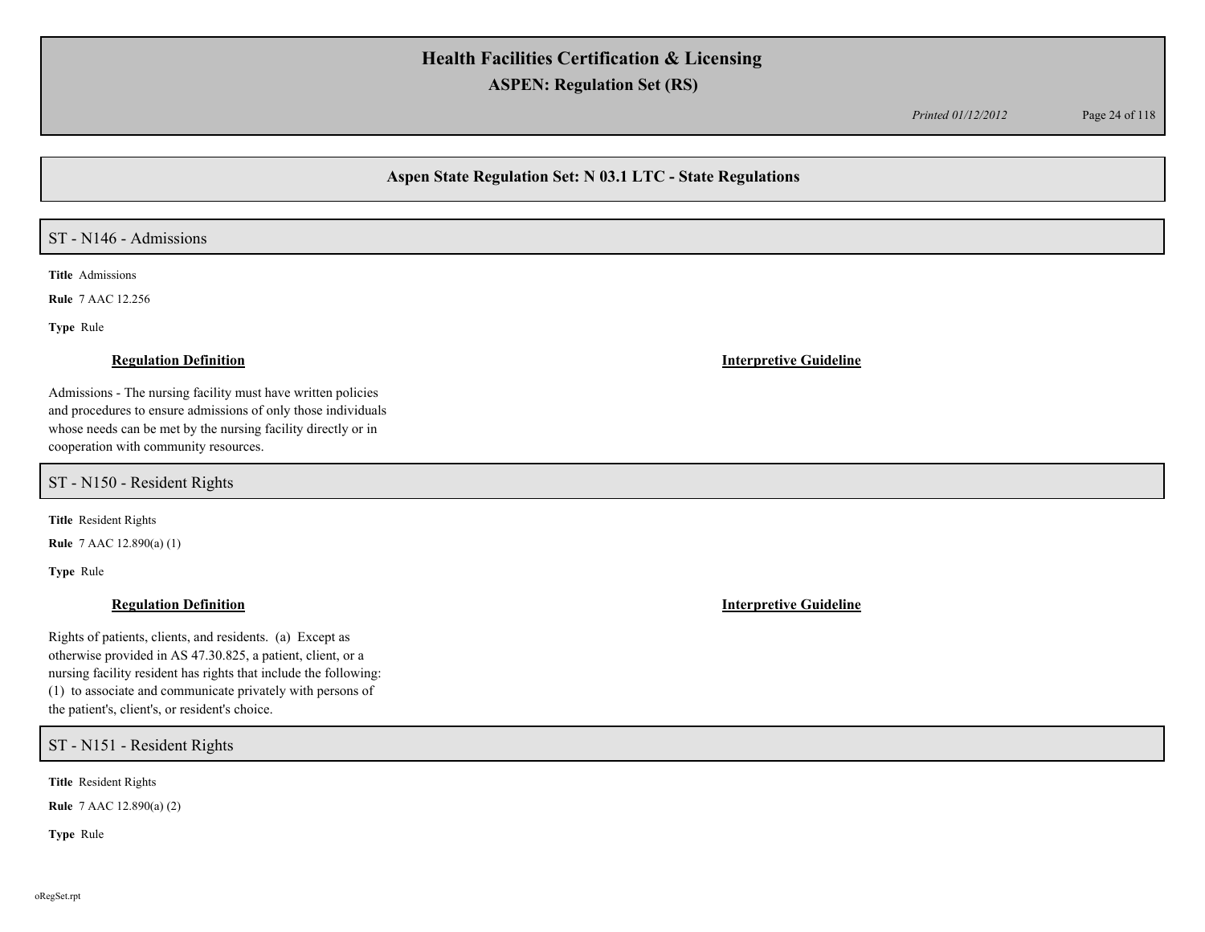## Aspen State Regulation Set: N 03.1 LTC - State Regulations

### ST - N146 - Admissions

**Title** Admissions

**Rule** 7 AAC 12.256

**Type** Rule

| Regulation Definition | Interpretive Guideline |
| --- | --- |
| Admissions - The nursing facility must have written policies and procedures to ensure admissions of only those individuals whose needs can be met by the nursing facility directly or in cooperation with community resources. | |

### ST - N150 - Resident Rights

**Title** Resident Rights

**Rule** 7 AAC 12.890(a) (1)

**Type** Rule

| Regulation Definition | Interpretive Guideline |
| --- | --- |
| Rights of patients, clients, and residents. (a) Except as otherwise provided in AS 47.30.825, a patient, client, or a nursing facility resident has rights that include the following: (1) to associate and communicate privately with persons of the patient's, client's, or resident's choice. | |

### ST - N151 - Resident Rights

**Title** Resident Rights

**Rule** 7 AAC 12.890(a) (2)

**Type** Rule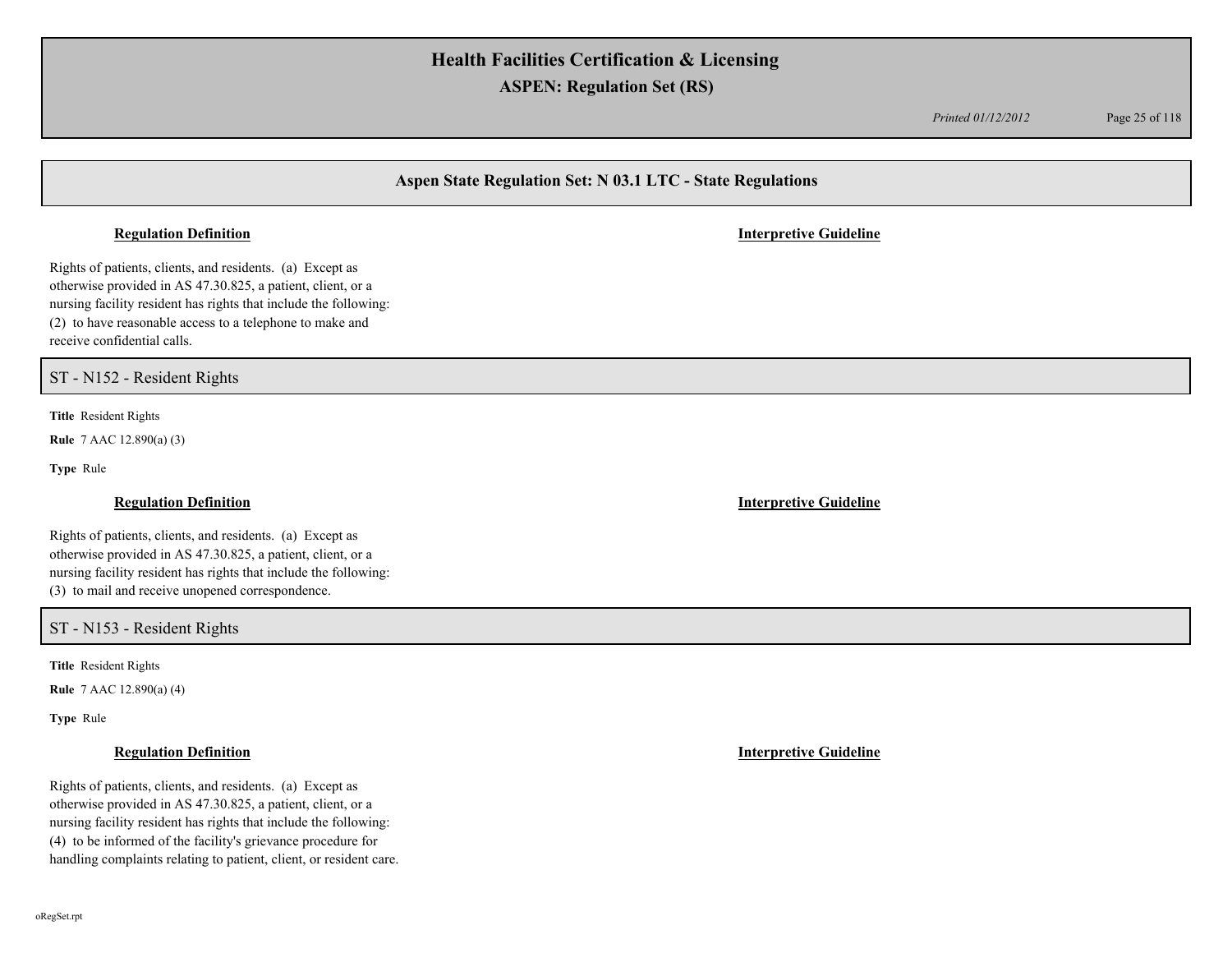## Aspen State Regulation Set: N 03.1 LTC - State Regulations

**Regulation Definition** | **Interpretive Guideline**

Rights of patients, clients, and residents. (a) Except as otherwise provided in AS 47.30.825, a patient, client, or a nursing facility resident has rights that include the following: (2) to have reasonable access to a telephone to make and receive confidential calls.

### ST - N152 - Resident Rights

**Title** Resident Rights

**Rule** 7 AAC 12.890(a) (3)

**Type** Rule

**Regulation Definition** | **Interpretive Guideline**

Rights of patients, clients, and residents. (a) Except as otherwise provided in AS 47.30.825, a patient, client, or a nursing facility resident has rights that include the following: (3) to mail and receive unopened correspondence.

### ST - N153 - Resident Rights

**Title** Resident Rights

**Rule** 7 AAC 12.890(a) (4)

**Type** Rule

**Regulation Definition** | **Interpretive Guideline**

Rights of patients, clients, and residents. (a) Except as otherwise provided in AS 47.30.825, a patient, client, or a nursing facility resident has rights that include the following: (4) to be informed of the facility's grievance procedure for handling complaints relating to patient, client, or resident care.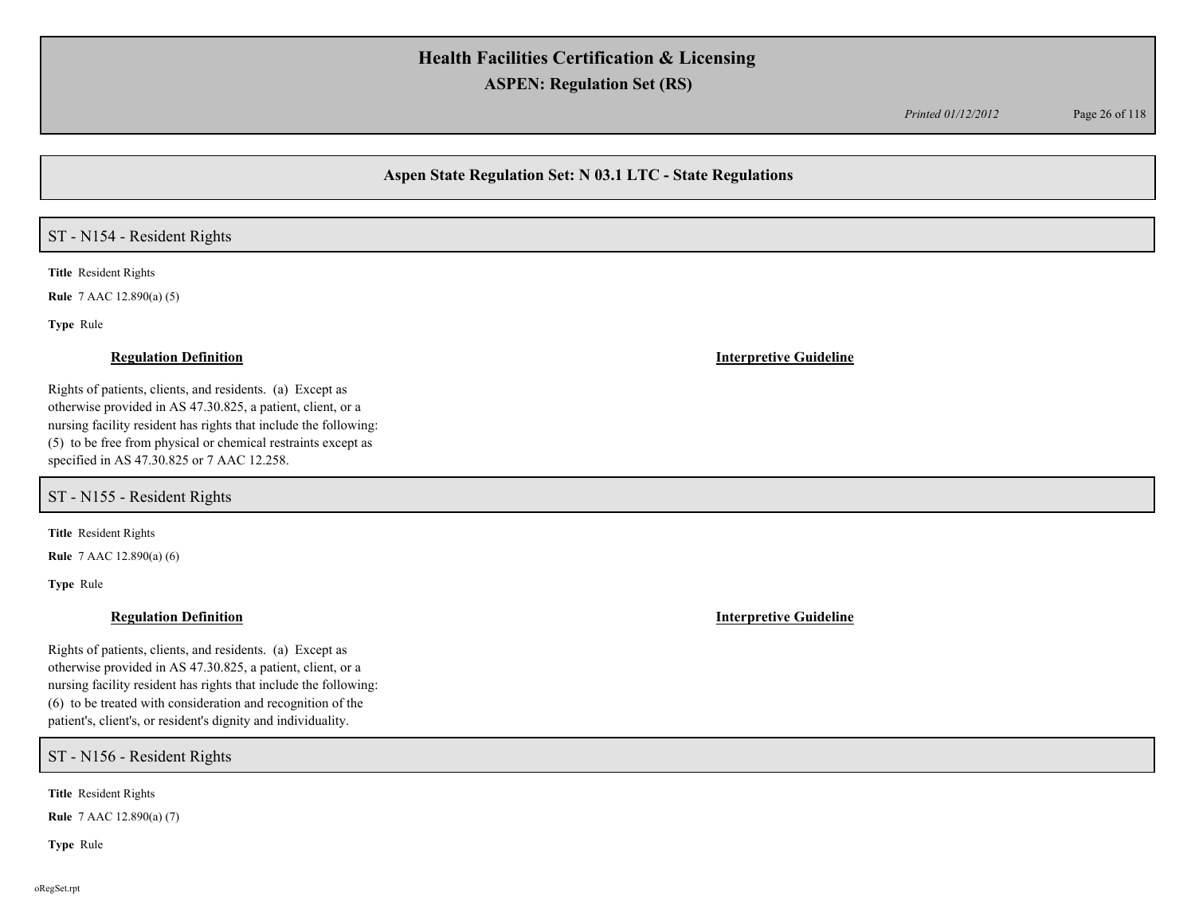## Aspen State Regulation Set: N 03.1 LTC - State Regulations

### ST - N154 - Resident Rights

**Title** Resident Rights

**Rule** 7 AAC 12.890(a) (5)

**Type** Rule

**Regulation Definition**

Rights of patients, clients, and residents. (a) Except as otherwise provided in AS 47.30.825, a patient, client, or a nursing facility resident has rights that include the following: (5) to be free from physical or chemical restraints except as specified in AS 47.30.825 or 7 AAC 12.258.

**Interpretive Guideline**

### ST - N155 - Resident Rights

**Title** Resident Rights

**Rule** 7 AAC 12.890(a) (6)

**Type** Rule

**Regulation Definition**

Rights of patients, clients, and residents. (a) Except as otherwise provided in AS 47.30.825, a patient, client, or a nursing facility resident has rights that include the following: (6) to be treated with consideration and recognition of the patient's, client's, or resident's dignity and individuality.

**Interpretive Guideline**

### ST - N156 - Resident Rights

**Title** Resident Rights

**Rule** 7 AAC 12.890(a) (7)

**Type** Rule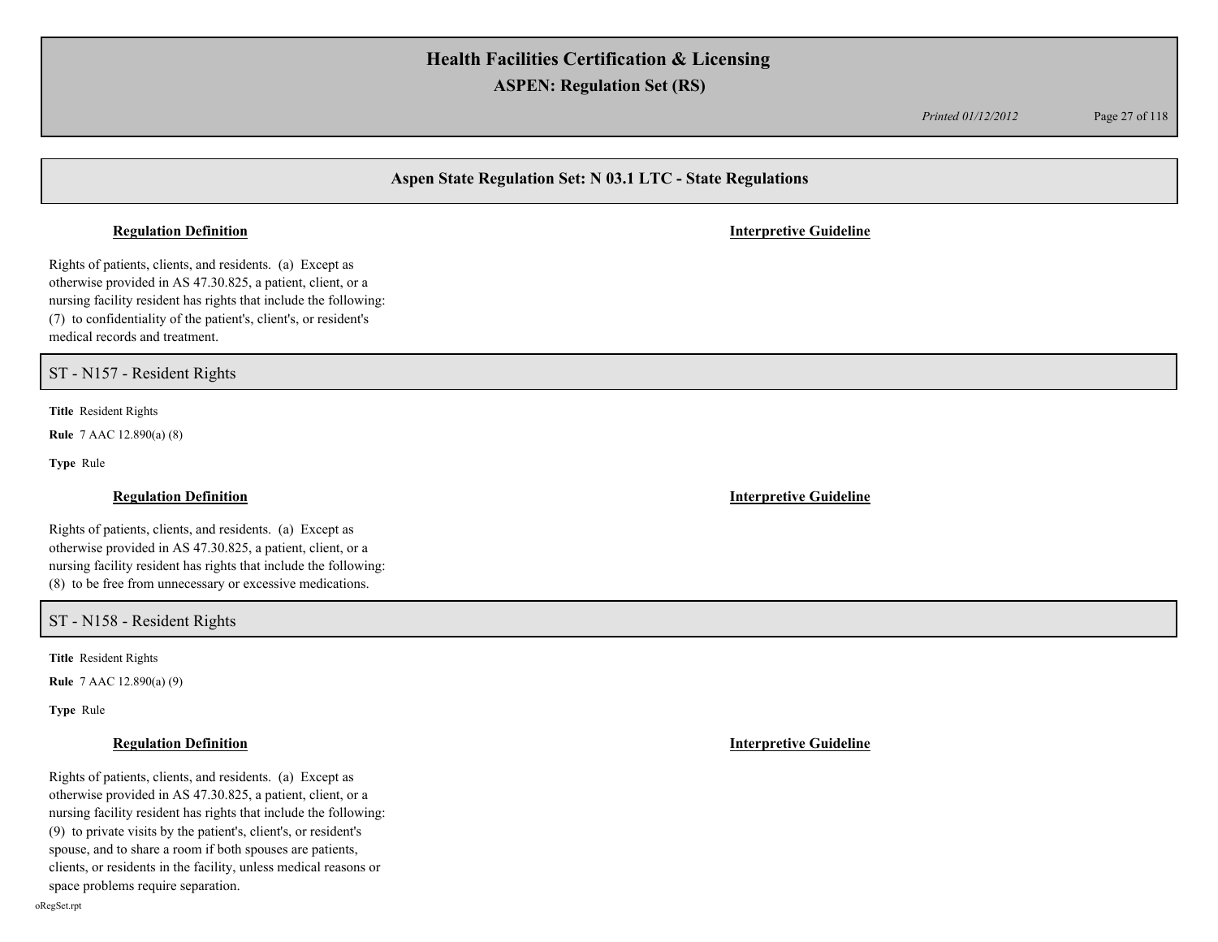## Aspen State Regulation Set: N 03.1 LTC - State Regulations

**Regulation Definition** | **Interpretive Guideline**

Rights of patients, clients, and residents. (a) Except as otherwise provided in AS 47.30.825, a patient, client, or a nursing facility resident has rights that include the following: (7) to confidentiality of the patient's, client's, or resident's medical records and treatment.

## ST - N157 - Resident Rights

**Title** Resident Rights

**Rule** 7 AAC 12.890(a) (8)

**Type** Rule

**Regulation Definition** | **Interpretive Guideline**

Rights of patients, clients, and residents. (a) Except as otherwise provided in AS 47.30.825, a patient, client, or a nursing facility resident has rights that include the following: (8) to be free from unnecessary or excessive medications.

## ST - N158 - Resident Rights

**Title** Resident Rights

**Rule** 7 AAC 12.890(a) (9)

**Type** Rule

**Regulation Definition** | **Interpretive Guideline**

Rights of patients, clients, and residents. (a) Except as otherwise provided in AS 47.30.825, a patient, client, or a nursing facility resident has rights that include the following: (9) to private visits by the patient's, client's, or resident's spouse, and to share a room if both spouses are patients, clients, or residents in the facility, unless medical reasons or space problems require separation.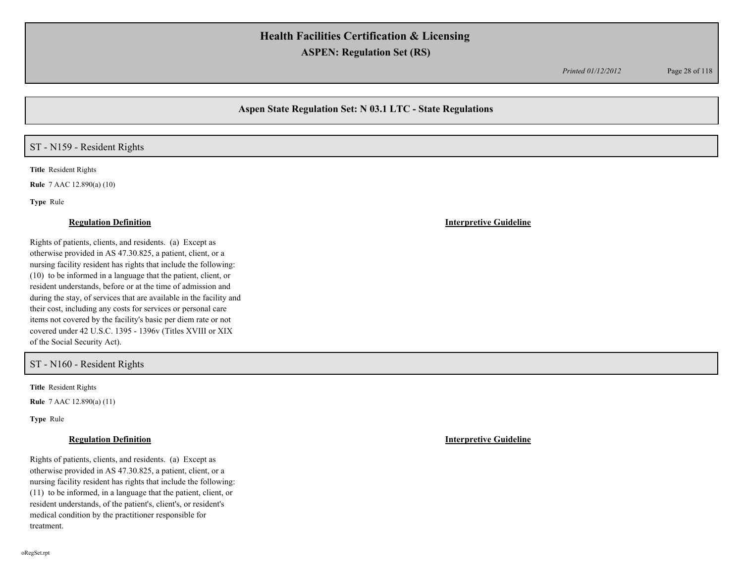## Aspen State Regulation Set: N 03.1 LTC - State Regulations

### ST - N159 - Resident Rights

**Title** Resident Rights

**Rule** 7 AAC 12.890(a) (10)

**Type** Rule

**Regulation Definition**

Rights of patients, clients, and residents. (a) Except as otherwise provided in AS 47.30.825, a patient, client, or a nursing facility resident has rights that include the following: (10) to be informed in a language that the patient, client, or resident understands, before or at the time of admission and during the stay, of services that are available in the facility and their cost, including any costs for services or personal care items not covered by the facility's basic per diem rate or not covered under 42 U.S.C. 1395 - 1396v (Titles XVIII or XIX of the Social Security Act).

**Interpretive Guideline**

### ST - N160 - Resident Rights

**Title** Resident Rights

**Rule** 7 AAC 12.890(a) (11)

**Type** Rule

**Regulation Definition**

Rights of patients, clients, and residents. (a) Except as otherwise provided in AS 47.30.825, a patient, client, or a nursing facility resident has rights that include the following: (11) to be informed, in a language that the patient, client, or resident understands, of the patient's, client's, or resident's medical condition by the practitioner responsible for treatment.

**Interpretive Guideline**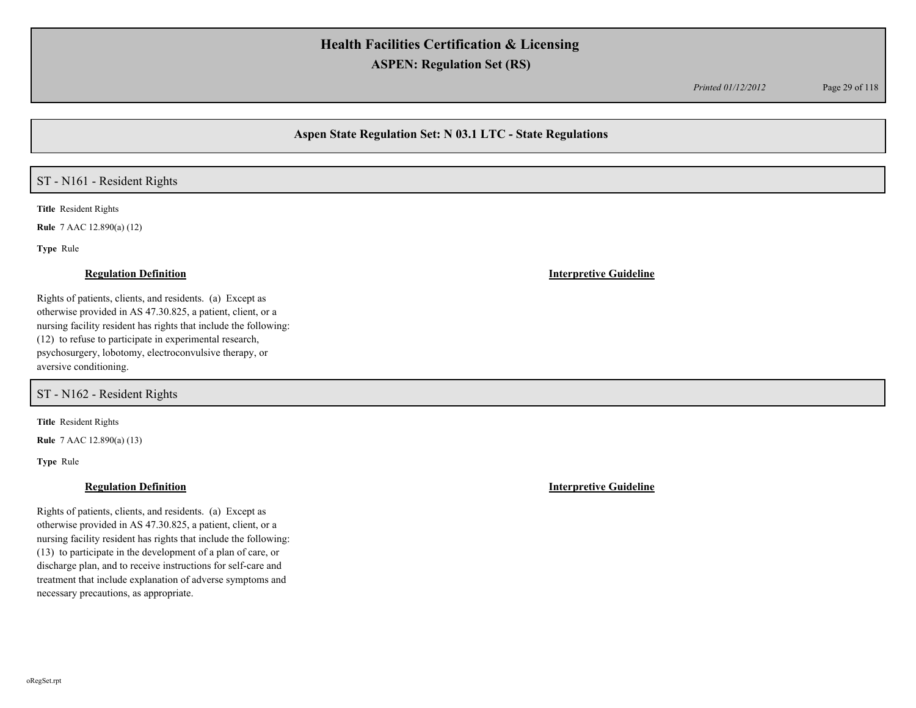## ST - N161 - Resident Rights

**Title** Resident Rights

**Rule** 7 AAC 12.890(a) (12)

**Type** Rule

| Regulation Definition | Interpretive Guideline |
|---|---|
| Rights of patients, clients, and residents. (a) Except as otherwise provided in AS 47.30.825, a patient, client, or a nursing facility resident has rights that include the following: (12) to refuse to participate in experimental research, psychosurgery, lobotomy, electroconvulsive therapy, or aversive conditioning. | |

## ST - N162 - Resident Rights

**Title** Resident Rights

**Rule** 7 AAC 12.890(a) (13)

**Type** Rule

| Regulation Definition | Interpretive Guideline |
|---|---|
| Rights of patients, clients, and residents. (a) Except as otherwise provided in AS 47.30.825, a patient, client, or a nursing facility resident has rights that include the following: (13) to participate in the development of a plan of care, or discharge plan, and to receive instructions for self-care and treatment that include explanation of adverse symptoms and necessary precautions, as appropriate. | |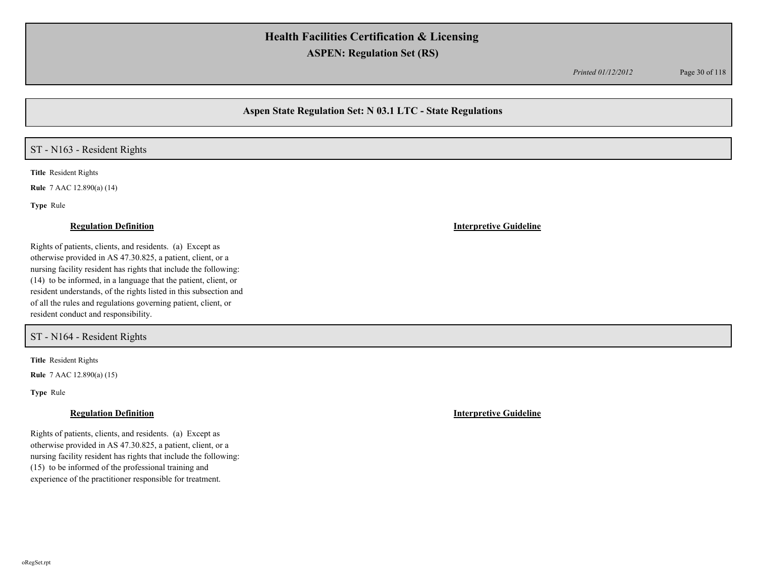## Aspen State Regulation Set: N 03.1 LTC - State Regulations

### ST - N163 - Resident Rights

**Title** Resident Rights

**Rule** 7 AAC 12.890(a) (14)

**Type** Rule

**Regulation Definition**

Rights of patients, clients, and residents. (a) Except as otherwise provided in AS 47.30.825, a patient, client, or a nursing facility resident has rights that include the following: (14) to be informed, in a language that the patient, client, or resident understands, of the rights listed in this subsection and of all the rules and regulations governing patient, client, or resident conduct and responsibility.

**Interpretive Guideline**

### ST - N164 - Resident Rights

**Title** Resident Rights

**Rule** 7 AAC 12.890(a) (15)

**Type** Rule

**Regulation Definition**

Rights of patients, clients, and residents. (a) Except as otherwise provided in AS 47.30.825, a patient, client, or a nursing facility resident has rights that include the following: (15) to be informed of the professional training and experience of the practitioner responsible for treatment.

**Interpretive Guideline**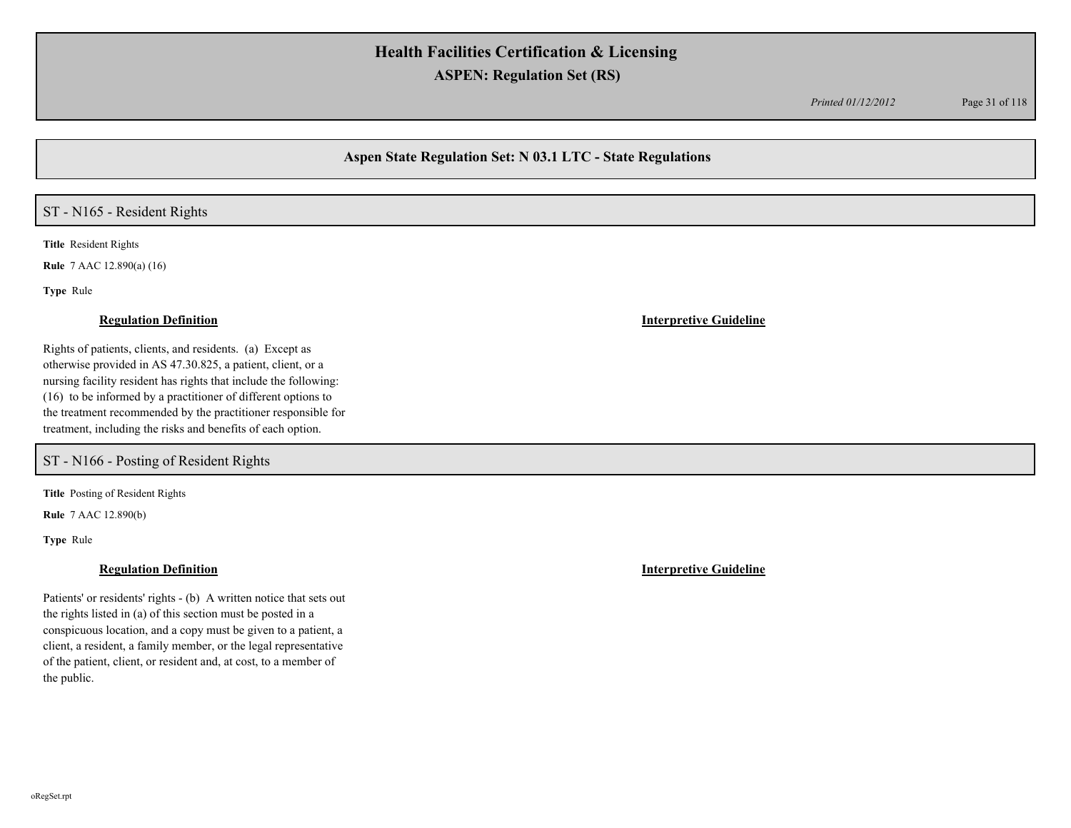## Aspen State Regulation Set: N 03.1 LTC - State Regulations

### ST - N165 - Resident Rights

**Title** Resident Rights

**Rule** 7 AAC 12.890(a) (16)

**Type** Rule

**Regulation Definition**

Rights of patients, clients, and residents. (a) Except as otherwise provided in AS 47.30.825, a patient, client, or a nursing facility resident has rights that include the following: (16) to be informed by a practitioner of different options to the treatment recommended by the practitioner responsible for treatment, including the risks and benefits of each option.

**Interpretive Guideline**

### ST - N166 - Posting of Resident Rights

**Title** Posting of Resident Rights

**Rule** 7 AAC 12.890(b)

**Type** Rule

**Regulation Definition**

Patients' or residents' rights - (b) A written notice that sets out the rights listed in (a) of this section must be posted in a conspicuous location, and a copy must be given to a patient, a client, a resident, a family member, or the legal representative of the patient, client, or resident and, at cost, to a member of the public.

**Interpretive Guideline**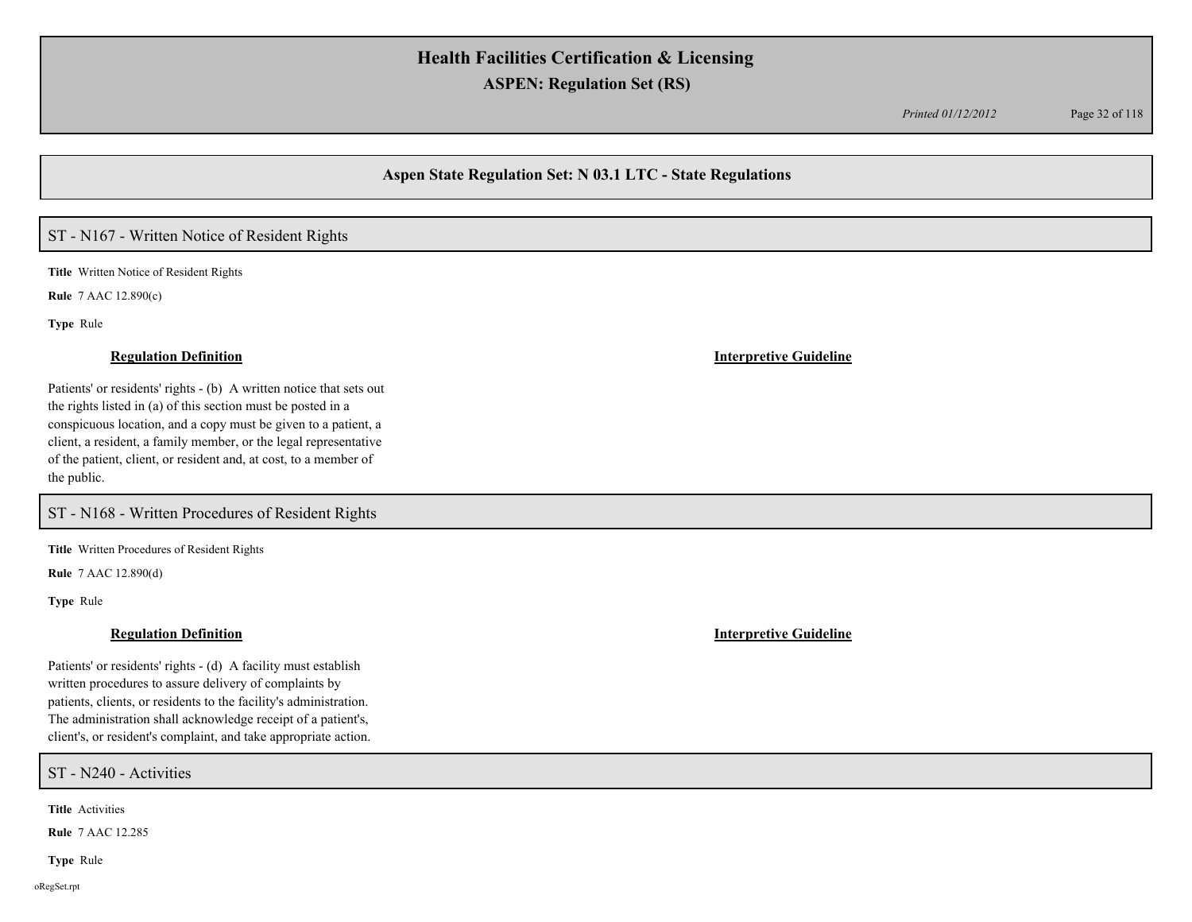## Aspen State Regulation Set: N 03.1 LTC - State Regulations

### ST - N167 - Written Notice of Resident Rights

**Title** Written Notice of Resident Rights

**Rule** 7 AAC 12.890(c)

**Type** Rule

**Regulation Definition**

Patients' or residents' rights - (b) A written notice that sets out the rights listed in (a) of this section must be posted in a conspicuous location, and a copy must be given to a patient, a client, a resident, a family member, or the legal representative of the patient, client, or resident and, at cost, to a member of the public.

**Interpretive Guideline**

### ST - N168 - Written Procedures of Resident Rights

**Title** Written Procedures of Resident Rights

**Rule** 7 AAC 12.890(d)

**Type** Rule

**Regulation Definition**

Patients' or residents' rights - (d) A facility must establish written procedures to assure delivery of complaints by patients, clients, or residents to the facility's administration. The administration shall acknowledge receipt of a patient's, client's, or resident's complaint, and take appropriate action.

**Interpretive Guideline**

### ST - N240 - Activities

**Title** Activities

**Rule** 7 AAC 12.285

**Type** Rule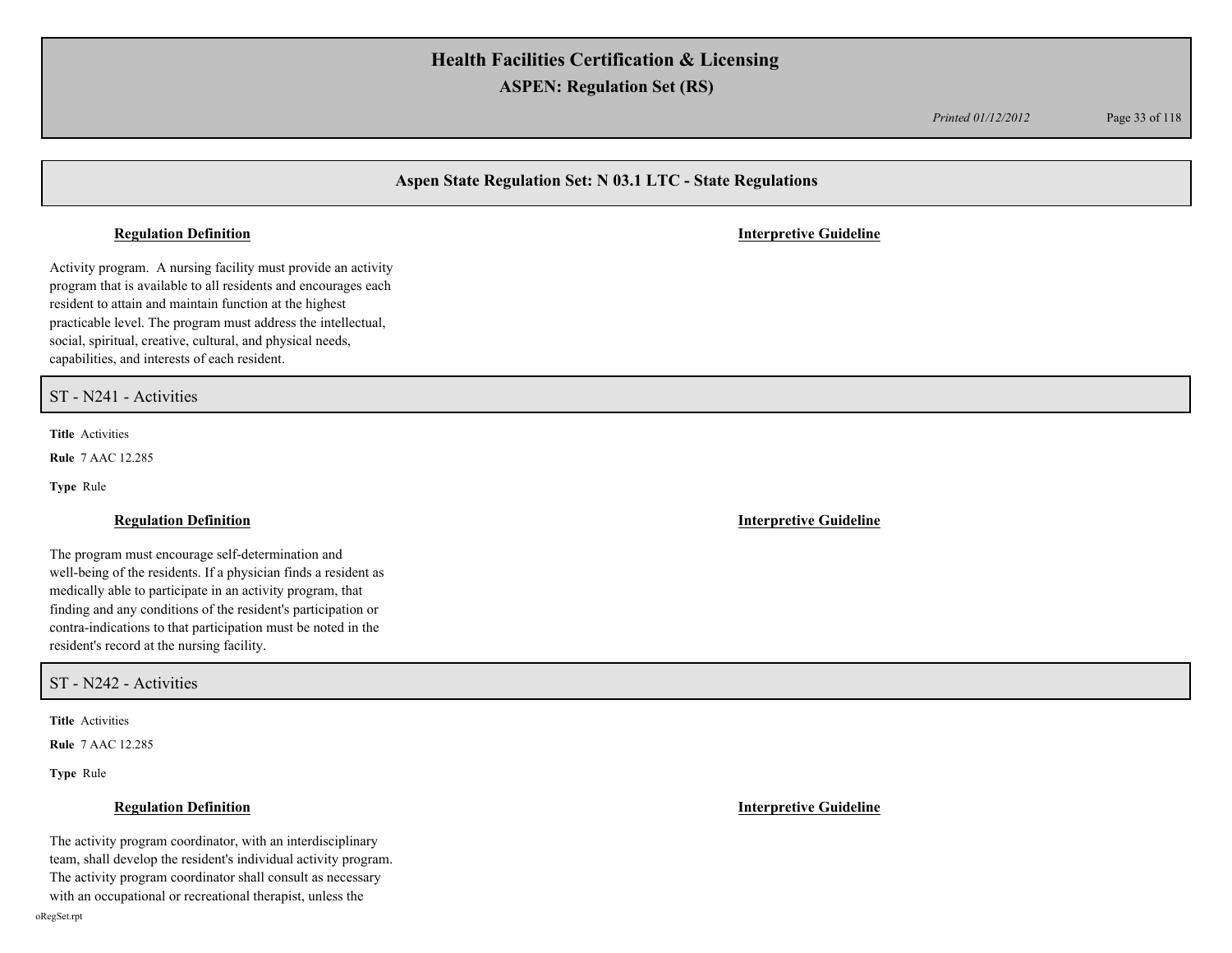## Aspen State Regulation Set: N 03.1 LTC - State Regulations

**Regulation Definition** | **Interpretive Guideline**

Activity program. A nursing facility must provide an activity program that is available to all residents and encourages each resident to attain and maintain function at the highest practicable level. The program must address the intellectual, social, spiritual, creative, cultural, and physical needs, capabilities, and interests of each resident.

## ST - N241 - Activities

**Title** Activities

**Rule** 7 AAC 12.285

**Type** Rule

**Regulation Definition** | **Interpretive Guideline**

The program must encourage self-determination and well-being of the residents. If a physician finds a resident as medically able to participate in an activity program, that finding and any conditions of the resident's participation or contra-indications to that participation must be noted in the resident's record at the nursing facility.

## ST - N242 - Activities

**Title** Activities

**Rule** 7 AAC 12.285

**Type** Rule

**Regulation Definition** | **Interpretive Guideline**

The activity program coordinator, with an interdisciplinary team, shall develop the resident's individual activity program. The activity program coordinator shall consult as necessary with an occupational or recreational therapist, unless the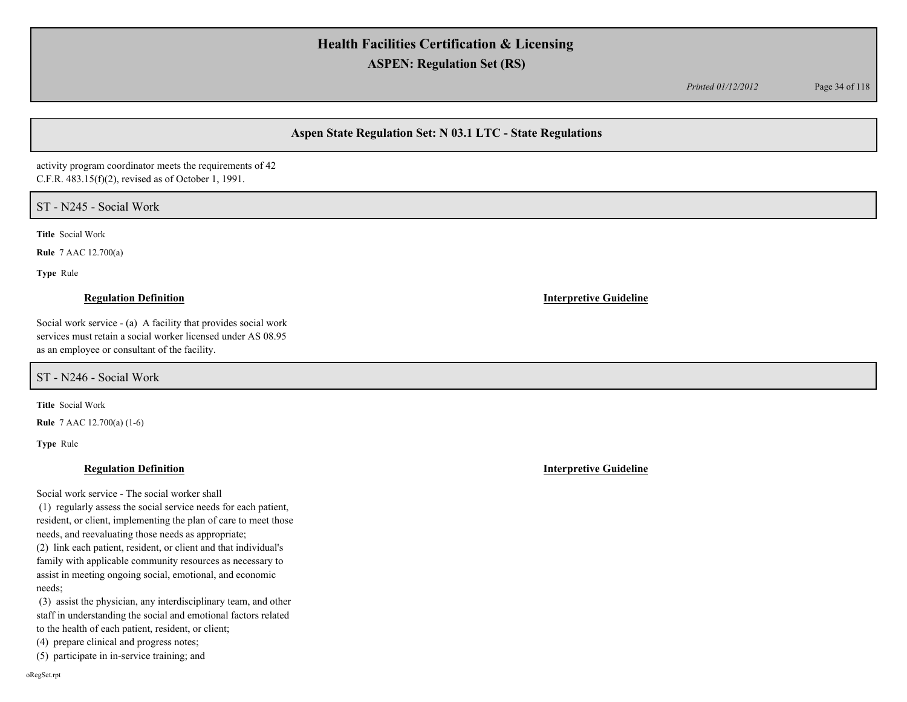activity program coordinator meets the requirements of 42 C.F.R. 483.15(f)(2), revised as of October 1, 1991.

## ST - N245 - Social Work

**Title** Social Work

**Rule** 7 AAC 12.700(a)

**Type** Rule

**Regulation Definition**

Social work service - (a) A facility that provides social work services must retain a social worker licensed under AS 08.95 as an employee or consultant of the facility.

**Interpretive Guideline**

## ST - N246 - Social Work

**Title** Social Work

**Rule** 7 AAC 12.700(a) (1-6)

**Type** Rule

**Regulation Definition**

Social work service - The social worker shall

(1) regularly assess the social service needs for each patient, resident, or client, implementing the plan of care to meet those needs, and reevaluating those needs as appropriate;

(2) link each patient, resident, or client and that individual's family with applicable community resources as necessary to assist in meeting ongoing social, emotional, and economic needs;

(3) assist the physician, any interdisciplinary team, and other staff in understanding the social and emotional factors related to the health of each patient, resident, or client;

(4) prepare clinical and progress notes;

(5) participate in in-service training; and

**Interpretive Guideline**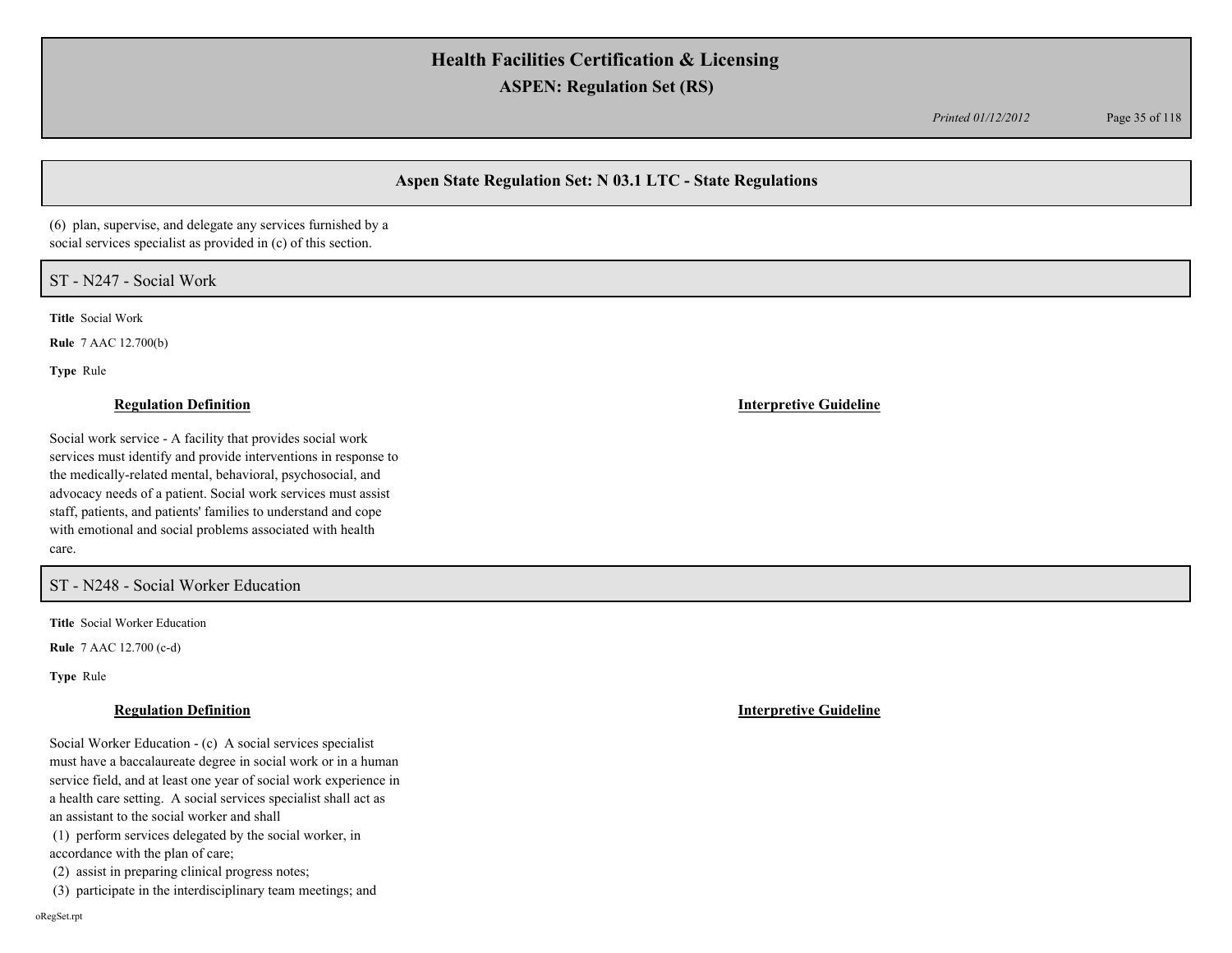## Aspen State Regulation Set: N 03.1 LTC - State Regulations

(6) plan, supervise, and delegate any services furnished by a social services specialist as provided in (c) of this section.

## ST - N247 - Social Work

**Title** Social Work

**Rule** 7 AAC 12.700(b)

**Type** Rule

**Regulation Definition**

Social work service - A facility that provides social work services must identify and provide interventions in response to the medically-related mental, behavioral, psychosocial, and advocacy needs of a patient. Social work services must assist staff, patients, and patients' families to understand and cope with emotional and social problems associated with health care.

**Interpretive Guideline**

## ST - N248 - Social Worker Education

**Title** Social Worker Education

**Rule** 7 AAC 12.700 (c-d)

**Type** Rule

**Regulation Definition**

Social Worker Education - (c) A social services specialist must have a baccalaureate degree in social work or in a human service field, and at least one year of social work experience in a health care setting. A social services specialist shall act as an assistant to the social worker and shall

(1) perform services delegated by the social worker, in accordance with the plan of care;

(2) assist in preparing clinical progress notes;

(3) participate in the interdisciplinary team meetings; and

**Interpretive Guideline**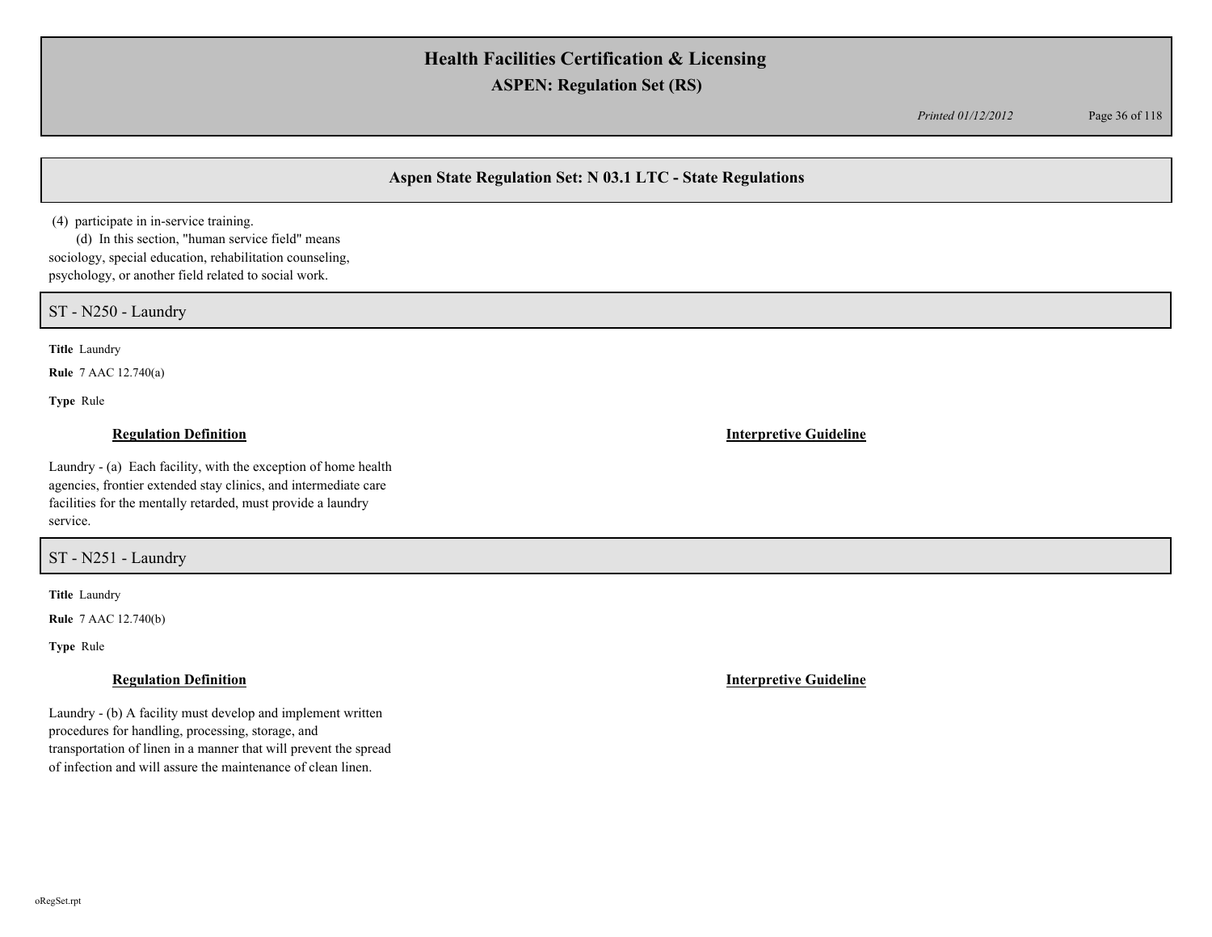## Aspen State Regulation Set: N 03.1 LTC - State Regulations

(4) participate in in-service training.

(d) In this section, "human service field" means sociology, special education, rehabilitation counseling, psychology, or another field related to social work.

### ST - N250 - Laundry

**Title** Laundry

**Rule** 7 AAC 12.740(a)

**Type** Rule

**Regulation Definition**

Laundry - (a) Each facility, with the exception of home health agencies, frontier extended stay clinics, and intermediate care facilities for the mentally retarded, must provide a laundry service.

**Interpretive Guideline**

### ST - N251 - Laundry

**Title** Laundry

**Rule** 7 AAC 12.740(b)

**Type** Rule

**Regulation Definition**

Laundry - (b) A facility must develop and implement written procedures for handling, processing, storage, and transportation of linen in a manner that will prevent the spread of infection and will assure the maintenance of clean linen.

**Interpretive Guideline**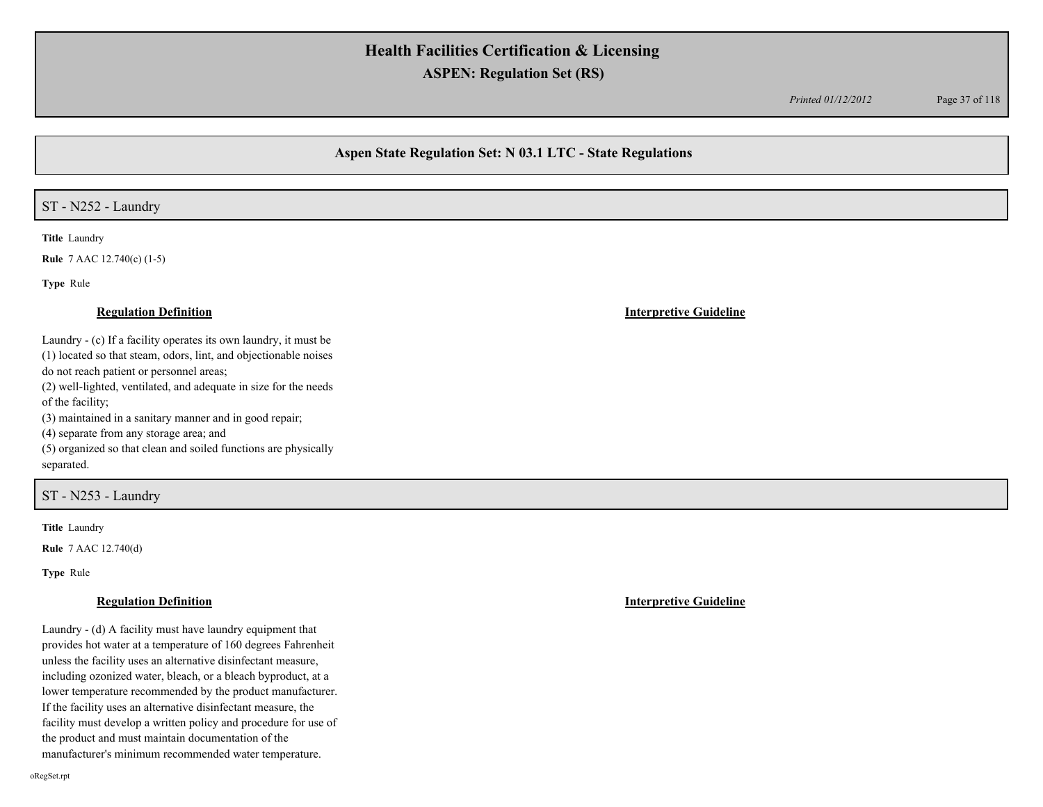## Aspen State Regulation Set: N 03.1 LTC - State Regulations

### ST - N252 - Laundry

**Title** Laundry

**Rule** 7 AAC 12.740(c) (1-5)

**Type** Rule

**Regulation Definition**

Laundry - (c) If a facility operates its own laundry, it must be
(1) located so that steam, odors, lint, and objectionable noises do not reach patient or personnel areas;
(2) well-lighted, ventilated, and adequate in size for the needs of the facility;
(3) maintained in a sanitary manner and in good repair;
(4) separate from any storage area; and
(5) organized so that clean and soiled functions are physically separated.

**Interpretive Guideline**

### ST - N253 - Laundry

**Title** Laundry

**Rule** 7 AAC 12.740(d)

**Type** Rule

**Regulation Definition**

Laundry - (d) A facility must have laundry equipment that provides hot water at a temperature of 160 degrees Fahrenheit unless the facility uses an alternative disinfectant measure, including ozonized water, bleach, or a bleach byproduct, at a lower temperature recommended by the product manufacturer. If the facility uses an alternative disinfectant measure, the facility must develop a written policy and procedure for use of the product and must maintain documentation of the manufacturer's minimum recommended water temperature.

**Interpretive Guideline**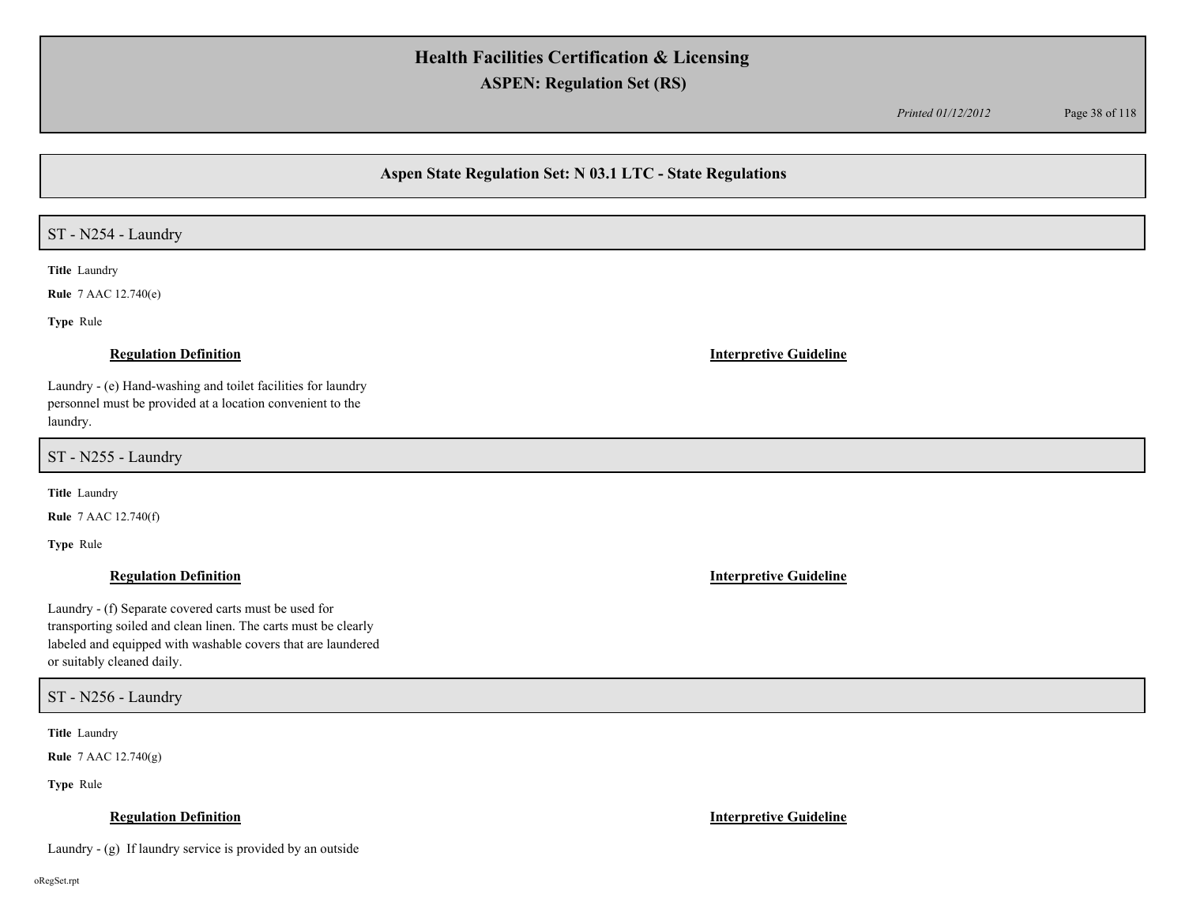## Aspen State Regulation Set: N 03.1 LTC - State Regulations

### ST - N254 - Laundry

**Title** Laundry

**Rule** 7 AAC 12.740(e)

**Type** Rule

**Regulation Definition**

Laundry - (e) Hand-washing and toilet facilities for laundry personnel must be provided at a location convenient to the laundry.

**Interpretive Guideline**

### ST - N255 - Laundry

**Title** Laundry

**Rule** 7 AAC 12.740(f)

**Type** Rule

**Regulation Definition**

Laundry - (f) Separate covered carts must be used for transporting soiled and clean linen. The carts must be clearly labeled and equipped with washable covers that are laundered or suitably cleaned daily.

**Interpretive Guideline**

### ST - N256 - Laundry

**Title** Laundry

**Rule** 7 AAC 12.740(g)

**Type** Rule

**Regulation Definition**

Laundry - (g) If laundry service is provided by an outside

**Interpretive Guideline**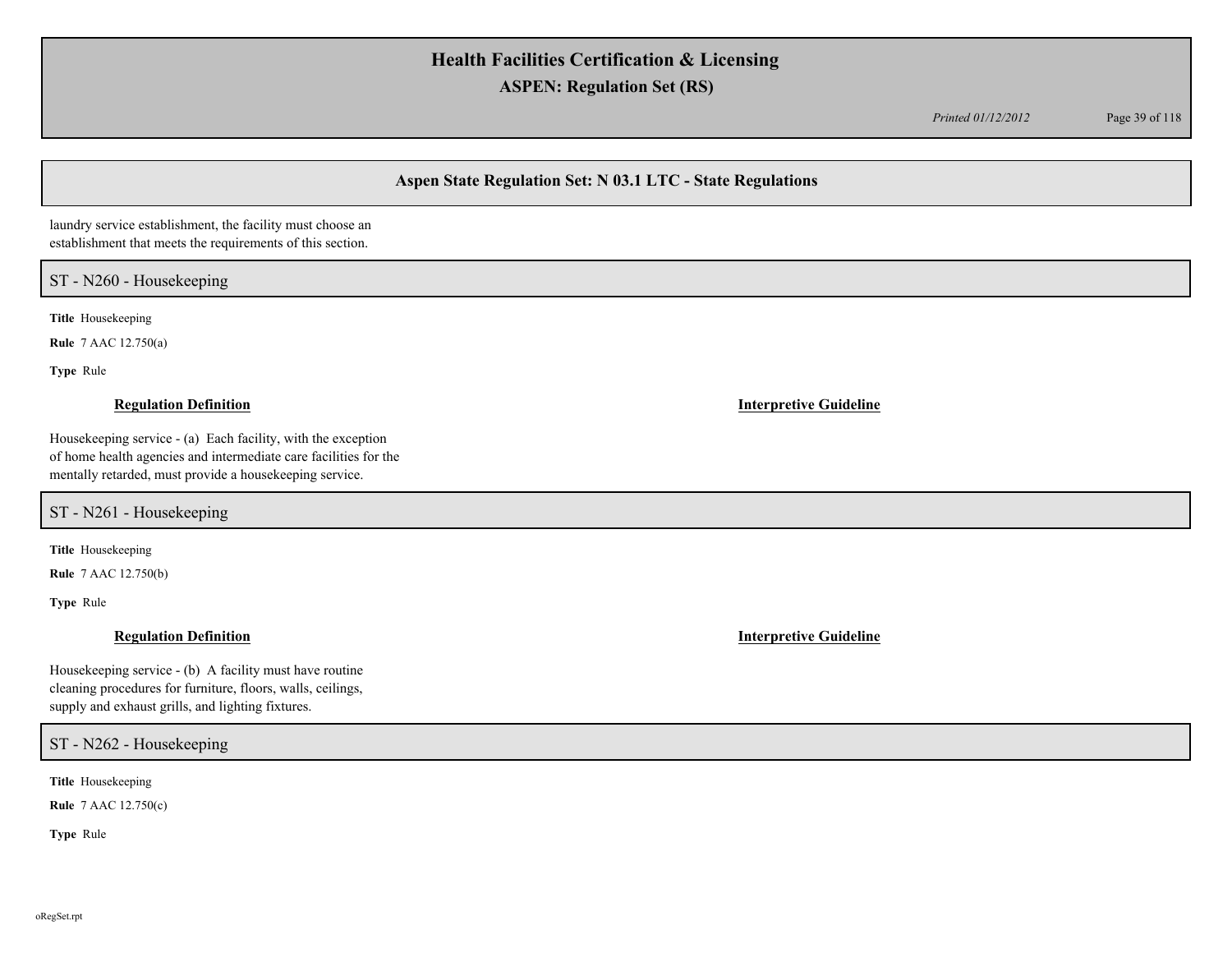laundry service establishment, the facility must choose an establishment that meets the requirements of this section.

## ST - N260 - Housekeeping

**Title** Housekeeping

**Rule** 7 AAC 12.750(a)

**Type** Rule

**Regulation Definition**

Housekeeping service - (a) Each facility, with the exception of home health agencies and intermediate care facilities for the mentally retarded, must provide a housekeeping service.

**Interpretive Guideline**

## ST - N261 - Housekeeping

**Title** Housekeeping

**Rule** 7 AAC 12.750(b)

**Type** Rule

**Regulation Definition**

Housekeeping service - (b) A facility must have routine cleaning procedures for furniture, floors, walls, ceilings, supply and exhaust grills, and lighting fixtures.

**Interpretive Guideline**

## ST - N262 - Housekeeping

**Title** Housekeeping

**Rule** 7 AAC 12.750(c)

**Type** Rule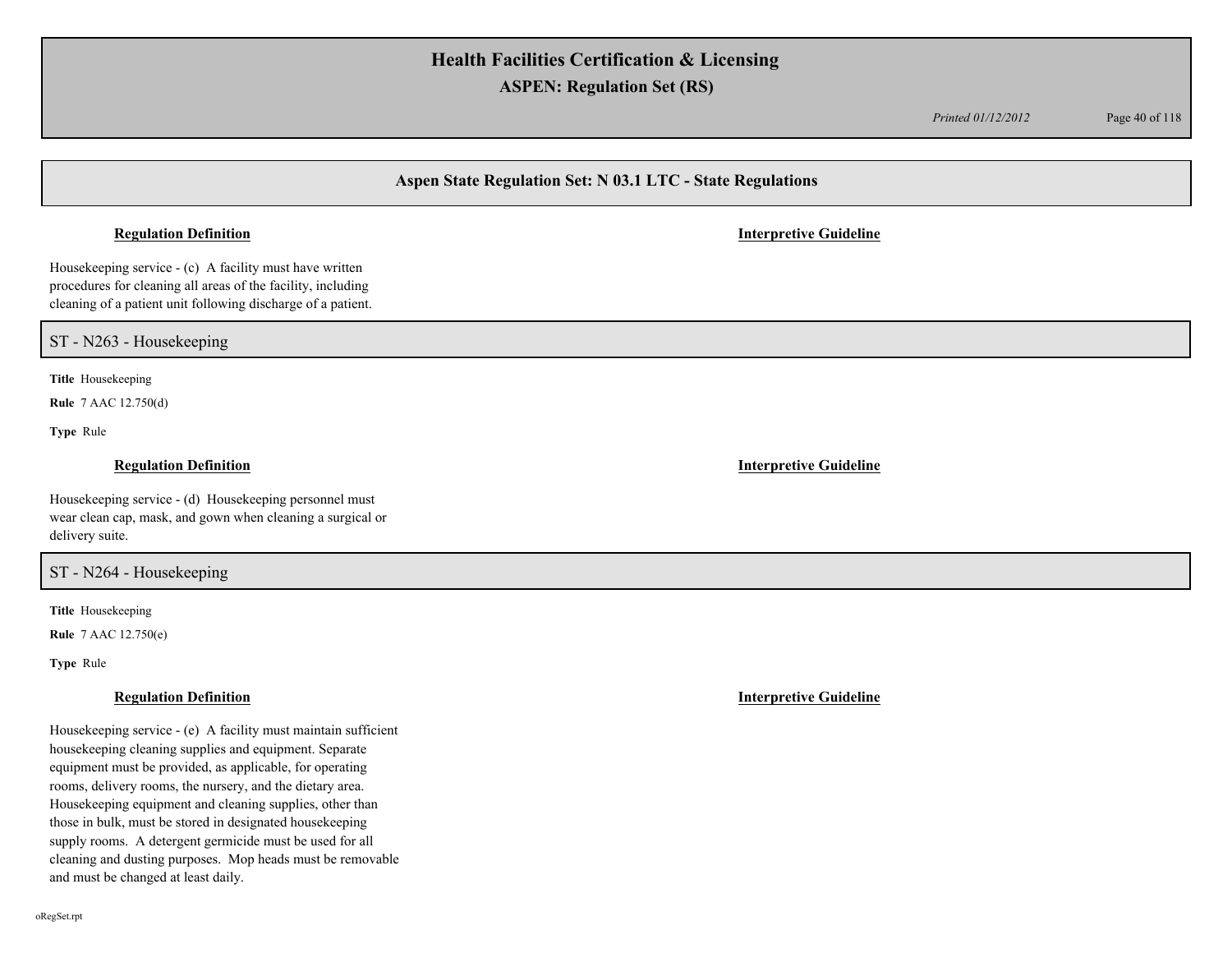## Aspen State Regulation Set: N 03.1 LTC - State Regulations

**Regulation Definition**

**Interpretive Guideline**

Housekeeping service - (c) A facility must have written procedures for cleaning all areas of the facility, including cleaning of a patient unit following discharge of a patient.

## ST - N263 - Housekeeping

**Title** Housekeeping

**Rule** 7 AAC 12.750(d)

**Type** Rule

**Regulation Definition**

**Interpretive Guideline**

Housekeeping service - (d) Housekeeping personnel must wear clean cap, mask, and gown when cleaning a surgical or delivery suite.

## ST - N264 - Housekeeping

**Title** Housekeeping

**Rule** 7 AAC 12.750(e)

**Type** Rule

**Regulation Definition**

**Interpretive Guideline**

Housekeeping service - (e) A facility must maintain sufficient housekeeping cleaning supplies and equipment. Separate equipment must be provided, as applicable, for operating rooms, delivery rooms, the nursery, and the dietary area. Housekeeping equipment and cleaning supplies, other than those in bulk, must be stored in designated housekeeping supply rooms. A detergent germicide must be used for all cleaning and dusting purposes. Mop heads must be removable and must be changed at least daily.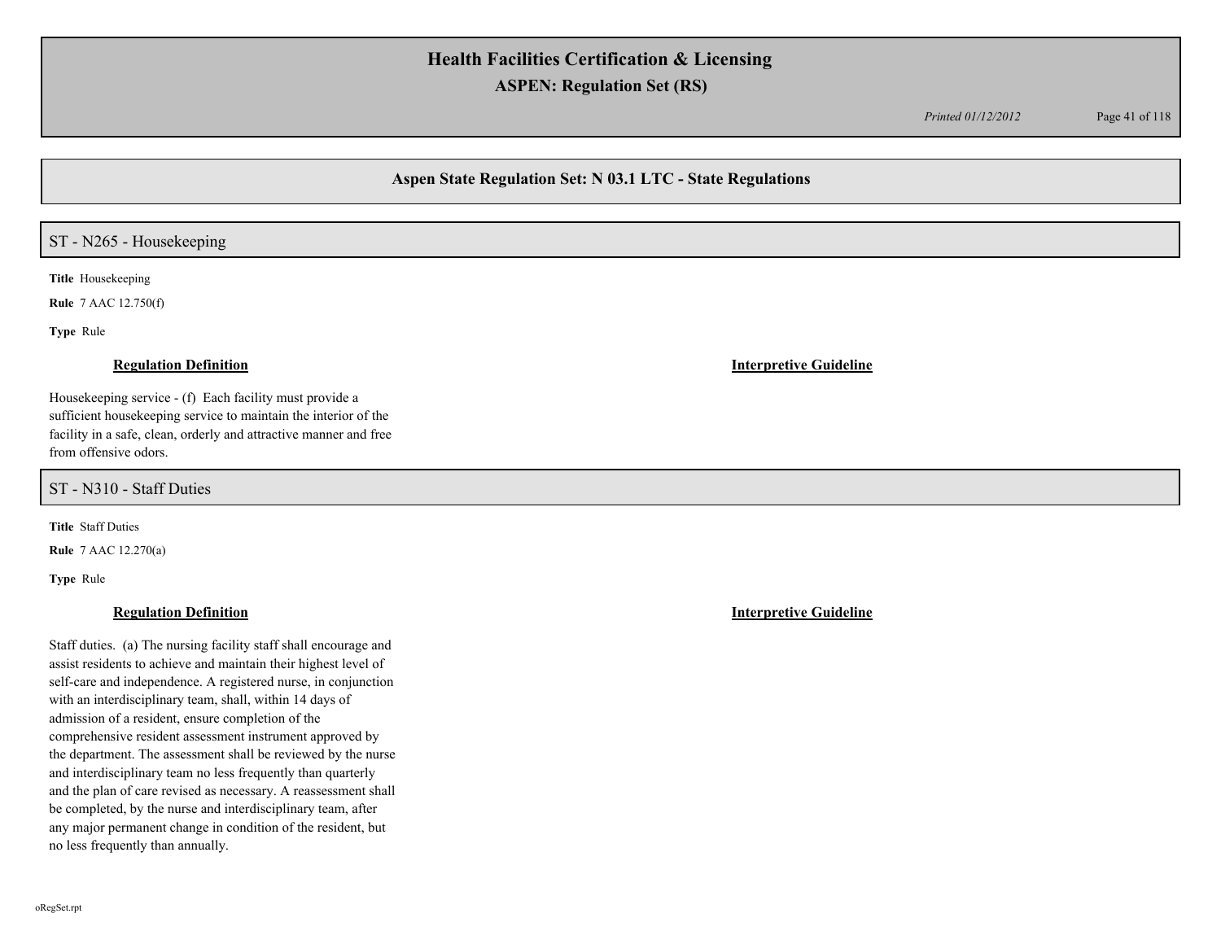## Aspen State Regulation Set: N 03.1 LTC - State Regulations

### ST - N265 - Housekeeping

**Title** Housekeeping

**Rule** 7 AAC 12.750(f)

**Type** Rule

**Regulation Definition**

Housekeeping service - (f) Each facility must provide a sufficient housekeeping service to maintain the interior of the facility in a safe, clean, orderly and attractive manner and free from offensive odors.

**Interpretive Guideline**

### ST - N310 - Staff Duties

**Title** Staff Duties

**Rule** 7 AAC 12.270(a)

**Type** Rule

**Regulation Definition**

Staff duties. (a) The nursing facility staff shall encourage and assist residents to achieve and maintain their highest level of self-care and independence. A registered nurse, in conjunction with an interdisciplinary team, shall, within 14 days of admission of a resident, ensure completion of the comprehensive resident assessment instrument approved by the department. The assessment shall be reviewed by the nurse and interdisciplinary team no less frequently than quarterly and the plan of care revised as necessary. A reassessment shall be completed, by the nurse and interdisciplinary team, after any major permanent change in condition of the resident, but no less frequently than annually.

**Interpretive Guideline**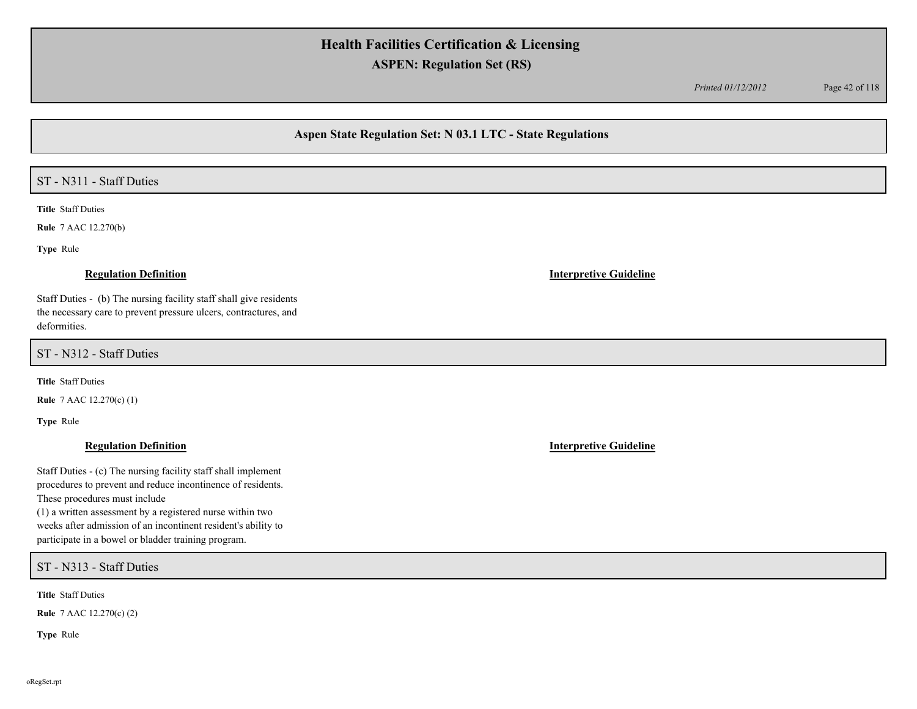## Aspen State Regulation Set: N 03.1 LTC - State Regulations

### ST - N311 - Staff Duties

**Title** Staff Duties

**Rule** 7 AAC 12.270(b)

**Type** Rule

**Regulation Definition**

Staff Duties - (b) The nursing facility staff shall give residents the necessary care to prevent pressure ulcers, contractures, and deformities.

**Interpretive Guideline**

### ST - N312 - Staff Duties

**Title** Staff Duties

**Rule** 7 AAC 12.270(c) (1)

**Type** Rule

**Regulation Definition**

Staff Duties - (c) The nursing facility staff shall implement procedures to prevent and reduce incontinence of residents. These procedures must include

(1) a written assessment by a registered nurse within two weeks after admission of an incontinent resident's ability to participate in a bowel or bladder training program.

**Interpretive Guideline**

### ST - N313 - Staff Duties

**Title** Staff Duties

**Rule** 7 AAC 12.270(c) (2)

**Type** Rule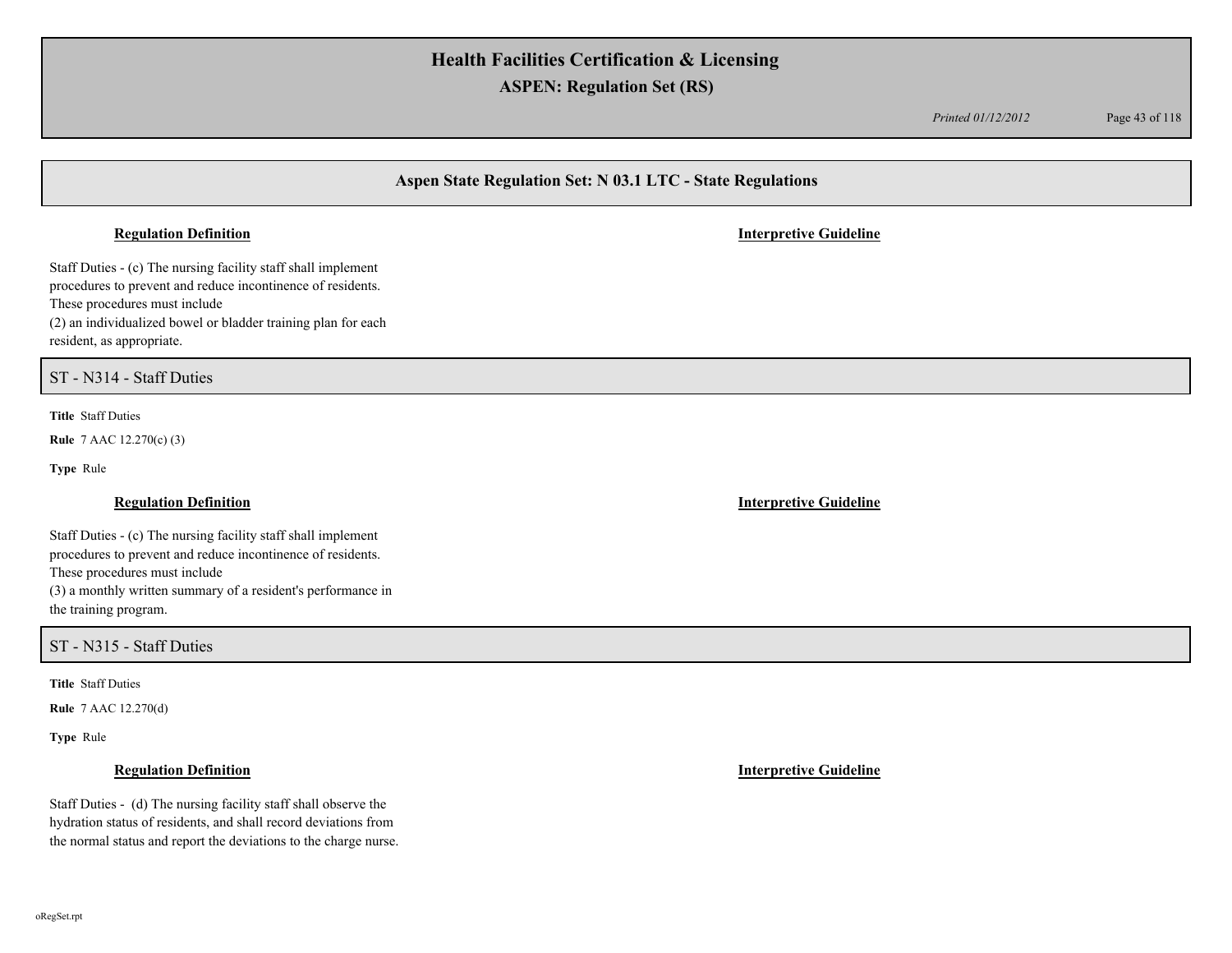## Aspen State Regulation Set: N 03.1 LTC - State Regulations

**Regulation Definition** | **Interpretive Guideline**

Staff Duties - (c) The nursing facility staff shall implement procedures to prevent and reduce incontinence of residents. These procedures must include
(2) an individualized bowel or bladder training plan for each resident, as appropriate.

### ST - N314 - Staff Duties

**Title** Staff Duties

**Rule** 7 AAC 12.270(c) (3)

**Type** Rule

**Regulation Definition** | **Interpretive Guideline**

Staff Duties - (c) The nursing facility staff shall implement procedures to prevent and reduce incontinence of residents. These procedures must include
(3) a monthly written summary of a resident's performance in the training program.

### ST - N315 - Staff Duties

**Title** Staff Duties

**Rule** 7 AAC 12.270(d)

**Type** Rule

**Regulation Definition** | **Interpretive Guideline**

Staff Duties - (d) The nursing facility staff shall observe the hydration status of residents, and shall record deviations from the normal status and report the deviations to the charge nurse.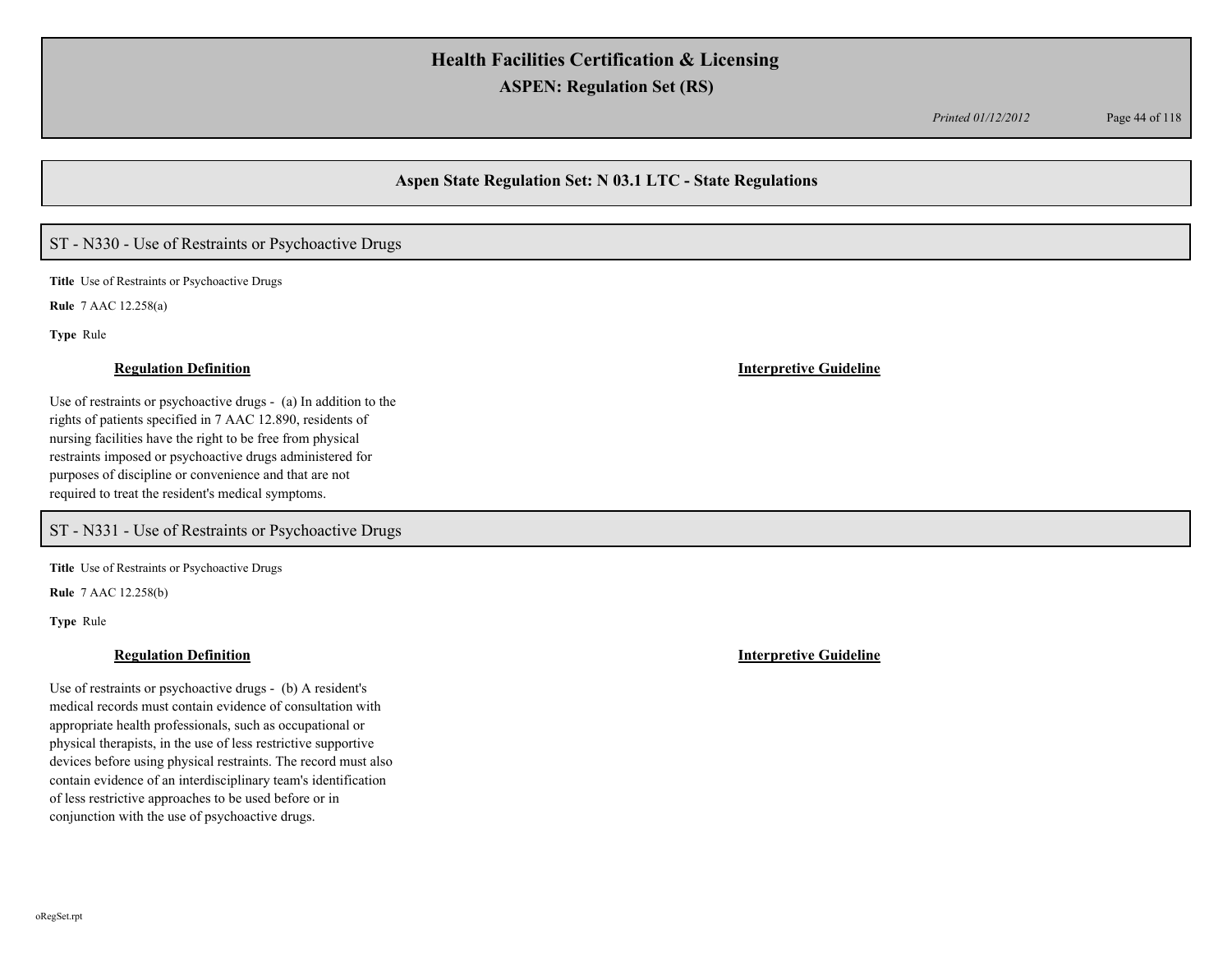## Aspen State Regulation Set: N 03.1 LTC - State Regulations

### ST - N330 - Use of Restraints or Psychoactive Drugs

**Title** Use of Restraints or Psychoactive Drugs

**Rule** 7 AAC 12.258(a)

**Type** Rule

**Regulation Definition**

Use of restraints or psychoactive drugs - (a) In addition to the rights of patients specified in 7 AAC 12.890, residents of nursing facilities have the right to be free from physical restraints imposed or psychoactive drugs administered for purposes of discipline or convenience and that are not required to treat the resident's medical symptoms.

**Interpretive Guideline**

### ST - N331 - Use of Restraints or Psychoactive Drugs

**Title** Use of Restraints or Psychoactive Drugs

**Rule** 7 AAC 12.258(b)

**Type** Rule

**Regulation Definition**

Use of restraints or psychoactive drugs - (b) A resident's medical records must contain evidence of consultation with appropriate health professionals, such as occupational or physical therapists, in the use of less restrictive supportive devices before using physical restraints. The record must also contain evidence of an interdisciplinary team's identification of less restrictive approaches to be used before or in conjunction with the use of psychoactive drugs.

**Interpretive Guideline**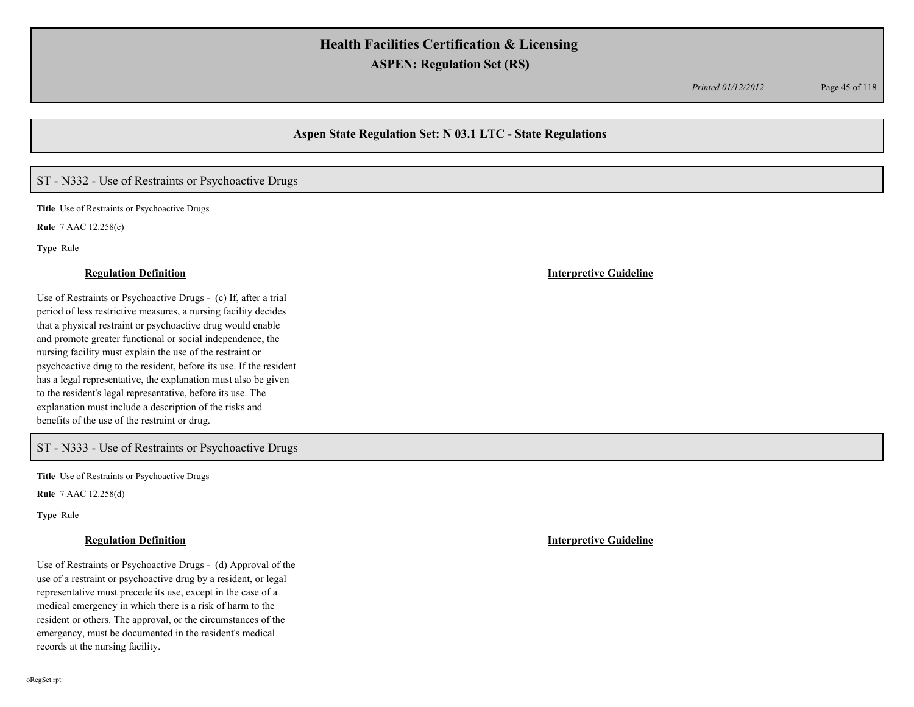## Aspen State Regulation Set: N 03.1 LTC - State Regulations

### ST - N332 - Use of Restraints or Psychoactive Drugs

**Title** Use of Restraints or Psychoactive Drugs

**Rule** 7 AAC 12.258(c)

**Type** Rule

**Regulation Definition**

Use of Restraints or Psychoactive Drugs - (c) If, after a trial period of less restrictive measures, a nursing facility decides that a physical restraint or psychoactive drug would enable and promote greater functional or social independence, the nursing facility must explain the use of the restraint or psychoactive drug to the resident, before its use. If the resident has a legal representative, the explanation must also be given to the resident's legal representative, before its use. The explanation must include a description of the risks and benefits of the use of the restraint or drug.

**Interpretive Guideline**

### ST - N333 - Use of Restraints or Psychoactive Drugs

**Title** Use of Restraints or Psychoactive Drugs

**Rule** 7 AAC 12.258(d)

**Type** Rule

**Regulation Definition**

Use of Restraints or Psychoactive Drugs - (d) Approval of the use of a restraint or psychoactive drug by a resident, or legal representative must precede its use, except in the case of a medical emergency in which there is a risk of harm to the resident or others. The approval, or the circumstances of the emergency, must be documented in the resident's medical records at the nursing facility.

**Interpretive Guideline**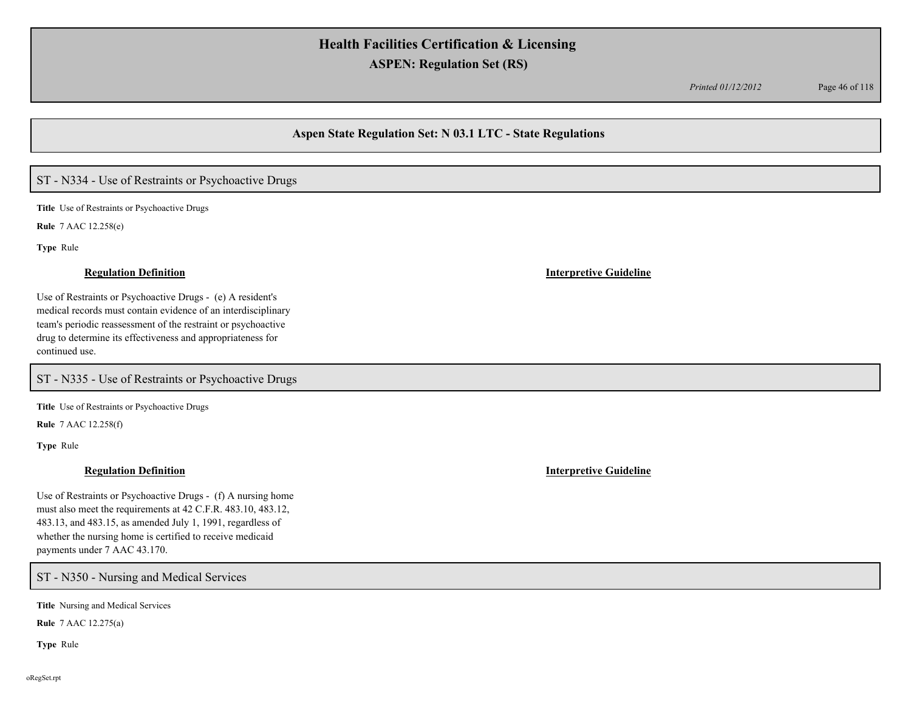## Aspen State Regulation Set: N 03.1 LTC - State Regulations

### ST - N334 - Use of Restraints or Psychoactive Drugs

**Title** Use of Restraints or Psychoactive Drugs

**Rule** 7 AAC 12.258(e)

**Type** Rule

**Regulation Definition**

Use of Restraints or Psychoactive Drugs - (e) A resident's medical records must contain evidence of an interdisciplinary team's periodic reassessment of the restraint or psychoactive drug to determine its effectiveness and appropriateness for continued use.

**Interpretive Guideline**

### ST - N335 - Use of Restraints or Psychoactive Drugs

**Title** Use of Restraints or Psychoactive Drugs

**Rule** 7 AAC 12.258(f)

**Type** Rule

**Regulation Definition**

Use of Restraints or Psychoactive Drugs - (f) A nursing home must also meet the requirements at 42 C.F.R. 483.10, 483.12, 483.13, and 483.15, as amended July 1, 1991, regardless of whether the nursing home is certified to receive medicaid payments under 7 AAC 43.170.

**Interpretive Guideline**

### ST - N350 - Nursing and Medical Services

**Title** Nursing and Medical Services

**Rule** 7 AAC 12.275(a)

**Type** Rule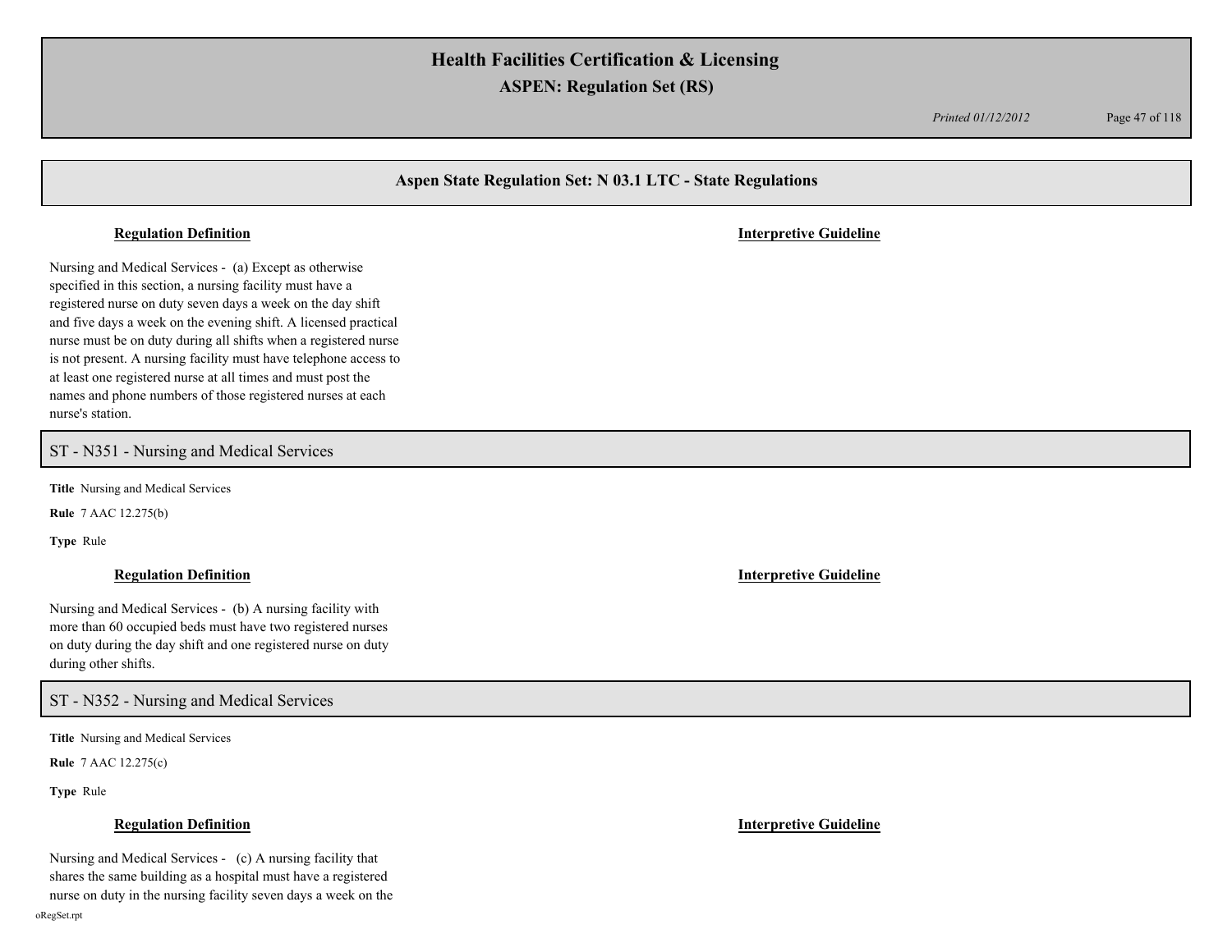## Aspen State Regulation Set: N 03.1 LTC - State Regulations

**Regulation Definition** | **Interpretive Guideline**

Nursing and Medical Services - (a) Except as otherwise specified in this section, a nursing facility must have a registered nurse on duty seven days a week on the day shift and five days a week on the evening shift. A licensed practical nurse must be on duty during all shifts when a registered nurse is not present. A nursing facility must have telephone access to at least one registered nurse at all times and must post the names and phone numbers of those registered nurses at each nurse's station.

## ST - N351 - Nursing and Medical Services

**Title** Nursing and Medical Services

**Rule** 7 AAC 12.275(b)

**Type** Rule

**Regulation Definition** | **Interpretive Guideline**

Nursing and Medical Services - (b) A nursing facility with more than 60 occupied beds must have two registered nurses on duty during the day shift and one registered nurse on duty during other shifts.

## ST - N352 - Nursing and Medical Services

**Title** Nursing and Medical Services

**Rule** 7 AAC 12.275(c)

**Type** Rule

**Regulation Definition** | **Interpretive Guideline**

Nursing and Medical Services - (c) A nursing facility that shares the same building as a hospital must have a registered nurse on duty in the nursing facility seven days a week on the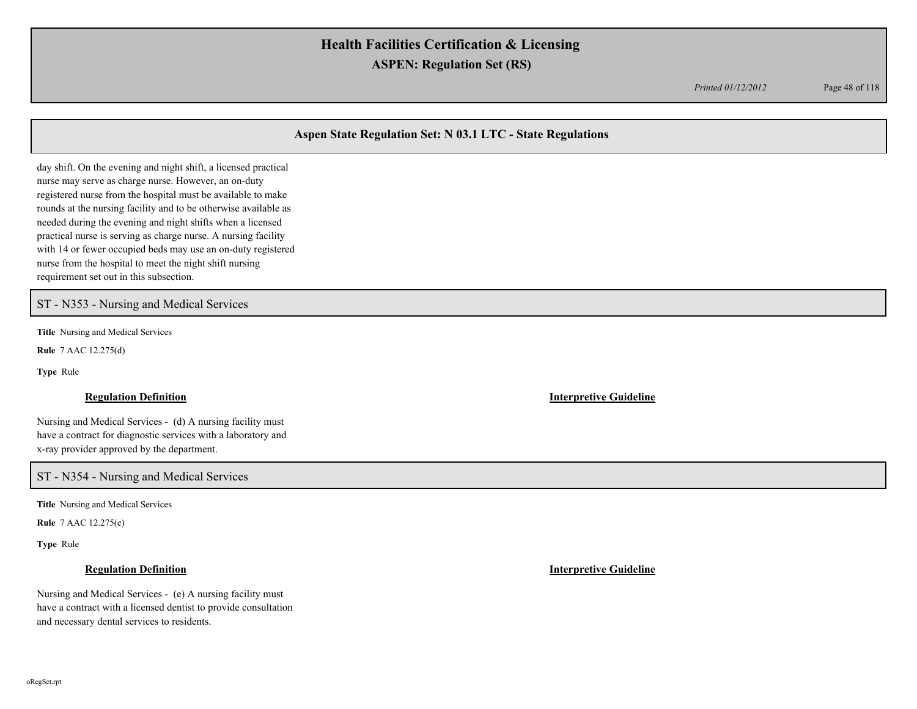day shift. On the evening and night shift, a licensed practical nurse may serve as charge nurse. However, an on-duty registered nurse from the hospital must be available to make rounds at the nursing facility and to be otherwise available as needed during the evening and night shifts when a licensed practical nurse is serving as charge nurse. A nursing facility with 14 or fewer occupied beds may use an on-duty registered nurse from the hospital to meet the night shift nursing requirement set out in this subsection.

## ST - N353 - Nursing and Medical Services

**Title** Nursing and Medical Services

**Rule** 7 AAC 12.275(d)

**Type** Rule

**Regulation Definition**

Nursing and Medical Services - (d) A nursing facility must have a contract for diagnostic services with a laboratory and x-ray provider approved by the department.

**Interpretive Guideline**

## ST - N354 - Nursing and Medical Services

**Title** Nursing and Medical Services

**Rule** 7 AAC 12.275(e)

**Type** Rule

**Regulation Definition**

Nursing and Medical Services - (e) A nursing facility must have a contract with a licensed dentist to provide consultation and necessary dental services to residents.

**Interpretive Guideline**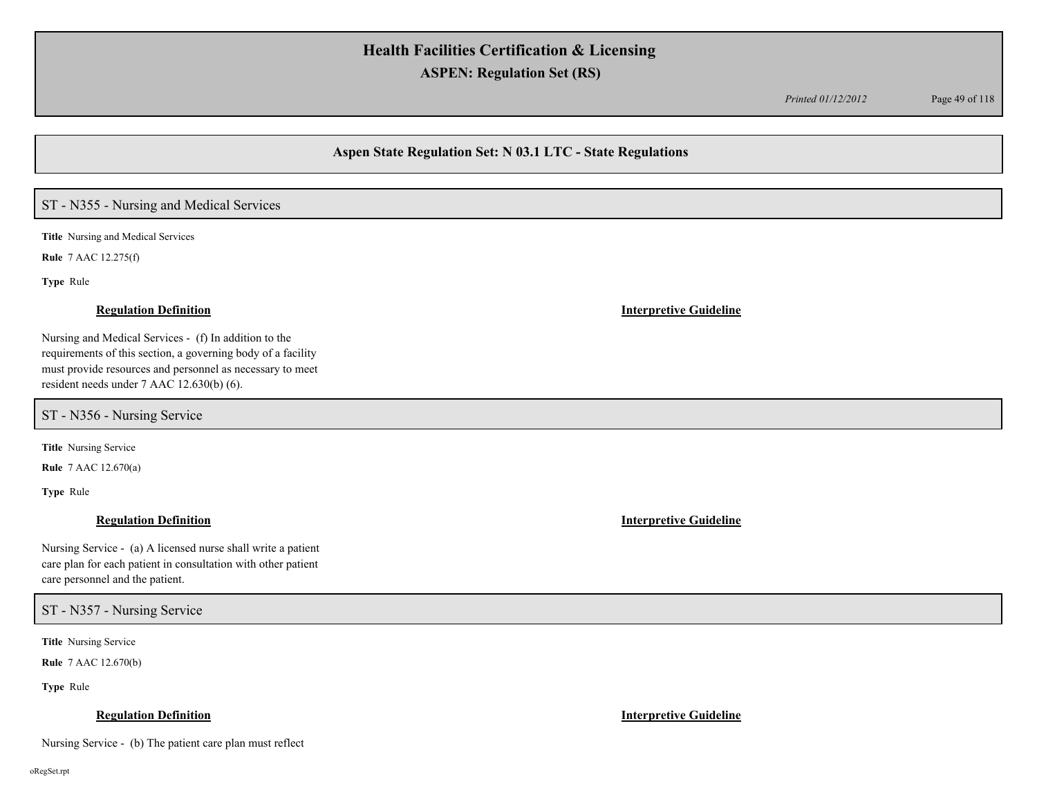## Aspen State Regulation Set: N 03.1 LTC - State Regulations

### ST - N355 - Nursing and Medical Services

**Title** Nursing and Medical Services

**Rule** 7 AAC 12.275(f)

**Type** Rule

**Regulation Definition**

Nursing and Medical Services - (f) In addition to the requirements of this section, a governing body of a facility must provide resources and personnel as necessary to meet resident needs under 7 AAC 12.630(b) (6).

**Interpretive Guideline**

### ST - N356 - Nursing Service

**Title** Nursing Service

**Rule** 7 AAC 12.670(a)

**Type** Rule

**Regulation Definition**

Nursing Service - (a) A licensed nurse shall write a patient care plan for each patient in consultation with other patient care personnel and the patient.

**Interpretive Guideline**

### ST - N357 - Nursing Service

**Title** Nursing Service

**Rule** 7 AAC 12.670(b)

**Type** Rule

**Regulation Definition**

Nursing Service - (b) The patient care plan must reflect

**Interpretive Guideline**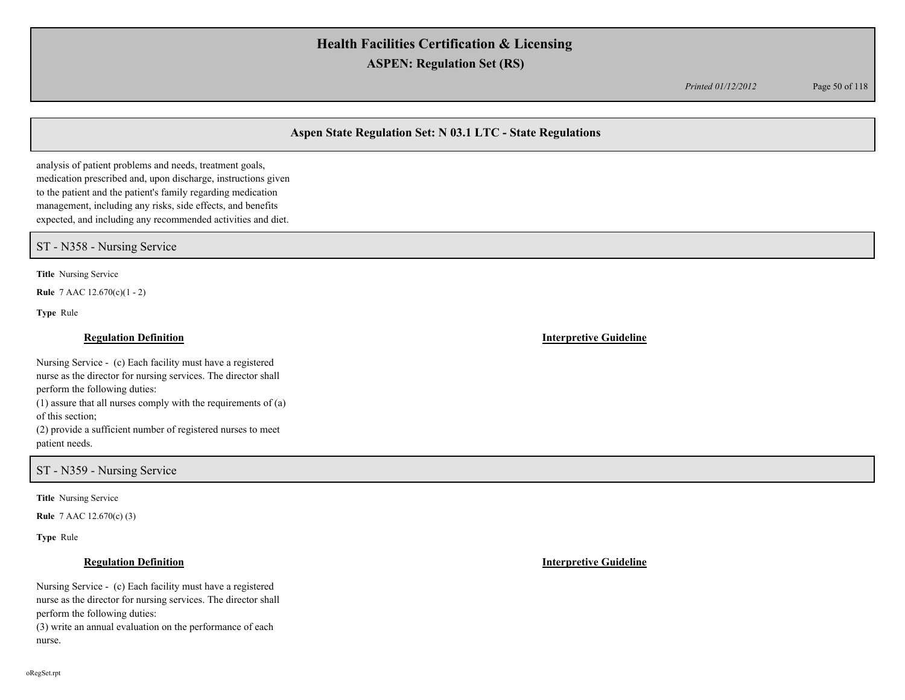analysis of patient problems and needs, treatment goals, medication prescribed and, upon discharge, instructions given to the patient and the patient's family regarding medication management, including any risks, side effects, and benefits expected, and including any recommended activities and diet.

## ST - N358 - Nursing Service

**Title** Nursing Service

**Rule** 7 AAC 12.670(c)(1 - 2)

**Type** Rule

**Regulation Definition**

Nursing Service - (c) Each facility must have a registered nurse as the director for nursing services. The director shall perform the following duties:
(1) assure that all nurses comply with the requirements of (a) of this section;
(2) provide a sufficient number of registered nurses to meet patient needs.

**Interpretive Guideline**

## ST - N359 - Nursing Service

**Title** Nursing Service

**Rule** 7 AAC 12.670(c) (3)

**Type** Rule

**Regulation Definition**

Nursing Service - (c) Each facility must have a registered nurse as the director for nursing services. The director shall perform the following duties:
(3) write an annual evaluation on the performance of each nurse.

**Interpretive Guideline**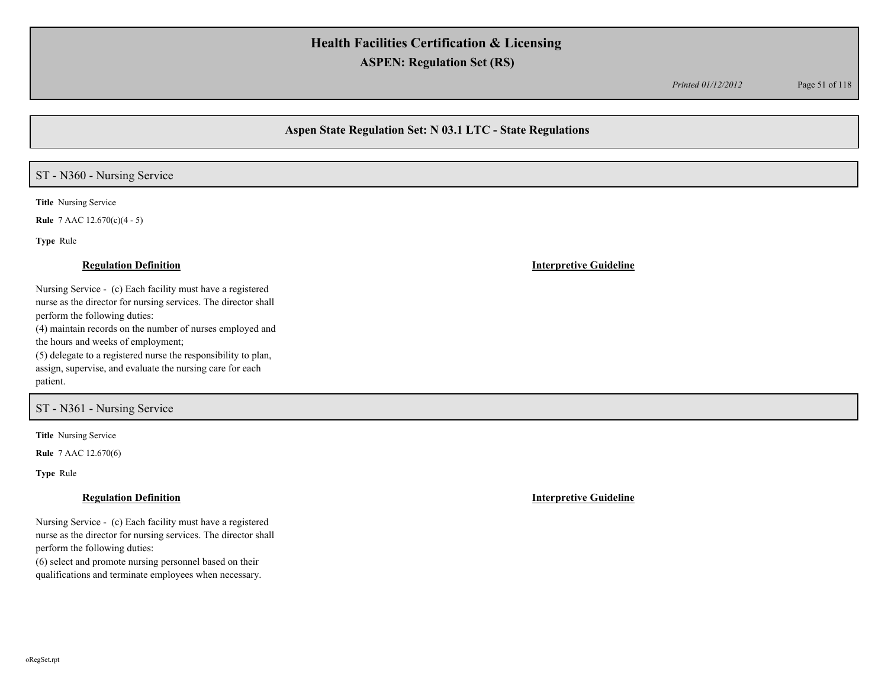## Aspen State Regulation Set: N 03.1 LTC - State Regulations

### ST - N360 - Nursing Service

**Title** Nursing Service

**Rule** 7 AAC 12.670(c)(4 - 5)

**Type** Rule

**Regulation Definition**

Nursing Service - (c) Each facility must have a registered nurse as the director for nursing services. The director shall perform the following duties:

(4) maintain records on the number of nurses employed and the hours and weeks of employment;

(5) delegate to a registered nurse the responsibility to plan, assign, supervise, and evaluate the nursing care for each patient.

**Interpretive Guideline**

### ST - N361 - Nursing Service

**Title** Nursing Service

**Rule** 7 AAC 12.670(6)

**Type** Rule

**Regulation Definition**

Nursing Service - (c) Each facility must have a registered nurse as the director for nursing services. The director shall perform the following duties:

(6) select and promote nursing personnel based on their qualifications and terminate employees when necessary.

**Interpretive Guideline**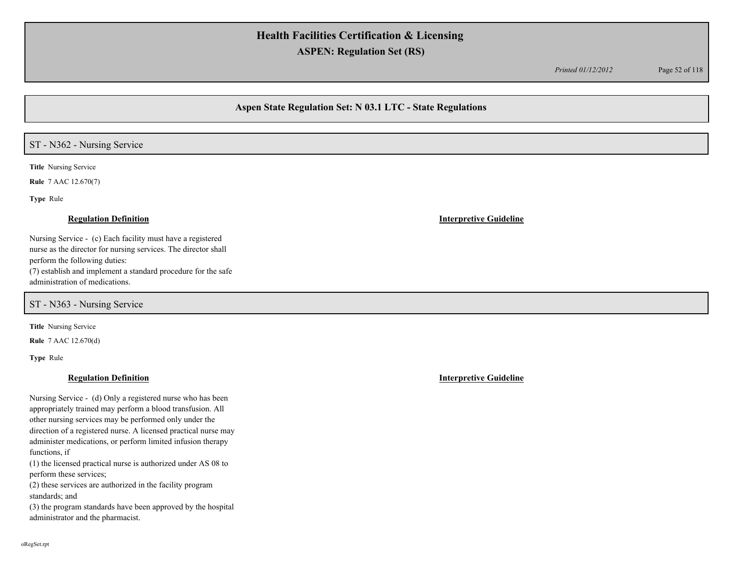## Aspen State Regulation Set: N 03.1 LTC - State Regulations

### ST - N362 - Nursing Service

**Title** Nursing Service

**Rule** 7 AAC 12.670(7)

**Type** Rule

**Regulation Definition**

Nursing Service - (c) Each facility must have a registered nurse as the director for nursing services. The director shall perform the following duties:
(7) establish and implement a standard procedure for the safe administration of medications.

**Interpretive Guideline**

### ST - N363 - Nursing Service

**Title** Nursing Service

**Rule** 7 AAC 12.670(d)

**Type** Rule

**Regulation Definition**

Nursing Service - (d) Only a registered nurse who has been appropriately trained may perform a blood transfusion. All other nursing services may be performed only under the direction of a registered nurse. A licensed practical nurse may administer medications, or perform limited infusion therapy functions, if
(1) the licensed practical nurse is authorized under AS 08 to perform these services;
(2) these services are authorized in the facility program standards; and
(3) the program standards have been approved by the hospital administrator and the pharmacist.

**Interpretive Guideline**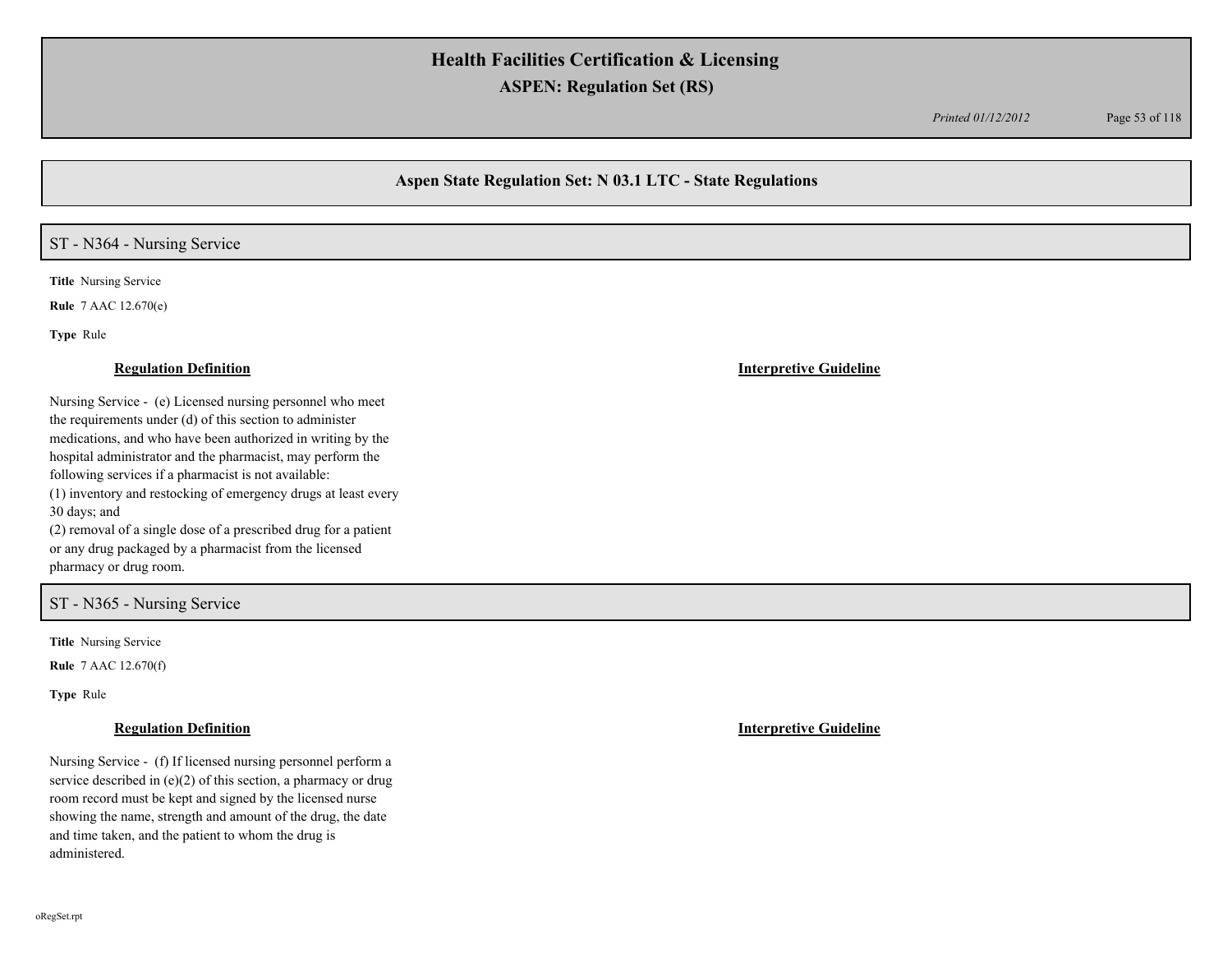## ST - N364 - Nursing Service

**Title** Nursing Service

**Rule** 7 AAC 12.670(e)

**Type** Rule

### Regulation Definition

Nursing Service - (e) Licensed nursing personnel who meet the requirements under (d) of this section to administer medications, and who have been authorized in writing by the hospital administrator and the pharmacist, may perform the following services if a pharmacist is not available:
(1) inventory and restocking of emergency drugs at least every 30 days; and
(2) removal of a single dose of a prescribed drug for a patient or any drug packaged by a pharmacist from the licensed pharmacy or drug room.

### Interpretive Guideline

## ST - N365 - Nursing Service

**Title** Nursing Service

**Rule** 7 AAC 12.670(f)

**Type** Rule

### Regulation Definition

Nursing Service - (f) If licensed nursing personnel perform a service described in (e)(2) of this section, a pharmacy or drug room record must be kept and signed by the licensed nurse showing the name, strength and amount of the drug, the date and time taken, and the patient to whom the drug is administered.

### Interpretive Guideline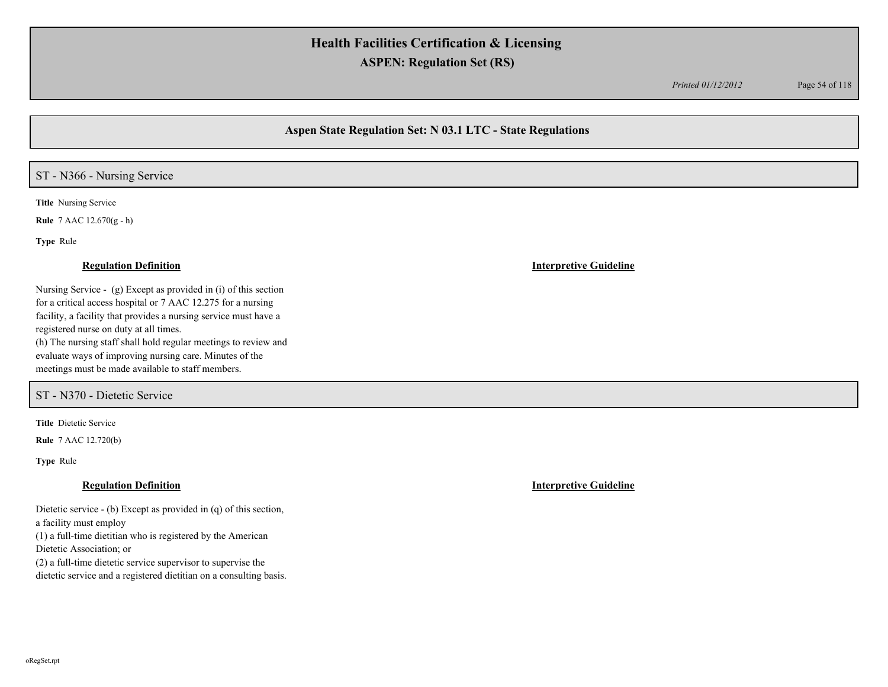## Aspen State Regulation Set: N 03.1 LTC - State Regulations

### ST - N366 - Nursing Service

**Title** Nursing Service

**Rule** 7 AAC 12.670(g - h)

**Type** Rule

**Regulation Definition**

Nursing Service - (g) Except as provided in (i) of this section for a critical access hospital or 7 AAC 12.275 for a nursing facility, a facility that provides a nursing service must have a registered nurse on duty at all times.
(h) The nursing staff shall hold regular meetings to review and evaluate ways of improving nursing care. Minutes of the meetings must be made available to staff members.

**Interpretive Guideline**

### ST - N370 - Dietetic Service

**Title** Dietetic Service

**Rule** 7 AAC 12.720(b)

**Type** Rule

**Regulation Definition**

Dietetic service - (b) Except as provided in (q) of this section, a facility must employ
(1) a full-time dietitian who is registered by the American Dietetic Association; or
(2) a full-time dietetic service supervisor to supervise the dietetic service and a registered dietitian on a consulting basis.

**Interpretive Guideline**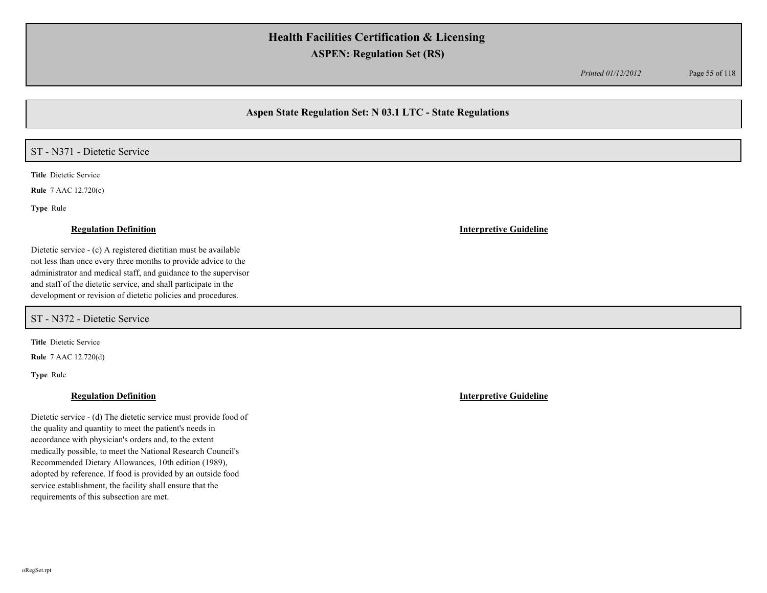## Aspen State Regulation Set: N 03.1 LTC - State Regulations

### ST - N371 - Dietetic Service

**Title** Dietetic Service

**Rule** 7 AAC 12.720(c)

**Type** Rule

**Regulation Definition**

Dietetic service - (c) A registered dietitian must be available not less than once every three months to provide advice to the administrator and medical staff, and guidance to the supervisor and staff of the dietetic service, and shall participate in the development or revision of dietetic policies and procedures.

**Interpretive Guideline**

### ST - N372 - Dietetic Service

**Title** Dietetic Service

**Rule** 7 AAC 12.720(d)

**Type** Rule

**Regulation Definition**

Dietetic service - (d) The dietetic service must provide food of the quality and quantity to meet the patient's needs in accordance with physician's orders and, to the extent medically possible, to meet the National Research Council's Recommended Dietary Allowances, 10th edition (1989), adopted by reference. If food is provided by an outside food service establishment, the facility shall ensure that the requirements of this subsection are met.

**Interpretive Guideline**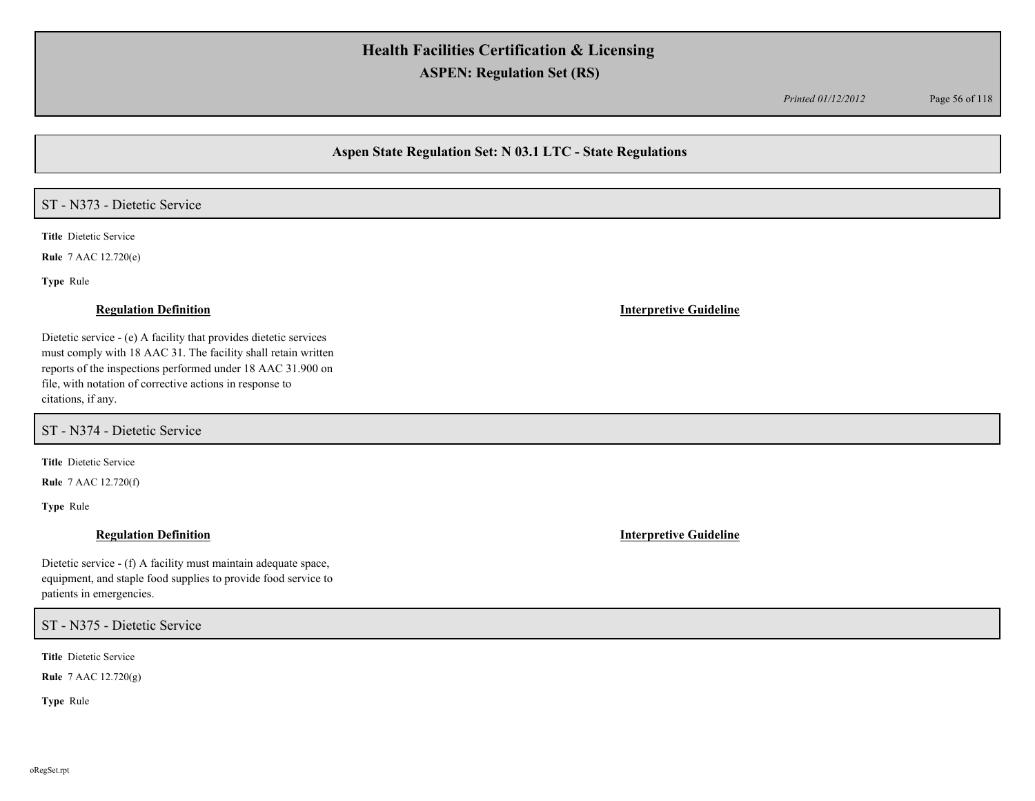## Aspen State Regulation Set: N 03.1 LTC - State Regulations

### ST - N373 - Dietetic Service

**Title** Dietetic Service

**Rule** 7 AAC 12.720(e)

**Type** Rule

**Regulation Definition**

Dietetic service - (e) A facility that provides dietetic services must comply with 18 AAC 31. The facility shall retain written reports of the inspections performed under 18 AAC 31.900 on file, with notation of corrective actions in response to citations, if any.

**Interpretive Guideline**

### ST - N374 - Dietetic Service

**Title** Dietetic Service

**Rule** 7 AAC 12.720(f)

**Type** Rule

**Regulation Definition**

Dietetic service - (f) A facility must maintain adequate space, equipment, and staple food supplies to provide food service to patients in emergencies.

**Interpretive Guideline**

### ST - N375 - Dietetic Service

**Title** Dietetic Service

**Rule** 7 AAC 12.720(g)

**Type** Rule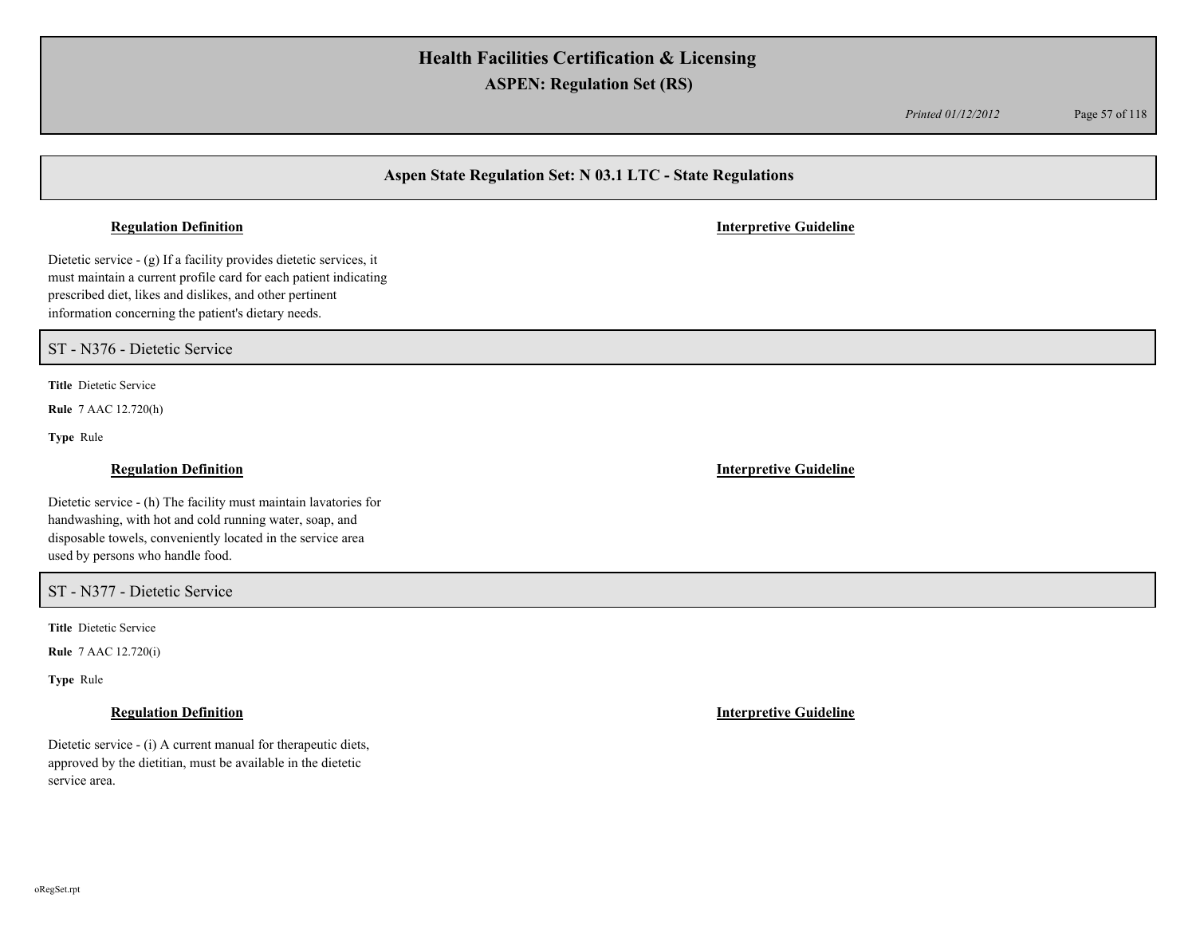## Aspen State Regulation Set: N 03.1 LTC - State Regulations

**Regulation Definition** | **Interpretive Guideline**

Dietetic service - (g) If a facility provides dietetic services, it must maintain a current profile card for each patient indicating prescribed diet, likes and dislikes, and other pertinent information concerning the patient's dietary needs.

### ST - N376 - Dietetic Service

**Title** Dietetic Service

**Rule** 7 AAC 12.720(h)

**Type** Rule

**Regulation Definition** | **Interpretive Guideline**

Dietetic service - (h) The facility must maintain lavatories for handwashing, with hot and cold running water, soap, and disposable towels, conveniently located in the service area used by persons who handle food.

### ST - N377 - Dietetic Service

**Title** Dietetic Service

**Rule** 7 AAC 12.720(i)

**Type** Rule

**Regulation Definition** | **Interpretive Guideline**

Dietetic service - (i) A current manual for therapeutic diets, approved by the dietitian, must be available in the dietetic service area.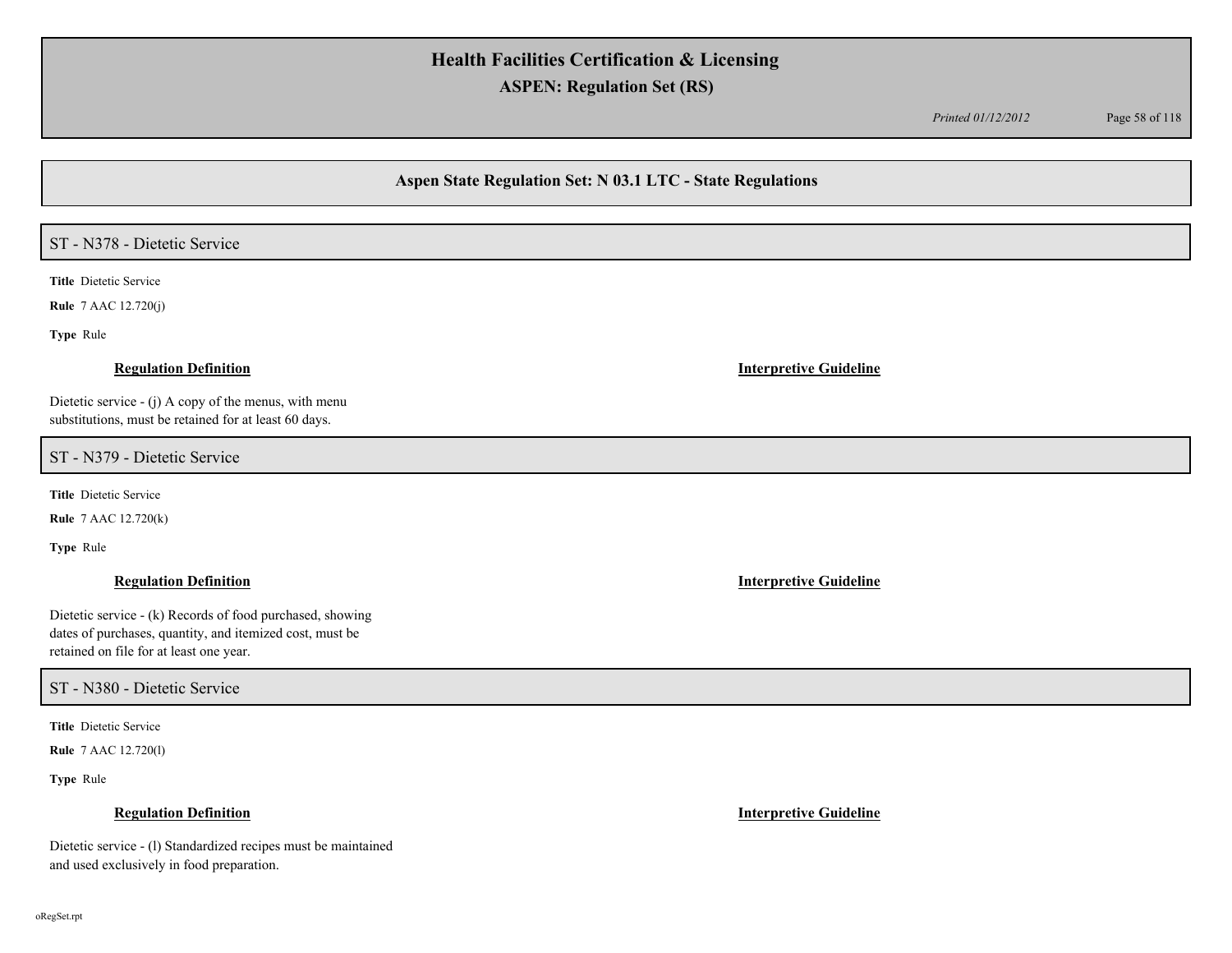## Aspen State Regulation Set: N 03.1 LTC - State Regulations

### ST - N378 - Dietetic Service

**Title** Dietetic Service

**Rule** 7 AAC 12.720(j)

**Type** Rule

**Regulation Definition**

Dietetic service - (j) A copy of the menus, with menu substitutions, must be retained for at least 60 days.

**Interpretive Guideline**

### ST - N379 - Dietetic Service

**Title** Dietetic Service

**Rule** 7 AAC 12.720(k)

**Type** Rule

**Regulation Definition**

Dietetic service - (k) Records of food purchased, showing dates of purchases, quantity, and itemized cost, must be retained on file for at least one year.

**Interpretive Guideline**

### ST - N380 - Dietetic Service

**Title** Dietetic Service

**Rule** 7 AAC 12.720(l)

**Type** Rule

**Regulation Definition**

Dietetic service - (l) Standardized recipes must be maintained and used exclusively in food preparation.

**Interpretive Guideline**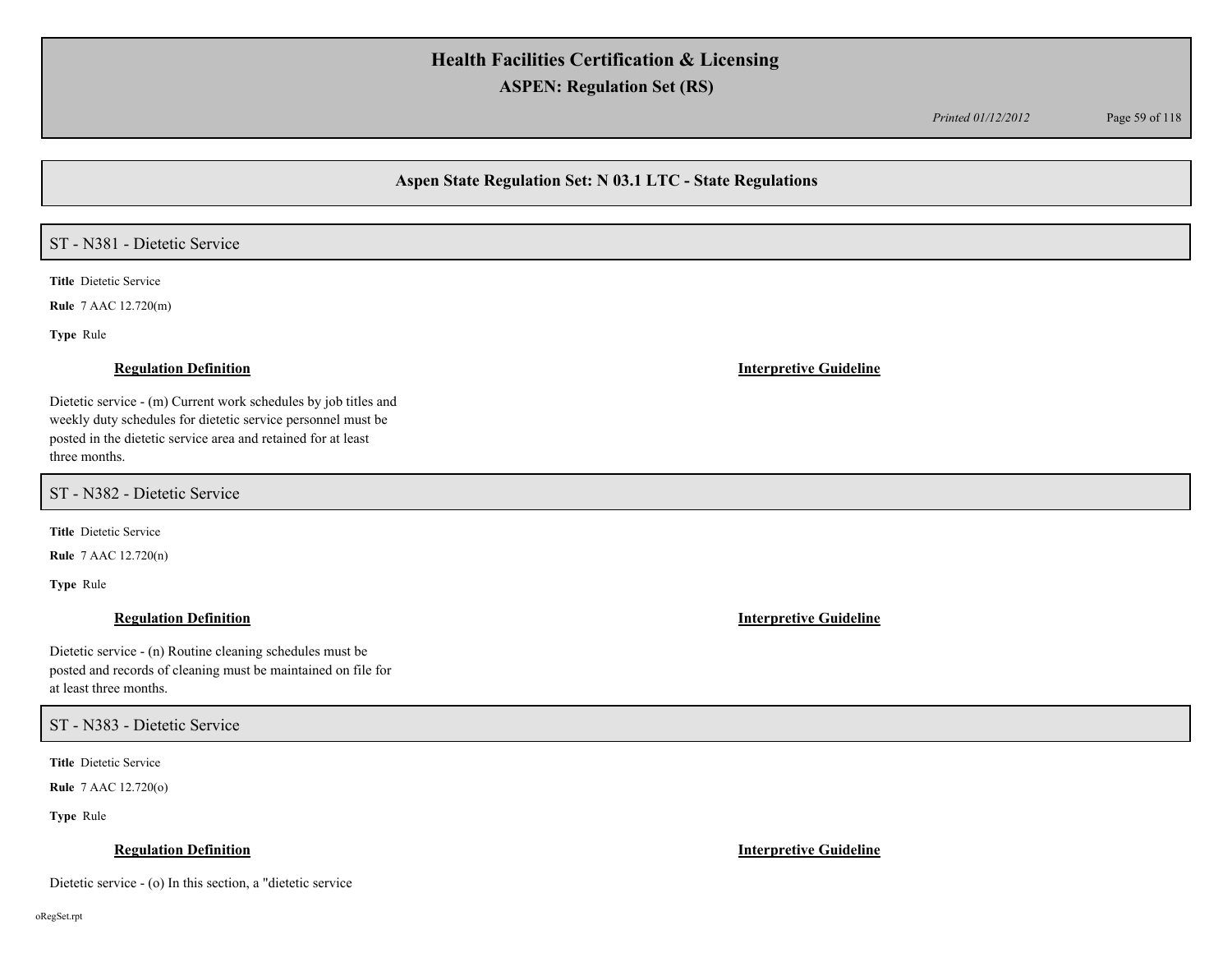## Aspen State Regulation Set: N 03.1 LTC - State Regulations

### ST - N381 - Dietetic Service

**Title** Dietetic Service

**Rule** 7 AAC 12.720(m)

**Type** Rule

**Regulation Definition**

Dietetic service - (m) Current work schedules by job titles and weekly duty schedules for dietetic service personnel must be posted in the dietetic service area and retained for at least three months.

**Interpretive Guideline**

### ST - N382 - Dietetic Service

**Title** Dietetic Service

**Rule** 7 AAC 12.720(n)

**Type** Rule

**Regulation Definition**

Dietetic service - (n) Routine cleaning schedules must be posted and records of cleaning must be maintained on file for at least three months.

**Interpretive Guideline**

### ST - N383 - Dietetic Service

**Title** Dietetic Service

**Rule** 7 AAC 12.720(o)

**Type** Rule

**Regulation Definition**

Dietetic service - (o) In this section, a "dietetic service

**Interpretive Guideline**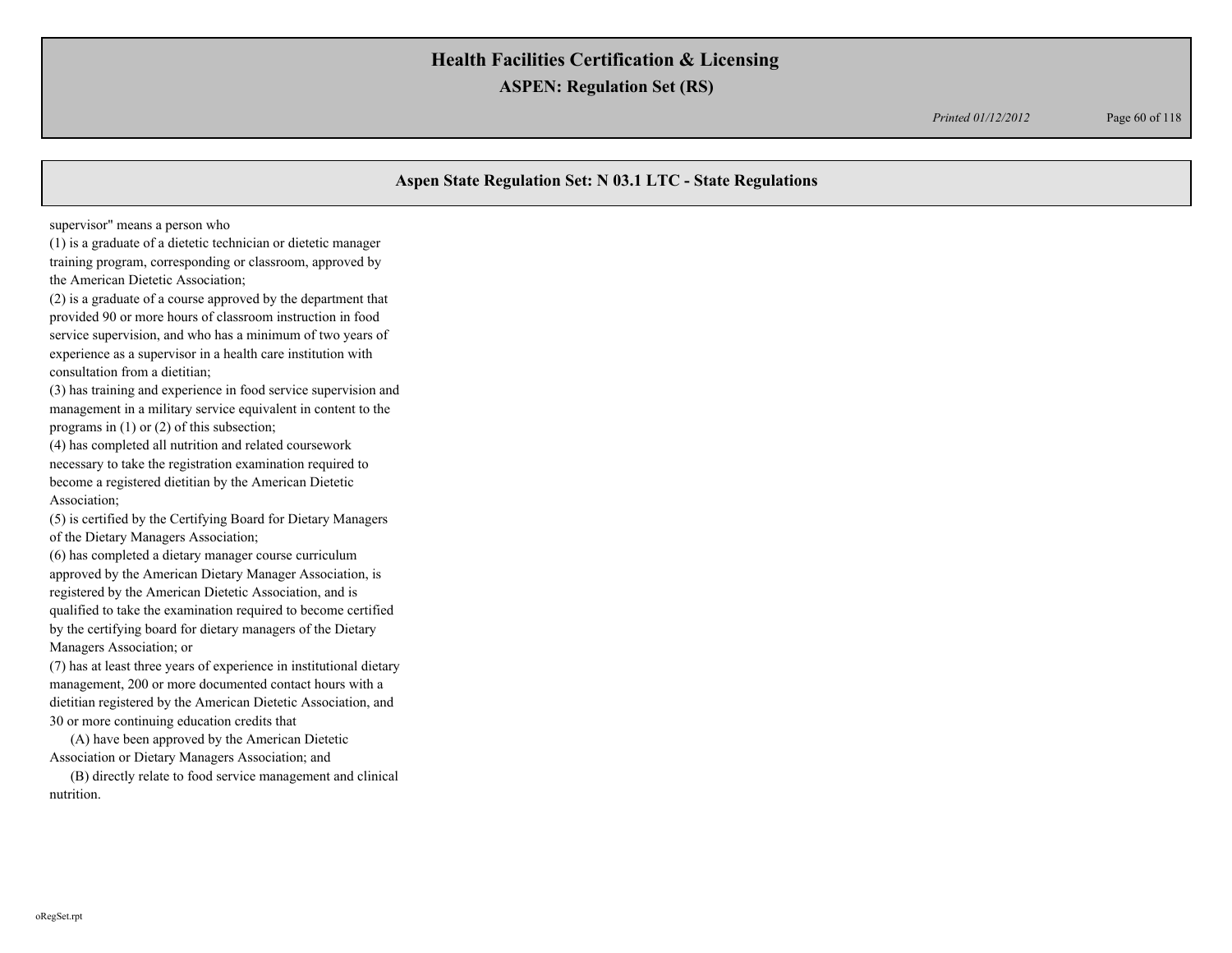## Aspen State Regulation Set: N 03.1 LTC - State Regulations

supervisor" means a person who

(1) is a graduate of a dietetic technician or dietetic manager training program, corresponding or classroom, approved by the American Dietetic Association;

(2) is a graduate of a course approved by the department that provided 90 or more hours of classroom instruction in food service supervision, and who has a minimum of two years of experience as a supervisor in a health care institution with consultation from a dietitian;

(3) has training and experience in food service supervision and management in a military service equivalent in content to the programs in (1) or (2) of this subsection;

(4) has completed all nutrition and related coursework necessary to take the registration examination required to become a registered dietitian by the American Dietetic Association;

(5) is certified by the Certifying Board for Dietary Managers of the Dietary Managers Association;

(6) has completed a dietary manager course curriculum approved by the American Dietary Manager Association, is registered by the American Dietetic Association, and is qualified to take the examination required to become certified by the certifying board for dietary managers of the Dietary Managers Association; or

(7) has at least three years of experience in institutional dietary management, 200 or more documented contact hours with a dietitian registered by the American Dietetic Association, and 30 or more continuing education credits that

(A) have been approved by the American Dietetic Association or Dietary Managers Association; and

(B) directly relate to food service management and clinical nutrition.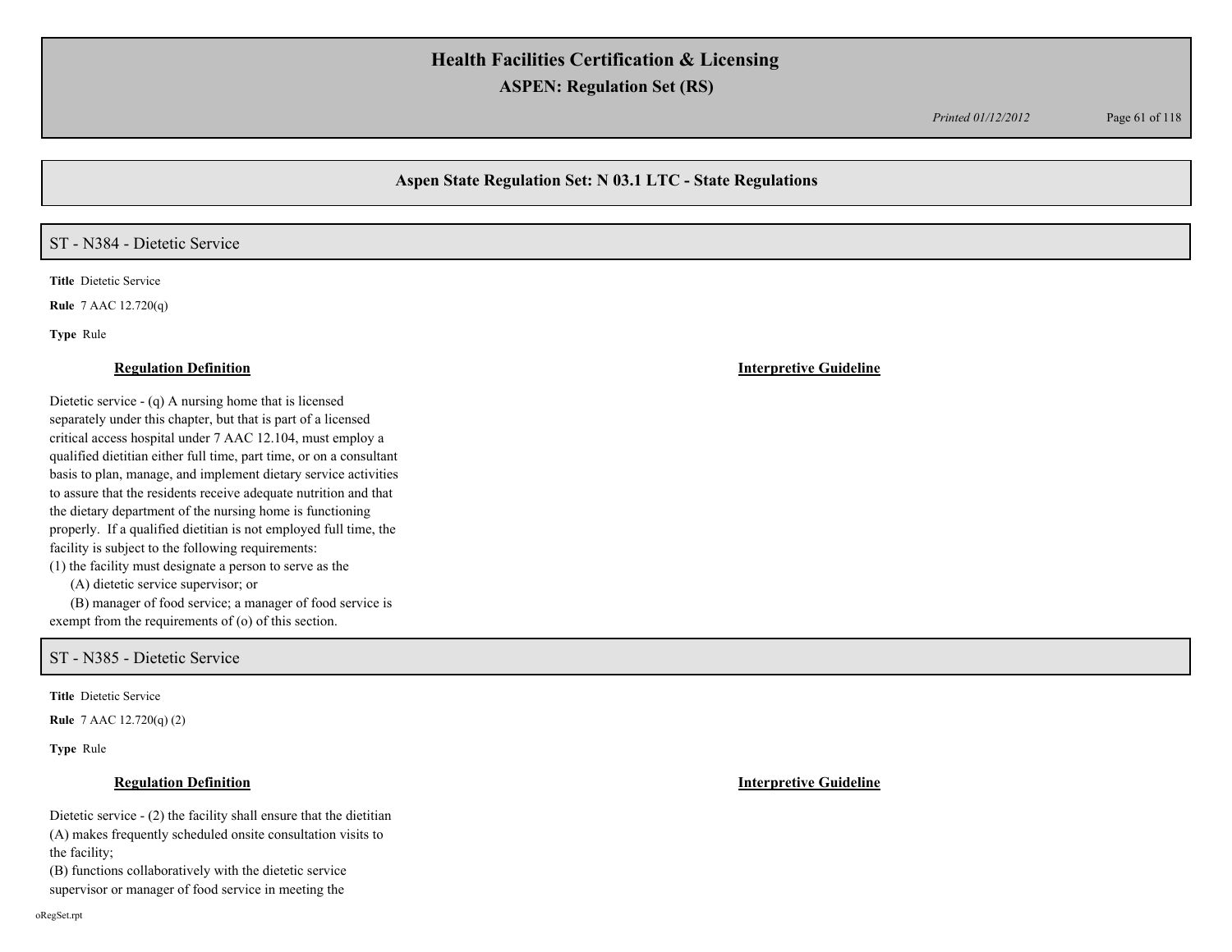## Aspen State Regulation Set: N 03.1 LTC - State Regulations

### ST - N384 - Dietetic Service

**Title** Dietetic Service

**Rule** 7 AAC 12.720(q)

**Type** Rule

**Regulation Definition**

Dietetic service - (q) A nursing home that is licensed separately under this chapter, but that is part of a licensed critical access hospital under 7 AAC 12.104, must employ a qualified dietitian either full time, part time, or on a consultant basis to plan, manage, and implement dietary service activities to assure that the residents receive adequate nutrition and that the dietary department of the nursing home is functioning properly. If a qualified dietitian is not employed full time, the facility is subject to the following requirements:
(1) the facility must designate a person to serve as the
(A) dietetic service supervisor; or
(B) manager of food service; a manager of food service is exempt from the requirements of (o) of this section.

**Interpretive Guideline**

### ST - N385 - Dietetic Service

**Title** Dietetic Service

**Rule** 7 AAC 12.720(q) (2)

**Type** Rule

**Regulation Definition**

Dietetic service - (2) the facility shall ensure that the dietitian
(A) makes frequently scheduled onsite consultation visits to the facility;
(B) functions collaboratively with the dietetic service supervisor or manager of food service in meeting the

**Interpretive Guideline**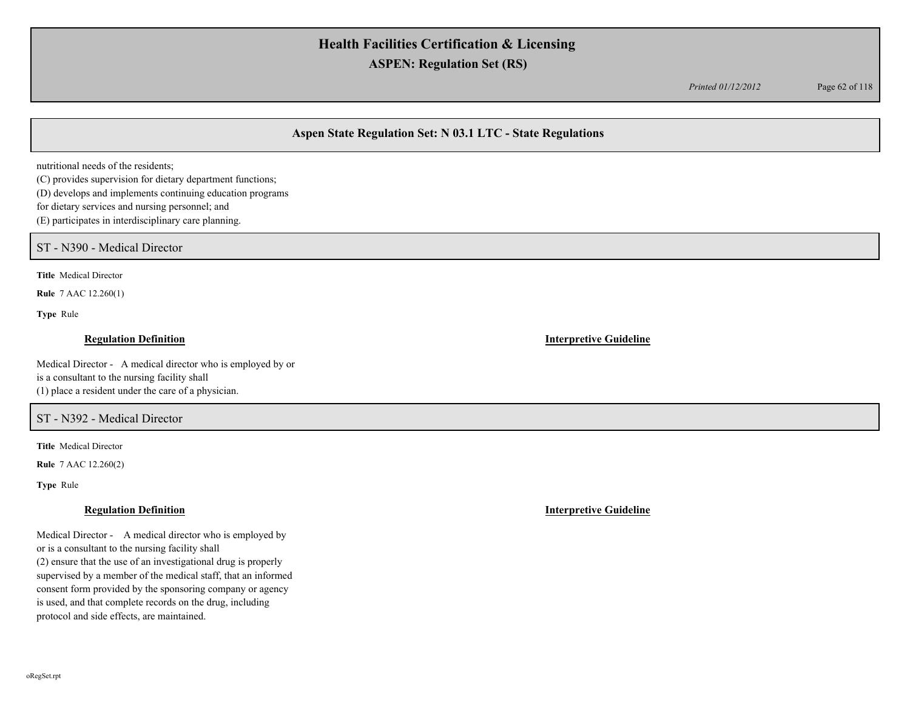## Aspen State Regulation Set: N 03.1 LTC - State Regulations

nutritional needs of the residents;
(C) provides supervision for dietary department functions;
(D) develops and implements continuing education programs
for dietary services and nursing personnel; and
(E) participates in interdisciplinary care planning.

### ST - N390 - Medical Director

**Title** Medical Director

**Rule** 7 AAC 12.260(1)

**Type** Rule

**Regulation Definition**

Medical Director - A medical director who is employed by or
is a consultant to the nursing facility shall
(1) place a resident under the care of a physician.

**Interpretive Guideline**

### ST - N392 - Medical Director

**Title** Medical Director

**Rule** 7 AAC 12.260(2)

**Type** Rule

**Regulation Definition**

Medical Director - A medical director who is employed by
or is a consultant to the nursing facility shall
(2) ensure that the use of an investigational drug is properly
supervised by a member of the medical staff, that an informed
consent form provided by the sponsoring company or agency
is used, and that complete records on the drug, including
protocol and side effects, are maintained.

**Interpretive Guideline**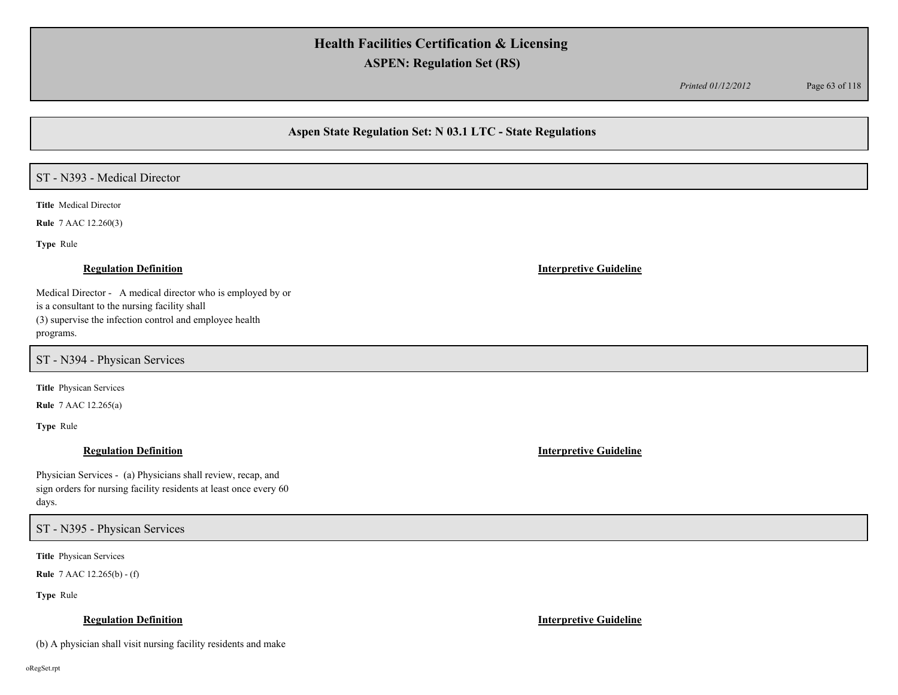## Aspen State Regulation Set: N 03.1 LTC - State Regulations

### ST - N393 - Medical Director

**Title** Medical Director

**Rule** 7 AAC 12.260(3)

**Type** Rule

**Regulation Definition**

Medical Director - A medical director who is employed by or is a consultant to the nursing facility shall
(3) supervise the infection control and employee health programs.

**Interpretive Guideline**

### ST - N394 - Physican Services

**Title** Physican Services

**Rule** 7 AAC 12.265(a)

**Type** Rule

**Regulation Definition**

Physician Services - (a) Physicians shall review, recap, and sign orders for nursing facility residents at least once every 60 days.

**Interpretive Guideline**

### ST - N395 - Physican Services

**Title** Physican Services

**Rule** 7 AAC 12.265(b) - (f)

**Type** Rule

**Regulation Definition**

(b) A physician shall visit nursing facility residents and make

**Interpretive Guideline**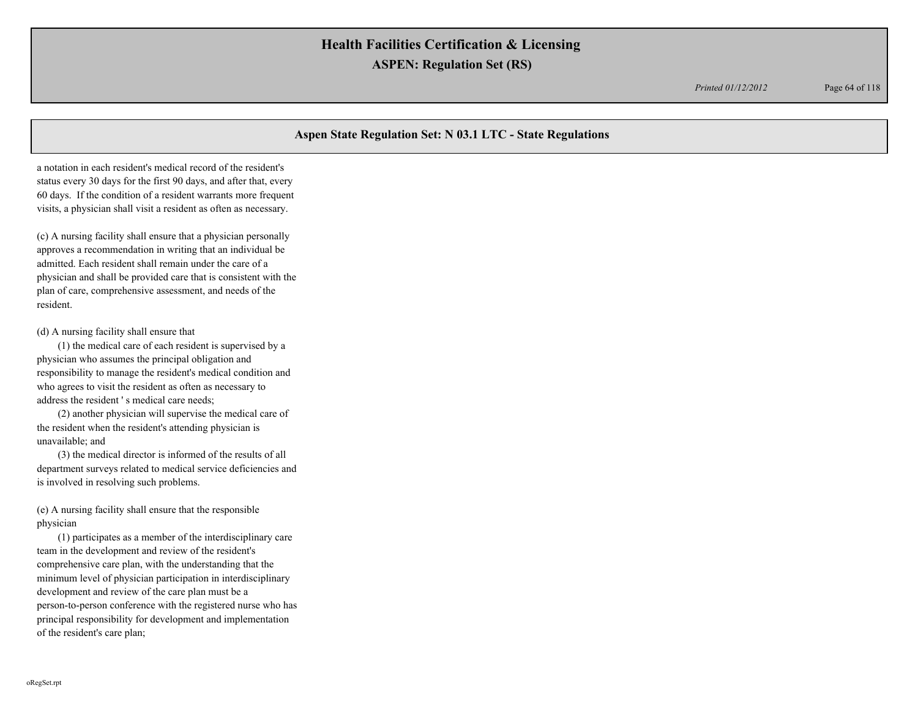## Aspen State Regulation Set: N 03.1 LTC - State Regulations

a notation in each resident's medical record of the resident's status every 30 days for the first 90 days, and after that, every 60 days. If the condition of a resident warrants more frequent visits, a physician shall visit a resident as often as necessary.

(c) A nursing facility shall ensure that a physician personally approves a recommendation in writing that an individual be admitted. Each resident shall remain under the care of a physician and shall be provided care that is consistent with the plan of care, comprehensive assessment, and needs of the resident.

(d) A nursing facility shall ensure that

(1) the medical care of each resident is supervised by a physician who assumes the principal obligation and responsibility to manage the resident's medical condition and who agrees to visit the resident as often as necessary to address the resident ' s medical care needs;

(2) another physician will supervise the medical care of the resident when the resident's attending physician is unavailable; and

(3) the medical director is informed of the results of all department surveys related to medical service deficiencies and is involved in resolving such problems.

(e) A nursing facility shall ensure that the responsible physician

(1) participates as a member of the interdisciplinary care team in the development and review of the resident's comprehensive care plan, with the understanding that the minimum level of physician participation in interdisciplinary development and review of the care plan must be a person-to-person conference with the registered nurse who has principal responsibility for development and implementation of the resident's care plan;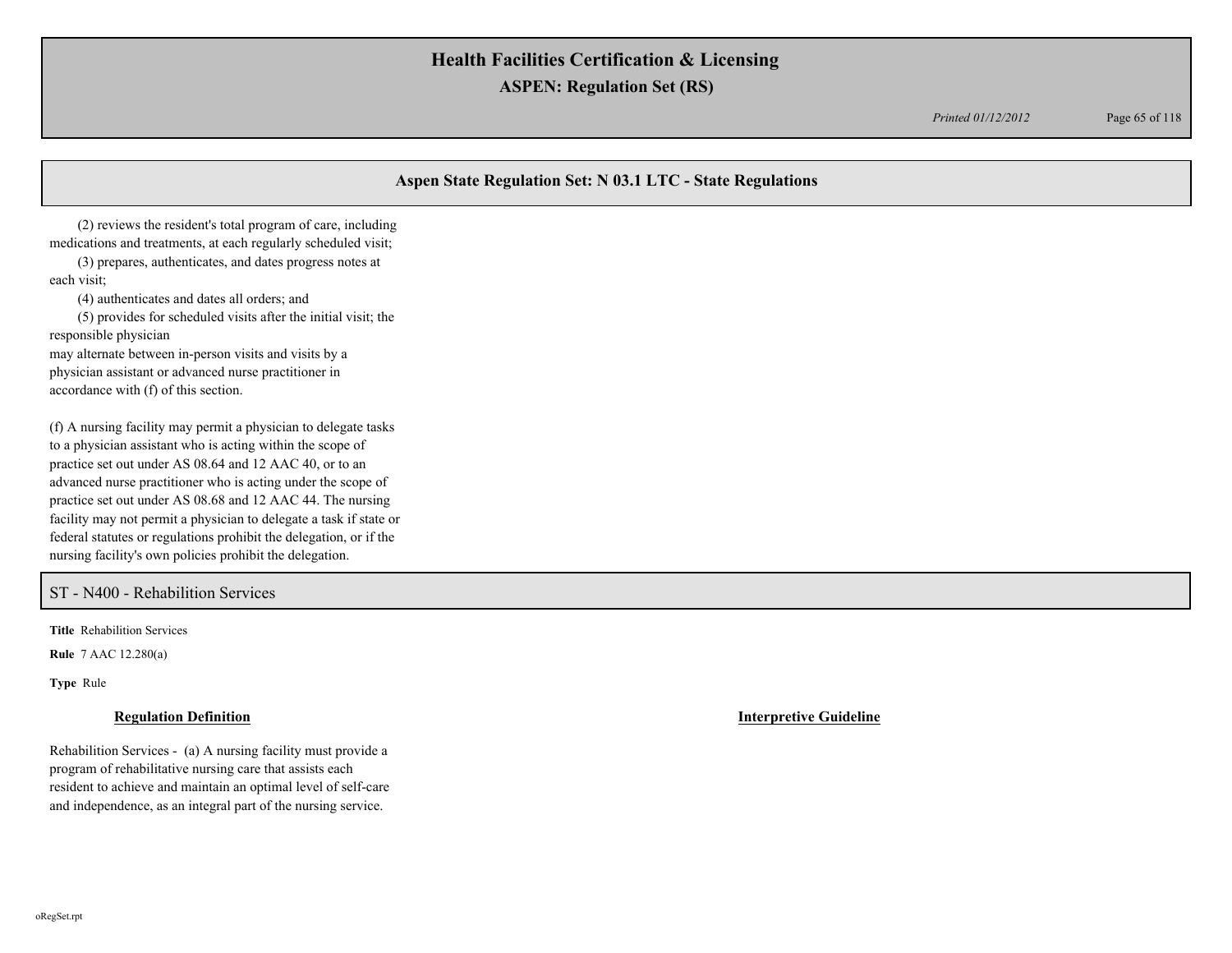## Aspen State Regulation Set: N 03.1 LTC - State Regulations

(2) reviews the resident's total program of care, including medications and treatments, at each regularly scheduled visit;

(3) prepares, authenticates, and dates progress notes at each visit;

(4) authenticates and dates all orders; and

(5) provides for scheduled visits after the initial visit; the responsible physician
may alternate between in-person visits and visits by a physician assistant or advanced nurse practitioner in accordance with (f) of this section.

(f) A nursing facility may permit a physician to delegate tasks to a physician assistant who is acting within the scope of practice set out under AS 08.64 and 12 AAC 40, or to an advanced nurse practitioner who is acting under the scope of practice set out under AS 08.68 and 12 AAC 44. The nursing facility may not permit a physician to delegate a task if state or federal statutes or regulations prohibit the delegation, or if the nursing facility's own policies prohibit the delegation.

## ST - N400 - Rehabilition Services

**Title** Rehabilition Services

**Rule** 7 AAC 12.280(a)

**Type** Rule

**Regulation Definition**

Rehabilition Services - (a) A nursing facility must provide a program of rehabilitative nursing care that assists each resident to achieve and maintain an optimal level of self-care and independence, as an integral part of the nursing service.

**Interpretive Guideline**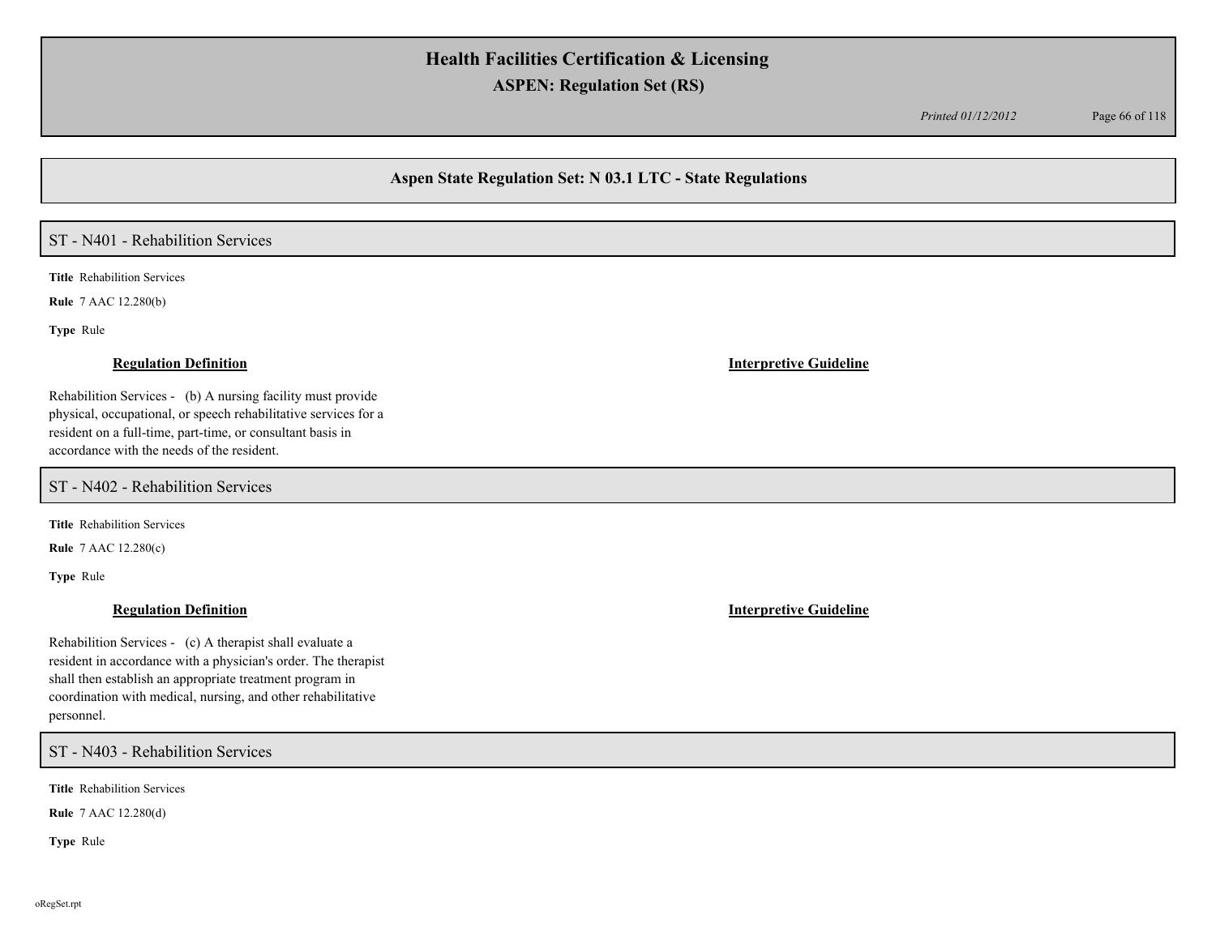## Aspen State Regulation Set: N 03.1 LTC - State Regulations

### ST - N401 - Rehabilition Services

**Title** Rehabilition Services

**Rule** 7 AAC 12.280(b)

**Type** Rule

**Regulation Definition**

Rehabilition Services - (b) A nursing facility must provide physical, occupational, or speech rehabilitative services for a resident on a full-time, part-time, or consultant basis in accordance with the needs of the resident.

**Interpretive Guideline**

### ST - N402 - Rehabilition Services

**Title** Rehabilition Services

**Rule** 7 AAC 12.280(c)

**Type** Rule

**Regulation Definition**

Rehabilition Services - (c) A therapist shall evaluate a resident in accordance with a physician's order. The therapist shall then establish an appropriate treatment program in coordination with medical, nursing, and other rehabilitative personnel.

**Interpretive Guideline**

### ST - N403 - Rehabilition Services

**Title** Rehabilition Services

**Rule** 7 AAC 12.280(d)

**Type** Rule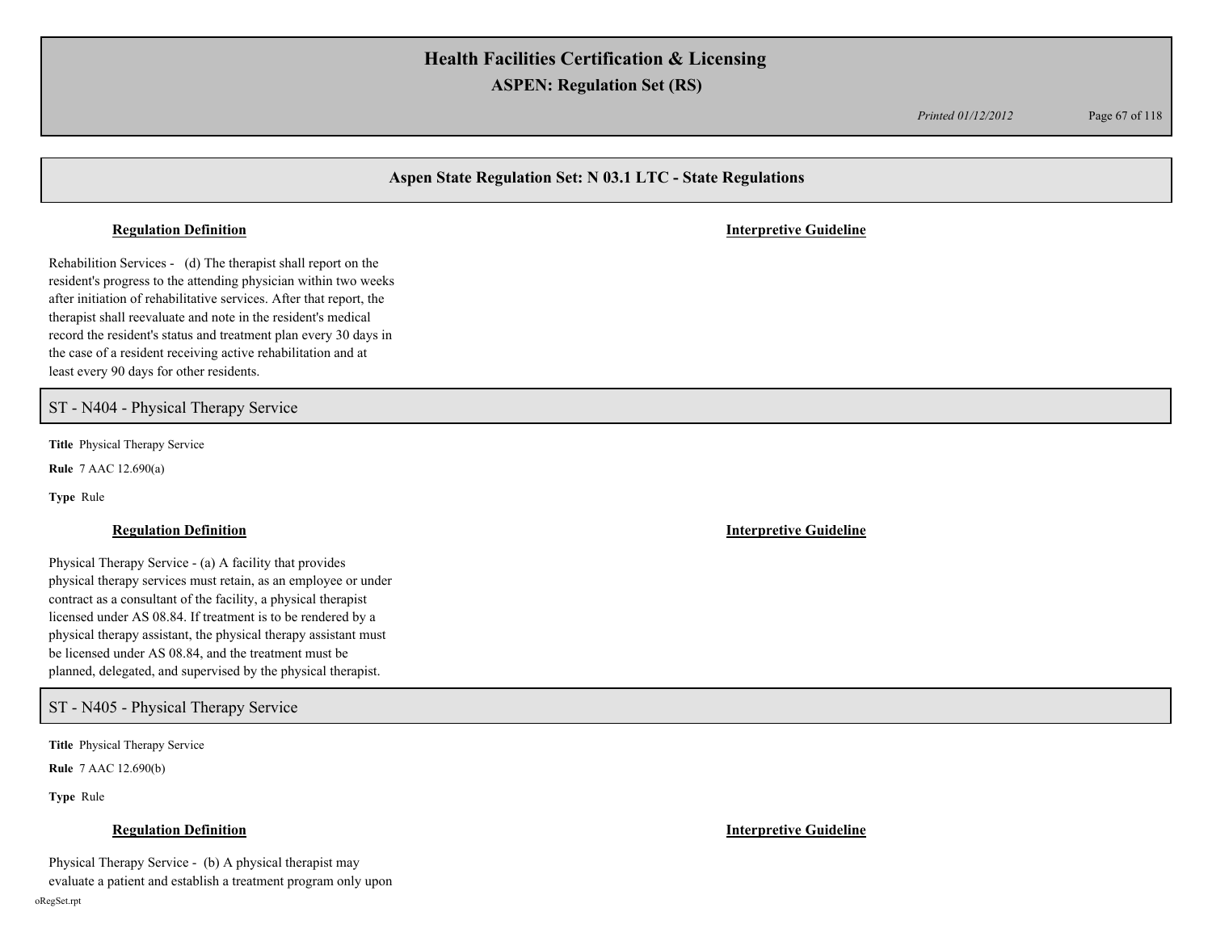## Aspen State Regulation Set: N 03.1 LTC - State Regulations

**Regulation Definition** | **Interpretive Guideline**

Rehabilition Services - (d) The therapist shall report on the resident's progress to the attending physician within two weeks after initiation of rehabilitative services. After that report, the therapist shall reevaluate and note in the resident's medical record the resident's status and treatment plan every 30 days in the case of a resident receiving active rehabilitation and at least every 90 days for other residents.

### ST - N404 - Physical Therapy Service

**Title** Physical Therapy Service

**Rule** 7 AAC 12.690(a)

**Type** Rule

**Regulation Definition** | **Interpretive Guideline**

Physical Therapy Service - (a) A facility that provides physical therapy services must retain, as an employee or under contract as a consultant of the facility, a physical therapist licensed under AS 08.84. If treatment is to be rendered by a physical therapy assistant, the physical therapy assistant must be licensed under AS 08.84, and the treatment must be planned, delegated, and supervised by the physical therapist.

### ST - N405 - Physical Therapy Service

**Title** Physical Therapy Service

**Rule** 7 AAC 12.690(b)

**Type** Rule

**Regulation Definition** | **Interpretive Guideline**

Physical Therapy Service - (b) A physical therapist may evaluate a patient and establish a treatment program only upon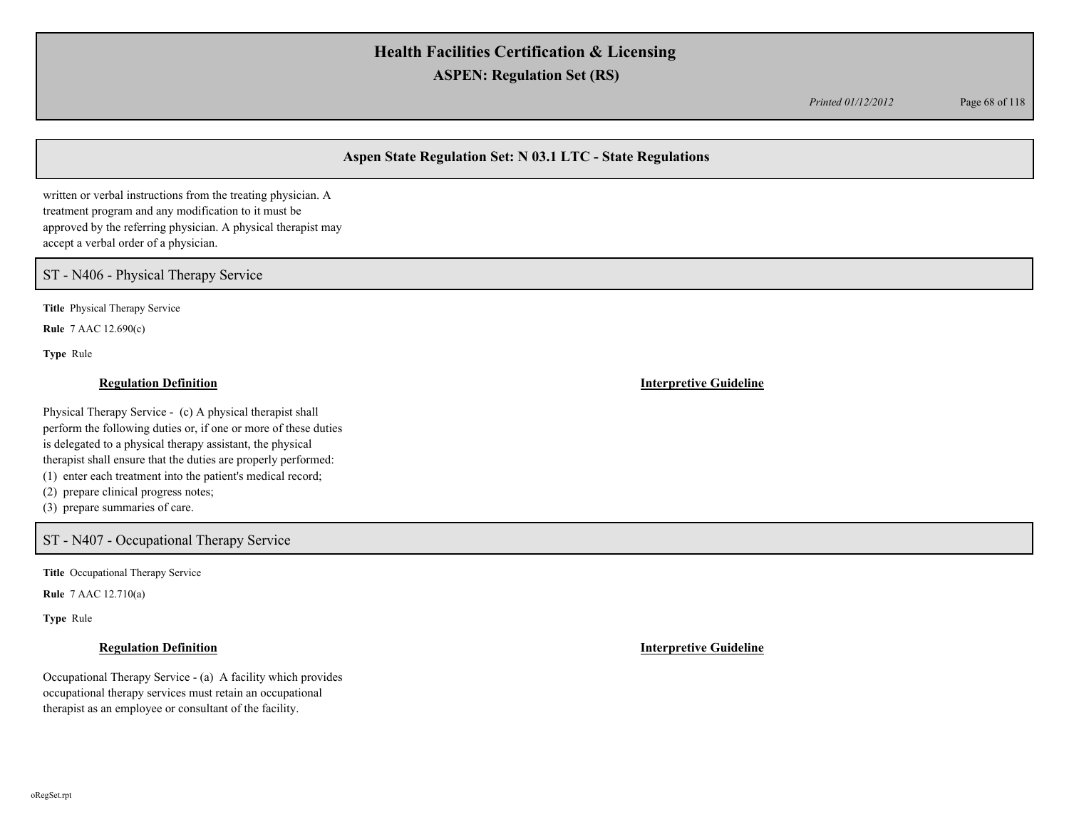written or verbal instructions from the treating physician. A treatment program and any modification to it must be approved by the referring physician. A physical therapist may accept a verbal order of a physician.

## ST - N406 - Physical Therapy Service

**Title** Physical Therapy Service

**Rule** 7 AAC 12.690(c)

**Type** Rule

**Regulation Definition**

Physical Therapy Service - (c) A physical therapist shall perform the following duties or, if one or more of these duties is delegated to a physical therapy assistant, the physical therapist shall ensure that the duties are properly performed:
(1) enter each treatment into the patient's medical record;
(2) prepare clinical progress notes;
(3) prepare summaries of care.

**Interpretive Guideline**

## ST - N407 - Occupational Therapy Service

**Title** Occupational Therapy Service

**Rule** 7 AAC 12.710(a)

**Type** Rule

**Regulation Definition**

Occupational Therapy Service - (a) A facility which provides occupational therapy services must retain an occupational therapist as an employee or consultant of the facility.

**Interpretive Guideline**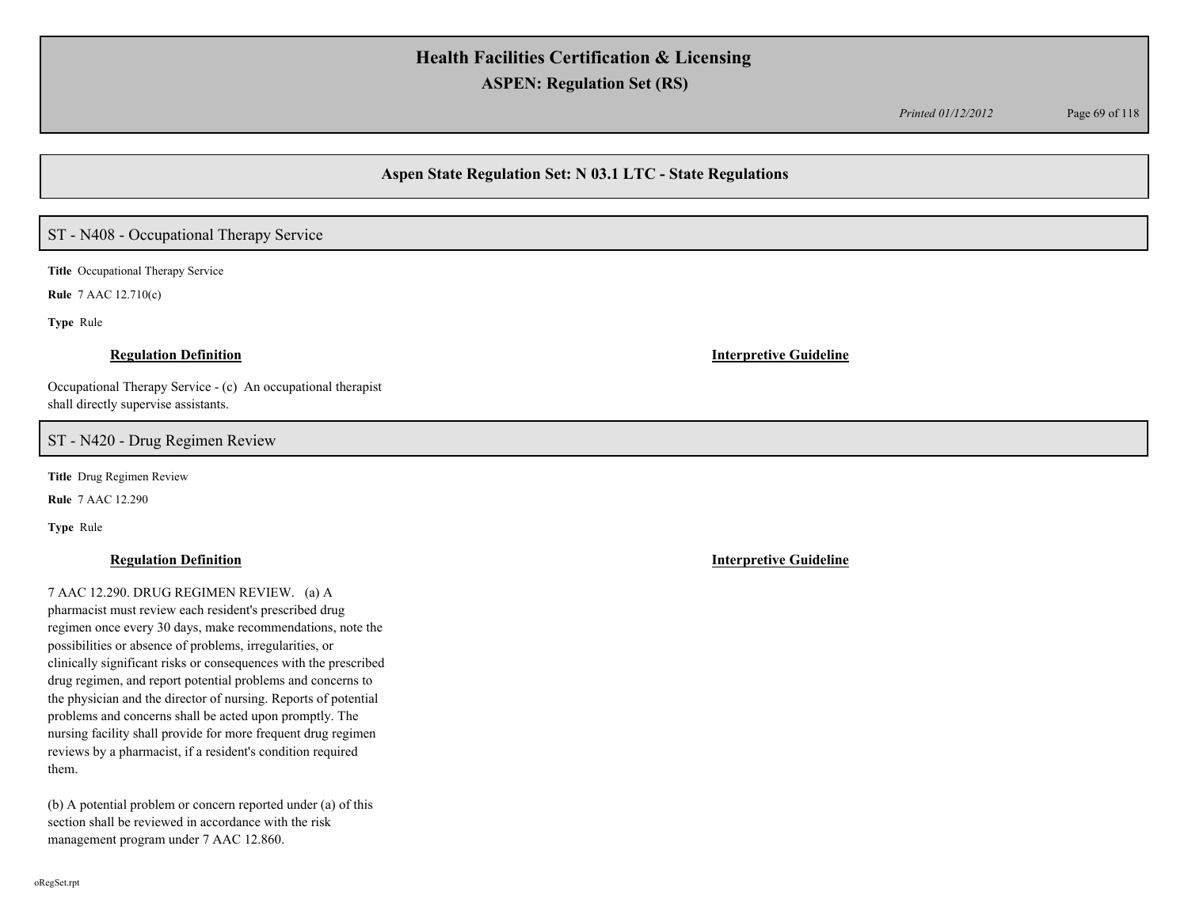## Aspen State Regulation Set: N 03.1 LTC - State Regulations

### ST - N408 - Occupational Therapy Service

**Title** Occupational Therapy Service

**Rule** 7 AAC 12.710(c)

**Type** Rule

**Regulation Definition**

Occupational Therapy Service - (c) An occupational therapist shall directly supervise assistants.

**Interpretive Guideline**

### ST - N420 - Drug Regimen Review

**Title** Drug Regimen Review

**Rule** 7 AAC 12.290

**Type** Rule

**Regulation Definition**

7 AAC 12.290. DRUG REGIMEN REVIEW. (a) A pharmacist must review each resident's prescribed drug regimen once every 30 days, make recommendations, note the possibilities or absence of problems, irregularities, or clinically significant risks or consequences with the prescribed drug regimen, and report potential problems and concerns to the physician and the director of nursing. Reports of potential problems and concerns shall be acted upon promptly. The nursing facility shall provide for more frequent drug regimen reviews by a pharmacist, if a resident's condition required them.

(b) A potential problem or concern reported under (a) of this section shall be reviewed in accordance with the risk management program under 7 AAC 12.860.

**Interpretive Guideline**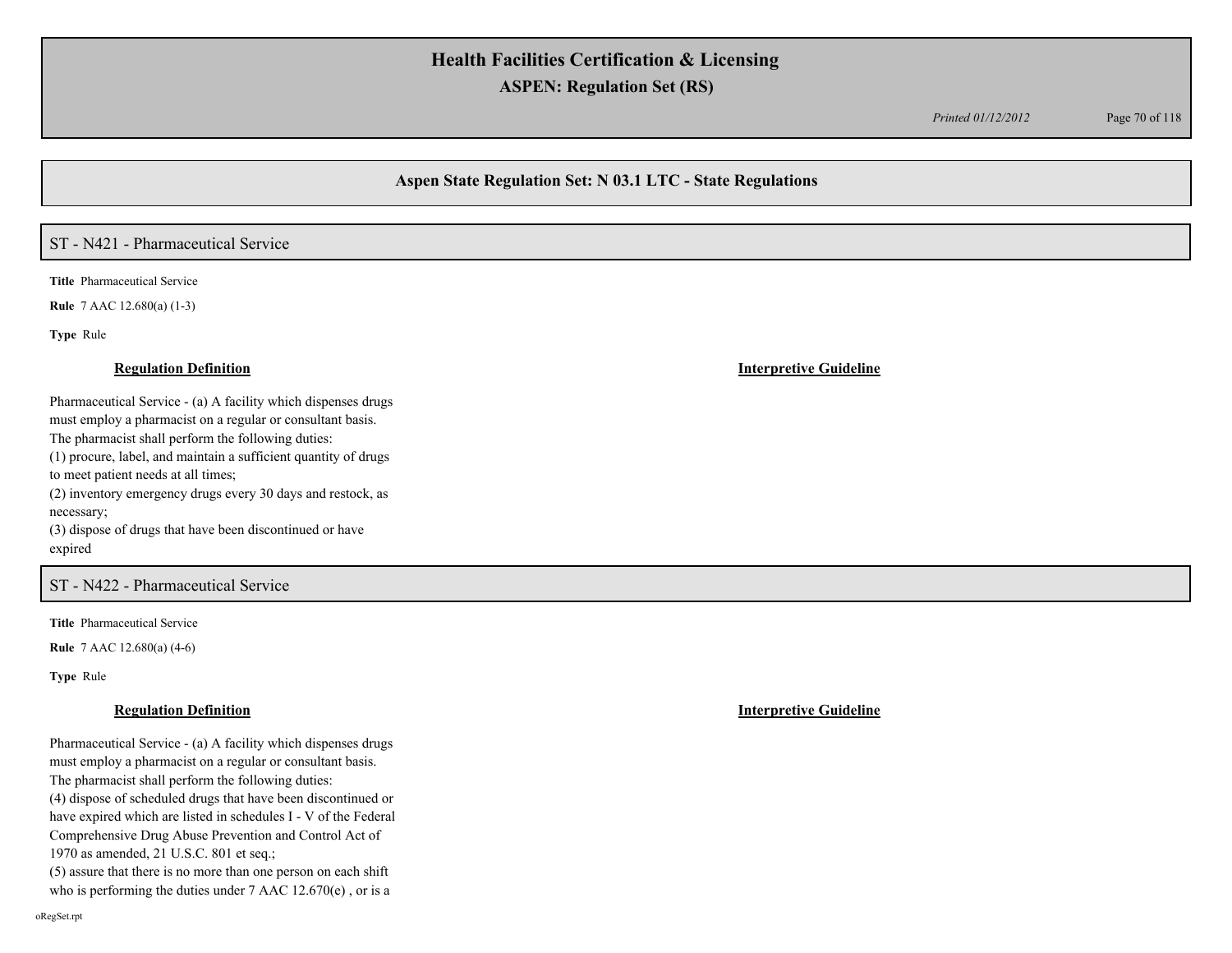## Aspen State Regulation Set: N 03.1 LTC - State Regulations

### ST - N421 - Pharmaceutical Service

**Title** Pharmaceutical Service

**Rule** 7 AAC 12.680(a) (1-3)

**Type** Rule

**Regulation Definition**

Pharmaceutical Service - (a) A facility which dispenses drugs must employ a pharmacist on a regular or consultant basis. The pharmacist shall perform the following duties:
(1) procure, label, and maintain a sufficient quantity of drugs to meet patient needs at all times;
(2) inventory emergency drugs every 30 days and restock, as necessary;
(3) dispose of drugs that have been discontinued or have expired

**Interpretive Guideline**

### ST - N422 - Pharmaceutical Service

**Title** Pharmaceutical Service

**Rule** 7 AAC 12.680(a) (4-6)

**Type** Rule

**Regulation Definition**

Pharmaceutical Service - (a) A facility which dispenses drugs must employ a pharmacist on a regular or consultant basis. The pharmacist shall perform the following duties:
(4) dispose of scheduled drugs that have been discontinued or have expired which are listed in schedules I - V of the Federal Comprehensive Drug Abuse Prevention and Control Act of 1970 as amended, 21 U.S.C. 801 et seq.;
(5) assure that there is no more than one person on each shift who is performing the duties under 7 AAC 12.670(e) , or is a

**Interpretive Guideline**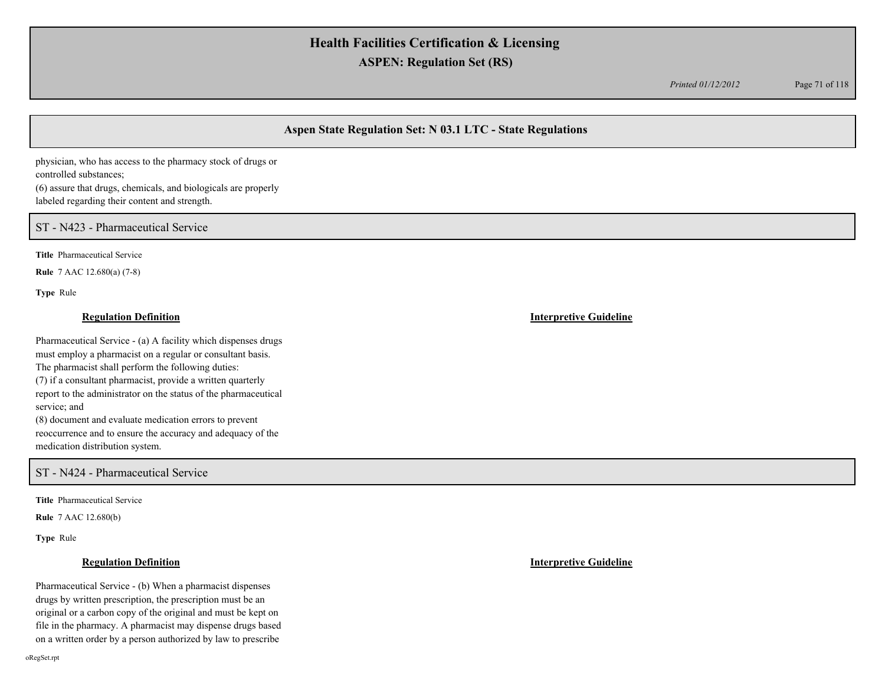physician, who has access to the pharmacy stock of drugs or controlled substances;
(6) assure that drugs, chemicals, and biologicals are properly labeled regarding their content and strength.

## ST - N423 - Pharmaceutical Service

**Title** Pharmaceutical Service

**Rule** 7 AAC 12.680(a) (7-8)

**Type** Rule

**Regulation Definition**

Pharmaceutical Service - (a) A facility which dispenses drugs must employ a pharmacist on a regular or consultant basis. The pharmacist shall perform the following duties:
(7) if a consultant pharmacist, provide a written quarterly report to the administrator on the status of the pharmaceutical service; and
(8) document and evaluate medication errors to prevent reoccurrence and to ensure the accuracy and adequacy of the medication distribution system.

**Interpretive Guideline**

## ST - N424 - Pharmaceutical Service

**Title** Pharmaceutical Service

**Rule** 7 AAC 12.680(b)

**Type** Rule

**Regulation Definition**

Pharmaceutical Service - (b) When a pharmacist dispenses drugs by written prescription, the prescription must be an original or a carbon copy of the original and must be kept on file in the pharmacy. A pharmacist may dispense drugs based on a written order by a person authorized by law to prescribe

**Interpretive Guideline**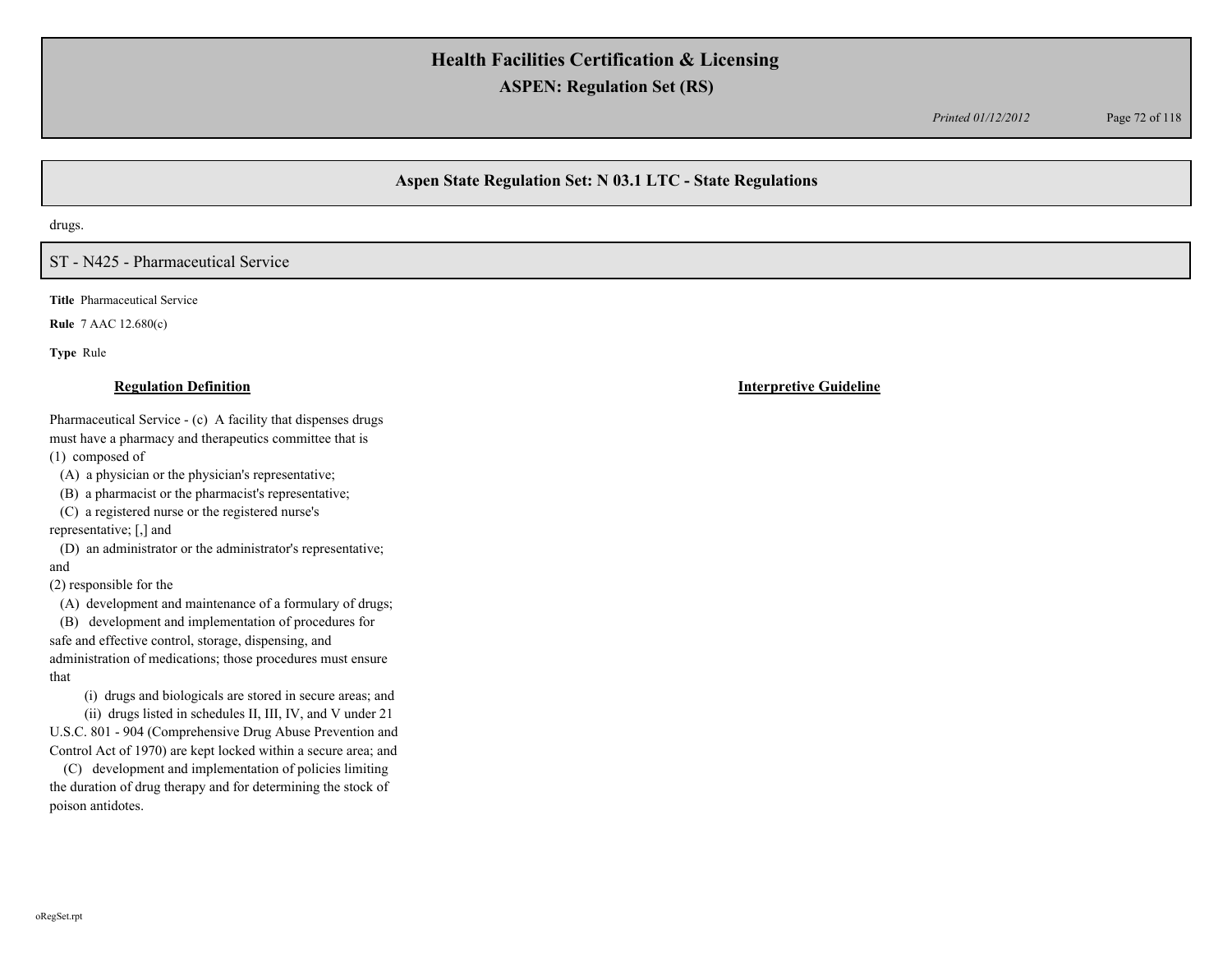drugs.

## ST - N425 - Pharmaceutical Service

**Title** Pharmaceutical Service

**Rule** 7 AAC 12.680(c)

**Type** Rule

**Regulation Definition**

Pharmaceutical Service - (c) A facility that dispenses drugs must have a pharmacy and therapeutics committee that is
(1) composed of
  (A) a physician or the physician's representative;
  (B) a pharmacist or the pharmacist's representative;
  (C) a registered nurse or the registered nurse's representative; [,] and
  (D) an administrator or the administrator's representative; and
(2) responsible for the
  (A) development and maintenance of a formulary of drugs;
  (B) development and implementation of procedures for safe and effective control, storage, dispensing, and administration of medications; those procedures must ensure that
    (i) drugs and biologicals are stored in secure areas; and
    (ii) drugs listed in schedules II, III, IV, and V under 21 U.S.C. 801 - 904 (Comprehensive Drug Abuse Prevention and Control Act of 1970) are kept locked within a secure area; and
  (C) development and implementation of policies limiting the duration of drug therapy and for determining the stock of poison antidotes.

**Interpretive Guideline**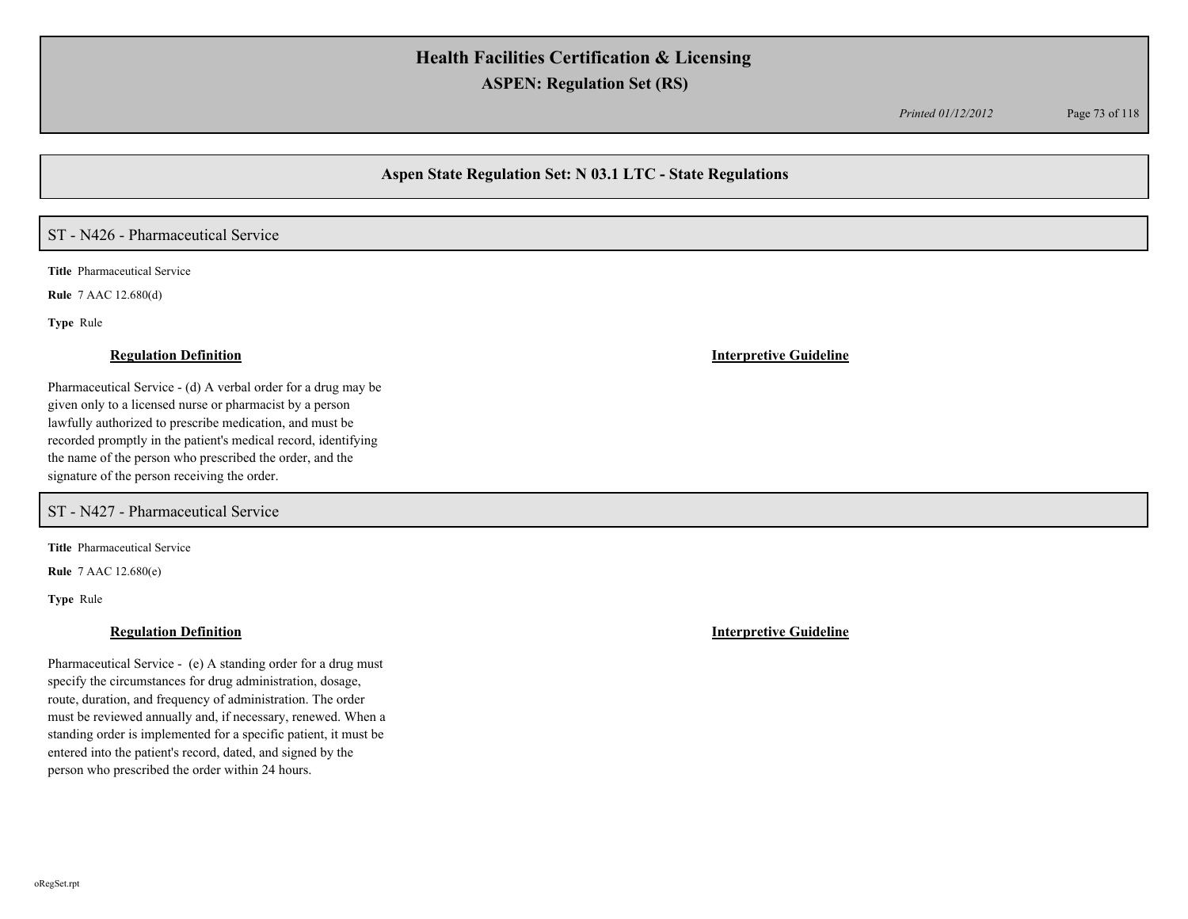## Aspen State Regulation Set: N 03.1 LTC - State Regulations

### ST - N426 - Pharmaceutical Service

**Title** Pharmaceutical Service

**Rule** 7 AAC 12.680(d)

**Type** Rule

**Regulation Definition**

Pharmaceutical Service - (d) A verbal order for a drug may be given only to a licensed nurse or pharmacist by a person lawfully authorized to prescribe medication, and must be recorded promptly in the patient's medical record, identifying the name of the person who prescribed the order, and the signature of the person receiving the order.

**Interpretive Guideline**

### ST - N427 - Pharmaceutical Service

**Title** Pharmaceutical Service

**Rule** 7 AAC 12.680(e)

**Type** Rule

**Regulation Definition**

Pharmaceutical Service - (e) A standing order for a drug must specify the circumstances for drug administration, dosage, route, duration, and frequency of administration. The order must be reviewed annually and, if necessary, renewed. When a standing order is implemented for a specific patient, it must be entered into the patient's record, dated, and signed by the person who prescribed the order within 24 hours.

**Interpretive Guideline**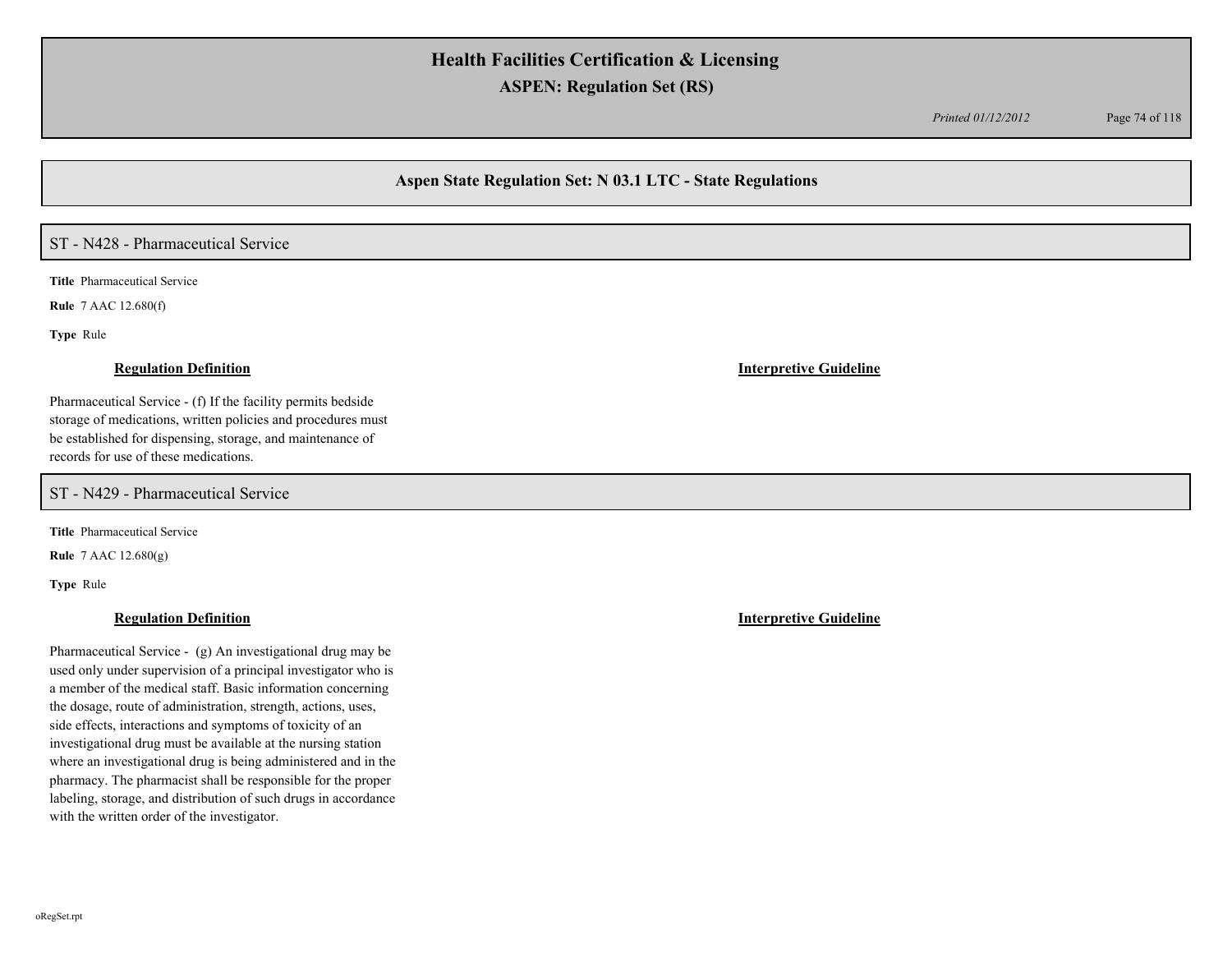## Aspen State Regulation Set: N 03.1 LTC - State Regulations

### ST - N428 - Pharmaceutical Service

**Title** Pharmaceutical Service

**Rule** 7 AAC 12.680(f)

**Type** Rule

**Regulation Definition**

Pharmaceutical Service - (f) If the facility permits bedside storage of medications, written policies and procedures must be established for dispensing, storage, and maintenance of records for use of these medications.

**Interpretive Guideline**

### ST - N429 - Pharmaceutical Service

**Title** Pharmaceutical Service

**Rule** 7 AAC 12.680(g)

**Type** Rule

**Regulation Definition**

Pharmaceutical Service - (g) An investigational drug may be used only under supervision of a principal investigator who is a member of the medical staff. Basic information concerning the dosage, route of administration, strength, actions, uses, side effects, interactions and symptoms of toxicity of an investigational drug must be available at the nursing station where an investigational drug is being administered and in the pharmacy. The pharmacist shall be responsible for the proper labeling, storage, and distribution of such drugs in accordance with the written order of the investigator.

**Interpretive Guideline**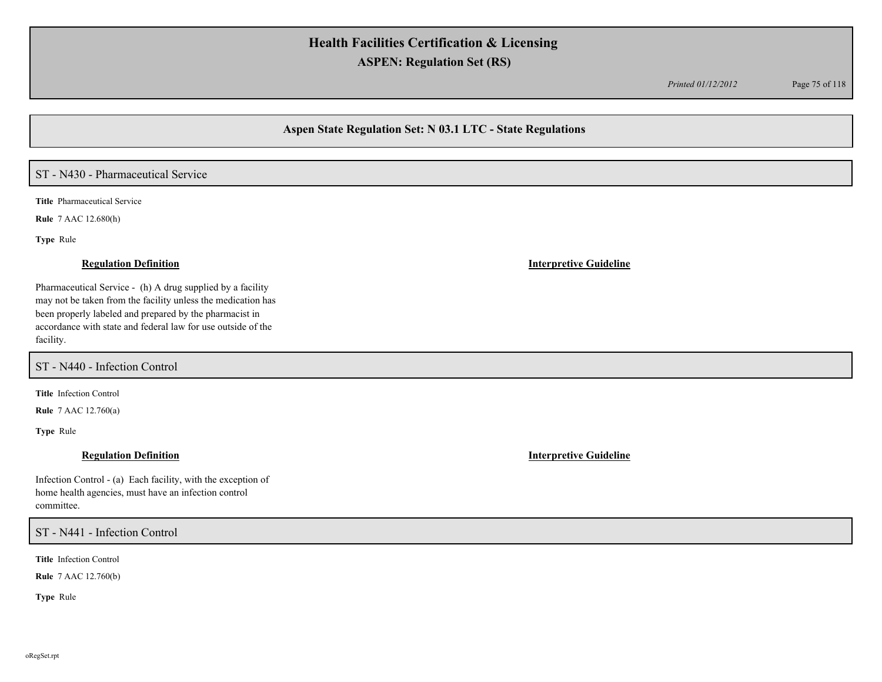## Aspen State Regulation Set: N 03.1 LTC - State Regulations

### ST - N430 - Pharmaceutical Service

**Title** Pharmaceutical Service

**Rule** 7 AAC 12.680(h)

**Type** Rule

**Regulation Definition**

Pharmaceutical Service - (h) A drug supplied by a facility may not be taken from the facility unless the medication has been properly labeled and prepared by the pharmacist in accordance with state and federal law for use outside of the facility.

**Interpretive Guideline**

### ST - N440 - Infection Control

**Title** Infection Control

**Rule** 7 AAC 12.760(a)

**Type** Rule

**Regulation Definition**

Infection Control - (a) Each facility, with the exception of home health agencies, must have an infection control committee.

**Interpretive Guideline**

### ST - N441 - Infection Control

**Title** Infection Control

**Rule** 7 AAC 12.760(b)

**Type** Rule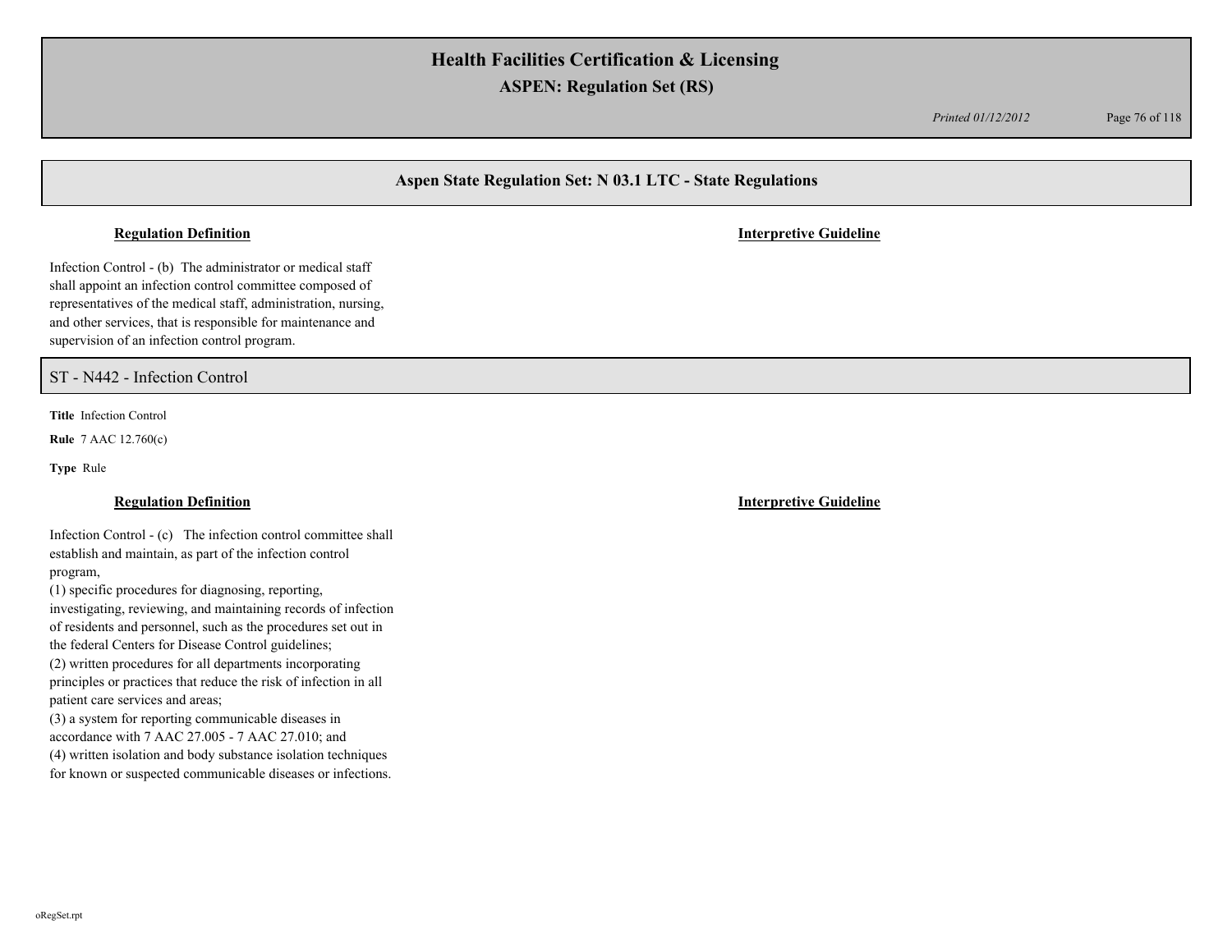## Aspen State Regulation Set: N 03.1 LTC - State Regulations

**Regulation Definition** | **Interpretive Guideline**

Infection Control - (b) The administrator or medical staff shall appoint an infection control committee composed of representatives of the medical staff, administration, nursing, and other services, that is responsible for maintenance and supervision of an infection control program.

## ST - N442 - Infection Control

**Title** Infection Control

**Rule** 7 AAC 12.760(c)

**Type** Rule

**Regulation Definition** | **Interpretive Guideline**

Infection Control - (c) The infection control committee shall establish and maintain, as part of the infection control program,

(1) specific procedures for diagnosing, reporting, investigating, reviewing, and maintaining records of infection of residents and personnel, such as the procedures set out in the federal Centers for Disease Control guidelines;

(2) written procedures for all departments incorporating principles or practices that reduce the risk of infection in all patient care services and areas;

(3) a system for reporting communicable diseases in accordance with 7 AAC 27.005 - 7 AAC 27.010; and

(4) written isolation and body substance isolation techniques for known or suspected communicable diseases or infections.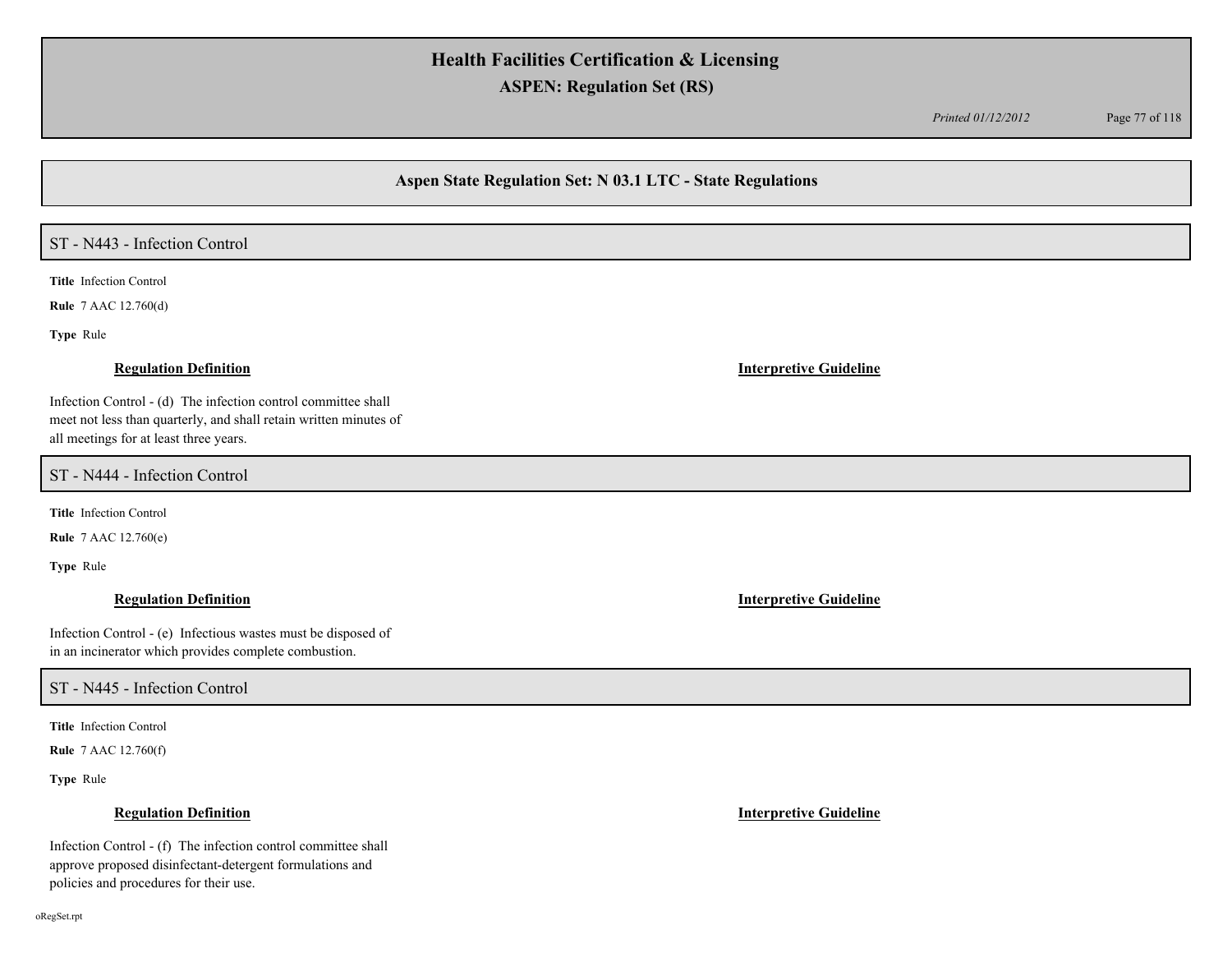## Aspen State Regulation Set: N 03.1 LTC - State Regulations

### ST - N443 - Infection Control

**Title** Infection Control

**Rule** 7 AAC 12.760(d)

**Type** Rule

**Regulation Definition**

Infection Control - (d) The infection control committee shall meet not less than quarterly, and shall retain written minutes of all meetings for at least three years.

**Interpretive Guideline**

### ST - N444 - Infection Control

**Title** Infection Control

**Rule** 7 AAC 12.760(e)

**Type** Rule

**Regulation Definition**

Infection Control - (e) Infectious wastes must be disposed of in an incinerator which provides complete combustion.

**Interpretive Guideline**

### ST - N445 - Infection Control

**Title** Infection Control

**Rule** 7 AAC 12.760(f)

**Type** Rule

**Regulation Definition**

Infection Control - (f) The infection control committee shall approve proposed disinfectant-detergent formulations and policies and procedures for their use.

**Interpretive Guideline**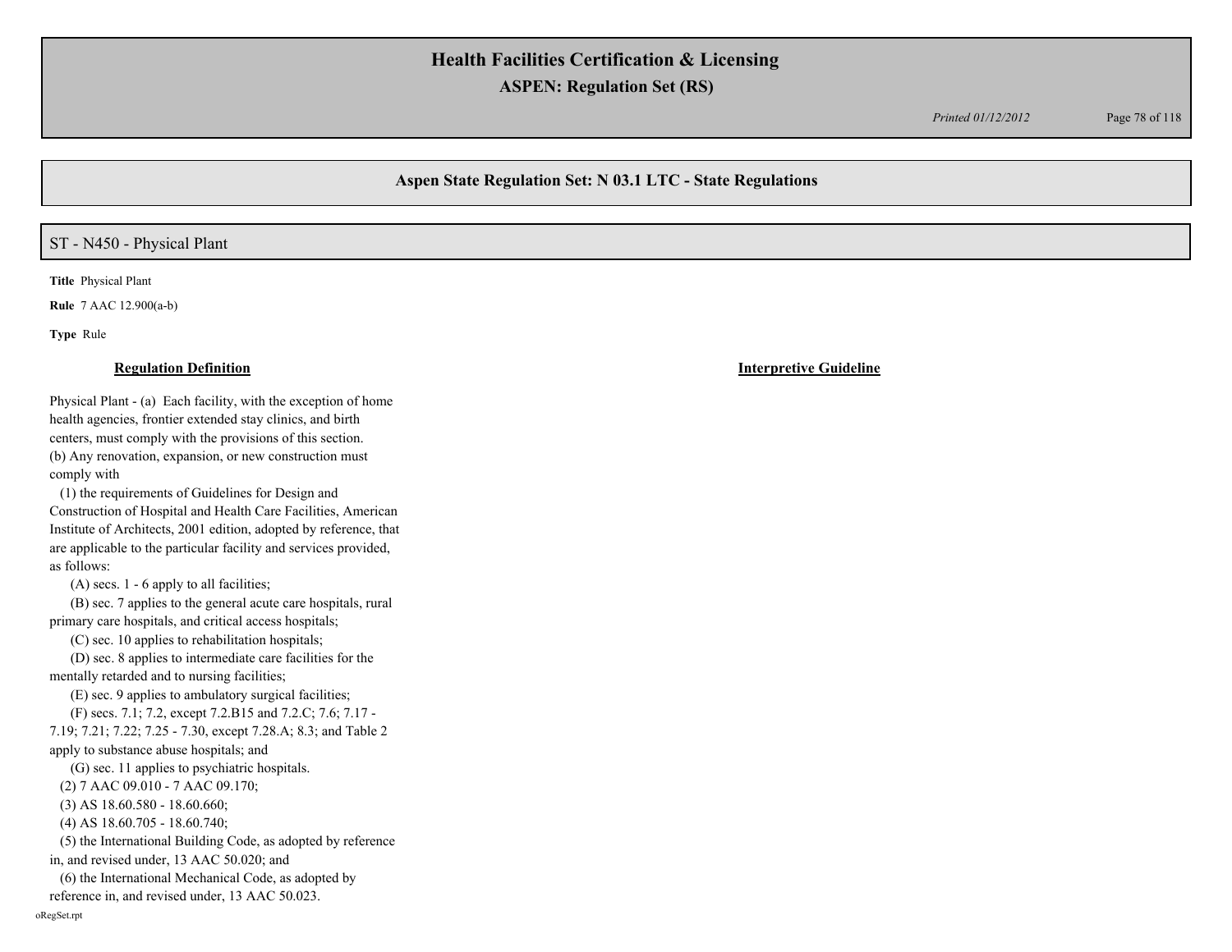## Aspen State Regulation Set: N 03.1 LTC - State Regulations

### ST - N450 - Physical Plant

**Title** Physical Plant

**Rule** 7 AAC 12.900(a-b)

**Type** Rule

| **Regulation Definition** | **Interpretive Guideline** |
|---|---|
| Physical Plant - (a) Each facility, with the exception of home health agencies, frontier extended stay clinics, and birth centers, must comply with the provisions of this section.<br>(b) Any renovation, expansion, or new construction must comply with<br>(1) the requirements of Guidelines for Design and Construction of Hospital and Health Care Facilities, American Institute of Architects, 2001 edition, adopted by reference, that are applicable to the particular facility and services provided, as follows:<br>(A) secs. 1 - 6 apply to all facilities;<br>(B) sec. 7 applies to the general acute care hospitals, rural primary care hospitals, and critical access hospitals;<br>(C) sec. 10 applies to rehabilitation hospitals;<br>(D) sec. 8 applies to intermediate care facilities for the mentally retarded and to nursing facilities;<br>(E) sec. 9 applies to ambulatory surgical facilities;<br>(F) secs. 7.1; 7.2, except 7.2.B15 and 7.2.C; 7.6; 7.17 - 7.19; 7.21; 7.22; 7.25 - 7.30, except 7.28.A; 8.3; and Table 2 apply to substance abuse hospitals; and<br>(G) sec. 11 applies to psychiatric hospitals.<br>(2) 7 AAC 09.010 - 7 AAC 09.170;<br>(3) AS 18.60.580 - 18.60.660;<br>(4) AS 18.60.705 - 18.60.740;<br>(5) the International Building Code, as adopted by reference in, and revised under, 13 AAC 50.020; and<br>(6) the International Mechanical Code, as adopted by reference in, and revised under, 13 AAC 50.023. | |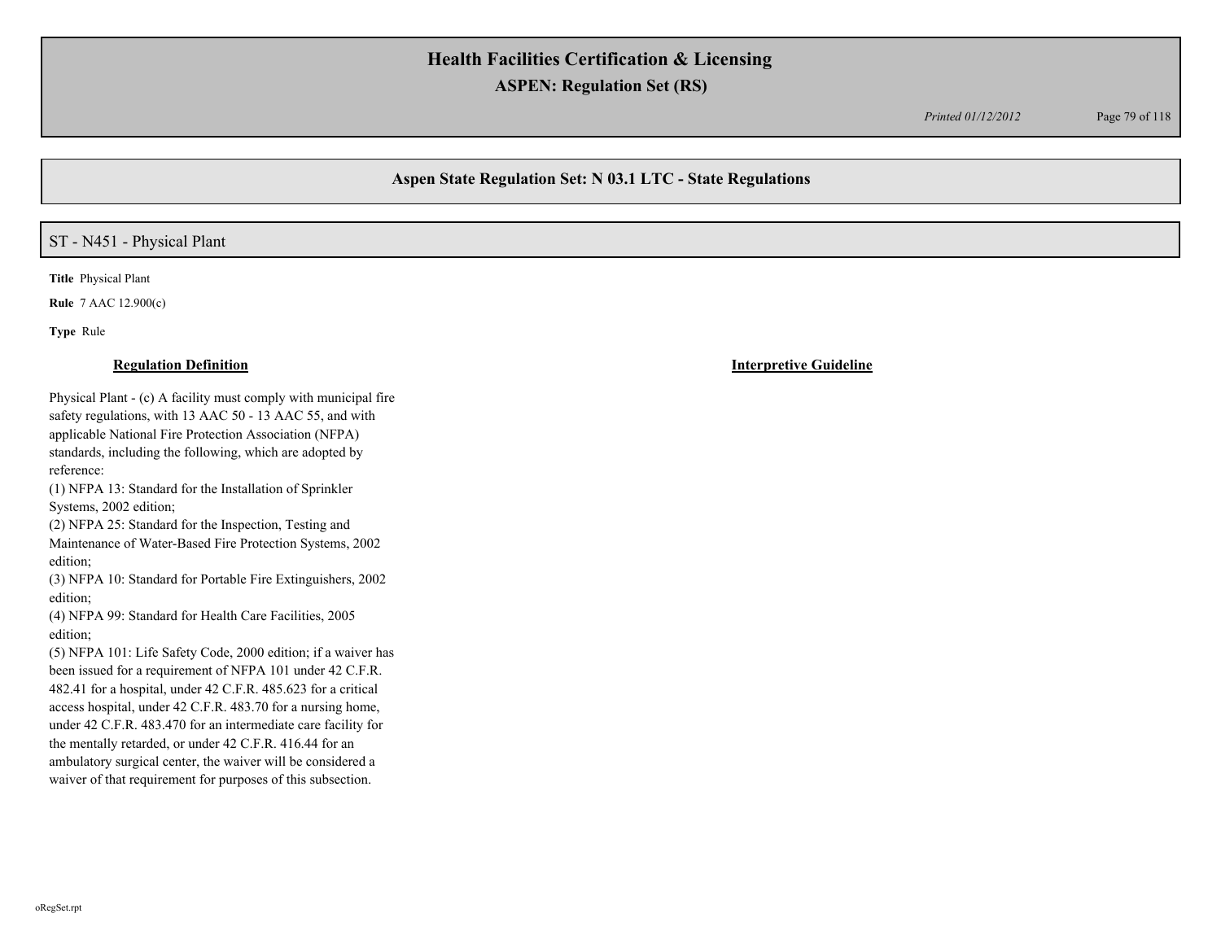# Health Facilities Certification & Licensing

## ASPEN: Regulation Set (RS)

*Printed 01/12/2012*

## Aspen State Regulation Set: N 03.1 LTC - State Regulations

### ST - N451 - Physical Plant

**Title** Physical Plant

**Rule** 7 AAC 12.900(c)

**Type** Rule

**Regulation Definition**

Physical Plant - (c) A facility must comply with municipal fire safety regulations, with 13 AAC 50 - 13 AAC 55, and with applicable National Fire Protection Association (NFPA) standards, including the following, which are adopted by reference:
(1) NFPA 13: Standard for the Installation of Sprinkler Systems, 2002 edition;
(2) NFPA 25: Standard for the Inspection, Testing and Maintenance of Water-Based Fire Protection Systems, 2002 edition;
(3) NFPA 10: Standard for Portable Fire Extinguishers, 2002 edition;
(4) NFPA 99: Standard for Health Care Facilities, 2005 edition;
(5) NFPA 101: Life Safety Code, 2000 edition; if a waiver has been issued for a requirement of NFPA 101 under 42 C.F.R. 482.41 for a hospital, under 42 C.F.R. 485.623 for a critical access hospital, under 42 C.F.R. 483.70 for a nursing home, under 42 C.F.R. 483.470 for an intermediate care facility for the mentally retarded, or under 42 C.F.R. 416.44 for an ambulatory surgical center, the waiver will be considered a waiver of that requirement for purposes of this subsection.

**Interpretive Guideline**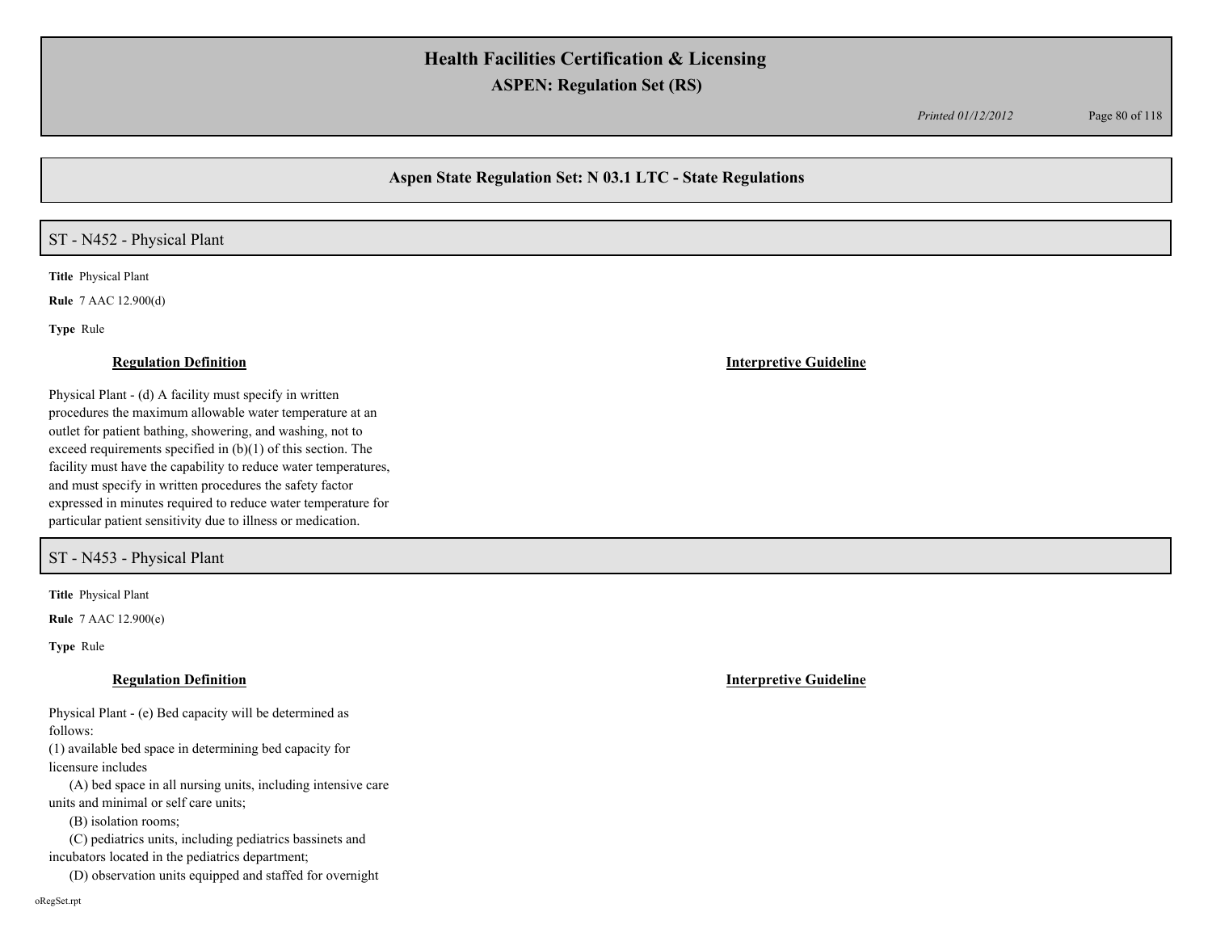## Aspen State Regulation Set: N 03.1 LTC - State Regulations

### ST - N452 - Physical Plant

**Title** Physical Plant

**Rule** 7 AAC 12.900(d)

**Type** Rule

**Regulation Definition**

Physical Plant - (d) A facility must specify in written procedures the maximum allowable water temperature at an outlet for patient bathing, showering, and washing, not to exceed requirements specified in (b)(1) of this section. The facility must have the capability to reduce water temperatures, and must specify in written procedures the safety factor expressed in minutes required to reduce water temperature for particular patient sensitivity due to illness or medication.

**Interpretive Guideline**

### ST - N453 - Physical Plant

**Title** Physical Plant

**Rule** 7 AAC 12.900(e)

**Type** Rule

**Regulation Definition**

Physical Plant - (e) Bed capacity will be determined as follows:

(1) available bed space in determining bed capacity for licensure includes

(A) bed space in all nursing units, including intensive care units and minimal or self care units;

(B) isolation rooms;

(C) pediatrics units, including pediatrics bassinets and incubators located in the pediatrics department;

(D) observation units equipped and staffed for overnight

**Interpretive Guideline**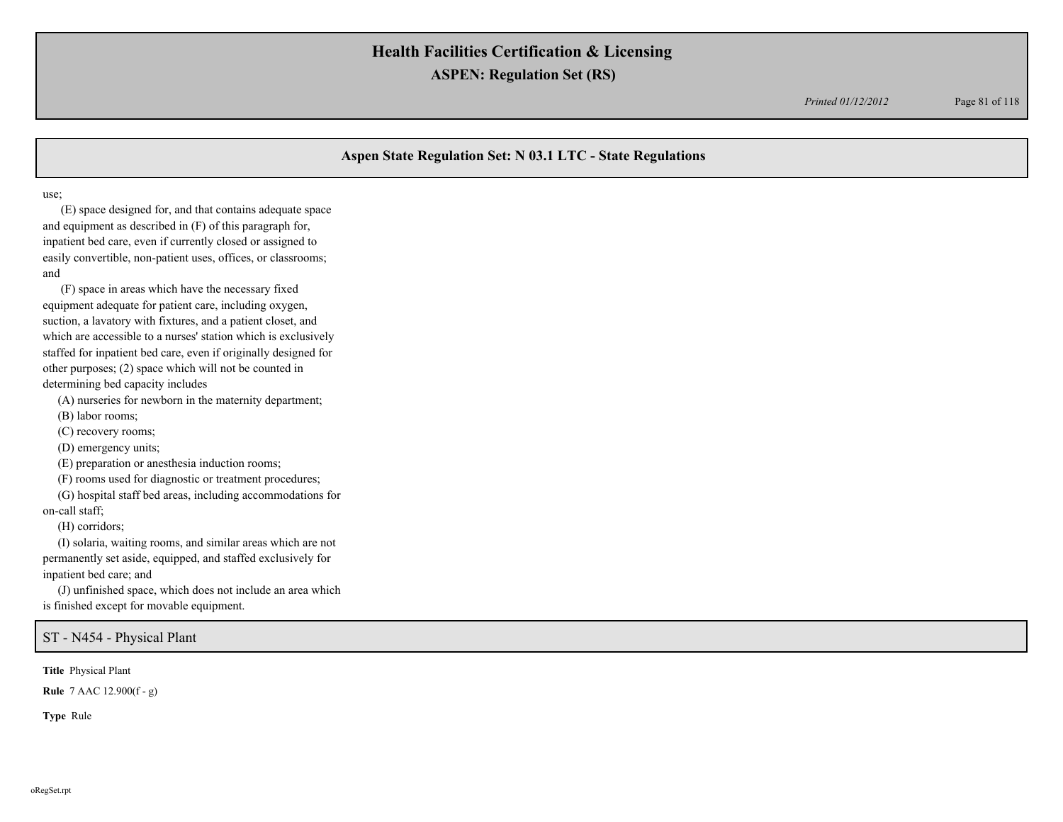## Aspen State Regulation Set: N 03.1 LTC - State Regulations

use;

(E) space designed for, and that contains adequate space and equipment as described in (F) of this paragraph for, inpatient bed care, even if currently closed or assigned to easily convertible, non-patient uses, offices, or classrooms; and

(F) space in areas which have the necessary fixed equipment adequate for patient care, including oxygen, suction, a lavatory with fixtures, and a patient closet, and which are accessible to a nurses' station which is exclusively staffed for inpatient bed care, even if originally designed for other purposes; (2) space which will not be counted in determining bed capacity includes

(A) nurseries for newborn in the maternity department;

(B) labor rooms;

(C) recovery rooms;

(D) emergency units;

(E) preparation or anesthesia induction rooms;

(F) rooms used for diagnostic or treatment procedures;

(G) hospital staff bed areas, including accommodations for on-call staff;

(H) corridors;

(I) solaria, waiting rooms, and similar areas which are not permanently set aside, equipped, and staffed exclusively for inpatient bed care; and

(J) unfinished space, which does not include an area which is finished except for movable equipment.

## ST - N454 - Physical Plant

**Title** Physical Plant

**Rule** 7 AAC 12.900(f - g)

**Type** Rule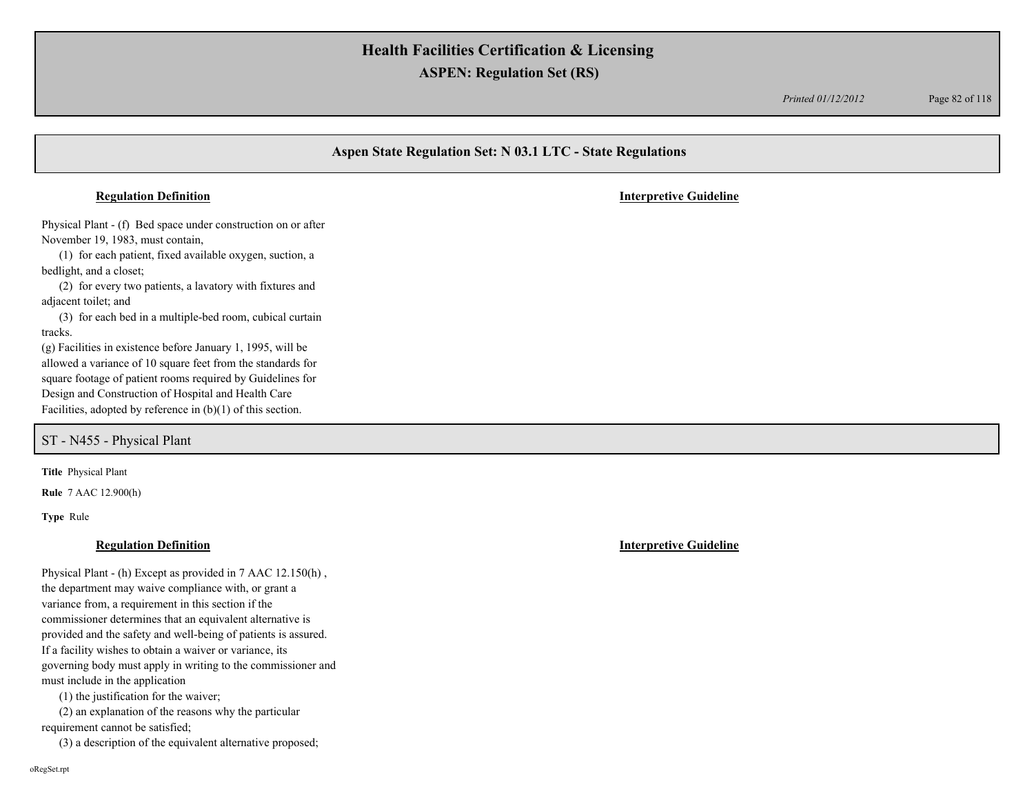## Aspen State Regulation Set: N 03.1 LTC - State Regulations

**Regulation Definition**

**Interpretive Guideline**

Physical Plant - (f) Bed space under construction on or after November 19, 1983, must contain,

(1) for each patient, fixed available oxygen, suction, a bedlight, and a closet;

(2) for every two patients, a lavatory with fixtures and adjacent toilet; and

(3) for each bed in a multiple-bed room, cubical curtain tracks.

(g) Facilities in existence before January 1, 1995, will be allowed a variance of 10 square feet from the standards for square footage of patient rooms required by Guidelines for Design and Construction of Hospital and Health Care Facilities, adopted by reference in (b)(1) of this section.

## ST - N455 - Physical Plant

**Title** Physical Plant

**Rule** 7 AAC 12.900(h)

**Type** Rule

**Regulation Definition**

**Interpretive Guideline**

Physical Plant - (h) Except as provided in 7 AAC 12.150(h) , the department may waive compliance with, or grant a variance from, a requirement in this section if the commissioner determines that an equivalent alternative is provided and the safety and well-being of patients is assured. If a facility wishes to obtain a waiver or variance, its governing body must apply in writing to the commissioner and must include in the application

(1) the justification for the waiver;

(2) an explanation of the reasons why the particular requirement cannot be satisfied;

(3) a description of the equivalent alternative proposed;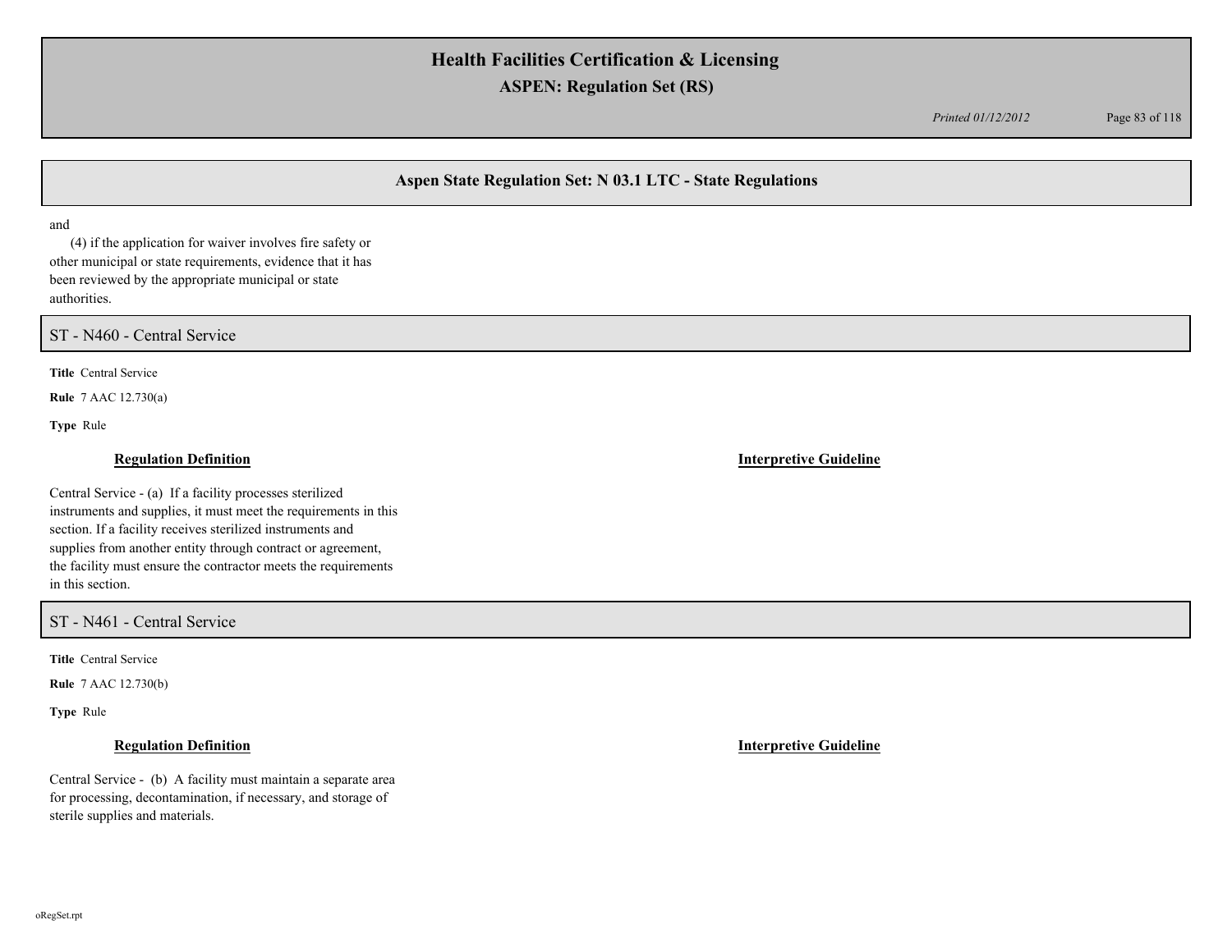and

(4) if the application for waiver involves fire safety or other municipal or state requirements, evidence that it has been reviewed by the appropriate municipal or state authorities.

## ST - N460 - Central Service

**Title** Central Service

**Rule** 7 AAC 12.730(a)

**Type** Rule

**Regulation Definition**

Central Service - (a) If a facility processes sterilized instruments and supplies, it must meet the requirements in this section. If a facility receives sterilized instruments and supplies from another entity through contract or agreement, the facility must ensure the contractor meets the requirements in this section.

**Interpretive Guideline**

## ST - N461 - Central Service

**Title** Central Service

**Rule** 7 AAC 12.730(b)

**Type** Rule

**Regulation Definition**

Central Service - (b) A facility must maintain a separate area for processing, decontamination, if necessary, and storage of sterile supplies and materials.

**Interpretive Guideline**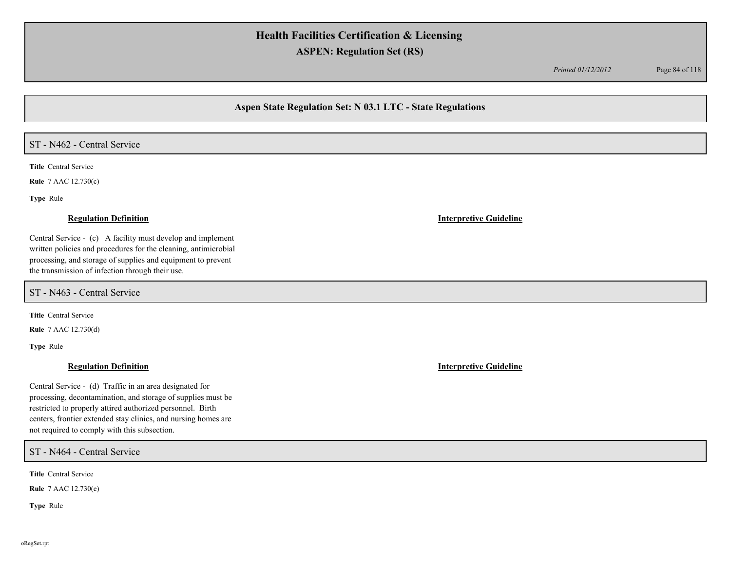## Aspen State Regulation Set: N 03.1 LTC - State Regulations

### ST - N462 - Central Service

**Title** Central Service

**Rule** 7 AAC 12.730(c)

**Type** Rule

**Regulation Definition**

Central Service - (c) A facility must develop and implement written policies and procedures for the cleaning, antimicrobial processing, and storage of supplies and equipment to prevent the transmission of infection through their use.

**Interpretive Guideline**

### ST - N463 - Central Service

**Title** Central Service

**Rule** 7 AAC 12.730(d)

**Type** Rule

**Regulation Definition**

Central Service - (d) Traffic in an area designated for processing, decontamination, and storage of supplies must be restricted to properly attired authorized personnel. Birth centers, frontier extended stay clinics, and nursing homes are not required to comply with this subsection.

**Interpretive Guideline**

### ST - N464 - Central Service

**Title** Central Service

**Rule** 7 AAC 12.730(e)

**Type** Rule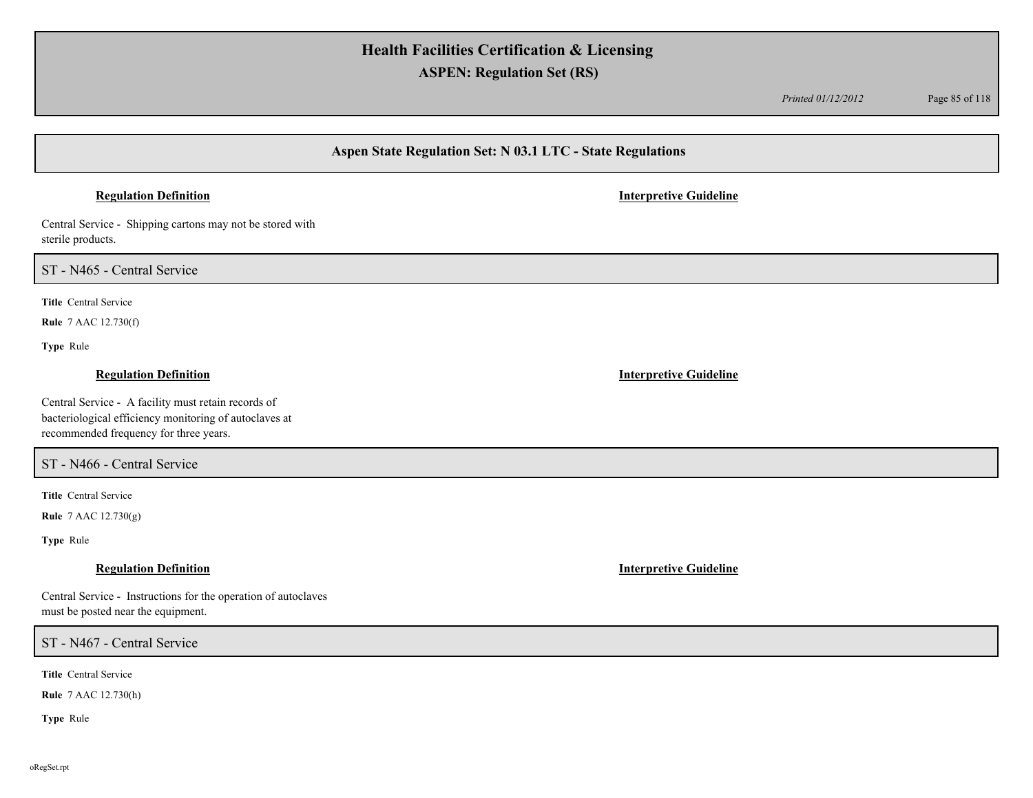## Aspen State Regulation Set: N 03.1 LTC - State Regulations

**Regulation Definition** | **Interpretive Guideline**

Central Service - Shipping cartons may not be stored with sterile products.

### ST - N465 - Central Service

**Title** Central Service

**Rule** 7 AAC 12.730(f)

**Type** Rule

**Regulation Definition** | **Interpretive Guideline**

Central Service - A facility must retain records of bacteriological efficiency monitoring of autoclaves at recommended frequency for three years.

### ST - N466 - Central Service

**Title** Central Service

**Rule** 7 AAC 12.730(g)

**Type** Rule

**Regulation Definition** | **Interpretive Guideline**

Central Service - Instructions for the operation of autoclaves must be posted near the equipment.

### ST - N467 - Central Service

**Title** Central Service

**Rule** 7 AAC 12.730(h)

**Type** Rule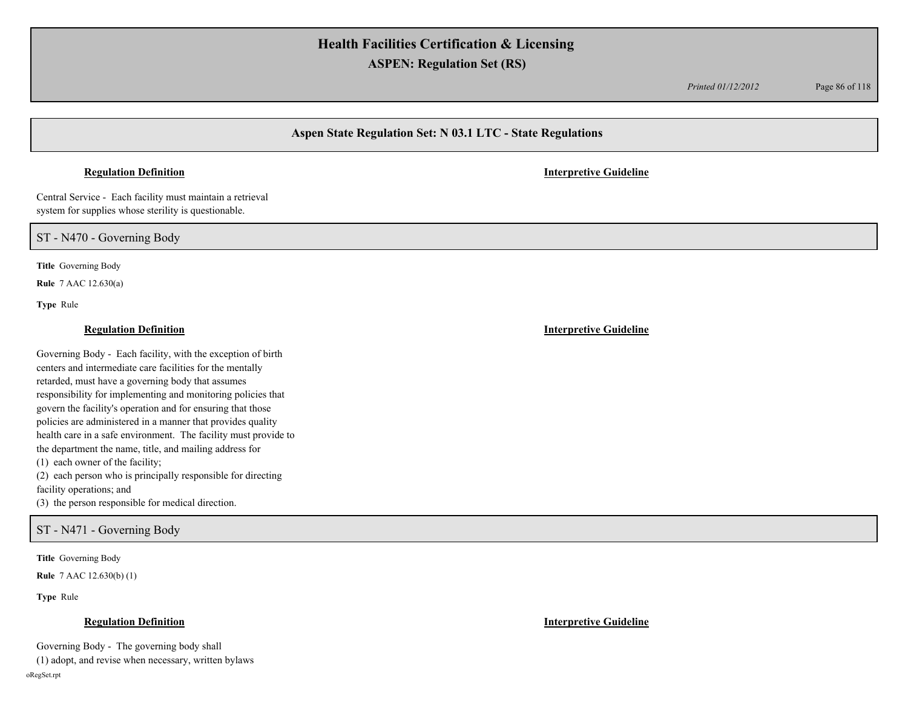## Aspen State Regulation Set: N 03.1 LTC - State Regulations

**Regulation Definition** | **Interpretive Guideline**

Central Service - Each facility must maintain a retrieval system for supplies whose sterility is questionable.

## ST - N470 - Governing Body

**Title** Governing Body

**Rule** 7 AAC 12.630(a)

**Type** Rule

**Regulation Definition** | **Interpretive Guideline**

Governing Body - Each facility, with the exception of birth centers and intermediate care facilities for the mentally retarded, must have a governing body that assumes responsibility for implementing and monitoring policies that govern the facility's operation and for ensuring that those policies are administered in a manner that provides quality health care in a safe environment. The facility must provide to the department the name, title, and mailing address for

(1) each owner of the facility;
(2) each person who is principally responsible for directing facility operations; and
(3) the person responsible for medical direction.

## ST - N471 - Governing Body

**Title** Governing Body

**Rule** 7 AAC 12.630(b) (1)

**Type** Rule

**Regulation Definition** | **Interpretive Guideline**

Governing Body - The governing body shall
(1) adopt, and revise when necessary, written bylaws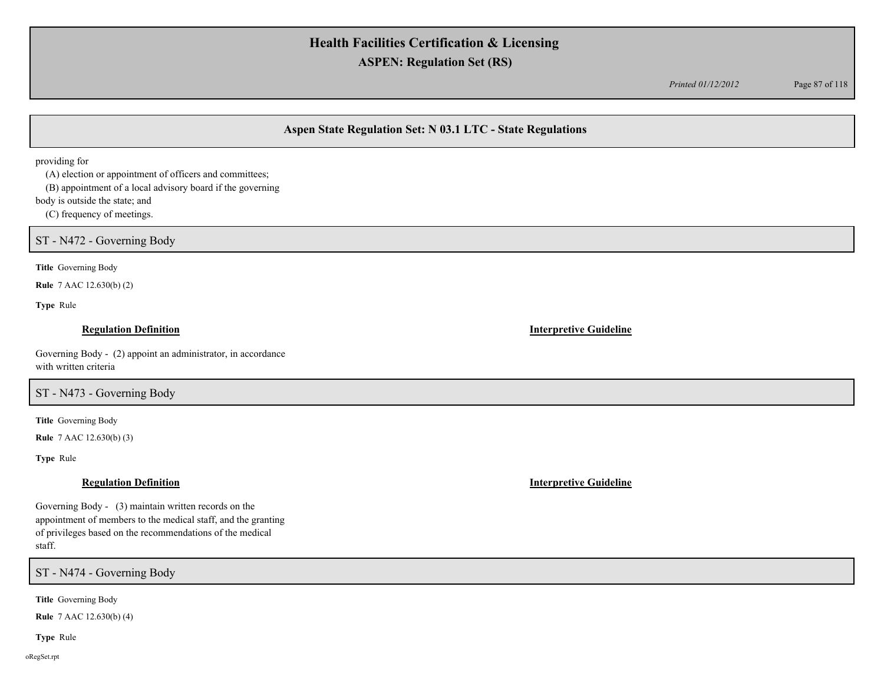providing for
(A) election or appointment of officers and committees;
(B) appointment of a local advisory board if the governing body is outside the state; and
(C) frequency of meetings.

## ST - N472 - Governing Body

**Title** Governing Body

**Rule** 7 AAC 12.630(b) (2)

**Type** Rule

**Regulation Definition**

Governing Body - (2) appoint an administrator, in accordance with written criteria

**Interpretive Guideline**

## ST - N473 - Governing Body

**Title** Governing Body

**Rule** 7 AAC 12.630(b) (3)

**Type** Rule

**Regulation Definition**

Governing Body - (3) maintain written records on the appointment of members to the medical staff, and the granting of privileges based on the recommendations of the medical staff.

**Interpretive Guideline**

## ST - N474 - Governing Body

**Title** Governing Body

**Rule** 7 AAC 12.630(b) (4)

**Type** Rule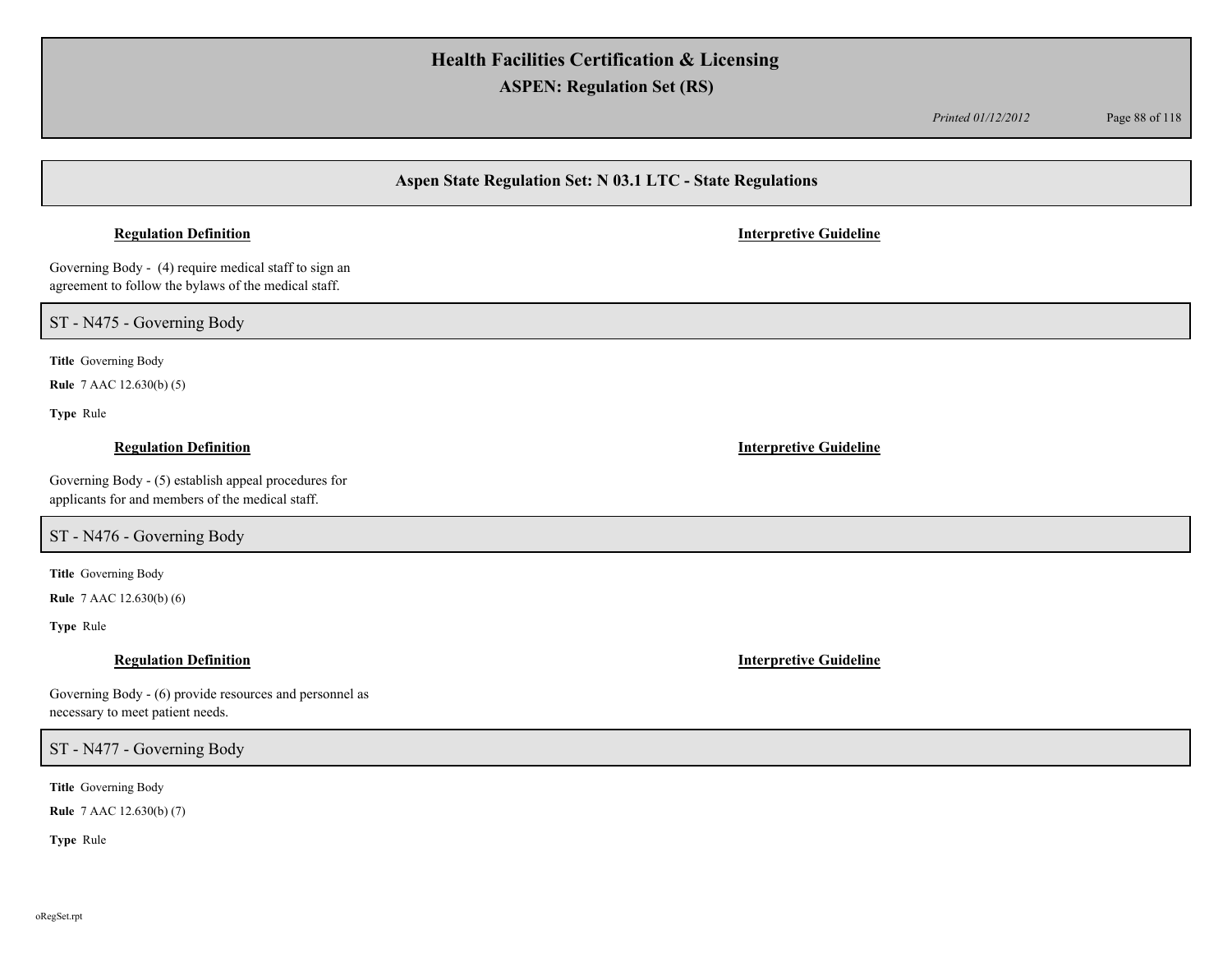**Regulation Definition** | **Interpretive Guideline**

Governing Body - (4) require medical staff to sign an agreement to follow the bylaws of the medical staff.

## ST - N475 - Governing Body

**Title** Governing Body

**Rule** 7 AAC 12.630(b) (5)

**Type** Rule

**Regulation Definition** | **Interpretive Guideline**

Governing Body - (5) establish appeal procedures for applicants for and members of the medical staff.

## ST - N476 - Governing Body

**Title** Governing Body

**Rule** 7 AAC 12.630(b) (6)

**Type** Rule

**Regulation Definition** | **Interpretive Guideline**

Governing Body - (6) provide resources and personnel as necessary to meet patient needs.

## ST - N477 - Governing Body

**Title** Governing Body

**Rule** 7 AAC 12.630(b) (7)

**Type** Rule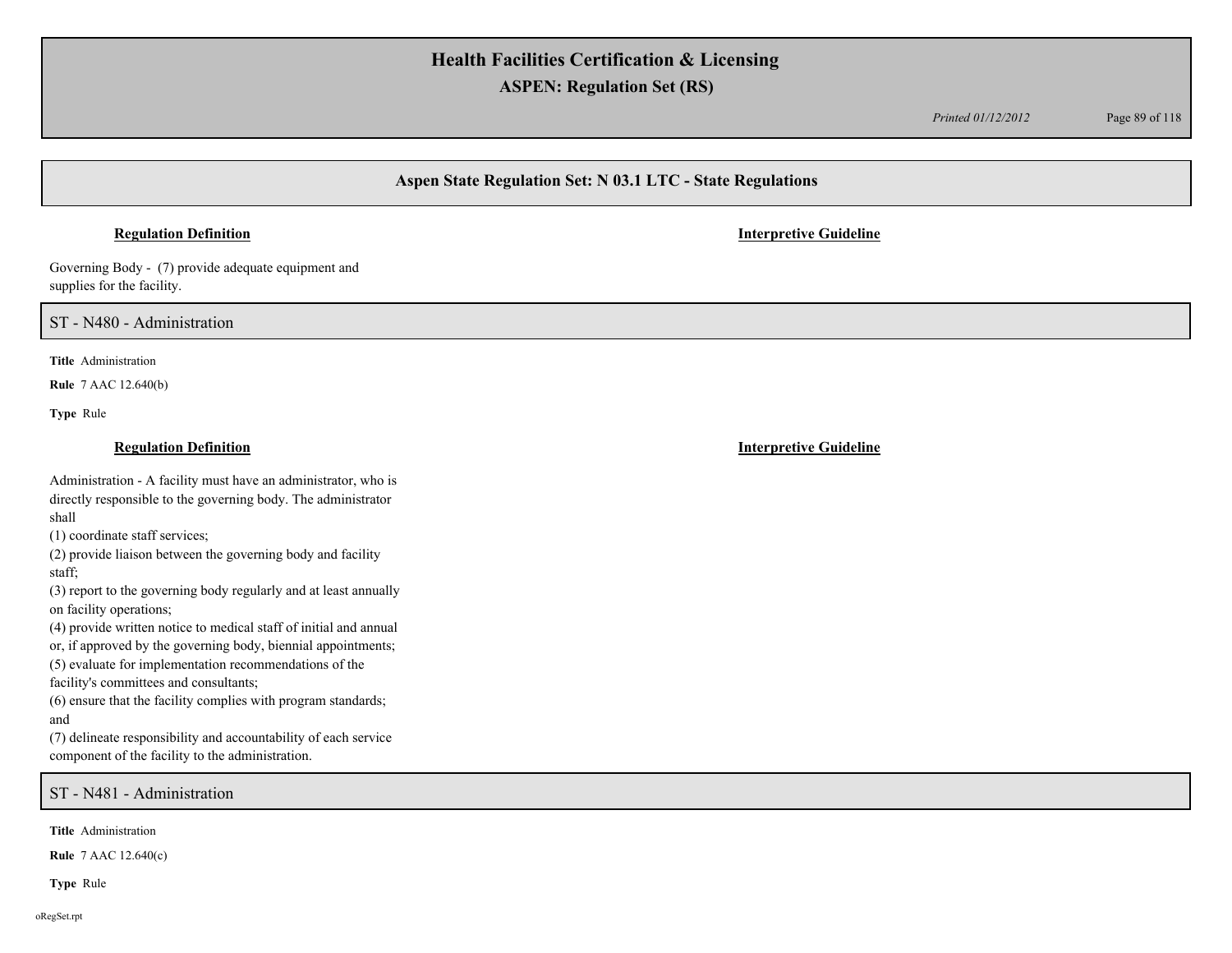### Regulation Definition

### Interpretive Guideline

Governing Body - (7) provide adequate equipment and supplies for the facility.

## ST - N480 - Administration

**Title** Administration

**Rule** 7 AAC 12.640(b)

**Type** Rule

### Regulation Definition

### Interpretive Guideline

Administration - A facility must have an administrator, who is directly responsible to the governing body. The administrator shall

(1) coordinate staff services;
(2) provide liaison between the governing body and facility staff;
(3) report to the governing body regularly and at least annually on facility operations;
(4) provide written notice to medical staff of initial and annual or, if approved by the governing body, biennial appointments;
(5) evaluate for implementation recommendations of the facility's committees and consultants;
(6) ensure that the facility complies with program standards; and
(7) delineate responsibility and accountability of each service component of the facility to the administration.

## ST - N481 - Administration

**Title** Administration

**Rule** 7 AAC 12.640(c)

**Type** Rule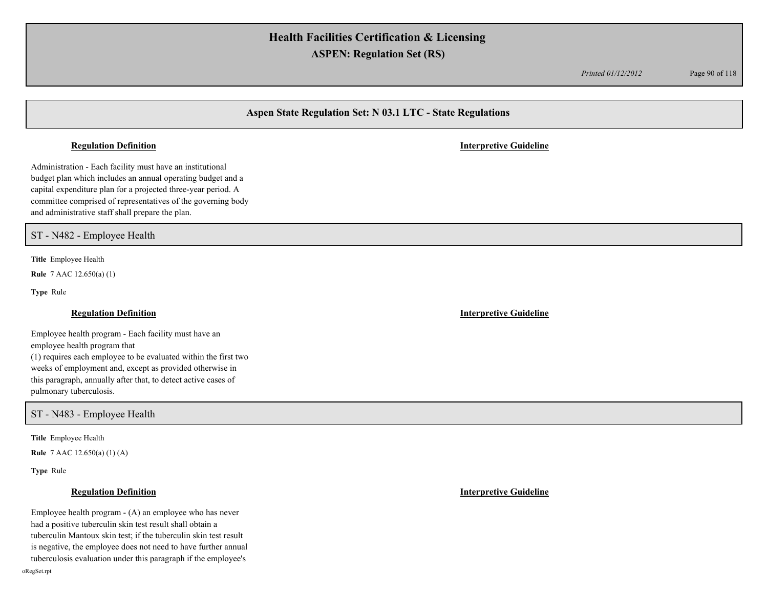## Aspen State Regulation Set: N 03.1 LTC - State Regulations

**Regulation Definition** | **Interpretive Guideline**

Administration - Each facility must have an institutional budget plan which includes an annual operating budget and a capital expenditure plan for a projected three-year period. A committee comprised of representatives of the governing body and administrative staff shall prepare the plan.

### ST - N482 - Employee Health

**Title** Employee Health

**Rule** 7 AAC 12.650(a) (1)

**Type** Rule

**Regulation Definition** | **Interpretive Guideline**

Employee health program - Each facility must have an employee health program that
(1) requires each employee to be evaluated within the first two weeks of employment and, except as provided otherwise in this paragraph, annually after that, to detect active cases of pulmonary tuberculosis.

### ST - N483 - Employee Health

**Title** Employee Health

**Rule** 7 AAC 12.650(a) (1) (A)

**Type** Rule

**Regulation Definition** | **Interpretive Guideline**

Employee health program - (A) an employee who has never had a positive tuberculin skin test result shall obtain a tuberculin Mantoux skin test; if the tuberculin skin test result is negative, the employee does not need to have further annual tuberculosis evaluation under this paragraph if the employee's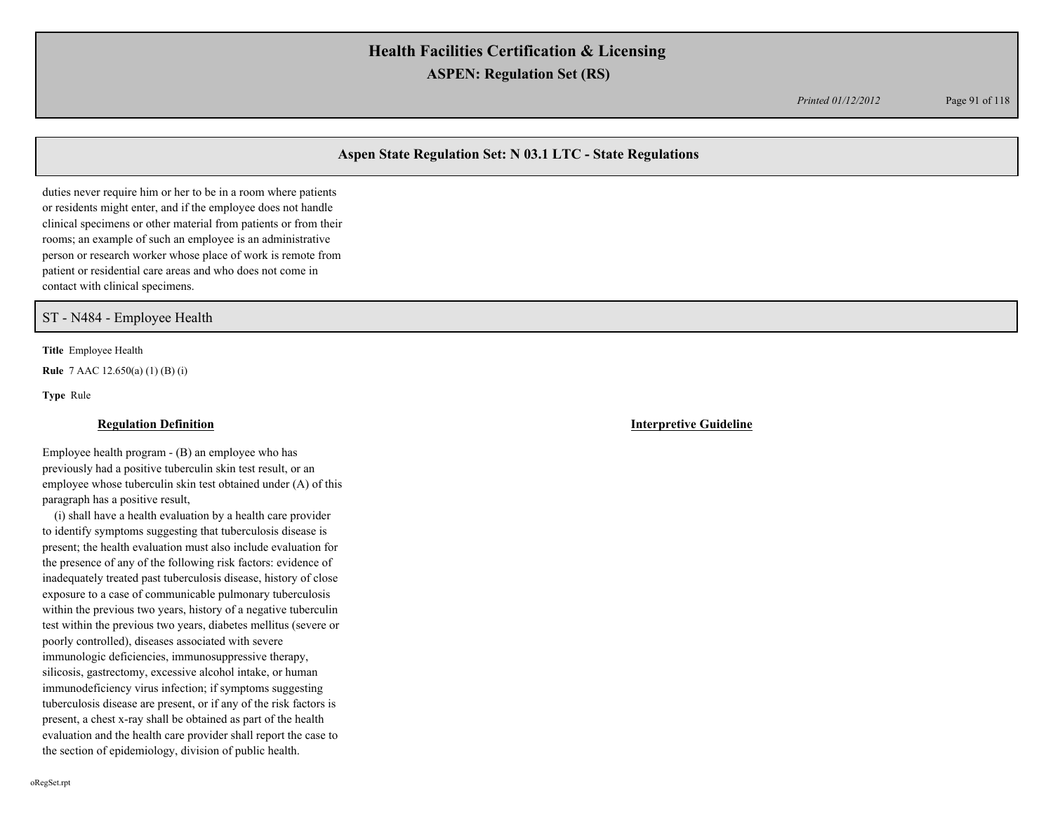## Aspen State Regulation Set: N 03.1 LTC - State Regulations

duties never require him or her to be in a room where patients or residents might enter, and if the employee does not handle clinical specimens or other material from patients or from their rooms; an example of such an employee is an administrative person or research worker whose place of work is remote from patient or residential care areas and who does not come in contact with clinical specimens.

## ST - N484 - Employee Health

**Title** Employee Health

**Rule** 7 AAC 12.650(a) (1) (B) (i)

**Type** Rule

### Regulation Definition

Employee health program - (B) an employee who has previously had a positive tuberculin skin test result, or an employee whose tuberculin skin test obtained under (A) of this paragraph has a positive result,

(i) shall have a health evaluation by a health care provider to identify symptoms suggesting that tuberculosis disease is present; the health evaluation must also include evaluation for the presence of any of the following risk factors: evidence of inadequately treated past tuberculosis disease, history of close exposure to a case of communicable pulmonary tuberculosis within the previous two years, history of a negative tuberculin test within the previous two years, diabetes mellitus (severe or poorly controlled), diseases associated with severe immunologic deficiencies, immunosuppressive therapy, silicosis, gastrectomy, excessive alcohol intake, or human immunodeficiency virus infection; if symptoms suggesting tuberculosis disease are present, or if any of the risk factors is present, a chest x-ray shall be obtained as part of the health evaluation and the health care provider shall report the case to the section of epidemiology, division of public health.

### Interpretive Guideline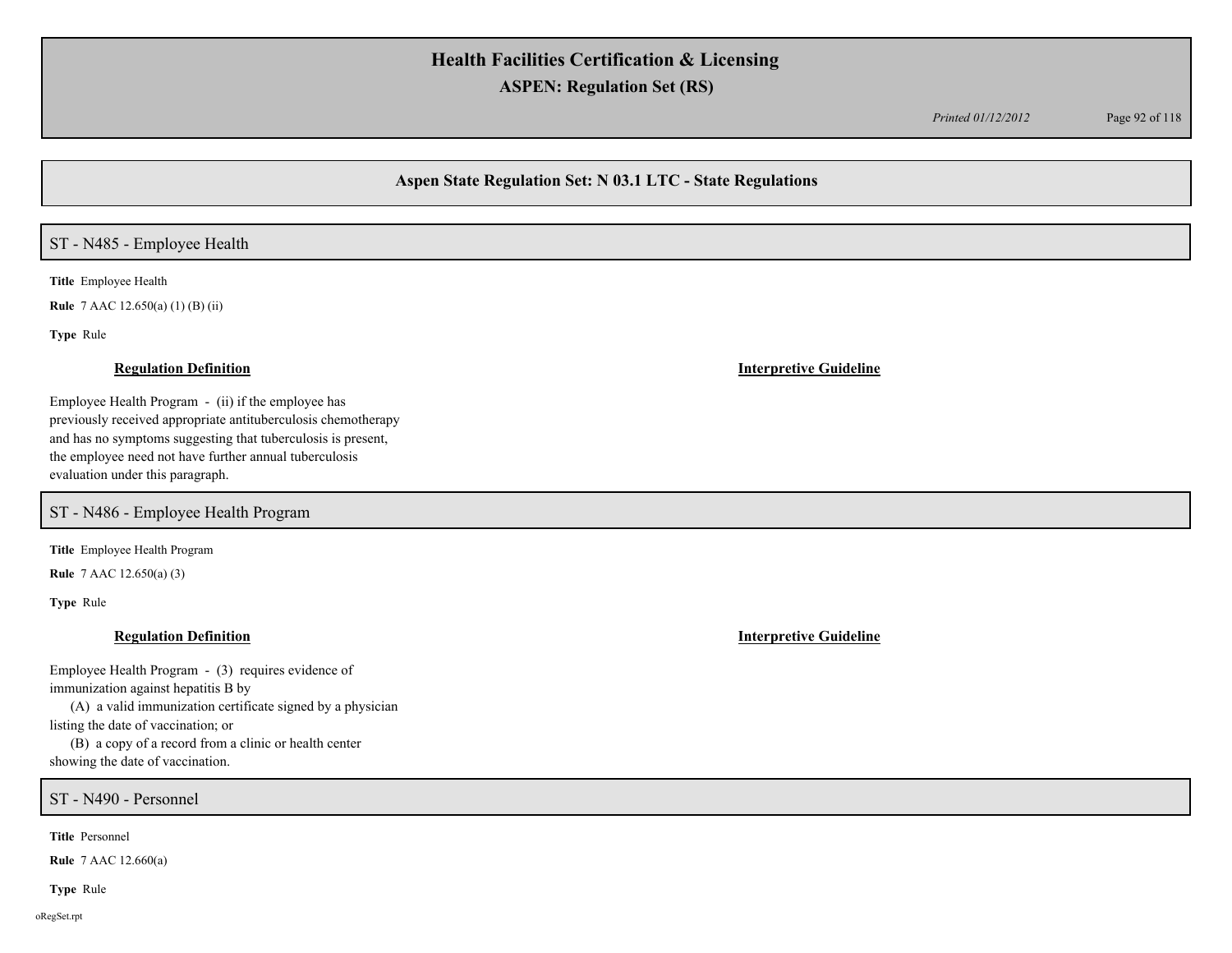## Aspen State Regulation Set: N 03.1 LTC - State Regulations

### ST - N485 - Employee Health

**Title** Employee Health

**Rule** 7 AAC 12.650(a) (1) (B) (ii)

**Type** Rule

**Regulation Definition**

Employee Health Program - (ii) if the employee has previously received appropriate antituberculosis chemotherapy and has no symptoms suggesting that tuberculosis is present, the employee need not have further annual tuberculosis evaluation under this paragraph.

**Interpretive Guideline**

### ST - N486 - Employee Health Program

**Title** Employee Health Program

**Rule** 7 AAC 12.650(a) (3)

**Type** Rule

**Regulation Definition**

Employee Health Program - (3) requires evidence of immunization against hepatitis B by

(A) a valid immunization certificate signed by a physician listing the date of vaccination; or

(B) a copy of a record from a clinic or health center showing the date of vaccination.

**Interpretive Guideline**

### ST - N490 - Personnel

**Title** Personnel

**Rule** 7 AAC 12.660(a)

**Type** Rule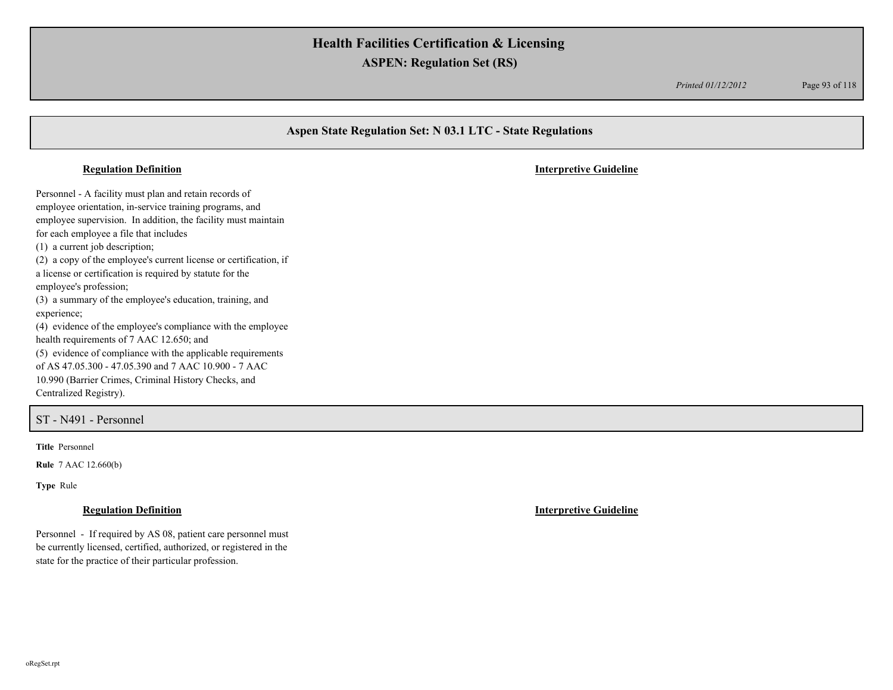## Aspen State Regulation Set: N 03.1 LTC - State Regulations

**Regulation Definition**

**Interpretive Guideline**

Personnel - A facility must plan and retain records of employee orientation, in-service training programs, and employee supervision. In addition, the facility must maintain for each employee a file that includes

(1) a current job description;

(2) a copy of the employee's current license or certification, if a license or certification is required by statute for the employee's profession;

(3) a summary of the employee's education, training, and experience;

(4) evidence of the employee's compliance with the employee health requirements of 7 AAC 12.650; and

(5) evidence of compliance with the applicable requirements of AS 47.05.300 - 47.05.390 and 7 AAC 10.900 - 7 AAC 10.990 (Barrier Crimes, Criminal History Checks, and Centralized Registry).

### ST - N491 - Personnel

**Title** Personnel

**Rule** 7 AAC 12.660(b)

**Type** Rule

**Regulation Definition**

**Interpretive Guideline**

Personnel - If required by AS 08, patient care personnel must be currently licensed, certified, authorized, or registered in the state for the practice of their particular profession.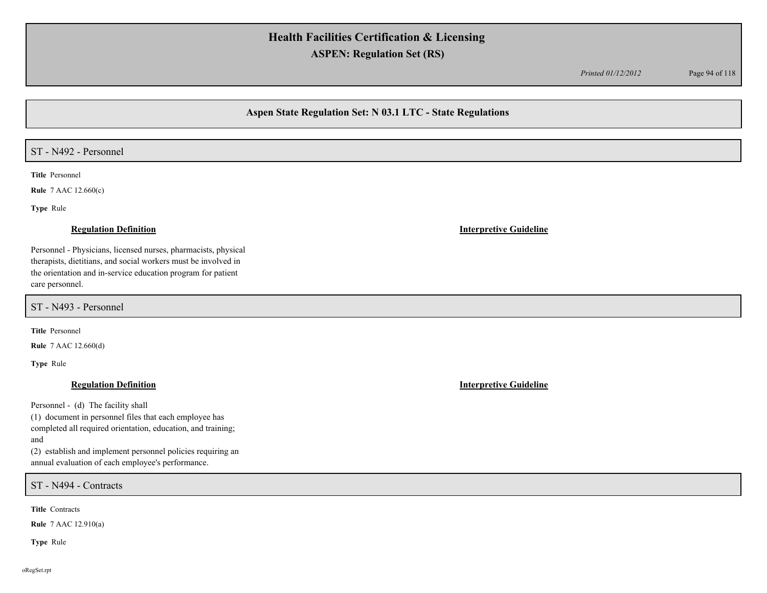## Aspen State Regulation Set: N 03.1 LTC - State Regulations

### ST - N492 - Personnel

**Title** Personnel

**Rule** 7 AAC 12.660(c)

**Type** Rule

**Regulation Definition**

Personnel - Physicians, licensed nurses, pharmacists, physical therapists, dietitians, and social workers must be involved in the orientation and in-service education program for patient care personnel.

**Interpretive Guideline**

### ST - N493 - Personnel

**Title** Personnel

**Rule** 7 AAC 12.660(d)

**Type** Rule

**Regulation Definition**

Personnel - (d) The facility shall
(1) document in personnel files that each employee has completed all required orientation, education, and training; and
(2) establish and implement personnel policies requiring an annual evaluation of each employee's performance.

**Interpretive Guideline**

### ST - N494 - Contracts

**Title** Contracts

**Rule** 7 AAC 12.910(a)

**Type** Rule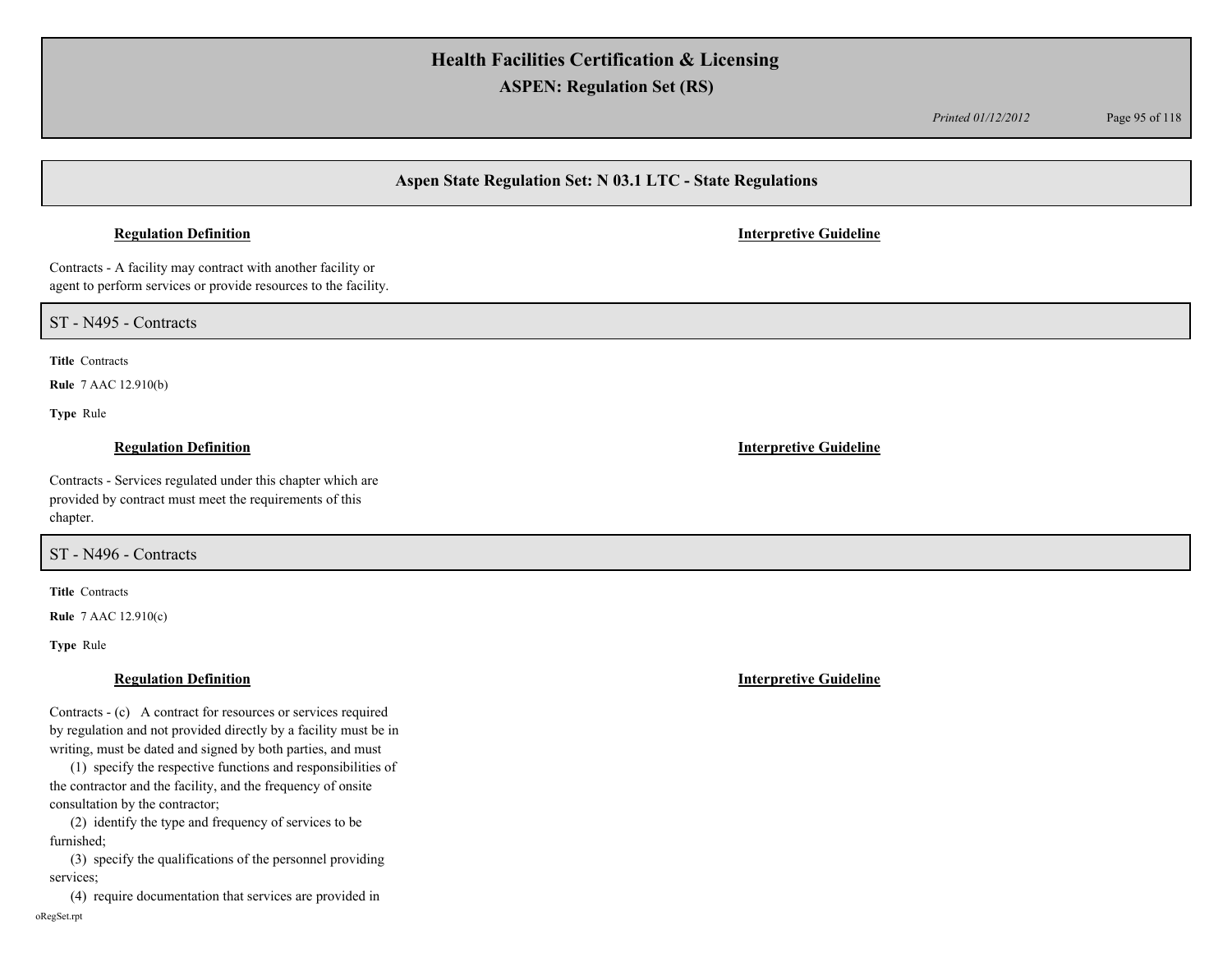## Aspen State Regulation Set: N 03.1 LTC - State Regulations

**Regulation Definition** | **Interpretive Guideline**

Contracts - A facility may contract with another facility or agent to perform services or provide resources to the facility.

### ST - N495 - Contracts

**Title** Contracts

**Rule** 7 AAC 12.910(b)

**Type** Rule

**Regulation Definition** | **Interpretive Guideline**

Contracts - Services regulated under this chapter which are provided by contract must meet the requirements of this chapter.

### ST - N496 - Contracts

**Title** Contracts

**Rule** 7 AAC 12.910(c)

**Type** Rule

**Regulation Definition** | **Interpretive Guideline**

Contracts - (c) A contract for resources or services required by regulation and not provided directly by a facility must be in writing, must be dated and signed by both parties, and must

(1) specify the respective functions and responsibilities of the contractor and the facility, and the frequency of onsite consultation by the contractor;

(2) identify the type and frequency of services to be furnished;

(3) specify the qualifications of the personnel providing services;

(4) require documentation that services are provided in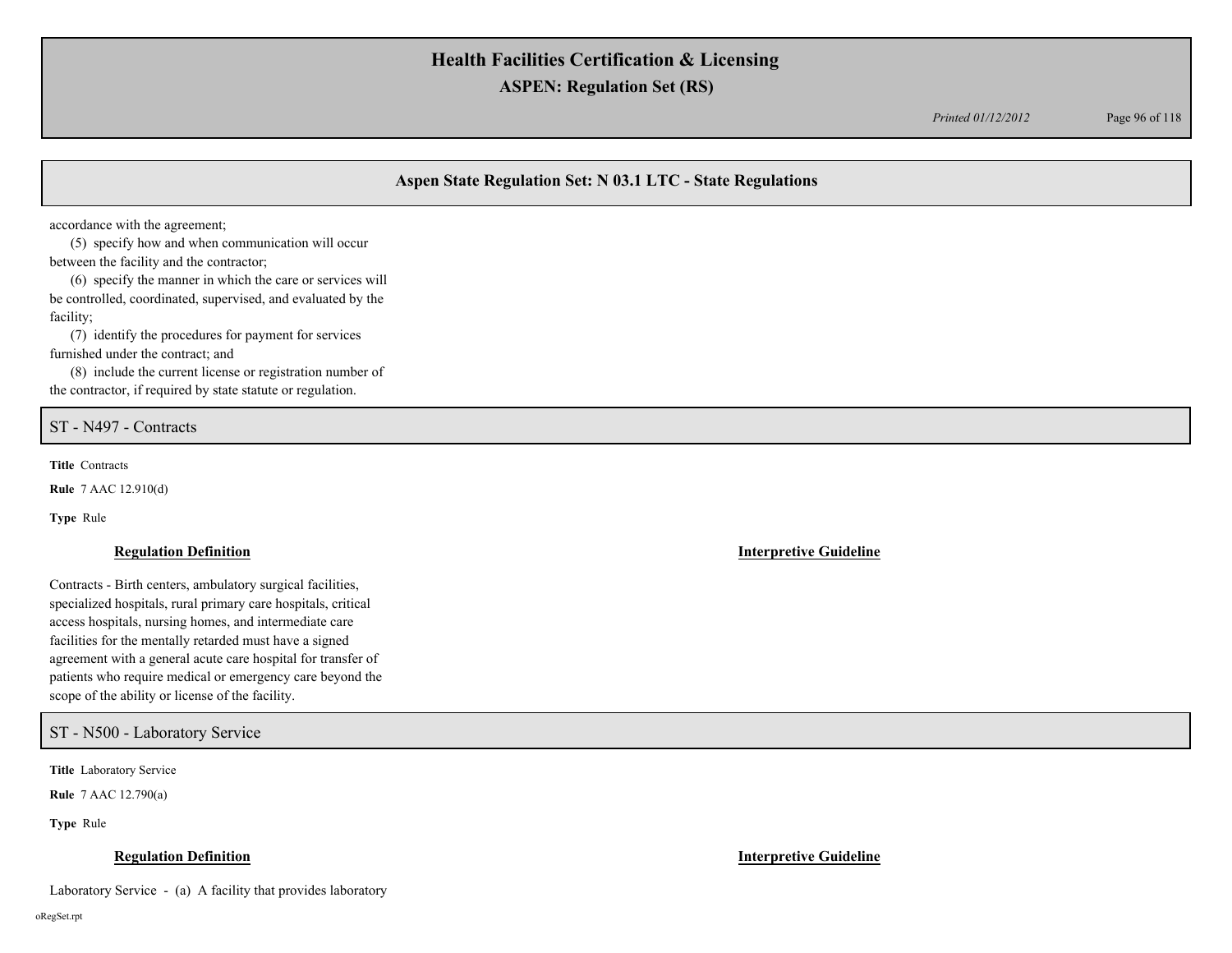accordance with the agreement;

(5) specify how and when communication will occur between the facility and the contractor;

(6) specify the manner in which the care or services will be controlled, coordinated, supervised, and evaluated by the facility;

(7) identify the procedures for payment for services furnished under the contract; and

(8) include the current license or registration number of the contractor, if required by state statute or regulation.

## ST - N497 - Contracts

**Title** Contracts

**Rule** 7 AAC 12.910(d)

**Type** Rule

**Regulation Definition**

Contracts - Birth centers, ambulatory surgical facilities, specialized hospitals, rural primary care hospitals, critical access hospitals, nursing homes, and intermediate care facilities for the mentally retarded must have a signed agreement with a general acute care hospital for transfer of patients who require medical or emergency care beyond the scope of the ability or license of the facility.

**Interpretive Guideline**

## ST - N500 - Laboratory Service

**Title** Laboratory Service

**Rule** 7 AAC 12.790(a)

**Type** Rule

**Regulation Definition**

Laboratory Service - (a) A facility that provides laboratory

**Interpretive Guideline**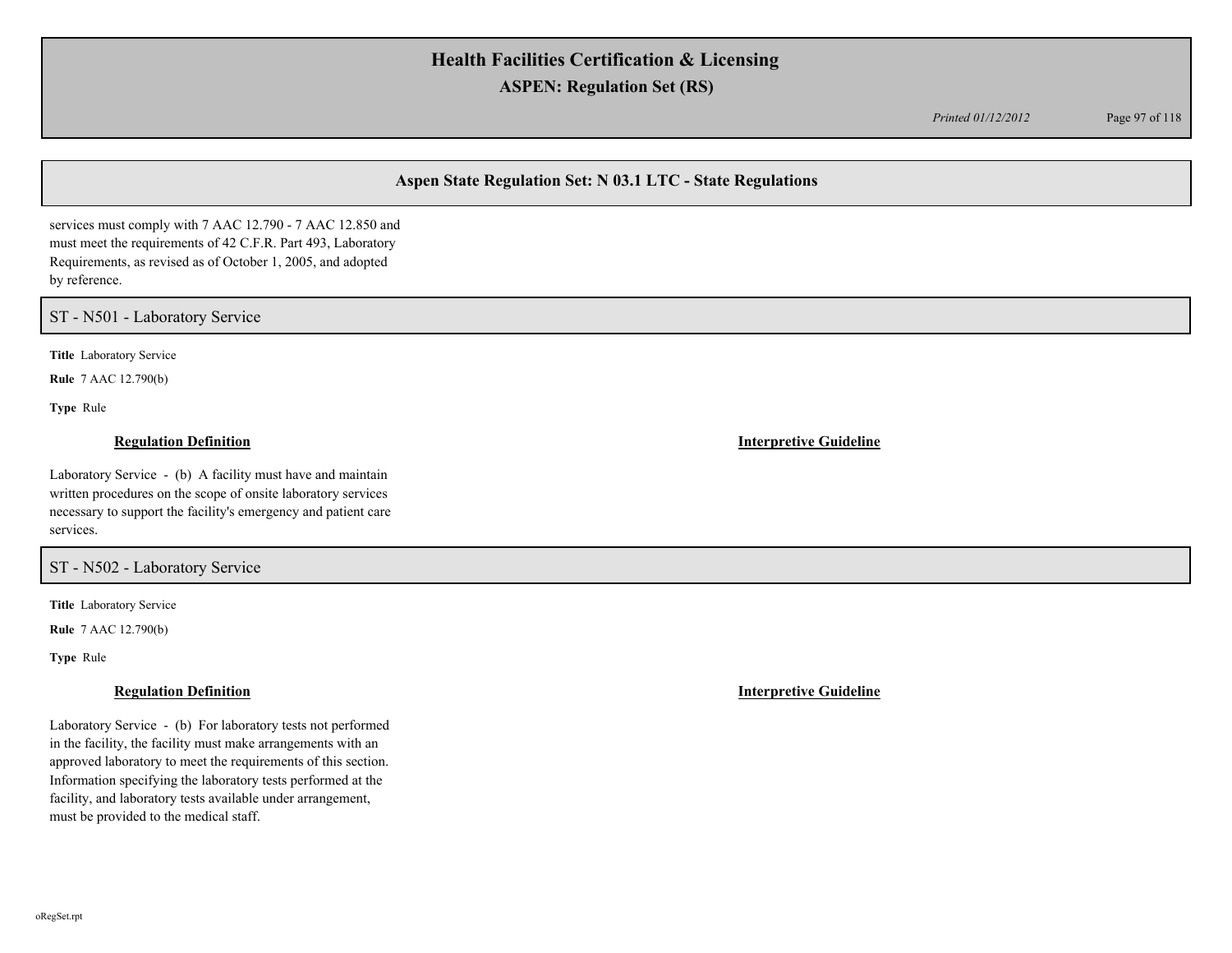services must comply with 7 AAC 12.790 - 7 AAC 12.850 and must meet the requirements of 42 C.F.R. Part 493, Laboratory Requirements, as revised as of October 1, 2005, and adopted by reference.

## ST - N501 - Laboratory Service

**Title** Laboratory Service

**Rule** 7 AAC 12.790(b)

**Type** Rule

**Regulation Definition**

Laboratory Service - (b) A facility must have and maintain written procedures on the scope of onsite laboratory services necessary to support the facility's emergency and patient care services.

**Interpretive Guideline**

## ST - N502 - Laboratory Service

**Title** Laboratory Service

**Rule** 7 AAC 12.790(b)

**Type** Rule

**Regulation Definition**

Laboratory Service - (b) For laboratory tests not performed in the facility, the facility must make arrangements with an approved laboratory to meet the requirements of this section. Information specifying the laboratory tests performed at the facility, and laboratory tests available under arrangement, must be provided to the medical staff.

**Interpretive Guideline**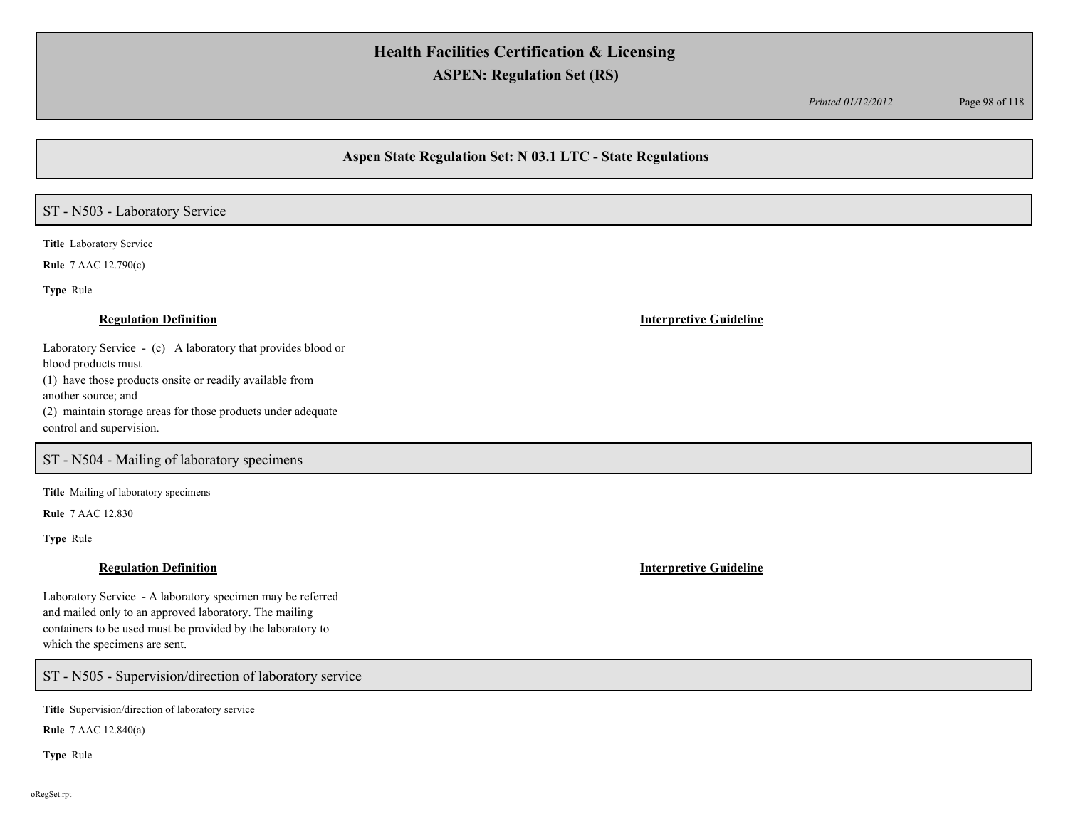## Aspen State Regulation Set: N 03.1 LTC - State Regulations

### ST - N503 - Laboratory Service

**Title** Laboratory Service

**Rule** 7 AAC 12.790(c)

**Type** Rule

**Regulation Definition**

Laboratory Service - (c) A laboratory that provides blood or blood products must
(1) have those products onsite or readily available from another source; and
(2) maintain storage areas for those products under adequate control and supervision.

**Interpretive Guideline**

### ST - N504 - Mailing of laboratory specimens

**Title** Mailing of laboratory specimens

**Rule** 7 AAC 12.830

**Type** Rule

**Regulation Definition**

Laboratory Service - A laboratory specimen may be referred and mailed only to an approved laboratory. The mailing containers to be used must be provided by the laboratory to which the specimens are sent.

**Interpretive Guideline**

### ST - N505 - Supervision/direction of laboratory service

**Title** Supervision/direction of laboratory service

**Rule** 7 AAC 12.840(a)

**Type** Rule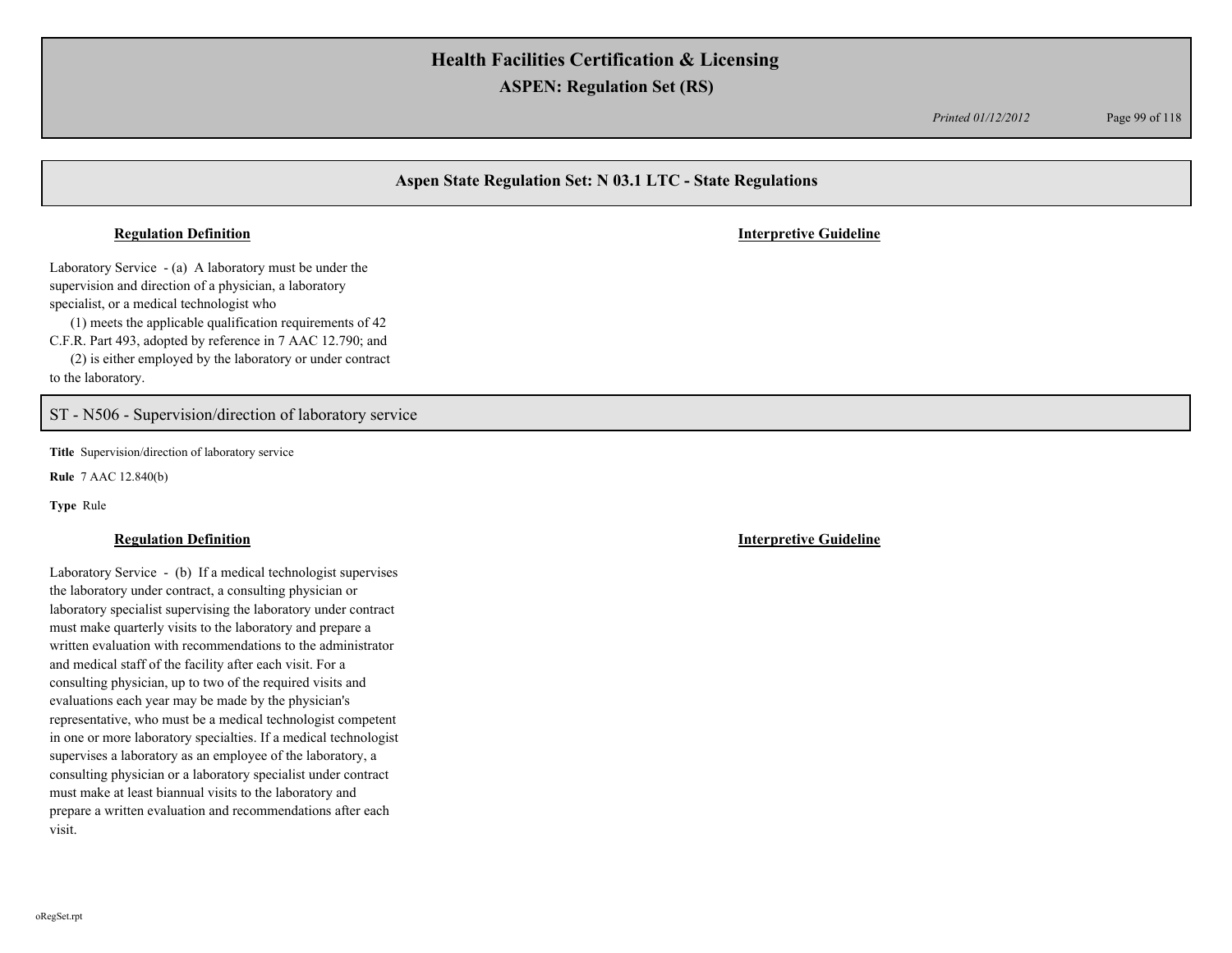## Aspen State Regulation Set: N 03.1 LTC - State Regulations

**Regulation Definition** | **Interpretive Guideline**

Laboratory Service - (a) A laboratory must be under the supervision and direction of a physician, a laboratory specialist, or a medical technologist who

(1) meets the applicable qualification requirements of 42 C.F.R. Part 493, adopted by reference in 7 AAC 12.790; and

(2) is either employed by the laboratory or under contract to the laboratory.

## ST - N506 - Supervision/direction of laboratory service

**Title** Supervision/direction of laboratory service

**Rule** 7 AAC 12.840(b)

**Type** Rule

**Regulation Definition** | **Interpretive Guideline**

Laboratory Service - (b) If a medical technologist supervises the laboratory under contract, a consulting physician or laboratory specialist supervising the laboratory under contract must make quarterly visits to the laboratory and prepare a written evaluation with recommendations to the administrator and medical staff of the facility after each visit. For a consulting physician, up to two of the required visits and evaluations each year may be made by the physician's representative, who must be a medical technologist competent in one or more laboratory specialties. If a medical technologist supervises a laboratory as an employee of the laboratory, a consulting physician or a laboratory specialist under contract must make at least biannual visits to the laboratory and prepare a written evaluation and recommendations after each visit.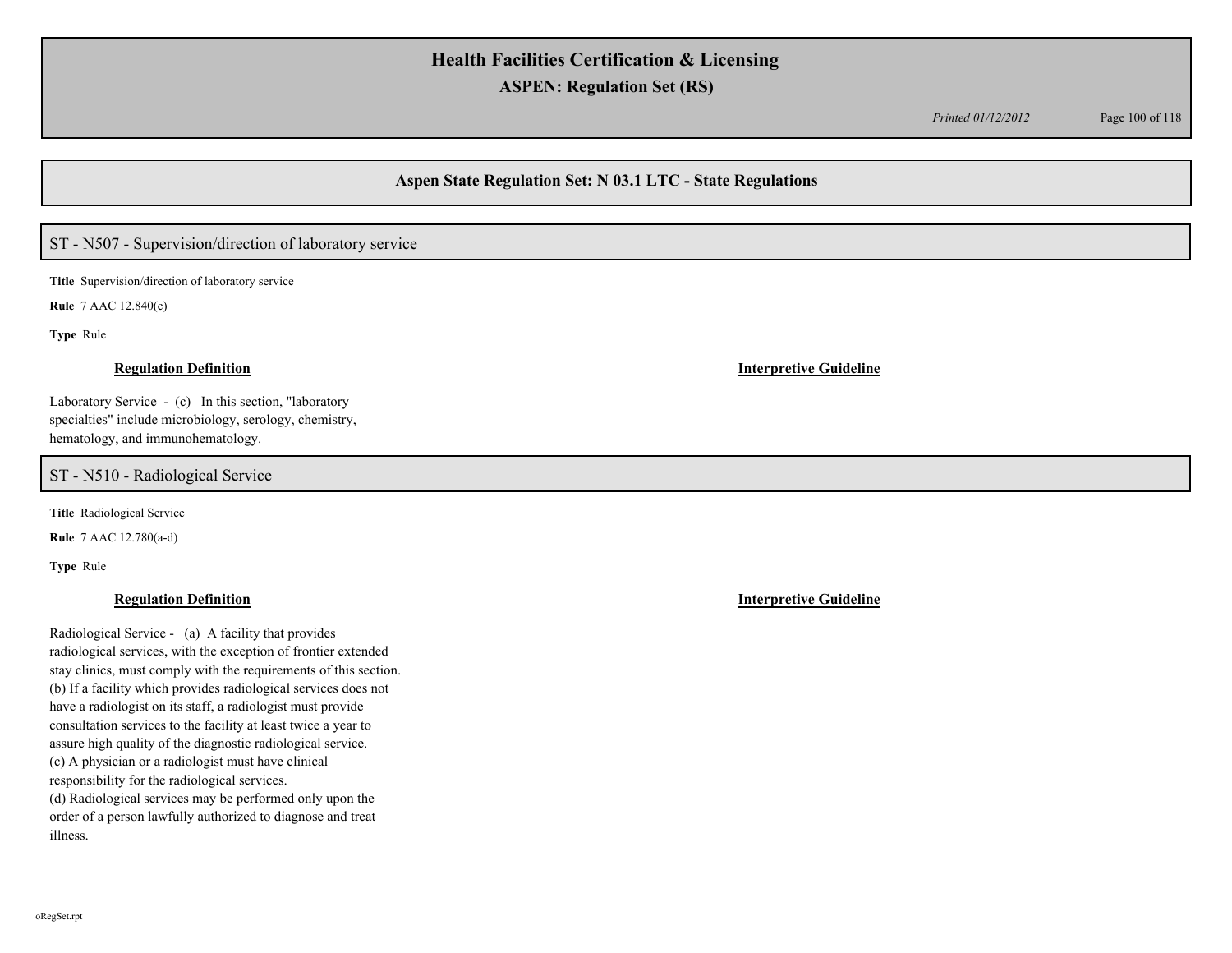## Aspen State Regulation Set: N 03.1 LTC - State Regulations

### ST - N507 - Supervision/direction of laboratory service

**Title** Supervision/direction of laboratory service

**Rule** 7 AAC 12.840(c)

**Type** Rule

| Regulation Definition | Interpretive Guideline |
|---|---|
| Laboratory Service - (c) In this section, "laboratory specialties" include microbiology, serology, chemistry, hematology, and immunohematology. | |

### ST - N510 - Radiological Service

**Title** Radiological Service

**Rule** 7 AAC 12.780(a-d)

**Type** Rule

| Regulation Definition | Interpretive Guideline |
|---|---|
| Radiological Service - (a) A facility that provides radiological services, with the exception of frontier extended stay clinics, must comply with the requirements of this section.<br>(b) If a facility which provides radiological services does not have a radiologist on its staff, a radiologist must provide consultation services to the facility at least twice a year to assure high quality of the diagnostic radiological service.<br>(c) A physician or a radiologist must have clinical responsibility for the radiological services.<br>(d) Radiological services may be performed only upon the order of a person lawfully authorized to diagnose and treat illness. | |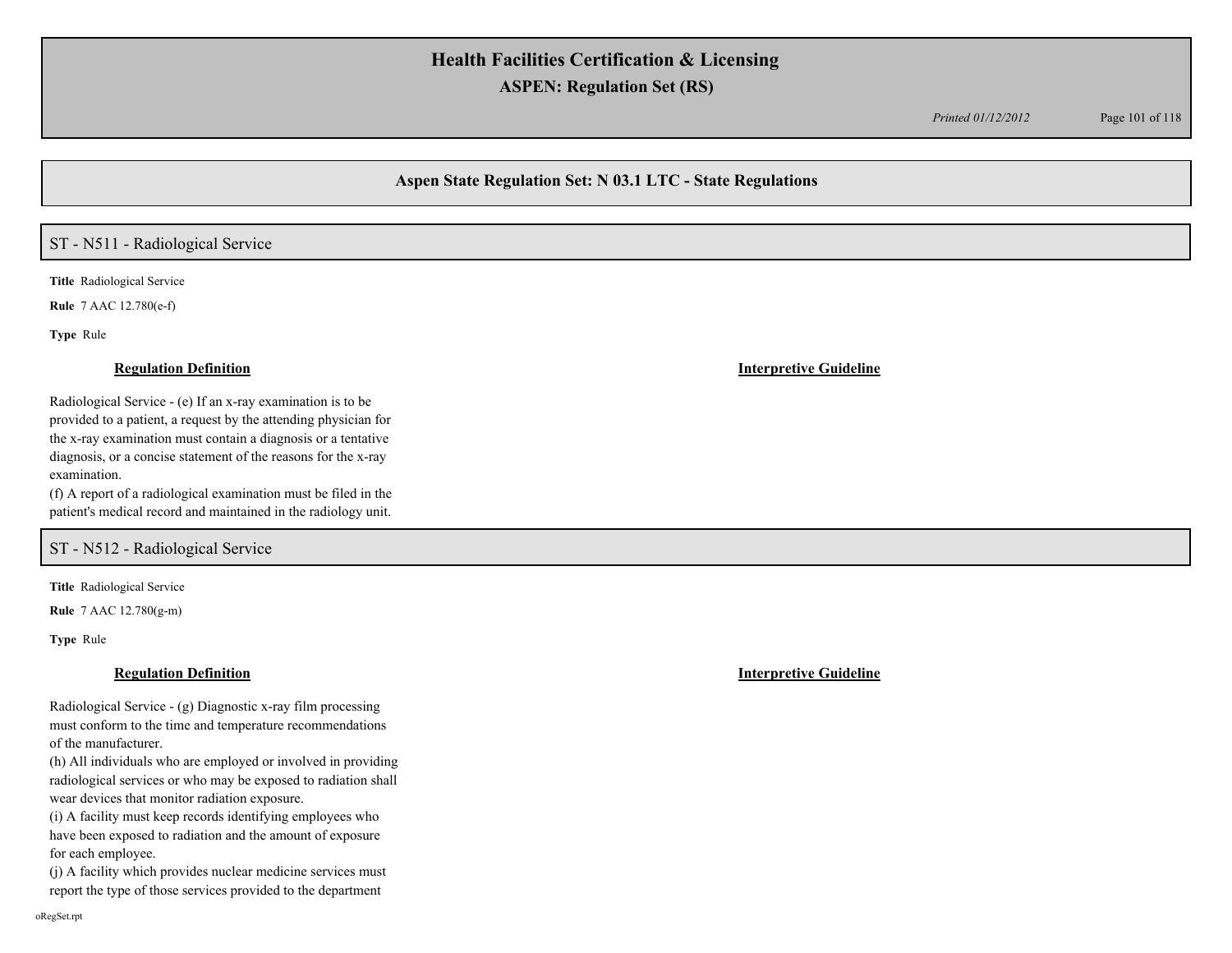## Aspen State Regulation Set: N 03.1 LTC - State Regulations

### ST - N511 - Radiological Service

**Title** Radiological Service

**Rule** 7 AAC 12.780(e-f)

**Type** Rule

**Regulation Definition**

Radiological Service - (e) If an x-ray examination is to be provided to a patient, a request by the attending physician for the x-ray examination must contain a diagnosis or a tentative diagnosis, or a concise statement of the reasons for the x-ray examination.

(f) A report of a radiological examination must be filed in the patient's medical record and maintained in the radiology unit.

**Interpretive Guideline**

### ST - N512 - Radiological Service

**Title** Radiological Service

**Rule** 7 AAC 12.780(g-m)

**Type** Rule

**Regulation Definition**

Radiological Service - (g) Diagnostic x-ray film processing must conform to the time and temperature recommendations of the manufacturer.

(h) All individuals who are employed or involved in providing radiological services or who may be exposed to radiation shall wear devices that monitor radiation exposure.

(i) A facility must keep records identifying employees who have been exposed to radiation and the amount of exposure for each employee.

(j) A facility which provides nuclear medicine services must report the type of those services provided to the department

**Interpretive Guideline**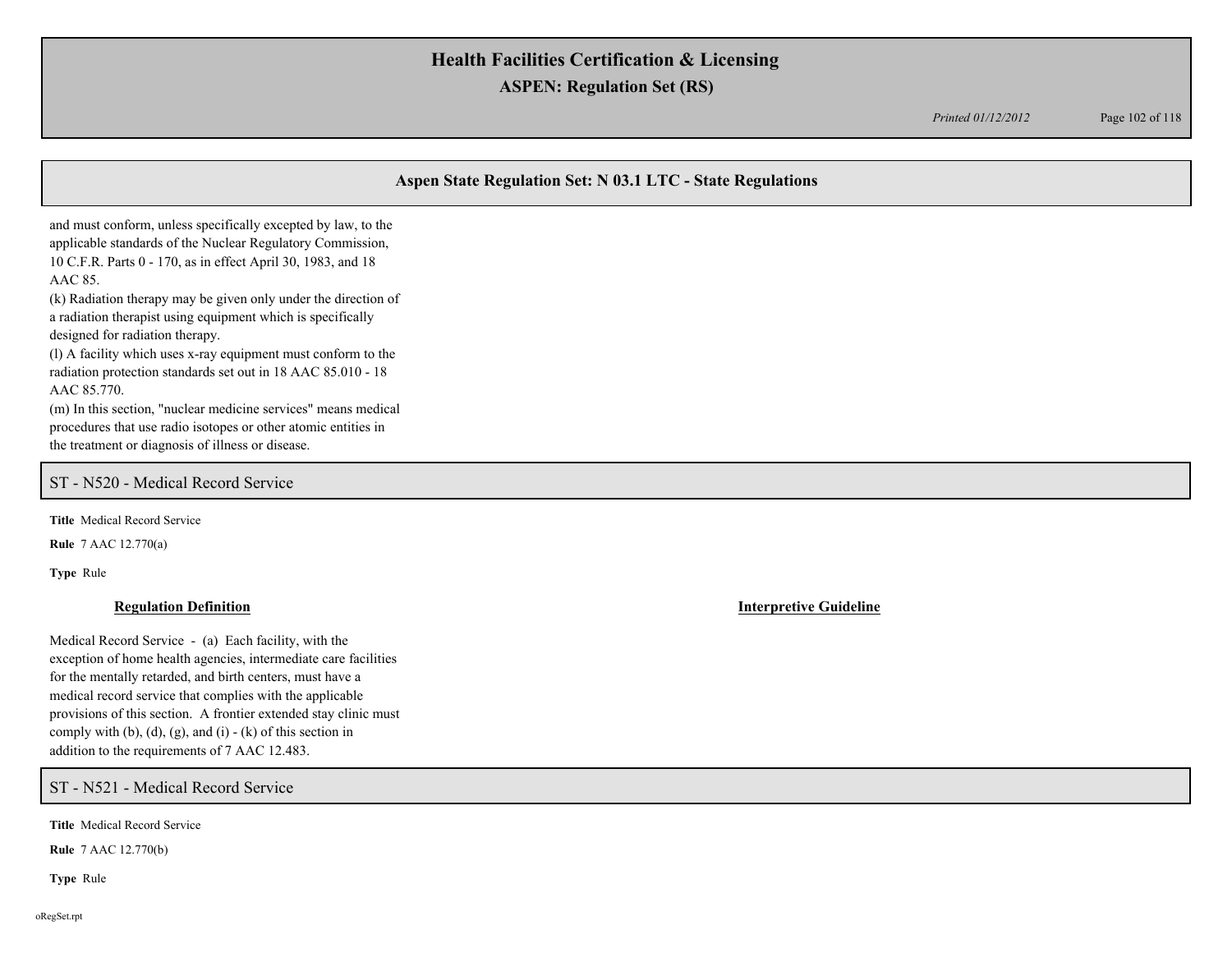## Aspen State Regulation Set: N 03.1 LTC - State Regulations

and must conform, unless specifically excepted by law, to the applicable standards of the Nuclear Regulatory Commission, 10 C.F.R. Parts 0 - 170, as in effect April 30, 1983, and 18 AAC 85.
(k) Radiation therapy may be given only under the direction of a radiation therapist using equipment which is specifically designed for radiation therapy.
(l) A facility which uses x-ray equipment must conform to the radiation protection standards set out in 18 AAC 85.010 - 18 AAC 85.770.
(m) In this section, "nuclear medicine services" means medical procedures that use radio isotopes or other atomic entities in the treatment or diagnosis of illness or disease.

### ST - N520 - Medical Record Service

**Title** Medical Record Service

**Rule** 7 AAC 12.770(a)

**Type** Rule

**Regulation Definition**

Medical Record Service - (a) Each facility, with the exception of home health agencies, intermediate care facilities for the mentally retarded, and birth centers, must have a medical record service that complies with the applicable provisions of this section. A frontier extended stay clinic must comply with (b), (d), (g), and (i) - (k) of this section in addition to the requirements of 7 AAC 12.483.

**Interpretive Guideline**

### ST - N521 - Medical Record Service

**Title** Medical Record Service

**Rule** 7 AAC 12.770(b)

**Type** Rule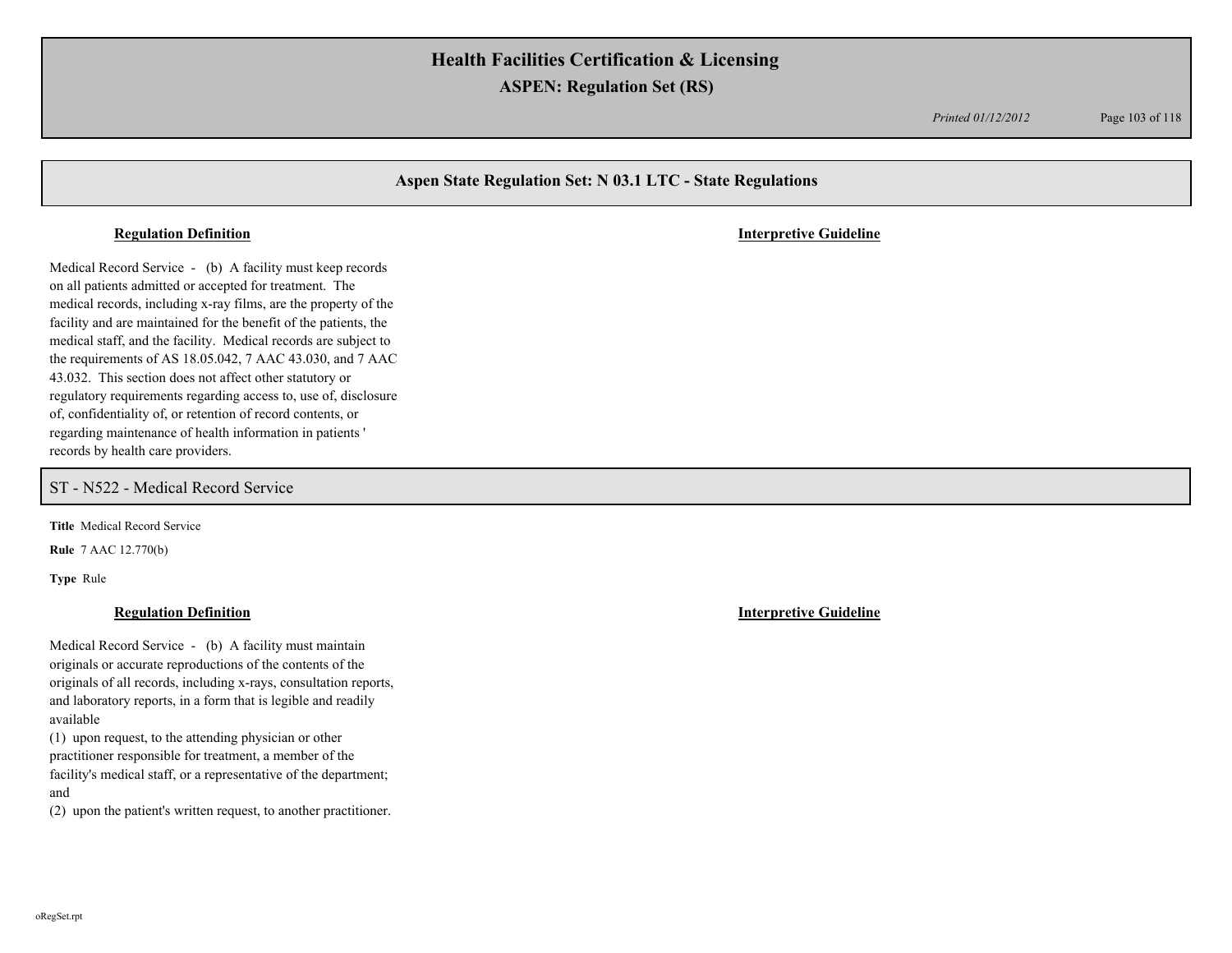## Aspen State Regulation Set: N 03.1 LTC - State Regulations

**Regulation Definition** | **Interpretive Guideline**

Medical Record Service - (b) A facility must keep records on all patients admitted or accepted for treatment. The medical records, including x-ray films, are the property of the facility and are maintained for the benefit of the patients, the medical staff, and the facility. Medical records are subject to the requirements of AS 18.05.042, 7 AAC 43.030, and 7 AAC 43.032. This section does not affect other statutory or regulatory requirements regarding access to, use of, disclosure of, confidentiality of, or retention of record contents, or regarding maintenance of health information in patients ' records by health care providers.

## ST - N522 - Medical Record Service

**Title** Medical Record Service

**Rule** 7 AAC 12.770(b)

**Type** Rule

**Regulation Definition** | **Interpretive Guideline**

Medical Record Service - (b) A facility must maintain originals or accurate reproductions of the contents of the originals of all records, including x-rays, consultation reports, and laboratory reports, in a form that is legible and readily available

(1) upon request, to the attending physician or other practitioner responsible for treatment, a member of the facility's medical staff, or a representative of the department; and

(2) upon the patient's written request, to another practitioner.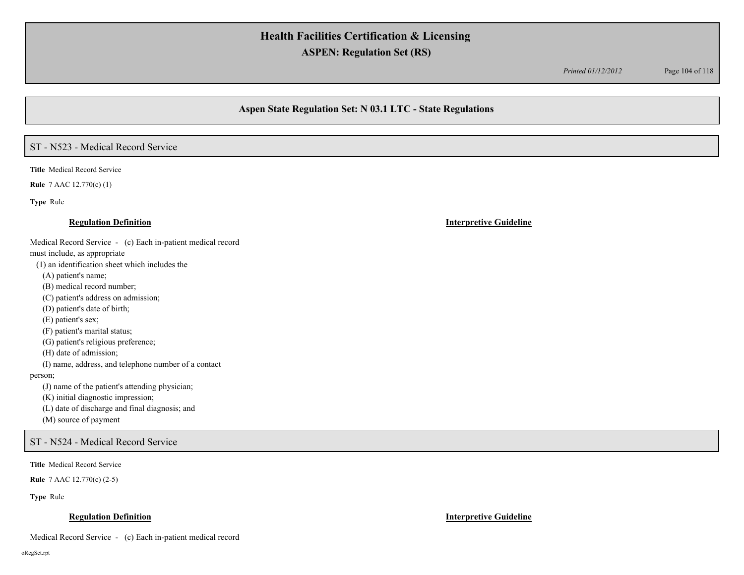## Aspen State Regulation Set: N 03.1 LTC - State Regulations

### ST - N523 - Medical Record Service

**Title** Medical Record Service

**Rule** 7 AAC 12.770(c) (1)

**Type** Rule

| **Regulation Definition** | **Interpretive Guideline** |
|---|---|
| Medical Record Service - (c) Each in-patient medical record must include, as appropriate<br>(1) an identification sheet which includes the<br>(A) patient's name;<br>(B) medical record number;<br>(C) patient's address on admission;<br>(D) patient's date of birth;<br>(E) patient's sex;<br>(F) patient's marital status;<br>(G) patient's religious preference;<br>(H) date of admission;<br>(I) name, address, and telephone number of a contact person;<br>(J) name of the patient's attending physician;<br>(K) initial diagnostic impression;<br>(L) date of discharge and final diagnosis; and<br>(M) source of payment | |

### ST - N524 - Medical Record Service

**Title** Medical Record Service

**Rule** 7 AAC 12.770(c) (2-5)

**Type** Rule

| **Regulation Definition** | **Interpretive Guideline** |
|---|---|
| Medical Record Service - (c) Each in-patient medical record | |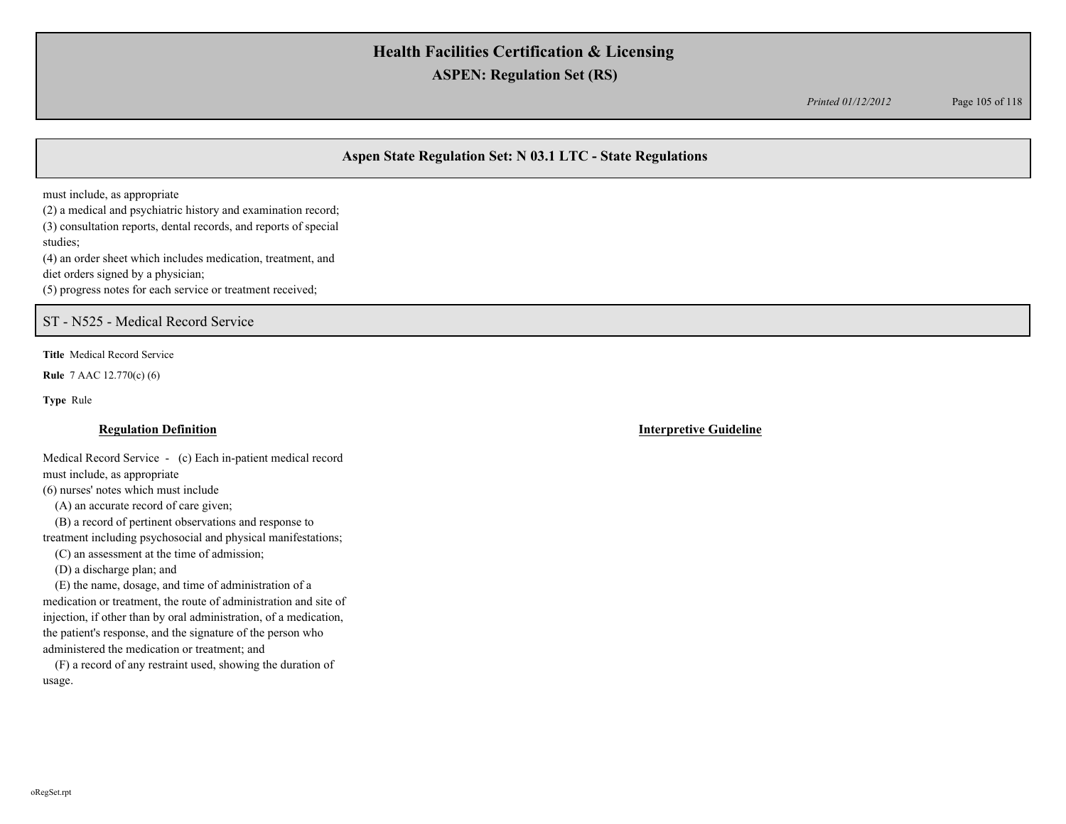## Aspen State Regulation Set: N 03.1 LTC - State Regulations

must include, as appropriate
(2) a medical and psychiatric history and examination record;
(3) consultation reports, dental records, and reports of special studies;
(4) an order sheet which includes medication, treatment, and diet orders signed by a physician;
(5) progress notes for each service or treatment received;

### ST - N525 - Medical Record Service

**Title** Medical Record Service

**Rule** 7 AAC 12.770(c) (6)

**Type** Rule

**Regulation Definition**

Medical Record Service - (c) Each in-patient medical record must include, as appropriate
(6) nurses' notes which must include
(A) an accurate record of care given;
(B) a record of pertinent observations and response to treatment including psychosocial and physical manifestations;
(C) an assessment at the time of admission;
(D) a discharge plan; and
(E) the name, dosage, and time of administration of a medication or treatment, the route of administration and site of injection, if other than by oral administration, of a medication, the patient's response, and the signature of the person who administered the medication or treatment; and
(F) a record of any restraint used, showing the duration of usage.

**Interpretive Guideline**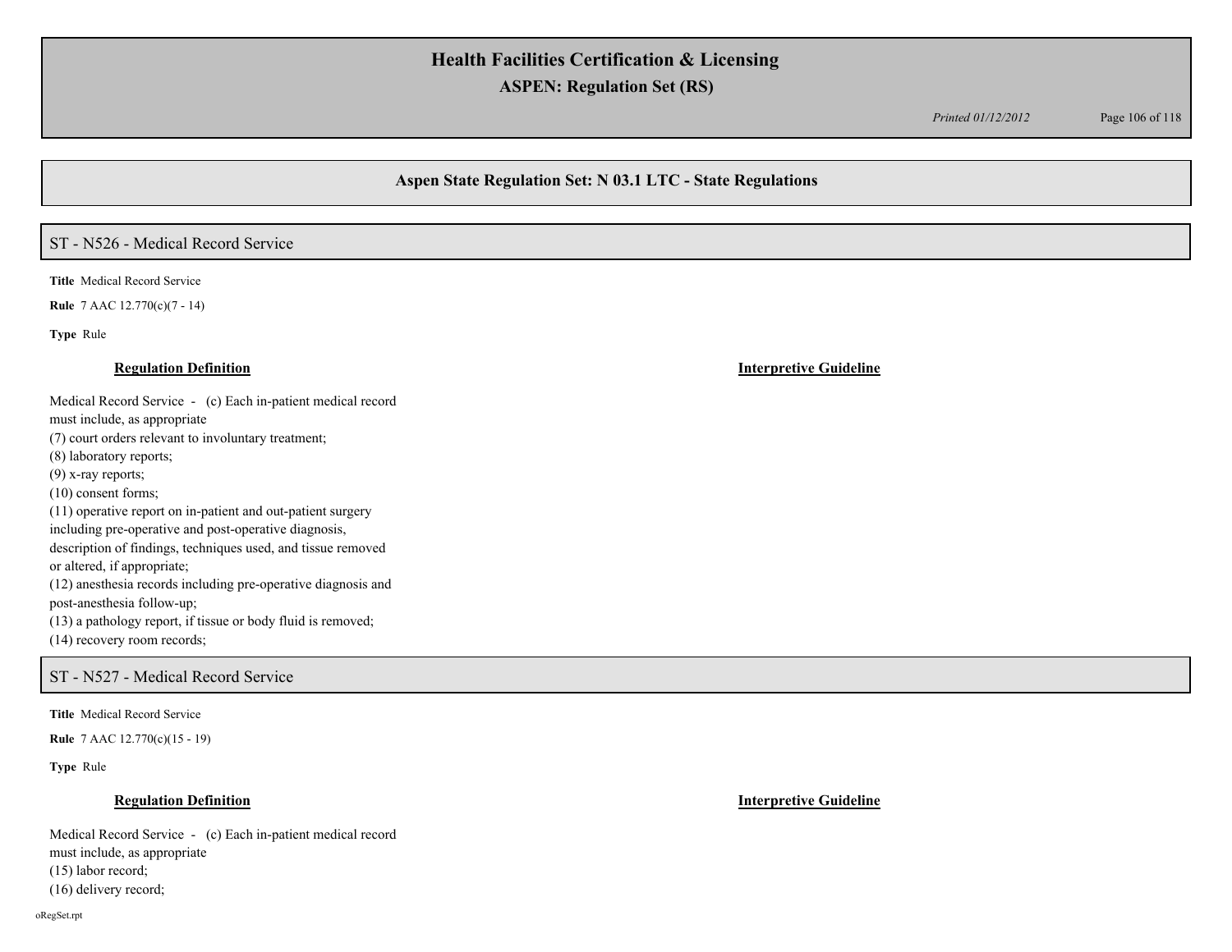## Aspen State Regulation Set: N 03.1 LTC - State Regulations

### ST - N526 - Medical Record Service

**Title** Medical Record Service

**Rule** 7 AAC 12.770(c)(7 - 14)

**Type** Rule

| **Regulation Definition** | **Interpretive Guideline** |
| --- | --- |
| Medical Record Service - (c) Each in-patient medical record must include, as appropriate<br>(7) court orders relevant to involuntary treatment;<br>(8) laboratory reports;<br>(9) x-ray reports;<br>(10) consent forms;<br>(11) operative report on in-patient and out-patient surgery including pre-operative and post-operative diagnosis, description of findings, techniques used, and tissue removed or altered, if appropriate;<br>(12) anesthesia records including pre-operative diagnosis and post-anesthesia follow-up;<br>(13) a pathology report, if tissue or body fluid is removed;<br>(14) recovery room records; | |

### ST - N527 - Medical Record Service

**Title** Medical Record Service

**Rule** 7 AAC 12.770(c)(15 - 19)

**Type** Rule

| **Regulation Definition** | **Interpretive Guideline** |
| --- | --- |
| Medical Record Service - (c) Each in-patient medical record must include, as appropriate<br>(15) labor record;<br>(16) delivery record; | |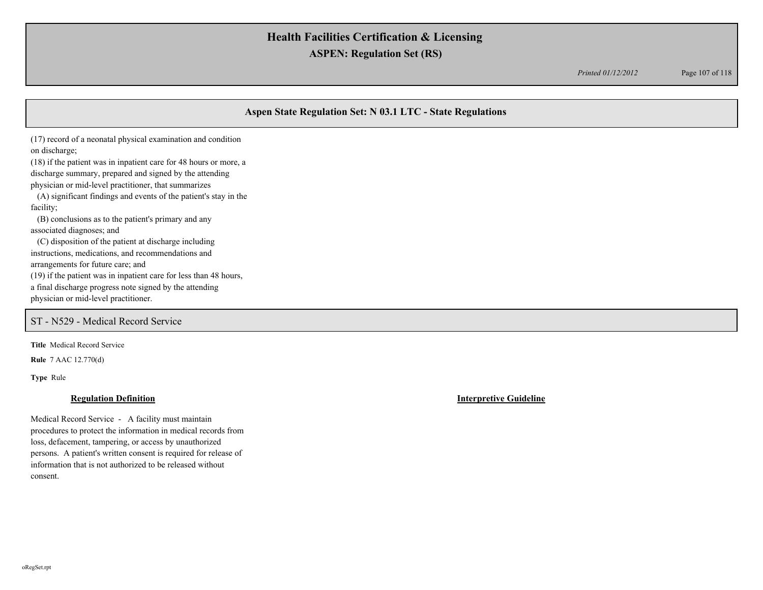## Aspen State Regulation Set: N 03.1 LTC - State Regulations

(17) record of a neonatal physical examination and condition on discharge;
(18) if the patient was in inpatient care for 48 hours or more, a discharge summary, prepared and signed by the attending physician or mid-level practitioner, that summarizes
   (A) significant findings and events of the patient's stay in the facility;
   (B) conclusions as to the patient's primary and any associated diagnoses; and
   (C) disposition of the patient at discharge including instructions, medications, and recommendations and arrangements for future care; and
(19) if the patient was in inpatient care for less than 48 hours, a final discharge progress note signed by the attending physician or mid-level practitioner.

### ST - N529 - Medical Record Service

**Title** Medical Record Service

**Rule** 7 AAC 12.770(d)

**Type** Rule

**Regulation Definition**

Medical Record Service - A facility must maintain procedures to protect the information in medical records from loss, defacement, tampering, or access by unauthorized persons. A patient's written consent is required for release of information that is not authorized to be released without consent.

**Interpretive Guideline**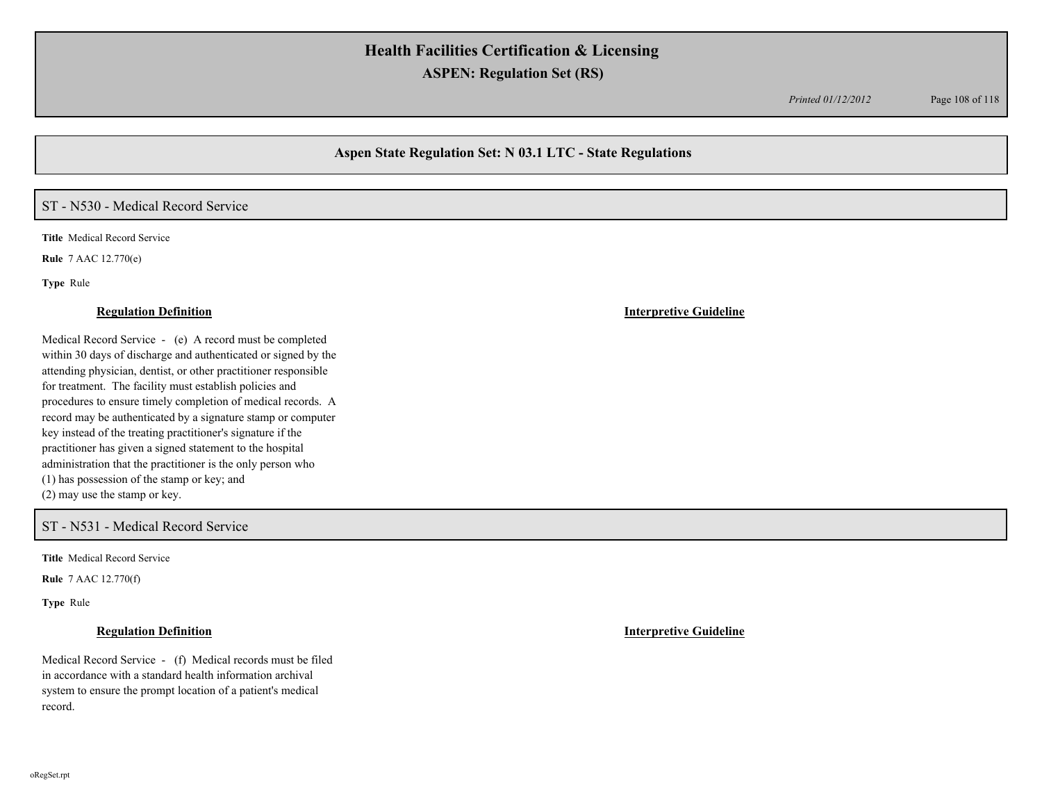## Aspen State Regulation Set: N 03.1 LTC - State Regulations

### ST - N530 - Medical Record Service

**Title** Medical Record Service

**Rule** 7 AAC 12.770(e)

**Type** Rule

| Regulation Definition | Interpretive Guideline |
|---|---|
| Medical Record Service - (e) A record must be completed within 30 days of discharge and authenticated or signed by the attending physician, dentist, or other practitioner responsible for treatment. The facility must establish policies and procedures to ensure timely completion of medical records. A record may be authenticated by a signature stamp or computer key instead of the treating practitioner's signature if the practitioner has given a signed statement to the hospital administration that the practitioner is the only person who<br>(1) has possession of the stamp or key; and<br>(2) may use the stamp or key. | |

### ST - N531 - Medical Record Service

**Title** Medical Record Service

**Rule** 7 AAC 12.770(f)

**Type** Rule

| Regulation Definition | Interpretive Guideline |
|---|---|
| Medical Record Service - (f) Medical records must be filed in accordance with a standard health information archival system to ensure the prompt location of a patient's medical record. | |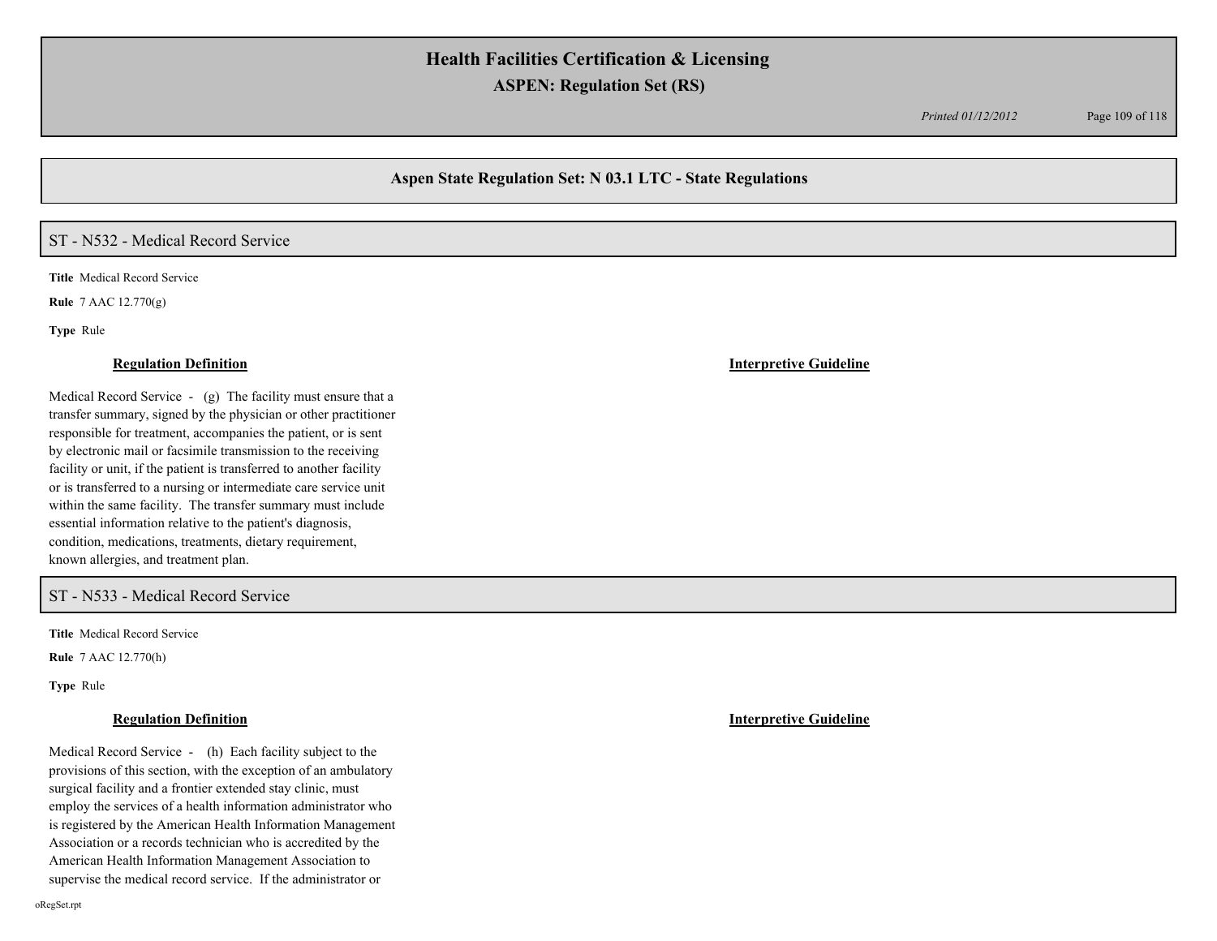## Aspen State Regulation Set: N 03.1 LTC - State Regulations

### ST - N532 - Medical Record Service

**Title** Medical Record Service

**Rule** 7 AAC 12.770(g)

**Type** Rule

**Regulation Definition**

Medical Record Service - (g) The facility must ensure that a transfer summary, signed by the physician or other practitioner responsible for treatment, accompanies the patient, or is sent by electronic mail or facsimile transmission to the receiving facility or unit, if the patient is transferred to another facility or is transferred to a nursing or intermediate care service unit within the same facility. The transfer summary must include essential information relative to the patient's diagnosis, condition, medications, treatments, dietary requirement, known allergies, and treatment plan.

**Interpretive Guideline**

### ST - N533 - Medical Record Service

**Title** Medical Record Service

**Rule** 7 AAC 12.770(h)

**Type** Rule

**Regulation Definition**

Medical Record Service - (h) Each facility subject to the provisions of this section, with the exception of an ambulatory surgical facility and a frontier extended stay clinic, must employ the services of a health information administrator who is registered by the American Health Information Management Association or a records technician who is accredited by the American Health Information Management Association to supervise the medical record service. If the administrator or

**Interpretive Guideline**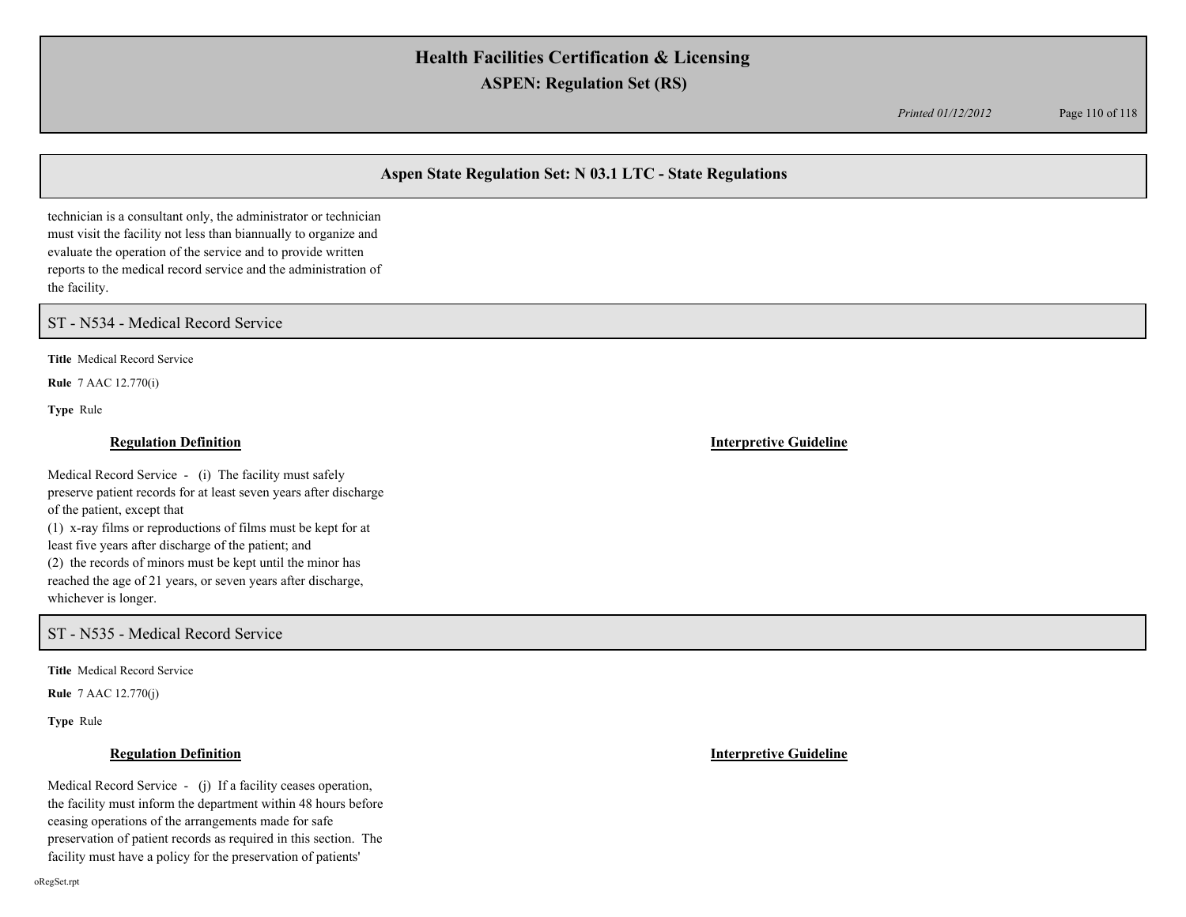technician is a consultant only, the administrator or technician must visit the facility not less than biannually to organize and evaluate the operation of the service and to provide written reports to the medical record service and the administration of the facility.

## ST - N534 - Medical Record Service

**Title** Medical Record Service

**Rule** 7 AAC 12.770(i)

**Type** Rule

**Regulation Definition**

Medical Record Service - (i) The facility must safely preserve patient records for at least seven years after discharge of the patient, except that

(1) x-ray films or reproductions of films must be kept for at least five years after discharge of the patient; and

(2) the records of minors must be kept until the minor has reached the age of 21 years, or seven years after discharge, whichever is longer.

**Interpretive Guideline**

## ST - N535 - Medical Record Service

**Title** Medical Record Service

**Rule** 7 AAC 12.770(j)

**Type** Rule

**Regulation Definition**

Medical Record Service - (j) If a facility ceases operation, the facility must inform the department within 48 hours before ceasing operations of the arrangements made for safe preservation of patient records as required in this section. The facility must have a policy for the preservation of patients'

**Interpretive Guideline**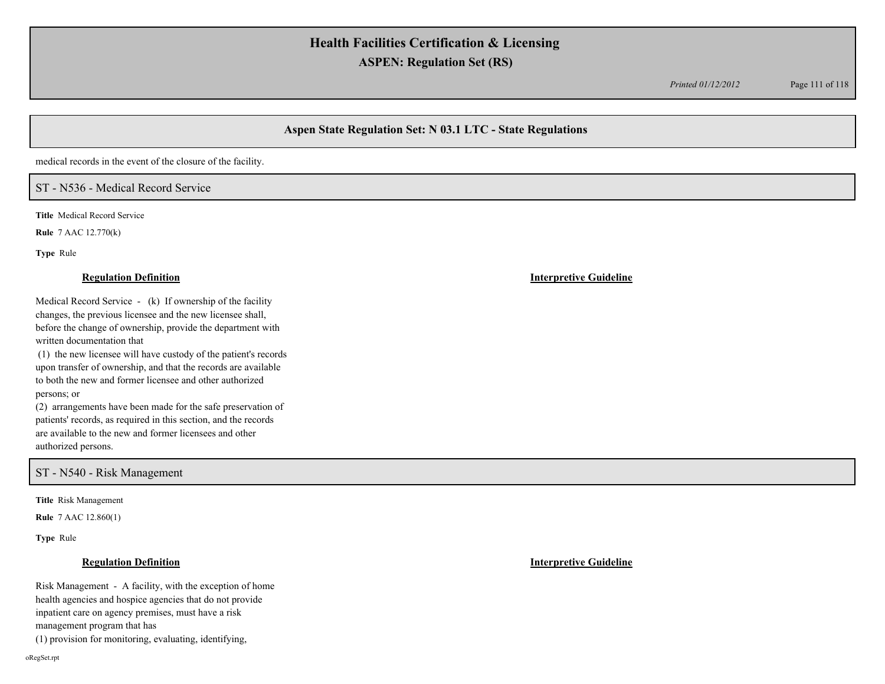medical records in the event of the closure of the facility.

## ST - N536 - Medical Record Service

**Title** Medical Record Service

**Rule** 7 AAC 12.770(k)

**Type** Rule

**Regulation Definition**

Medical Record Service - (k) If ownership of the facility changes, the previous licensee and the new licensee shall, before the change of ownership, provide the department with written documentation that

(1) the new licensee will have custody of the patient's records upon transfer of ownership, and that the records are available to both the new and former licensee and other authorized persons; or

(2) arrangements have been made for the safe preservation of patients' records, as required in this section, and the records are available to the new and former licensees and other authorized persons.

**Interpretive Guideline**

## ST - N540 - Risk Management

**Title** Risk Management

**Rule** 7 AAC 12.860(1)

**Type** Rule

**Regulation Definition**

Risk Management - A facility, with the exception of home health agencies and hospice agencies that do not provide inpatient care on agency premises, must have a risk management program that has

(1) provision for monitoring, evaluating, identifying,

**Interpretive Guideline**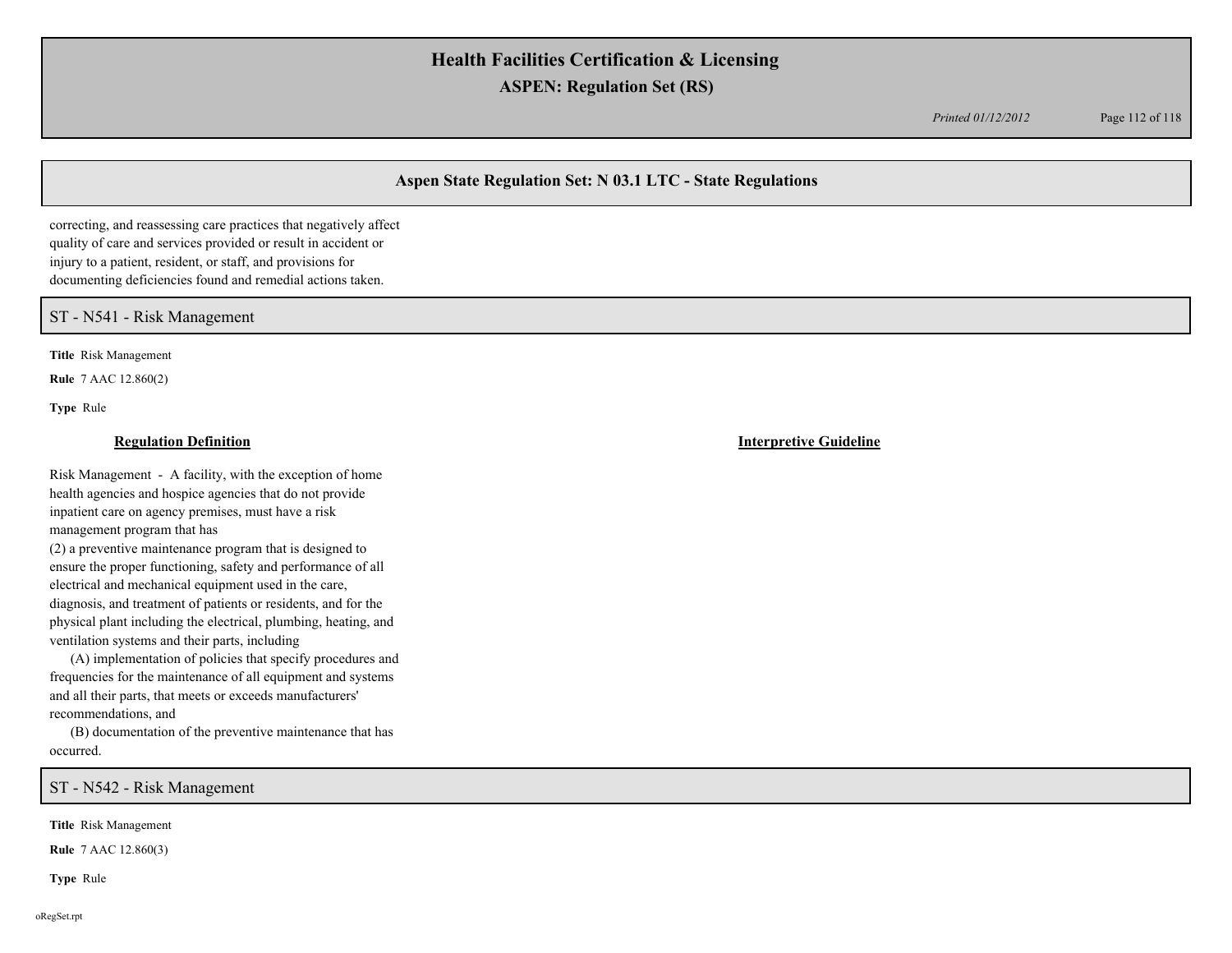correcting, and reassessing care practices that negatively affect quality of care and services provided or result in accident or injury to a patient, resident, or staff, and provisions for documenting deficiencies found and remedial actions taken.

## ST - N541 - Risk Management

**Title** Risk Management

**Rule** 7 AAC 12.860(2)

**Type** Rule

**Regulation Definition**

Risk Management - A facility, with the exception of home health agencies and hospice agencies that do not provide inpatient care on agency premises, must have a risk management program that has

(2) a preventive maintenance program that is designed to ensure the proper functioning, safety and performance of all electrical and mechanical equipment used in the care, diagnosis, and treatment of patients or residents, and for the physical plant including the electrical, plumbing, heating, and ventilation systems and their parts, including

(A) implementation of policies that specify procedures and frequencies for the maintenance of all equipment and systems and all their parts, that meets or exceeds manufacturers' recommendations, and

(B) documentation of the preventive maintenance that has occurred.

**Interpretive Guideline**

## ST - N542 - Risk Management

**Title** Risk Management

**Rule** 7 AAC 12.860(3)

**Type** Rule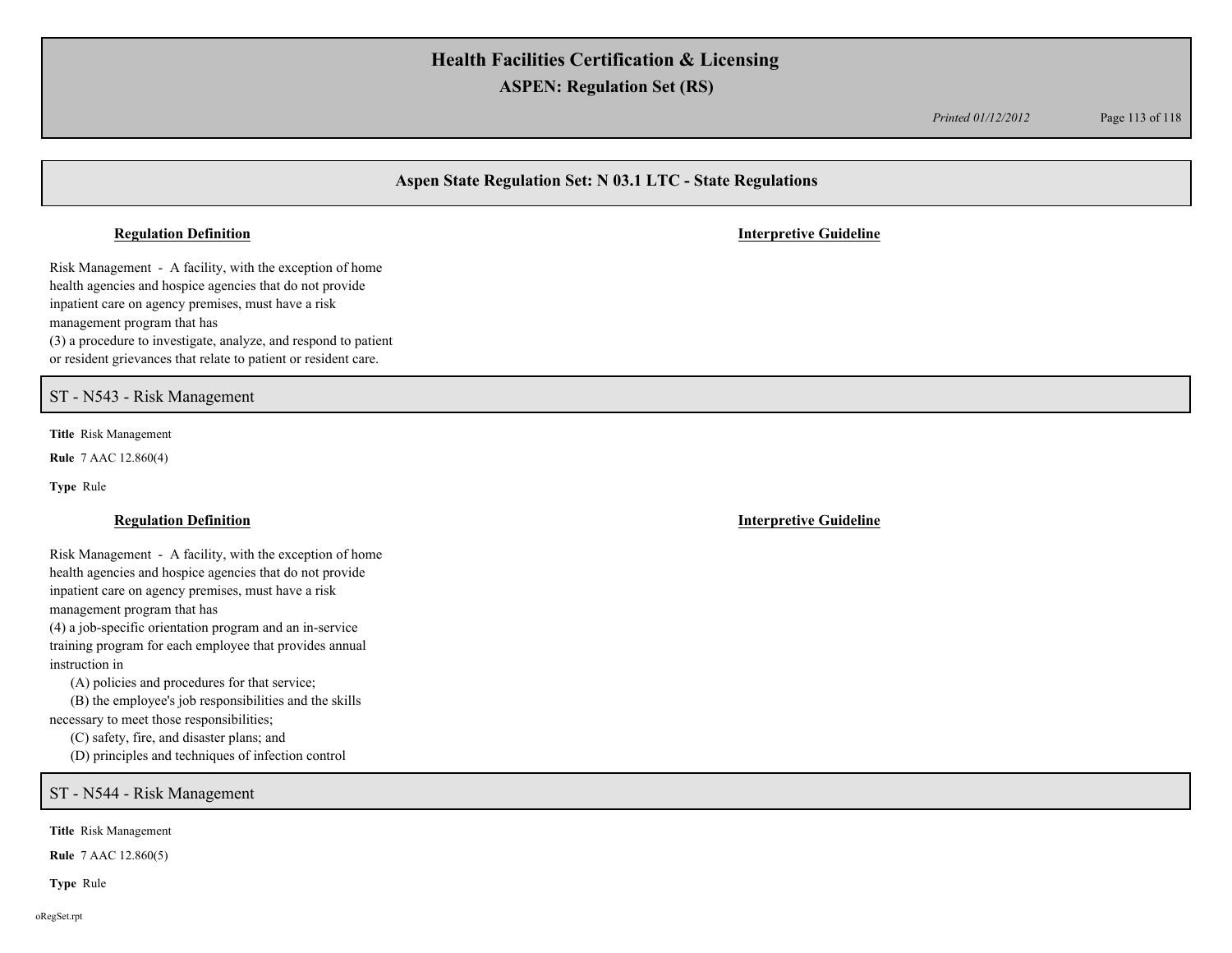## Aspen State Regulation Set: N 03.1 LTC - State Regulations

**Regulation Definition**

**Interpretive Guideline**

Risk Management - A facility, with the exception of home health agencies and hospice agencies that do not provide inpatient care on agency premises, must have a risk management program that has
(3) a procedure to investigate, analyze, and respond to patient or resident grievances that relate to patient or resident care.

### ST - N543 - Risk Management

**Title** Risk Management

**Rule** 7 AAC 12.860(4)

**Type** Rule

**Regulation Definition**

**Interpretive Guideline**

Risk Management - A facility, with the exception of home health agencies and hospice agencies that do not provide inpatient care on agency premises, must have a risk management program that has
(4) a job-specific orientation program and an in-service training program for each employee that provides annual instruction in

(A) policies and procedures for that service;
(B) the employee's job responsibilities and the skills necessary to meet those responsibilities;
(C) safety, fire, and disaster plans; and
(D) principles and techniques of infection control

### ST - N544 - Risk Management

**Title** Risk Management

**Rule** 7 AAC 12.860(5)

**Type** Rule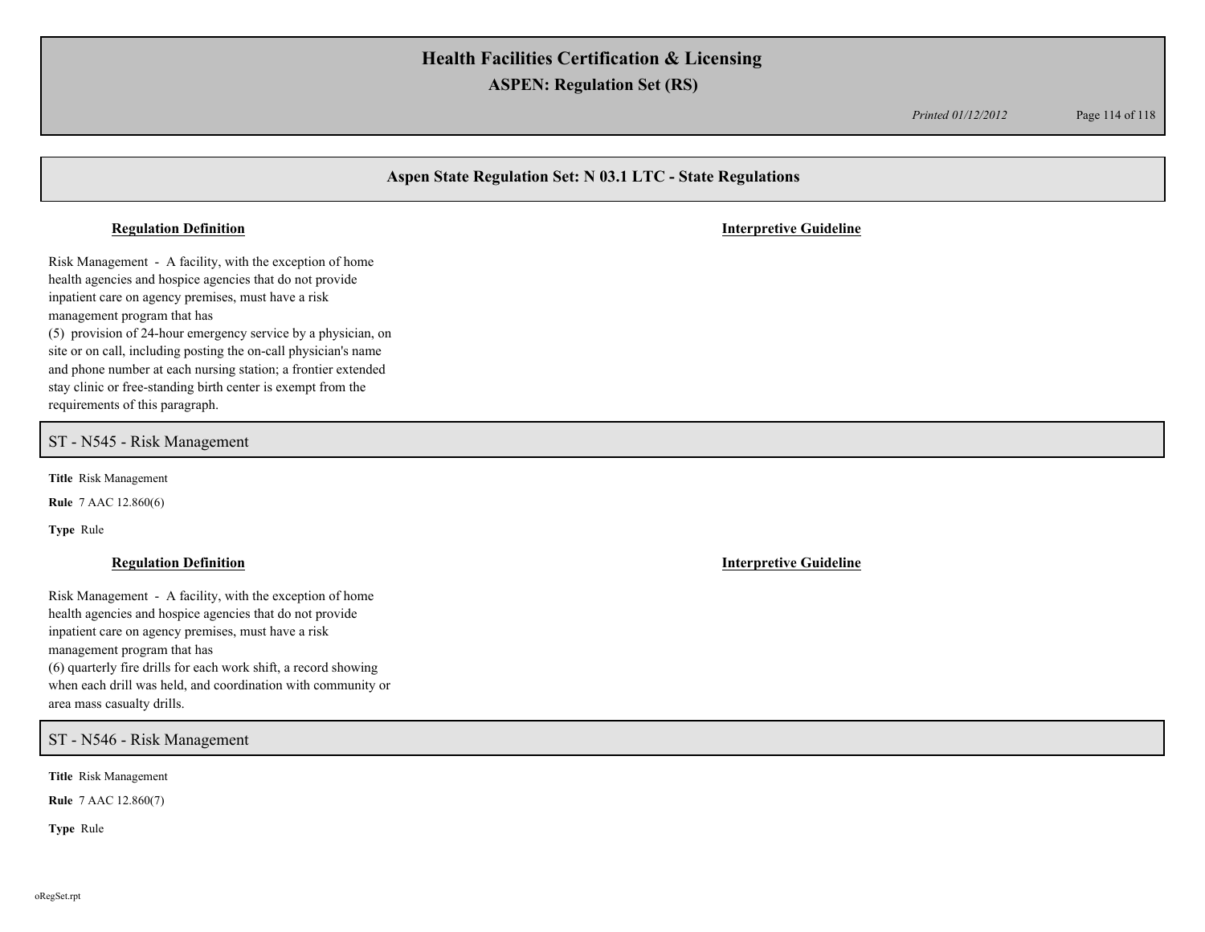## Aspen State Regulation Set: N 03.1 LTC - State Regulations

**Regulation Definition** | **Interpretive Guideline**

Risk Management - A facility, with the exception of home health agencies and hospice agencies that do not provide inpatient care on agency premises, must have a risk management program that has
(5) provision of 24-hour emergency service by a physician, on site or on call, including posting the on-call physician's name and phone number at each nursing station; a frontier extended stay clinic or free-standing birth center is exempt from the requirements of this paragraph.

### ST - N545 - Risk Management

**Title** Risk Management

**Rule** 7 AAC 12.860(6)

**Type** Rule

**Regulation Definition** | **Interpretive Guideline**

Risk Management - A facility, with the exception of home health agencies and hospice agencies that do not provide inpatient care on agency premises, must have a risk management program that has
(6) quarterly fire drills for each work shift, a record showing when each drill was held, and coordination with community or area mass casualty drills.

### ST - N546 - Risk Management

**Title** Risk Management

**Rule** 7 AAC 12.860(7)

**Type** Rule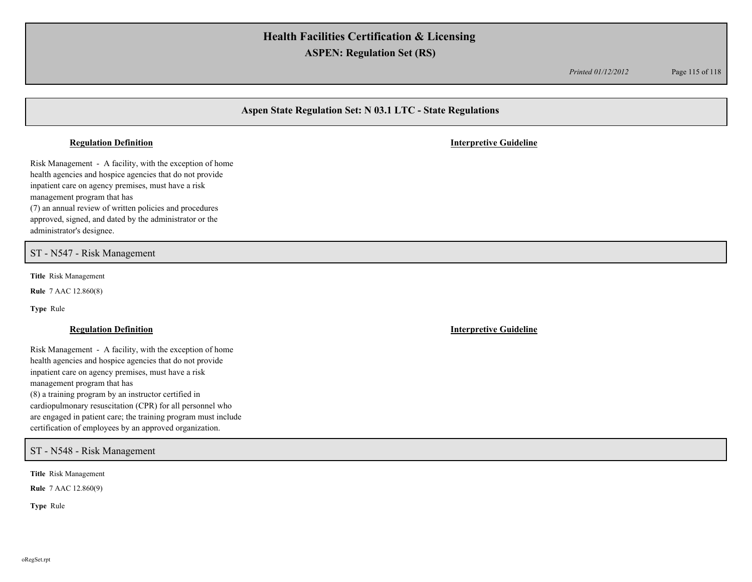## Aspen State Regulation Set: N 03.1 LTC - State Regulations

**Regulation Definition** | **Interpretive Guideline**

Risk Management - A facility, with the exception of home health agencies and hospice agencies that do not provide inpatient care on agency premises, must have a risk management program that has
(7) an annual review of written policies and procedures approved, signed, and dated by the administrator or the administrator's designee.

### ST - N547 - Risk Management

**Title** Risk Management

**Rule** 7 AAC 12.860(8)

**Type** Rule

**Regulation Definition** | **Interpretive Guideline**

Risk Management - A facility, with the exception of home health agencies and hospice agencies that do not provide inpatient care on agency premises, must have a risk management program that has
(8) a training program by an instructor certified in cardiopulmonary resuscitation (CPR) for all personnel who are engaged in patient care; the training program must include certification of employees by an approved organization.

### ST - N548 - Risk Management

**Title** Risk Management

**Rule** 7 AAC 12.860(9)

**Type** Rule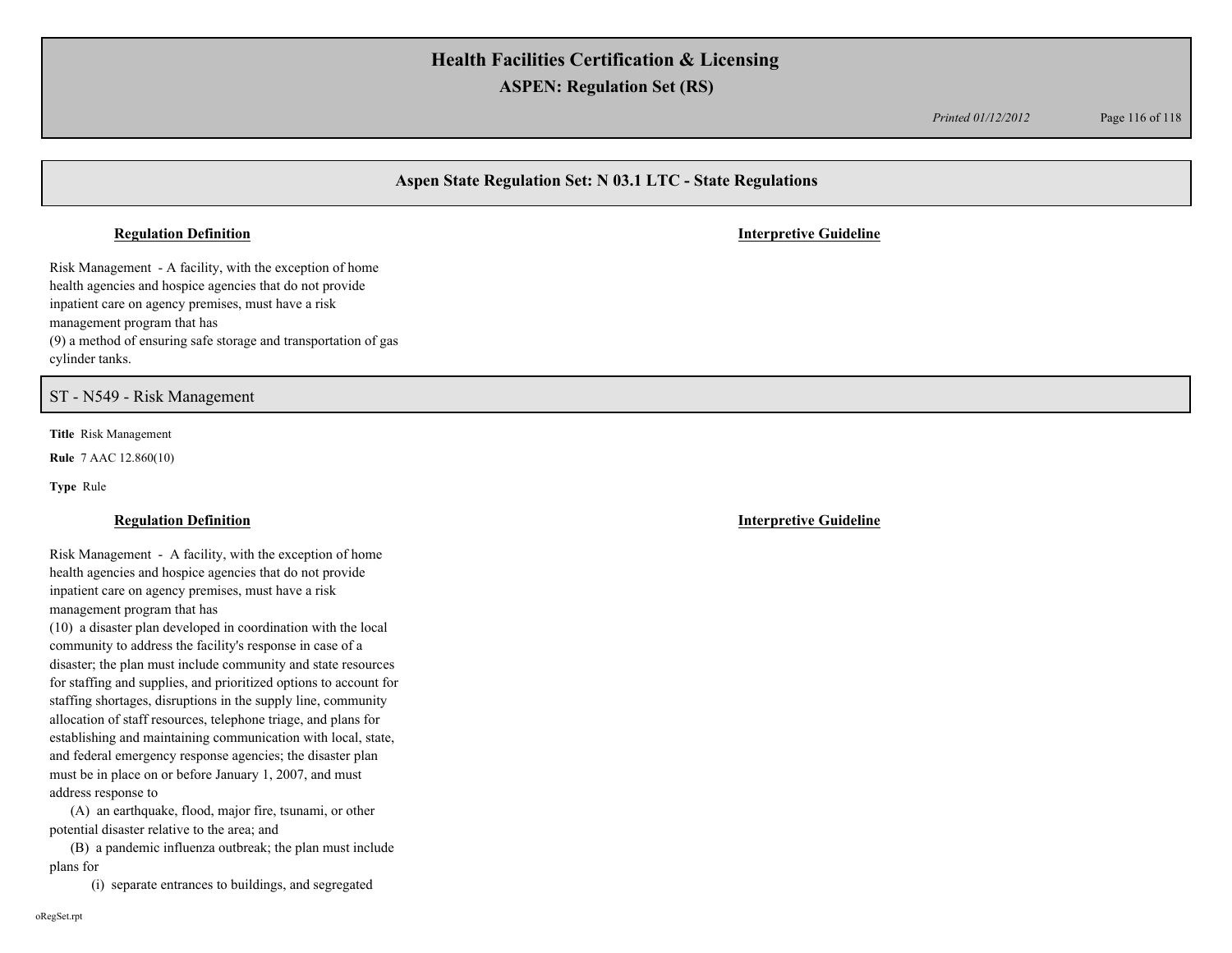## Aspen State Regulation Set: N 03.1 LTC - State Regulations

**Regulation Definition** | **Interpretive Guideline**

Risk Management - A facility, with the exception of home health agencies and hospice agencies that do not provide inpatient care on agency premises, must have a risk management program that has
(9) a method of ensuring safe storage and transportation of gas cylinder tanks.

### ST - N549 - Risk Management

**Title** Risk Management

**Rule** 7 AAC 12.860(10)

**Type** Rule

**Regulation Definition** | **Interpretive Guideline**

Risk Management - A facility, with the exception of home health agencies and hospice agencies that do not provide inpatient care on agency premises, must have a risk management program that has
(10) a disaster plan developed in coordination with the local community to address the facility's response in case of a disaster; the plan must include community and state resources for staffing and supplies, and prioritized options to account for staffing shortages, disruptions in the supply line, community allocation of staff resources, telephone triage, and plans for establishing and maintaining communication with local, state, and federal emergency response agencies; the disaster plan must be in place on or before January 1, 2007, and must address response to

(A) an earthquake, flood, major fire, tsunami, or other potential disaster relative to the area; and

(B) a pandemic influenza outbreak; the plan must include plans for

(i) separate entrances to buildings, and segregated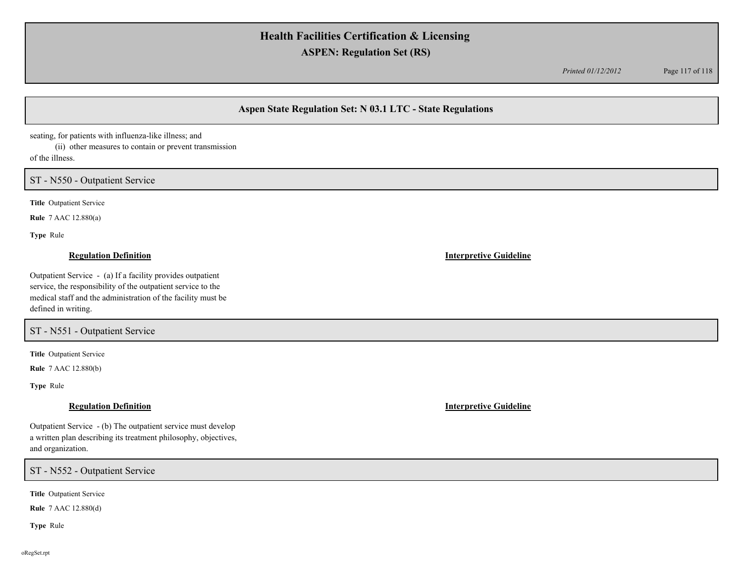seating, for patients with influenza-like illness; and

(ii) other measures to contain or prevent transmission of the illness.

## ST - N550 - Outpatient Service

**Title** Outpatient Service

**Rule** 7 AAC 12.880(a)

**Type** Rule

**Regulation Definition**

Outpatient Service - (a) If a facility provides outpatient service, the responsibility of the outpatient service to the medical staff and the administration of the facility must be defined in writing.

**Interpretive Guideline**

## ST - N551 - Outpatient Service

**Title** Outpatient Service

**Rule** 7 AAC 12.880(b)

**Type** Rule

**Regulation Definition**

Outpatient Service - (b) The outpatient service must develop a written plan describing its treatment philosophy, objectives, and organization.

**Interpretive Guideline**

## ST - N552 - Outpatient Service

**Title** Outpatient Service

**Rule** 7 AAC 12.880(d)

**Type** Rule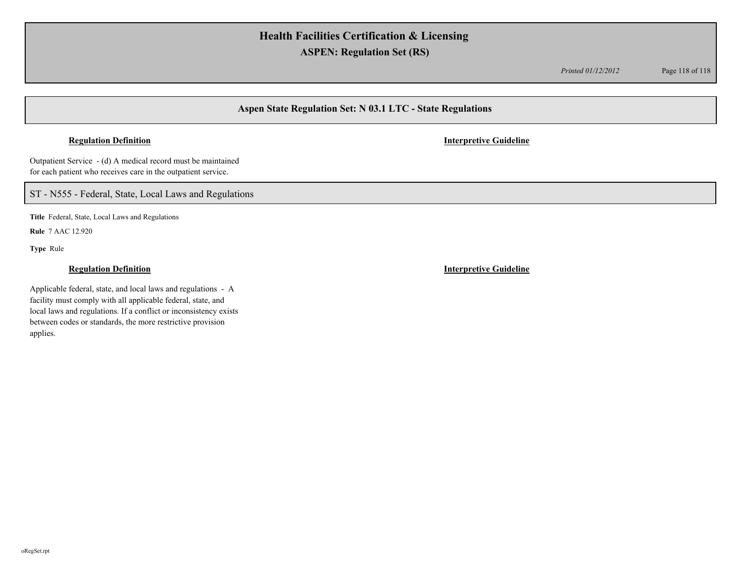## Aspen State Regulation Set: N 03.1 LTC - State Regulations

**Regulation Definition**

Outpatient Service - (d) A medical record must be maintained for each patient who receives care in the outpatient service.

**Interpretive Guideline**

### ST - N555 - Federal, State, Local Laws and Regulations

**Title** Federal, State, Local Laws and Regulations

**Rule** 7 AAC 12.920

**Type** Rule

**Regulation Definition**

Applicable federal, state, and local laws and regulations - A facility must comply with all applicable federal, state, and local laws and regulations. If a conflict or inconsistency exists between codes or standards, the more restrictive provision applies.

**Interpretive Guideline**